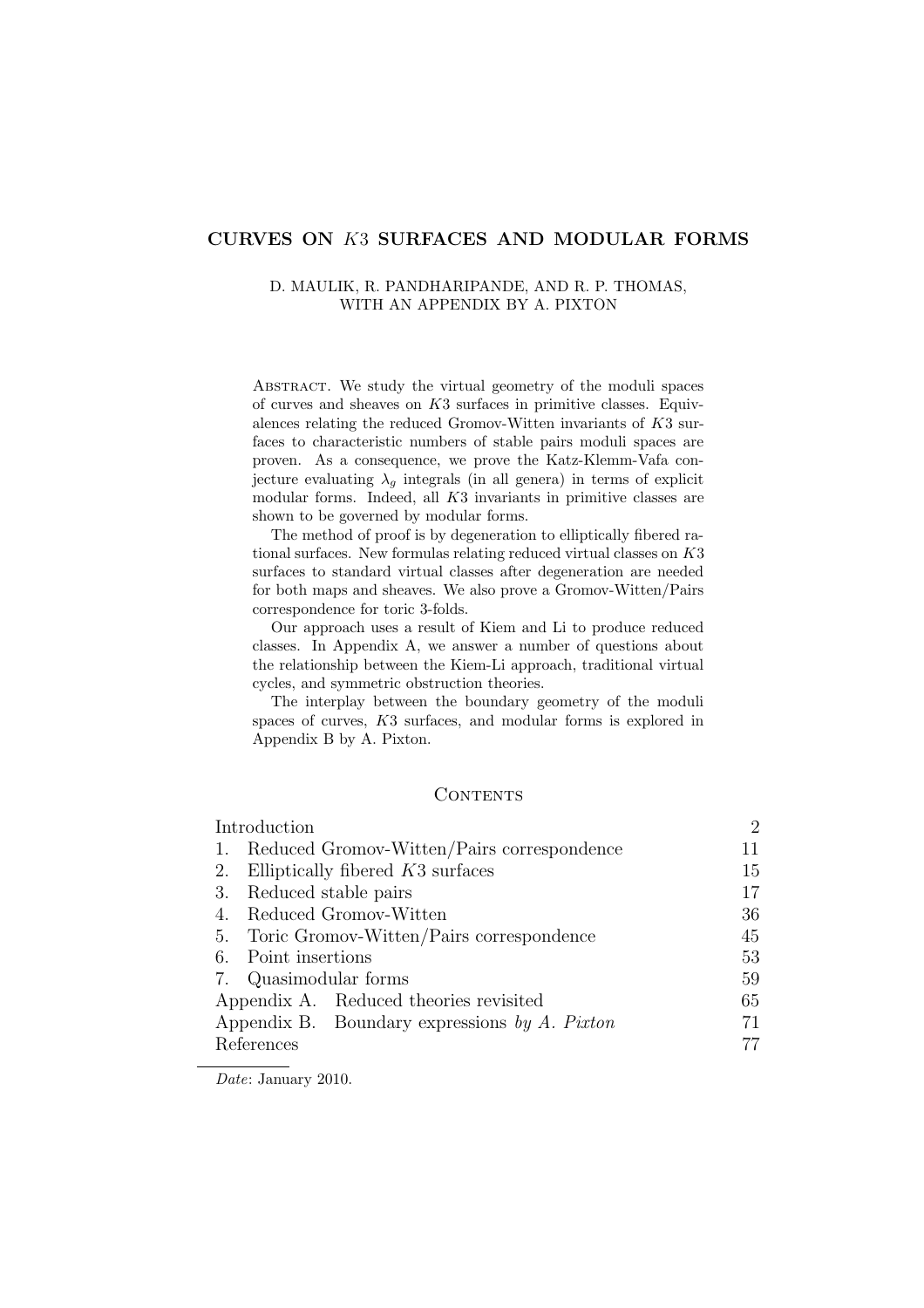# CURVES ON $K3$ SURFACES AND MODULAR FORMS

D. MAULIK, R. PANDHARIPANDE, AND R. P. THOMAS,
WITH AN APPENDIX BY A. PIXTON

Abstract. We study the virtual geometry of the moduli spaces of curves and sheaves on $K3$ surfaces in primitive classes. Equivalences relating the reduced Gromov-Witten invariants of $K3$ surfaces to characteristic numbers of stable pairs moduli spaces are proven. As a consequence, we prove the Katz-Klemm-Vafa conjecture evaluating $\lambda_g$ integrals (in all genera) in terms of explicit modular forms. Indeed, all $K3$ invariants in primitive classes are shown to be governed by modular forms.

The method of proof is by degeneration to elliptically fibered rational surfaces. New formulas relating reduced virtual classes on $K3$ surfaces to standard virtual classes after degeneration are needed for both maps and sheaves. We also prove a Gromov-Witten/Pairs correspondence for toric 3-folds.

Our approach uses a result of Kiem and Li to produce reduced classes. In Appendix A, we answer a number of questions about the relationship between the Kiem-Li approach, traditional virtual cycles, and symmetric obstruction theories.

The interplay between the boundary geometry of the moduli spaces of curves, $K3$ surfaces, and modular forms is explored in Appendix B by A. Pixton.

## Contents

| | |
|---|---|
| Introduction | 2 |
| 1. Reduced Gromov-Witten/Pairs correspondence | 11 |
| 2. Elliptically fibered $K3$ surfaces | 15 |
| 3. Reduced stable pairs | 17 |
| 4. Reduced Gromov-Witten | 36 |
| 5. Toric Gromov-Witten/Pairs correspondence | 45 |
| 6. Point insertions | 53 |
| 7. Quasimodular forms | 59 |
| Appendix A. Reduced theories revisited | 65 |
| Appendix B. Boundary expressions *by A. Pixton* | 71 |
| References | 77 |

*Date*: January 2010.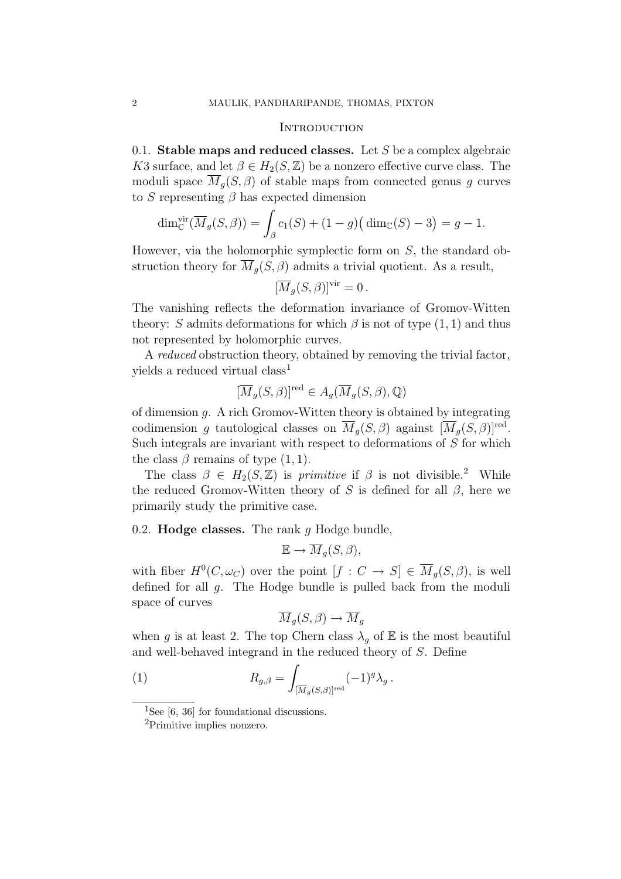## Introduction

### 0.1. Stable maps and reduced classes.

Let $S$ be a complex algebraic $K3$ surface, and let $\beta \in H_2(S, \mathbb{Z})$ be a nonzero effective curve class. The moduli space $\overline{M}_g(S, \beta)$ of stable maps from connected genus $g$ curves to $S$ representing $\beta$ has expected dimension

$$\dim^{\text{vir}}_{\mathbb{C}}(\overline{M}_g(S, \beta)) = \int_\beta c_1(S) + (1-g)\big(\dim_{\mathbb{C}}(S) - 3\big) = g - 1.$$

However, via the holomorphic symplectic form on $S$, the standard obstruction theory for $\overline{M}_g(S, \beta)$ admits a trivial quotient. As a result,

$$[\overline{M}_g(S, \beta)]^{\text{vir}} = 0\,.$$

The vanishing reflects the deformation invariance of Gromov-Witten theory: $S$ admits deformations for which $\beta$ is not of type $(1,1)$ and thus not represented by holomorphic curves.

A *reduced* obstruction theory, obtained by removing the trivial factor, yields a reduced virtual class[1]

$$[\overline{M}_g(S, \beta)]^{\text{red}} \in A_g(\overline{M}_g(S, \beta), \mathbb{Q})$$

of dimension $g$. A rich Gromov-Witten theory is obtained by integrating codimension $g$ tautological classes on $\overline{M}_g(S, \beta)$ against $[\overline{M}_g(S, \beta)]^{\text{red}}$. Such integrals are invariant with respect to deformations of $S$ for which the class $\beta$ remains of type $(1,1)$.

The class $\beta \in H_2(S, \mathbb{Z})$ is *primitive* if $\beta$ is not divisible.[2] While the reduced Gromov-Witten theory of $S$ is defined for all $\beta$, here we primarily study the primitive case.

### 0.2. Hodge classes.

The rank $g$ Hodge bundle,

$$\mathbb{E} \to \overline{M}_g(S, \beta),$$

with fiber $H^0(C, \omega_C)$ over the point $[f : C \to S] \in \overline{M}_g(S, \beta)$, is well defined for all $g$. The Hodge bundle is pulled back from the moduli space of curves

$$\overline{M}_g(S, \beta) \to \overline{M}_g$$

when $g$ is at least 2. The top Chern class $\lambda_g$ of $\mathbb{E}$ is the most beautiful and well-behaved integrand in the reduced theory of $S$. Define

$$R_{g,\beta} = \int_{[\overline{M}_g(S,\beta)]^{\text{red}}} (-1)^g \lambda_g\,. \tag{1}$$

---

[1] See [6, 36] for foundational discussions.

[2] Primitive implies nonzero.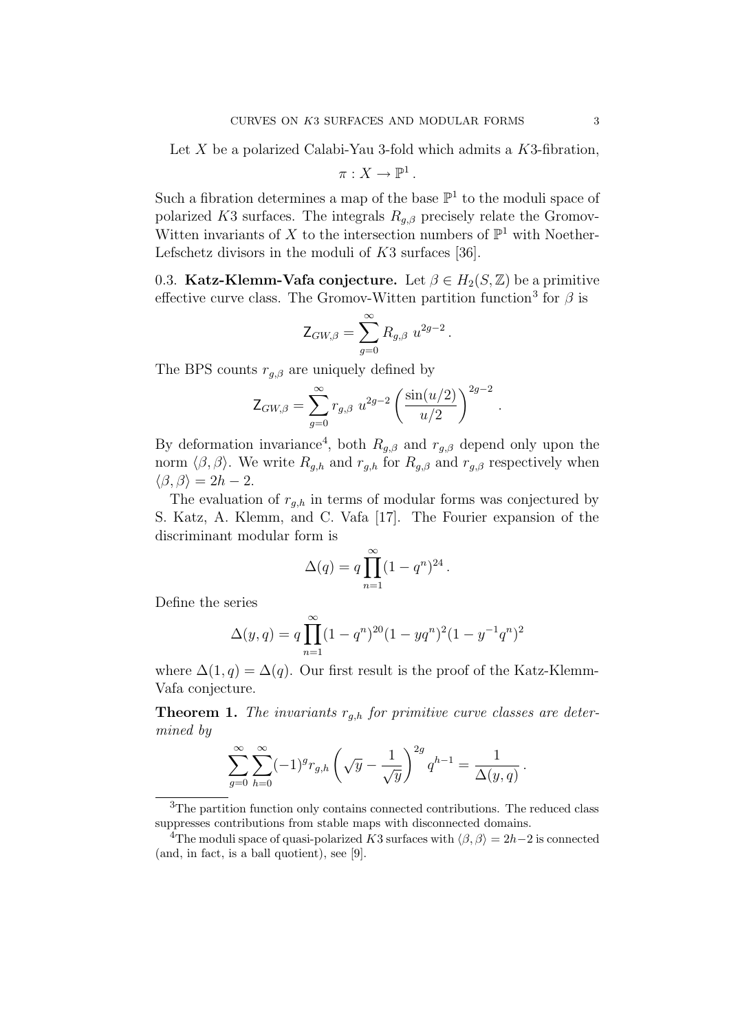Let $X$ be a polarized Calabi-Yau 3-fold which admits a $K3$-fibration,

$$\pi : X \to \mathbb{P}^1 .$$

Such a fibration determines a map of the base $\mathbb{P}^1$ to the moduli space of polarized $K3$ surfaces. The integrals $R_{g,\beta}$ precisely relate the Gromov-Witten invariants of $X$ to the intersection numbers of $\mathbb{P}^1$ with Noether-Lefschetz divisors in the moduli of $K3$ surfaces [36].

## 0.3. Katz-Klemm-Vafa conjecture.

Let $\beta \in H_2(S, \mathbb{Z})$ be a primitive effective curve class. The Gromov-Witten partition function[3] for $\beta$ is

$$\mathsf{Z}_{GW,\beta} = \sum_{g=0}^{\infty} R_{g,\beta} \; u^{2g-2} .$$

The BPS counts $r_{g,\beta}$ are uniquely defined by

$$\mathsf{Z}_{GW,\beta} = \sum_{g=0}^{\infty} r_{g,\beta} \; u^{2g-2} \left( \frac{\sin(u/2)}{u/2} \right)^{2g-2} .$$

By deformation invariance[4], both $R_{g,\beta}$ and $r_{g,\beta}$ depend only upon the norm $\langle \beta, \beta \rangle$. We write $R_{g,h}$ and $r_{g,h}$ for $R_{g,\beta}$ and $r_{g,\beta}$ respectively when $\langle \beta, \beta \rangle = 2h - 2$.

The evaluation of $r_{g,h}$ in terms of modular forms was conjectured by S. Katz, A. Klemm, and C. Vafa [17]. The Fourier expansion of the discriminant modular form is

$$\Delta(q) = q \prod_{n=1}^{\infty} (1 - q^n)^{24} .$$

Define the series

$$\Delta(y, q) = q \prod_{n=1}^{\infty} (1 - q^n)^{20} (1 - yq^n)^2 (1 - y^{-1} q^n)^2$$

where $\Delta(1, q) = \Delta(q)$. Our first result is the proof of the Katz-Klemm-Vafa conjecture.

**Theorem 1.** *The invariants $r_{g,h}$ for primitive curve classes are determined by*

$$\sum_{g=0}^{\infty} \sum_{h=0}^{\infty} (-1)^g r_{g,h} \left( \sqrt{y} - \frac{1}{\sqrt{y}} \right)^{2g} q^{h-1} = \frac{1}{\Delta(y, q)} .$$

---

[3] The partition function only contains connected contributions. The reduced class suppresses contributions from stable maps with disconnected domains.

[4] The moduli space of quasi-polarized $K3$ surfaces with $\langle \beta, \beta \rangle = 2h-2$ is connected (and, in fact, is a ball quotient), see [9].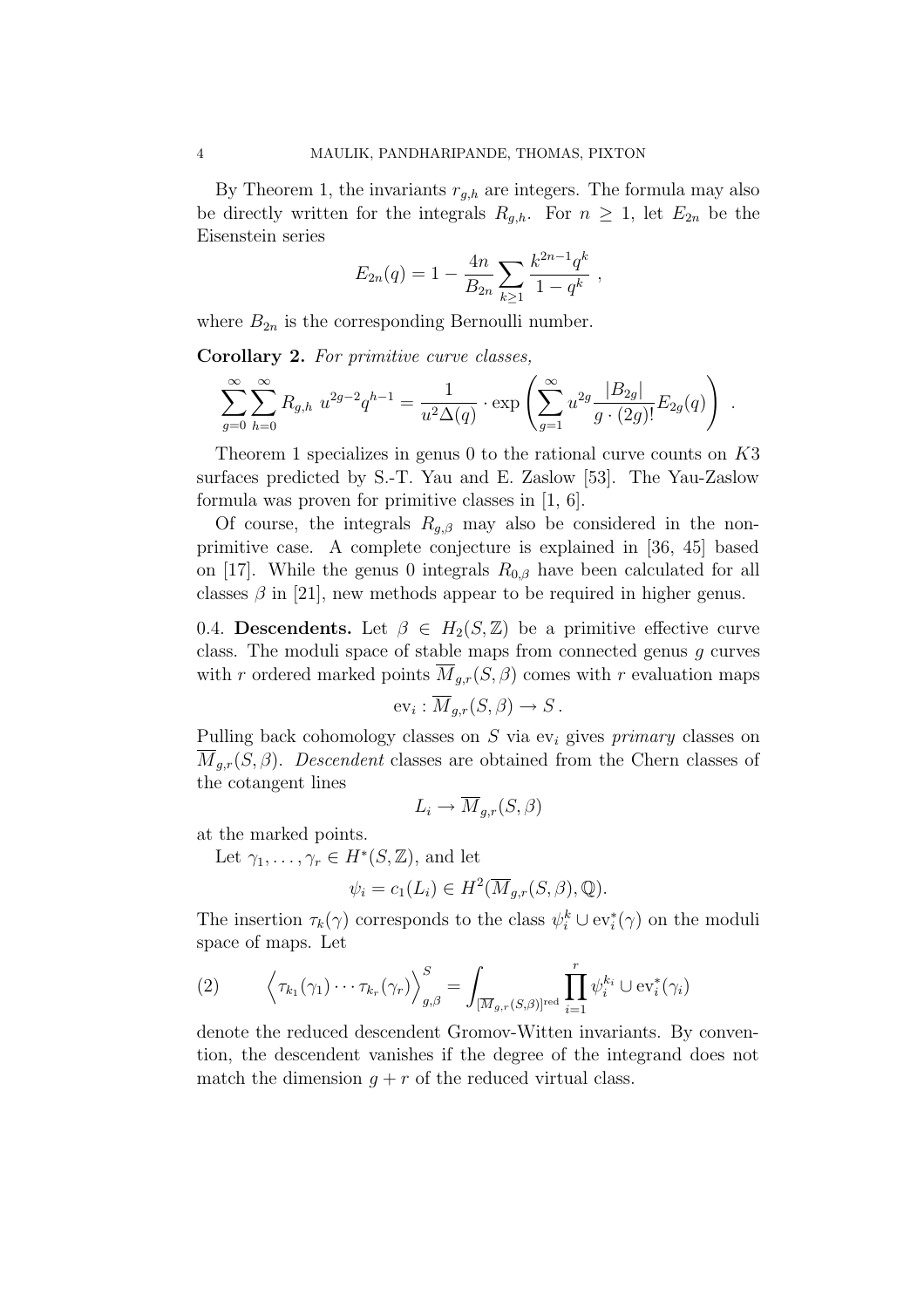By Theorem 1, the invariants $r_{g,h}$ are integers. The formula may also be directly written for the integrals $R_{g,h}$. For $n \geq 1$, let $E_{2n}$ be the Eisenstein series

$$E_{2n}(q) = 1 - \frac{4n}{B_{2n}} \sum_{k \geq 1} \frac{k^{2n-1} q^k}{1 - q^k} \ ,$$

where $B_{2n}$ is the corresponding Bernoulli number.

**Corollary 2.** *For primitive curve classes,*

$$\sum_{g=0}^{\infty} \sum_{h=0}^{\infty} R_{g,h} \ u^{2g-2} q^{h-1} = \frac{1}{u^2 \Delta(q)} \cdot \exp\left( \sum_{g=1}^{\infty} u^{2g} \frac{|B_{2g}|}{g \cdot (2g)!} E_{2g}(q) \right) \ .$$

Theorem 1 specializes in genus 0 to the rational curve counts on $K3$ surfaces predicted by S.-T. Yau and E. Zaslow [53]. The Yau-Zaslow formula was proven for primitive classes in [1, 6].

Of course, the integrals $R_{g,\beta}$ may also be considered in the non-primitive case. A complete conjecture is explained in [36, 45] based on [17]. While the genus 0 integrals $R_{0,\beta}$ have been calculated for all classes $\beta$ in [21], new methods appear to be required in higher genus.

0.4. **Descendents.** Let $\beta \in H_2(S, \mathbb{Z})$ be a primitive effective curve class. The moduli space of stable maps from connected genus $g$ curves with $r$ ordered marked points $\overline{M}_{g,r}(S, \beta)$ comes with $r$ evaluation maps

$$\mathrm{ev}_i : \overline{M}_{g,r}(S, \beta) \to S \, .$$

Pulling back cohomology classes on $S$ via $\mathrm{ev}_i$ gives *primary* classes on $\overline{M}_{g,r}(S, \beta)$. *Descendent* classes are obtained from the Chern classes of the cotangent lines

$$L_i \to \overline{M}_{g,r}(S, \beta)$$

at the marked points.

Let $\gamma_1, \ldots, \gamma_r \in H^*(S, \mathbb{Z})$, and let

$$\psi_i = c_1(L_i) \in H^2(\overline{M}_{g,r}(S, \beta), \mathbb{Q}).$$

The insertion $\tau_k(\gamma)$ corresponds to the class $\psi_i^k \cup \mathrm{ev}_i^*(\gamma)$ on the moduli space of maps. Let

$$\Big\langle \tau_{k_1}(\gamma_1) \cdots \tau_{k_r}(\gamma_r) \Big\rangle_{g,\beta}^{S} = \int_{[\overline{M}_{g,r}(S,\beta)]^{\mathrm{red}}} \prod_{i=1}^{r} \psi_i^{k_i} \cup \mathrm{ev}_i^*(\gamma_i) \tag{2}$$

denote the reduced descendent Gromov-Witten invariants. By convention, the descendent vanishes if the degree of the integrand does not match the dimension $g + r$ of the reduced virtual class.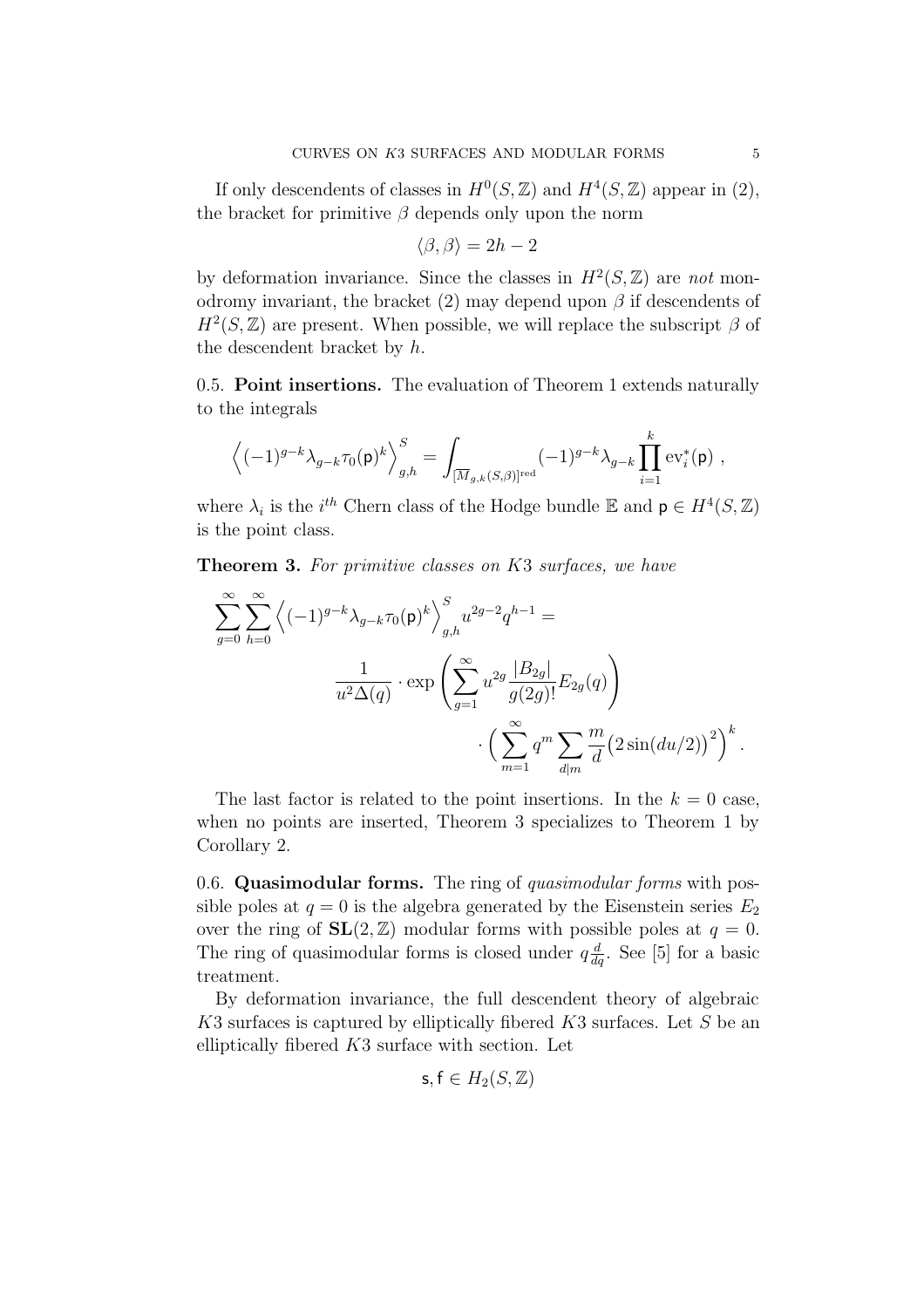If only descendents of classes in $H^0(S,\mathbb{Z})$ and $H^4(S,\mathbb{Z})$ appear in (2), the bracket for primitive $\beta$ depends only upon the norm

$$\langle \beta, \beta \rangle = 2h-2$$

by deformation invariance. Since the classes in $H^2(S,\mathbb{Z})$ are *not* monodromy invariant, the bracket (2) may depend upon $\beta$ if descendents of $H^2(S,\mathbb{Z})$ are present. When possible, we will replace the subscript $\beta$ of the descendent bracket by $h$.

0.5. **Point insertions.** The evaluation of Theorem 1 extends naturally to the integrals

$$\Big\langle (-1)^{g-k}\lambda_{g-k}\tau_0(\mathsf{p})^k \Big\rangle_{g,h}^S = \int_{[\overline{M}_{g,k}(S,\beta)]^{\text{red}}} (-1)^{g-k}\lambda_{g-k}\prod_{i=1}^k \text{ev}_i^*(\mathsf{p}) \ ,$$

where $\lambda_i$ is the $i^{th}$ Chern class of the Hodge bundle $\mathbb{E}$ and $\mathsf{p} \in H^4(S,\mathbb{Z})$ is the point class.

**Theorem 3.** *For primitive classes on K3 surfaces, we have*

$$\sum_{g=0}^\infty \sum_{h=0}^\infty \Big\langle (-1)^{g-k}\lambda_{g-k}\tau_0(\mathsf{p})^k \Big\rangle_{g,h}^S u^{2g-2}q^{h-1} =$$
$$\frac{1}{u^2\Delta(q)} \cdot \exp\left( \sum_{g=1}^\infty u^{2g}\frac{|B_{2g}|}{g(2g)!}E_{2g}(q)\right)$$
$$\cdot \Big( \sum_{m=1}^\infty q^m \sum_{d|m}\frac{m}{d}\big(2\sin(du/2)\big)^2\Big)^k .$$

The last factor is related to the point insertions. In the $k=0$ case, when no points are inserted, Theorem 3 specializes to Theorem 1 by Corollary 2.

0.6. **Quasimodular forms.** The ring of *quasimodular forms* with possible poles at $q=0$ is the algebra generated by the Eisenstein series $E_2$ over the ring of $\mathbf{SL}(2,\mathbb{Z})$ modular forms with possible poles at $q=0$. The ring of quasimodular forms is closed under $q\frac{d}{dq}$. See [5] for a basic treatment.

By deformation invariance, the full descendent theory of algebraic $K3$ surfaces is captured by elliptically fibered $K3$ surfaces. Let $S$ be an elliptically fibered $K3$ surface with section. Let

$$\mathsf{s}, \mathsf{f} \in H_2(S,\mathbb{Z})$$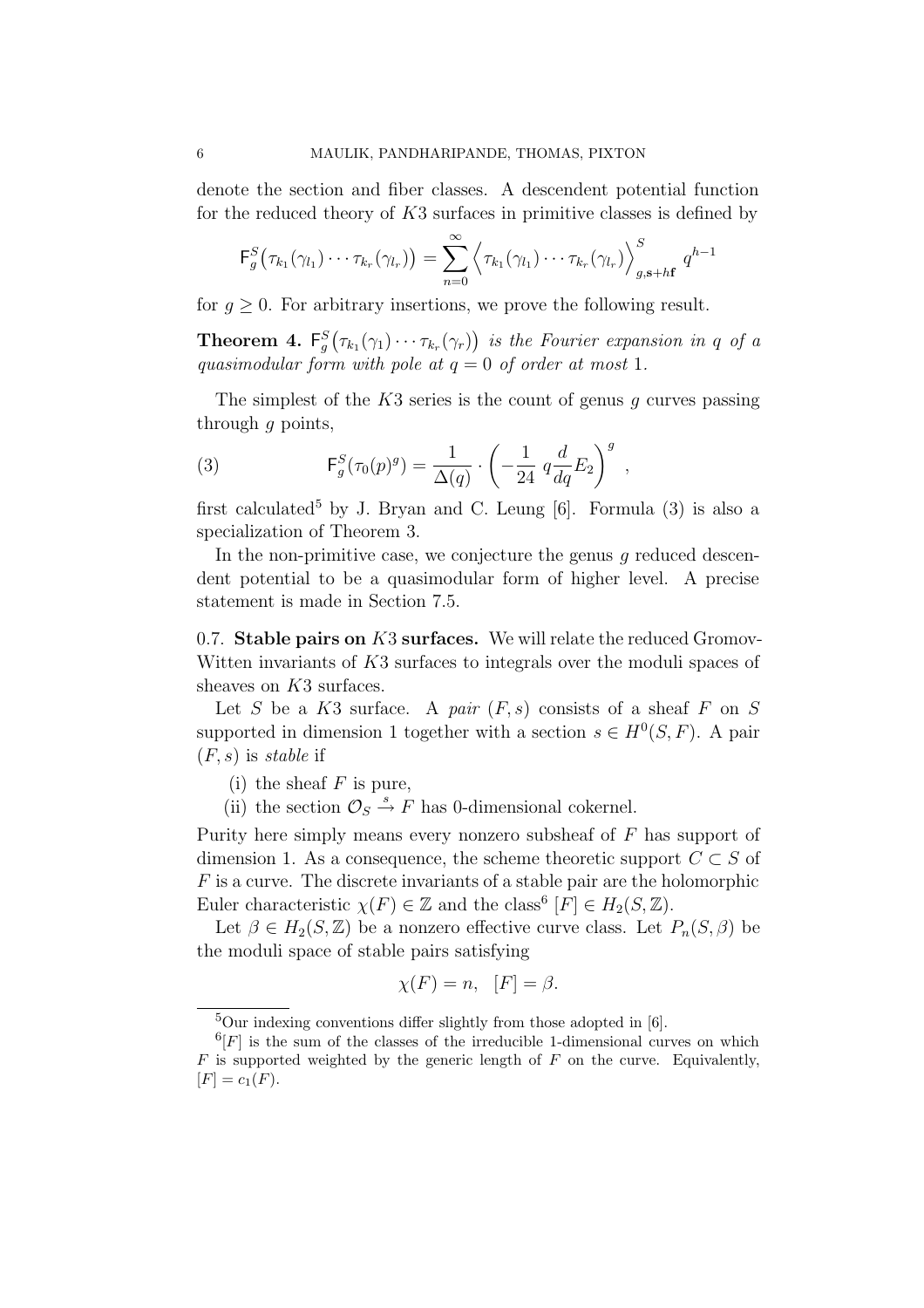denote the section and fiber classes. A descendent potential function for the reduced theory of $K3$ surfaces in primitive classes is defined by

$$\mathsf{F}_g^S\big(\tau_{k_1}(\gamma_{l_1})\cdots\tau_{k_r}(\gamma_{l_r})\big) = \sum_{n=0}^{\infty} \Big\langle \tau_{k_1}(\gamma_{l_1})\cdots\tau_{k_r}(\gamma_{l_r}) \Big\rangle_{g,\mathbf{s}+h\mathbf{f}}^S q^{h-1}$$

for $g \geq 0$. For arbitrary insertions, we prove the following result.

**Theorem 4.** *$\mathsf{F}_g^S\big(\tau_{k_1}(\gamma_1)\cdots\tau_{k_r}(\gamma_r)\big)$ is the Fourier expansion in $q$ of a quasimodular form with pole at $q=0$ of order at most 1.*

The simplest of the $K3$ series is the count of genus $g$ curves passing through $g$ points,

$$\mathsf{F}_g^S(\tau_0(p)^g) = \frac{1}{\Delta(q)} \cdot \left(-\frac{1}{24}\, q\frac{d}{dq}E_2\right)^g \ , \tag{3}$$

first calculated[5] by J. Bryan and C. Leung [6]. Formula (3) is also a specialization of Theorem 3.

In the non-primitive case, we conjecture the genus $g$ reduced descendent potential to be a quasimodular form of higher level. A precise statement is made in Section 7.5.

## 0.7. Stable pairs on $K3$ surfaces.

We will relate the reduced Gromov-Witten invariants of $K3$ surfaces to integrals over the moduli spaces of sheaves on $K3$ surfaces.

Let $S$ be a $K3$ surface. A *pair* $(F,s)$ consists of a sheaf $F$ on $S$ supported in dimension 1 together with a section $s \in H^0(S,F)$. A pair $(F,s)$ is *stable* if

(i) the sheaf $F$ is pure,
(ii) the section $\mathcal{O}_S \xrightarrow{s} F$ has 0-dimensional cokernel.

Purity here simply means every nonzero subsheaf of $F$ has support of dimension 1. As a consequence, the scheme theoretic support $C \subset S$ of $F$ is a curve. The discrete invariants of a stable pair are the holomorphic Euler characteristic $\chi(F) \in \mathbb{Z}$ and the class[6] $[F] \in H_2(S,\mathbb{Z})$.

Let $\beta \in H_2(S,\mathbb{Z})$ be a nonzero effective curve class. Let $P_n(S,\beta)$ be the moduli space of stable pairs satisfying

$$\chi(F) = n, \quad [F] = \beta.$$

---

[5] Our indexing conventions differ slightly from those adopted in [6].

[6] $[F]$ is the sum of the classes of the irreducible 1-dimensional curves on which $F$ is supported weighted by the generic length of $F$ on the curve. Equivalently, $[F] = c_1(F)$.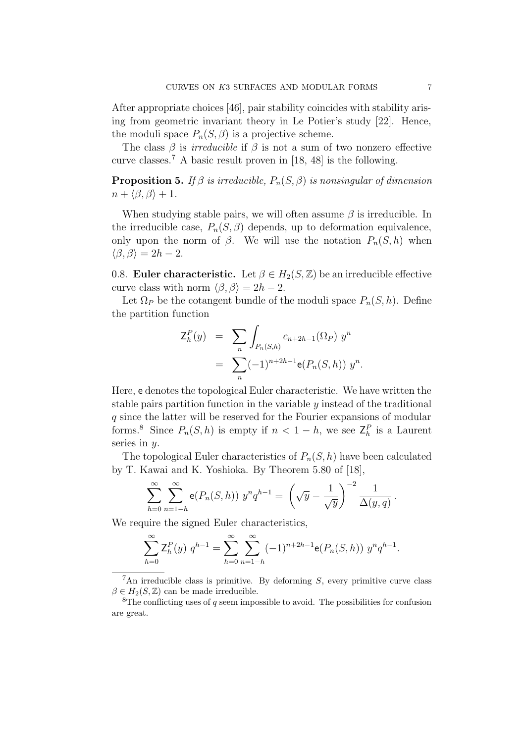After appropriate choices [46], pair stability coincides with stability arising from geometric invariant theory in Le Potier's study [22]. Hence, the moduli space $P_n(S,\beta)$ is a projective scheme.

The class $\beta$ is *irreducible* if $\beta$ is not a sum of two nonzero effective curve classes.[7] A basic result proven in [18, 48] is the following.

**Proposition 5.** *If $\beta$ is irreducible, $P_n(S,\beta)$ is nonsingular of dimension $n + \langle \beta, \beta \rangle + 1$.*

When studying stable pairs, we will often assume $\beta$ is irreducible. In the irreducible case, $P_n(S,\beta)$ depends, up to deformation equivalence, only upon the norm of $\beta$. We will use the notation $P_n(S,h)$ when $\langle \beta, \beta \rangle = 2h - 2$.

0.8. **Euler characteristic.** Let $\beta \in H_2(S,\mathbb{Z})$ be an irreducible effective curve class with norm $\langle \beta, \beta \rangle = 2h - 2$.

Let $\Omega_P$ be the cotangent bundle of the moduli space $P_n(S,h)$. Define the partition function

$$
\begin{aligned}
\mathsf{Z}^P_h(y) &= \sum_n \int_{P_n(S,h)} c_{n+2h-1}(\Omega_P)\ y^n \\
&= \sum_n (-1)^{n+2h-1} \mathsf{e}(P_n(S,h))\ y^n.
\end{aligned}
$$

Here, $\mathsf{e}$ denotes the topological Euler characteristic. We have written the stable pairs partition function in the variable $y$ instead of the traditional $q$ since the latter will be reserved for the Fourier expansions of modular forms.[8] Since $P_n(S,h)$ is empty if $n < 1 - h$, we see $\mathsf{Z}^P_h$ is a Laurent series in $y$.

The topological Euler characteristics of $P_n(S,h)$ have been calculated by T. Kawai and K. Yoshioka. By Theorem 5.80 of [18],

$$
\sum_{h=0}^{\infty} \sum_{n=1-h}^{\infty} \mathsf{e}(P_n(S,h))\ y^n q^{h-1} = \left( \sqrt{y} - \frac{1}{\sqrt{y}} \right)^{-2} \frac{1}{\Delta(y,q)}\,.
$$

We require the signed Euler characteristics,

$$
\sum_{h=0}^{\infty} \mathsf{Z}^P_h(y)\ q^{h-1} = \sum_{h=0}^{\infty} \sum_{n=1-h}^{\infty} (-1)^{n+2h-1} \mathsf{e}(P_n(S,h))\ y^n q^{h-1}.
$$

---

[7] An irreducible class is primitive. By deforming $S$, every primitive curve class $\beta \in H_2(S,\mathbb{Z})$ can be made irreducible.

[8] The conflicting uses of $q$ seem impossible to avoid. The possibilities for confusion are great.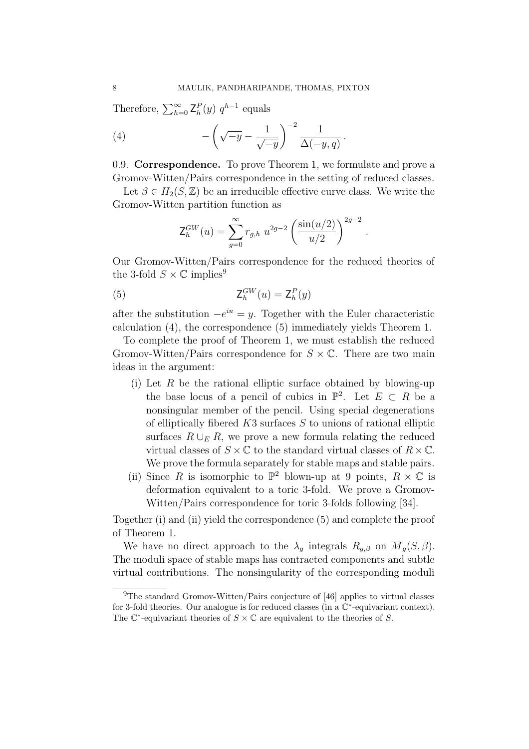Therefore, $\sum_{h=0}^{\infty} \mathsf{Z}_h^P(y)\, q^{h-1}$ equals

$$-\left(\sqrt{-y} - \frac{1}{\sqrt{-y}}\right)^{-2} \frac{1}{\Delta(-y,q)}\,. \tag{4}$$

0.9. **Correspondence.** To prove Theorem 1, we formulate and prove a Gromov-Witten/Pairs correspondence in the setting of reduced classes.

Let $\beta \in H_2(S,\mathbb{Z})$ be an irreducible effective curve class. We write the Gromov-Witten partition function as

$$\mathsf{Z}_h^{GW}(u) = \sum_{g=0}^{\infty} r_{g,h}\; u^{2g-2} \left(\frac{\sin(u/2)}{u/2}\right)^{2g-2}.$$

Our Gromov-Witten/Pairs correspondence for the reduced theories of the 3-fold $S \times \mathbb{C}$ implies[9]

$$\mathsf{Z}_h^{GW}(u) = \mathsf{Z}_h^P(y) \tag{5}$$

after the substitution $-e^{iu} = y$. Together with the Euler characteristic calculation (4), the correspondence (5) immediately yields Theorem 1.

To complete the proof of Theorem 1, we must establish the reduced Gromov-Witten/Pairs correspondence for $S \times \mathbb{C}$. There are two main ideas in the argument:

(i) Let $R$ be the rational elliptic surface obtained by blowing-up the base locus of a pencil of cubics in $\mathbb{P}^2$. Let $E \subset R$ be a nonsingular member of the pencil. Using special degenerations of elliptically fibered $K3$ surfaces $S$ to unions of rational elliptic surfaces $R \cup_E R$, we prove a new formula relating the reduced virtual classes of $S \times \mathbb{C}$ to the standard virtual classes of $R \times \mathbb{C}$. We prove the formula separately for stable maps and stable pairs.

(ii) Since $R$ is isomorphic to $\mathbb{P}^2$ blown-up at 9 points, $R \times \mathbb{C}$ is deformation equivalent to a toric 3-fold. We prove a Gromov-Witten/Pairs correspondence for toric 3-folds following [34].

Together (i) and (ii) yield the correspondence (5) and complete the proof of Theorem 1.

We have no direct approach to the $\lambda_g$ integrals $R_{g,\beta}$ on $\overline{M}_g(S,\beta)$. The moduli space of stable maps has contracted components and subtle virtual contributions. The nonsingularity of the corresponding moduli

[9] The standard Gromov-Witten/Pairs conjecture of [46] applies to virtual classes for 3-fold theories. Our analogue is for reduced classes (in a $\mathbb{C}^*$-equivariant context). The $\mathbb{C}^*$-equivariant theories of $S \times \mathbb{C}$ are equivalent to the theories of $S$.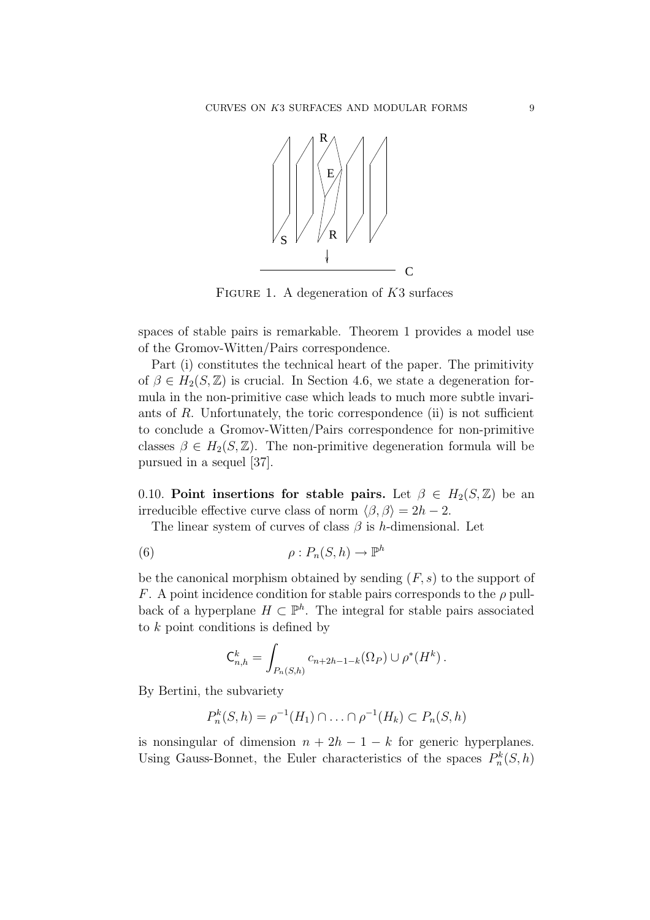FIGURE 1. A degeneration of $K3$ surfaces

spaces of stable pairs is remarkable. Theorem 1 provides a model use of the Gromov-Witten/Pairs correspondence.

Part (i) constitutes the technical heart of the paper. The primitivity of $\beta \in H_2(S, \mathbb{Z})$ is crucial. In Section 4.6, we state a degeneration formula in the non-primitive case which leads to much more subtle invariants of $R$. Unfortunately, the toric correspondence (ii) is not sufficient to conclude a Gromov-Witten/Pairs correspondence for non-primitive classes $\beta \in H_2(S, \mathbb{Z})$. The non-primitive degeneration formula will be pursued in a sequel [37].

0.10. **Point insertions for stable pairs.** Let $\beta \in H_2(S, \mathbb{Z})$ be an irreducible effective curve class of norm $\langle \beta, \beta \rangle = 2h - 2$.

The linear system of curves of class $\beta$ is $h$-dimensional. Let

$$\rho : P_n(S, h) \to \mathbb{P}^h \tag{6}$$

be the canonical morphism obtained by sending $(F, s)$ to the support of $F$. A point incidence condition for stable pairs corresponds to the $\rho$ pullback of a hyperplane $H \subset \mathbb{P}^h$. The integral for stable pairs associated to $k$ point conditions is defined by

$$\mathsf{C}^k_{n,h} = \int_{P_n(S,h)} c_{n+2h-1-k}(\Omega_P) \cup \rho^*(H^k) \, .$$

By Bertini, the subvariety

$$P^k_n(S, h) = \rho^{-1}(H_1) \cap \ldots \cap \rho^{-1}(H_k) \subset P_n(S, h)$$

is nonsingular of dimension $n + 2h - 1 - k$ for generic hyperplanes. Using Gauss-Bonnet, the Euler characteristics of the spaces $P^k_n(S, h)$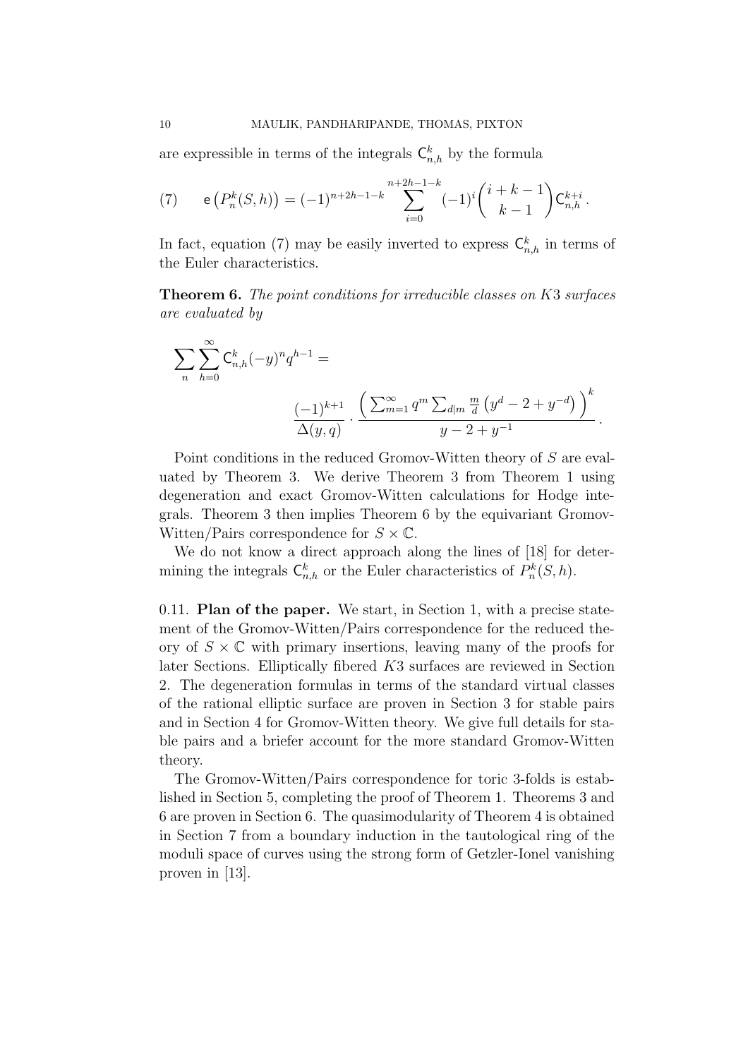are expressible in terms of the integrals $\mathsf{C}^k_{n,h}$ by the formula

$$\mathsf{e}\left(P^k_n(S,h)\right) = (-1)^{n+2h-1-k} \sum_{i=0}^{n+2h-1-k} (-1)^i \binom{i+k-1}{k-1} \mathsf{C}^{k+i}_{n,h}\,. \tag{7}$$

In fact, equation (7) may be easily inverted to express $\mathsf{C}^k_{n,h}$ in terms of the Euler characteristics.

**Theorem 6.** *The point conditions for irreducible classes on $K3$ surfaces are evaluated by*

$$\sum_n \sum_{h=0}^{\infty} \mathsf{C}^k_{n,h} (-y)^n q^{h-1} = \frac{(-1)^{k+1}}{\Delta(y,q)} \cdot \frac{\left( \sum_{m=1}^{\infty} q^m \sum_{d|m} \frac{m}{d} \left(y^d - 2 + y^{-d}\right) \right)^k}{y - 2 + y^{-1}}\,.$$

Point conditions in the reduced Gromov-Witten theory of $S$ are evaluated by Theorem 3. We derive Theorem 3 from Theorem 1 using degeneration and exact Gromov-Witten calculations for Hodge integrals. Theorem 3 then implies Theorem 6 by the equivariant Gromov-Witten/Pairs correspondence for $S \times \mathbb{C}$.

We do not know a direct approach along the lines of [18] for determining the integrals $\mathsf{C}^k_{n,h}$ or the Euler characteristics of $P^k_n(S,h)$.

0.11. **Plan of the paper.** We start, in Section 1, with a precise statement of the Gromov-Witten/Pairs correspondence for the reduced theory of $S \times \mathbb{C}$ with primary insertions, leaving many of the proofs for later Sections. Elliptically fibered $K3$ surfaces are reviewed in Section 2. The degeneration formulas in terms of the standard virtual classes of the rational elliptic surface are proven in Section 3 for stable pairs and in Section 4 for Gromov-Witten theory. We give full details for stable pairs and a briefer account for the more standard Gromov-Witten theory.

The Gromov-Witten/Pairs correspondence for toric 3-folds is established in Section 5, completing the proof of Theorem 1. Theorems 3 and 6 are proven in Section 6. The quasimodularity of Theorem 4 is obtained in Section 7 from a boundary induction in the tautological ring of the moduli space of curves using the strong form of Getzler-Ionel vanishing proven in [13].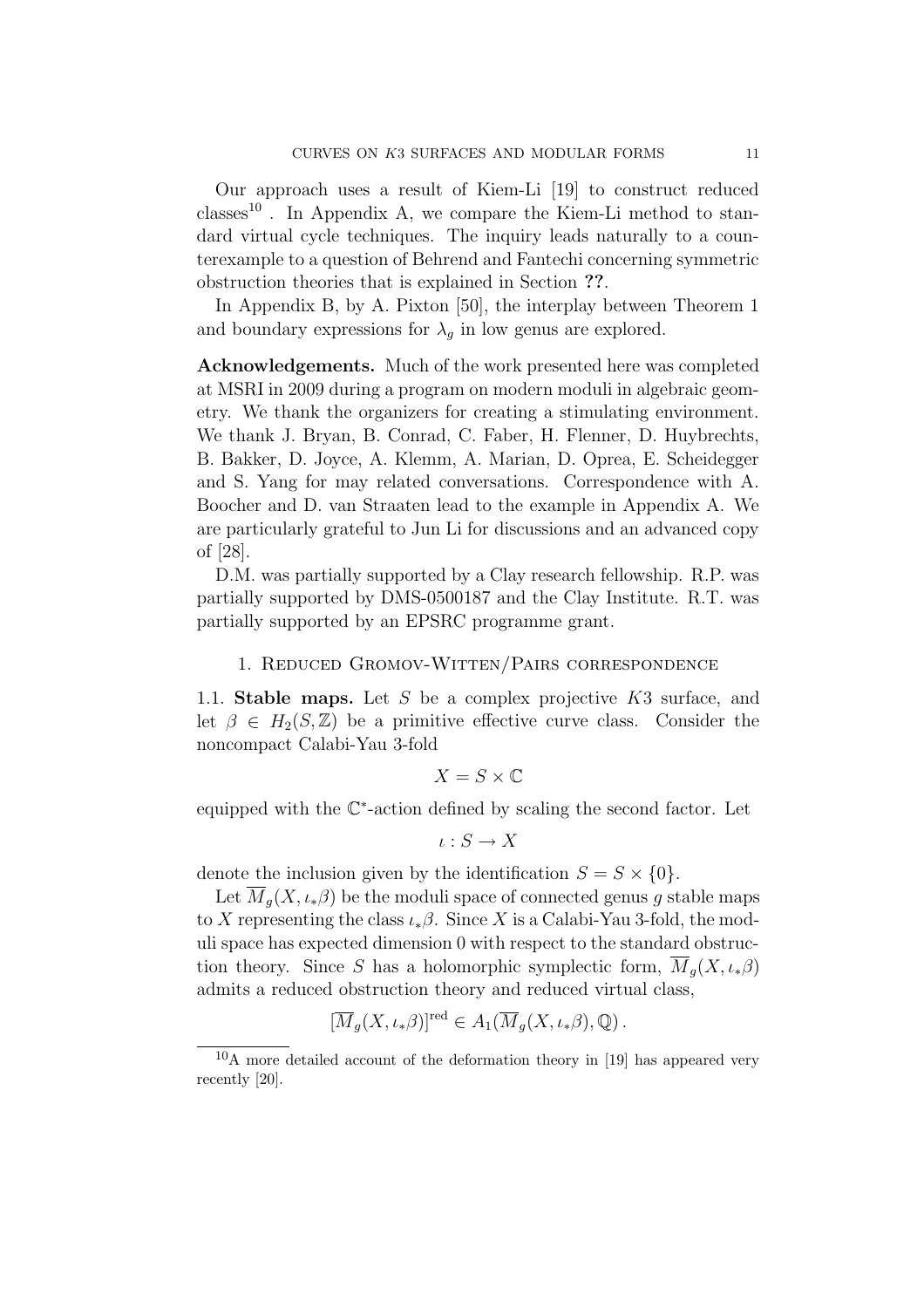Our approach uses a result of Kiem-Li [19] to construct reduced classes[10] . In Appendix A, we compare the Kiem-Li method to standard virtual cycle techniques. The inquiry leads naturally to a counterexample to a question of Behrend and Fantechi concerning symmetric obstruction theories that is explained in Section **??**.

In Appendix B, by A. Pixton [50], the interplay between Theorem 1 and boundary expressions for $\lambda_g$ in low genus are explored.

**Acknowledgements.** Much of the work presented here was completed at MSRI in 2009 during a program on modern moduli in algebraic geometry. We thank the organizers for creating a stimulating environment. We thank J. Bryan, B. Conrad, C. Faber, H. Flenner, D. Huybrechts, B. Bakker, D. Joyce, A. Klemm, A. Marian, D. Oprea, E. Scheidegger and S. Yang for may related conversations. Correspondence with A. Boocher and D. van Straaten lead to the example in Appendix A. We are particularly grateful to Jun Li for discussions and an advanced copy of [28].

D.M. was partially supported by a Clay research fellowship. R.P. was partially supported by DMS-0500187 and the Clay Institute. R.T. was partially supported by an EPSRC programme grant.

## 1. Reduced Gromov-Witten/Pairs correspondence

**1.1. Stable maps.** Let $S$ be a complex projective $K3$ surface, and let $\beta \in H_2(S, \mathbb{Z})$ be a primitive effective curve class. Consider the noncompact Calabi-Yau 3-fold

$$X = S \times \mathbb{C}$$

equipped with the $\mathbb{C}^*$-action defined by scaling the second factor. Let

$$\iota : S \to X$$

denote the inclusion given by the identification $S = S \times \{0\}$.

Let $\overline{M}_g(X, \iota_*\beta)$ be the moduli space of connected genus $g$ stable maps to $X$ representing the class $\iota_*\beta$. Since $X$ is a Calabi-Yau 3-fold, the moduli space has expected dimension 0 with respect to the standard obstruction theory. Since $S$ has a holomorphic symplectic form, $\overline{M}_g(X, \iota_*\beta)$ admits a reduced obstruction theory and reduced virtual class,

$$[\overline{M}_g(X, \iota_*\beta)]^{\text{red}} \in A_1(\overline{M}_g(X, \iota_*\beta), \mathbb{Q}).$$

[10] A more detailed account of the deformation theory in [19] has appeared very recently [20].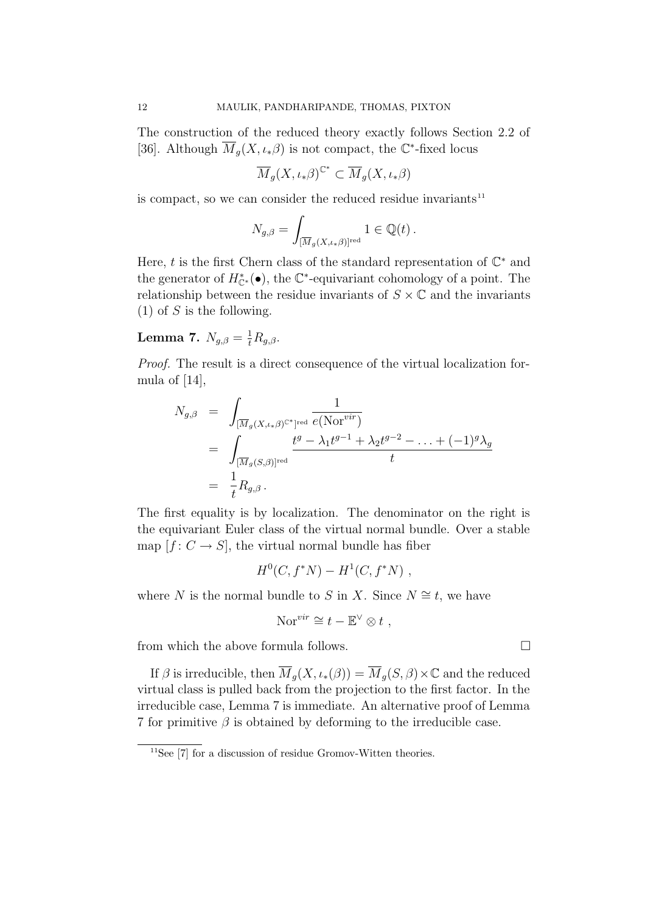The construction of the reduced theory exactly follows Section 2.2 of [36]. Although $\overline{M}_g(X, \iota_*\beta)$ is not compact, the $\mathbb{C}^*$-fixed locus

$$\overline{M}_g(X, \iota_*\beta)^{\mathbb{C}^*} \subset \overline{M}_g(X, \iota_*\beta)$$

is compact, so we can consider the reduced residue invariants[11]

$$N_{g,\beta} = \int_{[\overline{M}_g(X,\iota_*\beta)]^{\text{red}}} 1 \in \mathbb{Q}(t)\,.$$

Here, $t$ is the first Chern class of the standard representation of $\mathbb{C}^*$ and the generator of $H^*_{\mathbb{C}^*}(\bullet)$, the $\mathbb{C}^*$-equivariant cohomology of a point. The relationship between the residue invariants of $S \times \mathbb{C}$ and the invariants (1) of $S$ is the following.

**Lemma 7.** $N_{g,\beta} = \frac{1}{t} R_{g,\beta}$.

*Proof.* The result is a direct consequence of the virtual localization formula of [14],

$$\begin{aligned}
N_{g,\beta} &= \int_{[\overline{M}_g(X,\iota_*\beta)^{\mathbb{C}^*}]^{\text{red}}} \frac{1}{e(\text{Nor}^{vir})} \\
&= \int_{[\overline{M}_g(S,\beta)]^{\text{red}}} \frac{t^g - \lambda_1 t^{g-1} + \lambda_2 t^{g-2} - \ldots + (-1)^g \lambda_g}{t} \\
&= \frac{1}{t} R_{g,\beta}\,.
\end{aligned}$$

The first equality is by localization. The denominator on the right is the equivariant Euler class of the virtual normal bundle. Over a stable map $[f \colon C \to S]$, the virtual normal bundle has fiber

$$H^0(C, f^*N) - H^1(C, f^*N)\ ,$$

where $N$ is the normal bundle to $S$ in $X$. Since $N \cong t$, we have

$$\text{Nor}^{vir} \cong t - \mathbb{E}^\vee \otimes t\ ,$$

from which the above formula follows. □

If $\beta$ is irreducible, then $\overline{M}_g(X, \iota_*(\beta)) = \overline{M}_g(S, \beta) \times \mathbb{C}$ and the reduced virtual class is pulled back from the projection to the first factor. In the irreducible case, Lemma 7 is immediate. An alternative proof of Lemma 7 for primitive $\beta$ is obtained by deforming to the irreducible case.

[11] See [7] for a discussion of residue Gromov-Witten theories.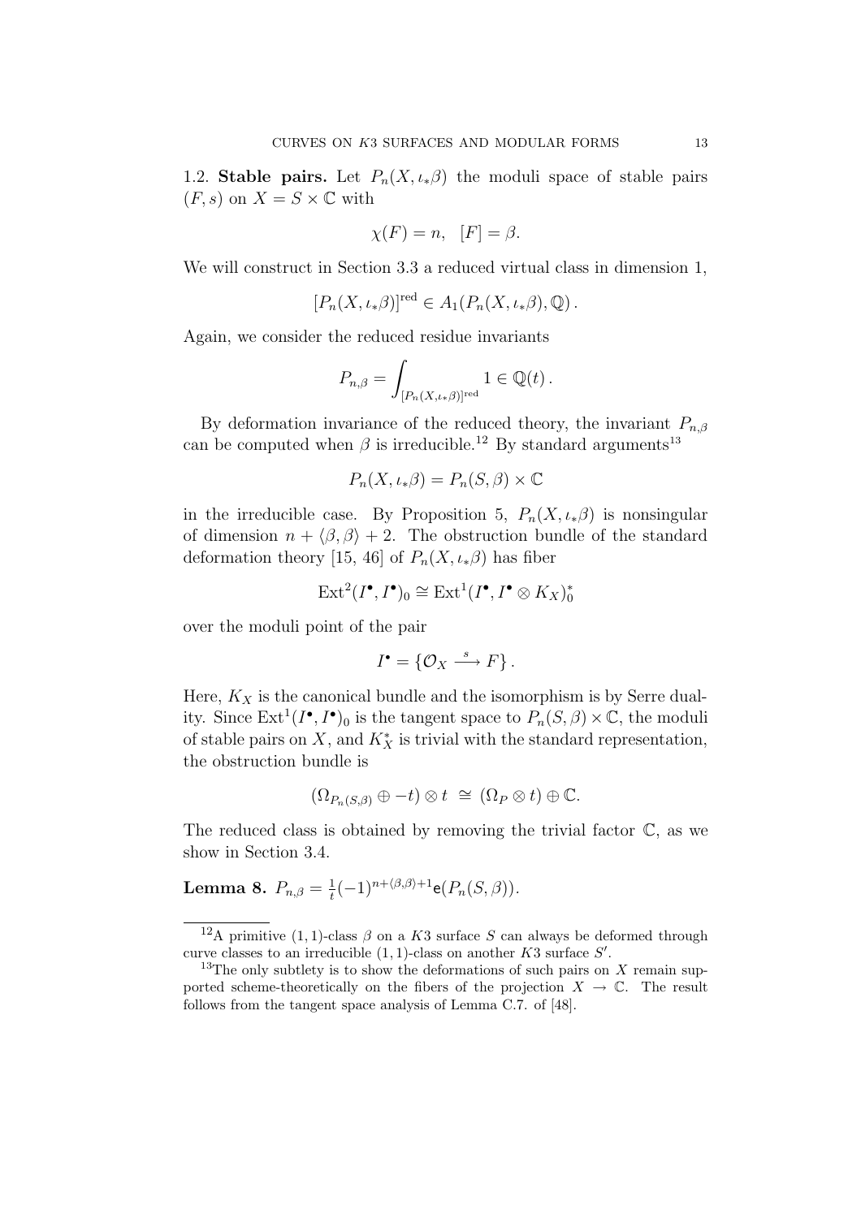1.2. **Stable pairs.** Let $P_n(X, \iota_*\beta)$ the moduli space of stable pairs $(F, s)$ on $X = S \times \mathbb{C}$ with

$$\chi(F) = n, \quad [F] = \beta.$$

We will construct in Section 3.3 a reduced virtual class in dimension 1,

$$[P_n(X, \iota_*\beta)]^{\mathrm{red}} \in A_1(P_n(X, \iota_*\beta), \mathbb{Q}) .$$

Again, we consider the reduced residue invariants

$$P_{n,\beta} = \int_{[P_n(X,\iota_*\beta)]^{\mathrm{red}}} 1 \in \mathbb{Q}(t) .$$

By deformation invariance of the reduced theory, the invariant $P_{n,\beta}$ can be computed when $\beta$ is irreducible.[12] By standard arguments[13]

$$P_n(X, \iota_*\beta) = P_n(S, \beta) \times \mathbb{C}$$

in the irreducible case. By Proposition 5, $P_n(X, \iota_*\beta)$ is nonsingular of dimension $n + \langle \beta, \beta \rangle + 2$. The obstruction bundle of the standard deformation theory [15, 46] of $P_n(X, \iota_*\beta)$ has fiber

$$\mathrm{Ext}^2(I^\bullet, I^\bullet)_0 \cong \mathrm{Ext}^1(I^\bullet, I^\bullet \otimes K_X)^*_0$$

over the moduli point of the pair

$$I^\bullet = \{\mathcal{O}_X \xrightarrow{s} F\} .$$

Here, $K_X$ is the canonical bundle and the isomorphism is by Serre duality. Since $\mathrm{Ext}^1(I^\bullet, I^\bullet)_0$ is the tangent space to $P_n(S, \beta) \times \mathbb{C}$, the moduli of stable pairs on $X$, and $K_X^*$ is trivial with the standard representation, the obstruction bundle is

$$(\Omega_{P_n(S,\beta)} \oplus -t) \otimes t \;\cong\; (\Omega_P \otimes t) \oplus \mathbb{C}.$$

The reduced class is obtained by removing the trivial factor $\mathbb{C}$, as we show in Section 3.4.

**Lemma 8.** $P_{n,\beta} = \frac{1}{t}(-1)^{n+\langle\beta,\beta\rangle+1}\mathsf{e}(P_n(S, \beta))$.

---

[12] A primitive $(1, 1)$-class $\beta$ on a $K3$ surface $S$ can always be deformed through curve classes to an irreducible $(1, 1)$-class on another $K3$ surface $S'$.

[13] The only subtlety is to show the deformations of such pairs on $X$ remain supported scheme-theoretically on the fibers of the projection $X \to \mathbb{C}$. The result follows from the tangent space analysis of Lemma C.7. of [48].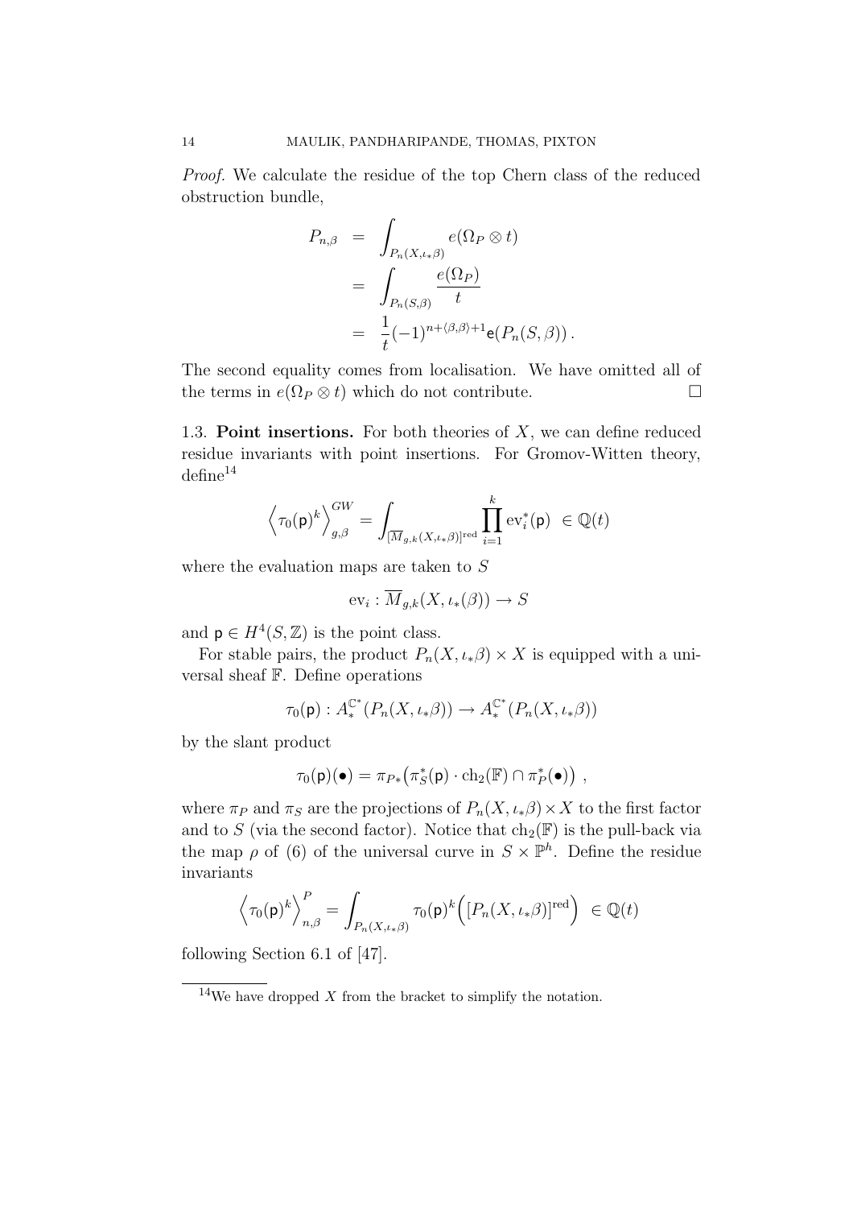*Proof.* We calculate the residue of the top Chern class of the reduced obstruction bundle,

$$\begin{aligned}
P_{n,\beta} &= \int_{P_n(X,\iota_*\beta)} e(\Omega_P \otimes t) \\
&= \int_{P_n(S,\beta)} \frac{e(\Omega_P)}{t} \\
&= \frac{1}{t}(-1)^{n+\langle \beta,\beta\rangle+1} \mathsf{e}(P_n(S,\beta)) .
\end{aligned}$$

The second equality comes from localisation. We have omitted all of the terms in $e(\Omega_P \otimes t)$ which do not contribute. $\square$

1.3. **Point insertions.** For both theories of $X$, we can define reduced residue invariants with point insertions. For Gromov-Witten theory, define[14]

$$\left\langle \tau_0(\mathsf{p})^k \right\rangle^{GW}_{g,\beta} = \int_{[\overline{M}_{g,k}(X,\iota_*\beta)]^{\mathrm{red}}} \prod_{i=1}^{k} \mathrm{ev}_i^*(\mathsf{p}) \ \in \mathbb{Q}(t)$$

where the evaluation maps are taken to $S$

$$\mathrm{ev}_i : \overline{M}_{g,k}(X, \iota_*(\beta)) \to S$$

and $\mathsf{p} \in H^4(S,\mathbb{Z})$ is the point class.

For stable pairs, the product $P_n(X,\iota_*\beta) \times X$ is equipped with a universal sheaf $\mathbb{F}$. Define operations

$$\tau_0(\mathsf{p}) : A_*^{\mathbb{C}^*}(P_n(X,\iota_*\beta)) \to A_*^{\mathbb{C}^*}(P_n(X,\iota_*\beta))$$

by the slant product

$$\tau_0(\mathsf{p})(\bullet) = \pi_{P*}\big(\pi_S^*(\mathsf{p}) \cdot \mathrm{ch}_2(\mathbb{F}) \cap \pi_P^*(\bullet)\big) \ ,$$

where $\pi_P$ and $\pi_S$ are the projections of $P_n(X,\iota_*\beta) \times X$ to the first factor and to $S$ (via the second factor). Notice that $\mathrm{ch}_2(\mathbb{F})$ is the pull-back via the map $\rho$ of (6) of the universal curve in $S \times \mathbb{P}^h$. Define the residue invariants

$$\left\langle \tau_0(\mathsf{p})^k \right\rangle^{P}_{n,\beta} = \int_{P_n(X,\iota_*\beta)} \tau_0(\mathsf{p})^k \Big( [P_n(X,\iota_*\beta)]^{\mathrm{red}} \Big) \ \in \mathbb{Q}(t)$$

following Section 6.1 of [47].

[14] We have dropped $X$ from the bracket to simplify the notation.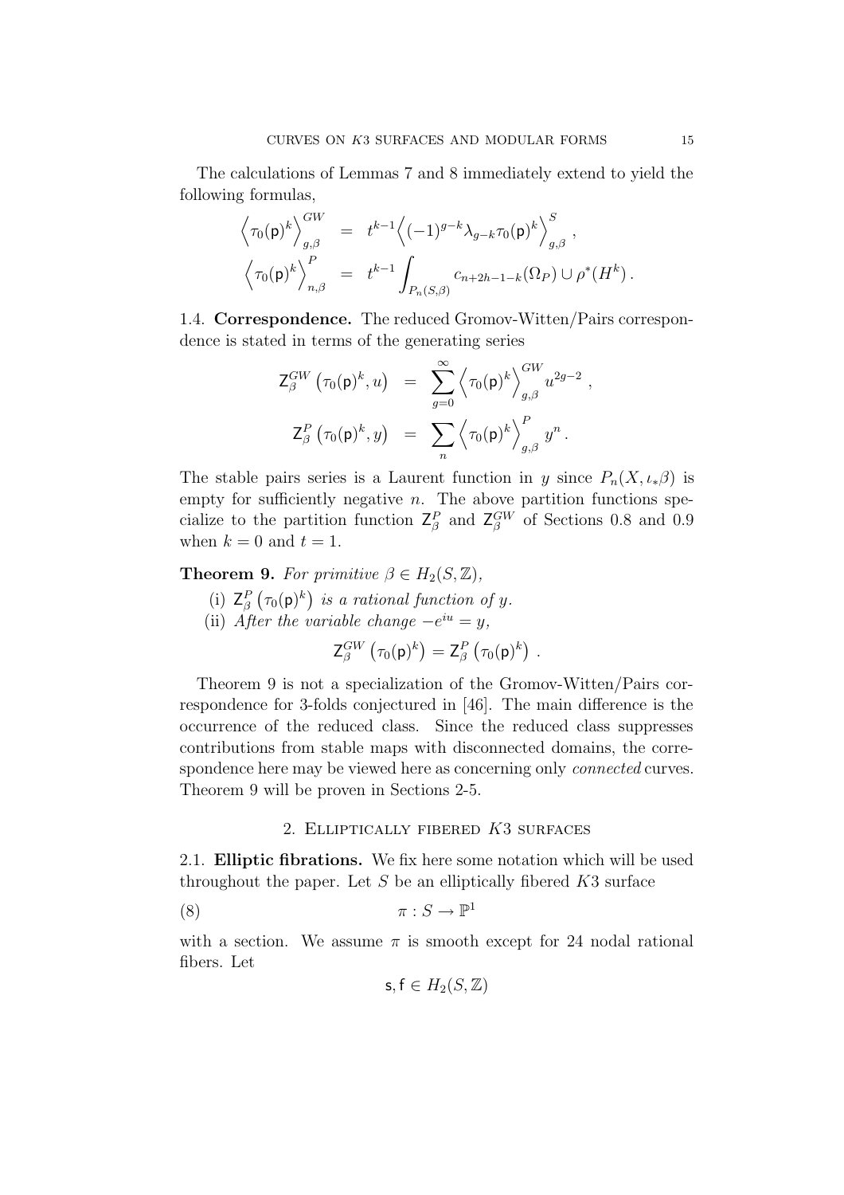The calculations of Lemmas 7 and 8 immediately extend to yield the following formulas,

$$\begin{aligned}
\Big\langle \tau_0(\mathsf{p})^k \Big\rangle^{GW}_{g,\beta} &= t^{k-1} \Big\langle (-1)^{g-k} \lambda_{g-k} \tau_0(\mathsf{p})^k \Big\rangle^{S}_{g,\beta} , \\
\Big\langle \tau_0(\mathsf{p})^k \Big\rangle^{P}_{n,\beta} &= t^{k-1} \int_{P_n(S,\beta)} c_{n+2h-1-k}(\Omega_P) \cup \rho^*(H^k) .
\end{aligned}$$

1.4. **Correspondence.** The reduced Gromov-Witten/Pairs correspondence is stated in terms of the generating series

$$\begin{aligned}
\mathsf{Z}^{GW}_\beta \left(\tau_0(\mathsf{p})^k, u\right) &= \sum_{g=0}^{\infty} \Big\langle \tau_0(\mathsf{p})^k \Big\rangle^{GW}_{g,\beta} u^{2g-2} , \\
\mathsf{Z}^{P}_\beta \left(\tau_0(\mathsf{p})^k, y\right) &= \sum_{n} \Big\langle \tau_0(\mathsf{p})^k \Big\rangle^{P}_{g,\beta} y^{n} .
\end{aligned}$$

The stable pairs series is a Laurent function in $y$ since $P_n(X, \iota_* \beta)$ is empty for sufficiently negative $n$. The above partition functions specialize to the partition function $\mathsf{Z}^P_\beta$ and $\mathsf{Z}^{GW}_\beta$ of Sections 0.8 and 0.9 when $k = 0$ and $t = 1$.

**Theorem 9.** *For primitive $\beta \in H_2(S, \mathbb{Z})$,*

(i) *$\mathsf{Z}^P_\beta \left(\tau_0(\mathsf{p})^k\right)$ is a rational function of $y$.*

(ii) *After the variable change $-e^{iu} = y$,*

$$\mathsf{Z}^{GW}_\beta \left(\tau_0(\mathsf{p})^k\right) = \mathsf{Z}^{P}_\beta \left(\tau_0(\mathsf{p})^k\right) .$$

Theorem 9 is not a specialization of the Gromov-Witten/Pairs correspondence for 3-folds conjectured in [46]. The main difference is the occurrence of the reduced class. Since the reduced class suppresses contributions from stable maps with disconnected domains, the correspondence here may be viewed here as concerning only *connected* curves. Theorem 9 will be proven in Sections 2-5.

## 2. Elliptically fibered $K3$ surfaces

2.1. **Elliptic fibrations.** We fix here some notation which will be used throughout the paper. Let $S$ be an elliptically fibered $K3$ surface

$$\pi : S \to \mathbb{P}^1 \tag{8}$$

with a section. We assume $\pi$ is smooth except for 24 nodal rational fibers. Let

$$\mathsf{s}, \mathsf{f} \in H_2(S, \mathbb{Z})$$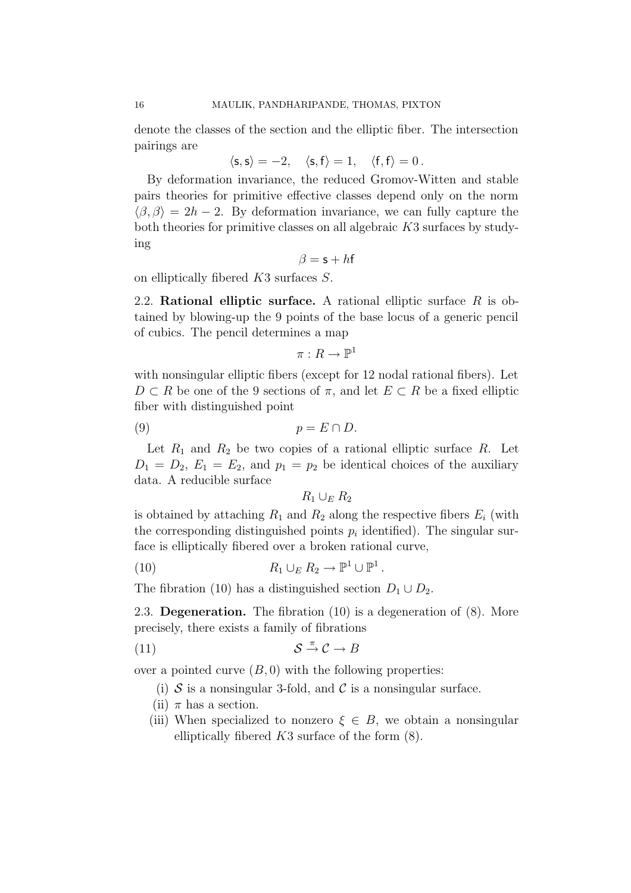denote the classes of the section and the elliptic fiber. The intersection pairings are

$$\langle \mathsf{s}, \mathsf{s} \rangle = -2, \quad \langle \mathsf{s}, \mathsf{f} \rangle = 1, \quad \langle \mathsf{f}, \mathsf{f} \rangle = 0\,.$$

By deformation invariance, the reduced Gromov-Witten and stable pairs theories for primitive effective classes depend only on the norm $\langle \beta, \beta \rangle = 2h - 2$. By deformation invariance, we can fully capture the both theories for primitive classes on all algebraic $K3$ surfaces by studying

$$\beta = \mathsf{s} + h\mathsf{f}$$

on elliptically fibered $K3$ surfaces $S$.

2.2. **Rational elliptic surface.** A rational elliptic surface $R$ is obtained by blowing-up the 9 points of the base locus of a generic pencil of cubics. The pencil determines a map

$$\pi : R \to \mathbb{P}^1$$

with nonsingular elliptic fibers (except for 12 nodal rational fibers). Let $D \subset R$ be one of the 9 sections of $\pi$, and let $E \subset R$ be a fixed elliptic fiber with distinguished point

$$p = E \cap D. \tag{9}$$

Let $R_1$ and $R_2$ be two copies of a rational elliptic surface $R$. Let $D_1 = D_2$, $E_1 = E_2$, and $p_1 = p_2$ be identical choices of the auxiliary data. A reducible surface

$$R_1 \cup_E R_2$$

is obtained by attaching $R_1$ and $R_2$ along the respective fibers $E_i$ (with the corresponding distinguished points $p_i$ identified). The singular surface is elliptically fibered over a broken rational curve,

$$R_1 \cup_E R_2 \to \mathbb{P}^1 \cup \mathbb{P}^1\,. \tag{10}$$

The fibration (10) has a distinguished section $D_1 \cup D_2$.

2.3. **Degeneration.** The fibration (10) is a degeneration of (8). More precisely, there exists a family of fibrations

$$\mathcal{S} \xrightarrow{\pi} \mathcal{C} \to B \tag{11}$$

over a pointed curve $(B, 0)$ with the following properties:

(i) $\mathcal{S}$ is a nonsingular 3-fold, and $\mathcal{C}$ is a nonsingular surface.

(ii) $\pi$ has a section.

(iii) When specialized to nonzero $\xi \in B$, we obtain a nonsingular elliptically fibered $K3$ surface of the form (8).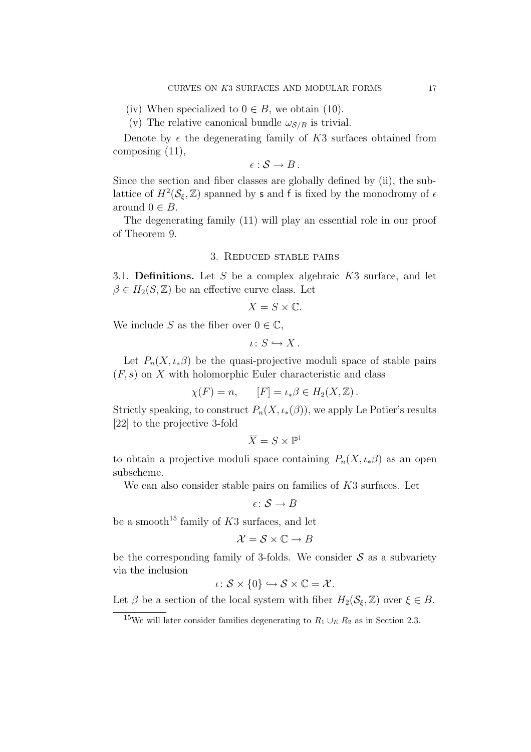(iv) When specialized to $0 \in B$, we obtain (10).

(v) The relative canonical bundle $\omega_{\mathcal{S}/B}$ is trivial.

Denote by $\epsilon$ the degenerating family of $K3$ surfaces obtained from composing (11),

$$\epsilon : \mathcal{S} \to B\,.$$

Since the section and fiber classes are globally defined by (ii), the sublattice of $H^2(\mathcal{S}_\xi, \mathbb{Z})$ spanned by $\mathsf{s}$ and $\mathsf{f}$ is fixed by the monodromy of $\epsilon$ around $0 \in B$.

The degenerating family (11) will play an essential role in our proof of Theorem 9.

## 3. Reduced stable pairs

**3.1. Definitions.** Let $S$ be a complex algebraic $K3$ surface, and let $\beta \in H_2(S, \mathbb{Z})$ be an effective curve class. Let

$$X = S \times \mathbb{C}.$$

We include $S$ as the fiber over $0 \in \mathbb{C}$,

$$\iota \colon S \hookrightarrow X\,.$$

Let $P_n(X, \iota_*\beta)$ be the quasi-projective moduli space of stable pairs $(F, s)$ on $X$ with holomorphic Euler characteristic and class

$$\chi(F) = n, \qquad [F] = \iota_*\beta \in H_2(X, \mathbb{Z})\,.$$

Strictly speaking, to construct $P_n(X, \iota_*(\beta))$, we apply Le Potier's results [22] to the projective 3-fold

$$\overline{X} = S \times \mathbb{P}^1$$

to obtain a projective moduli space containing $P_n(X, \iota_*\beta)$ as an open subscheme.

We can also consider stable pairs on families of $K3$ surfaces. Let

$$\epsilon \colon \mathcal{S} \to B$$

be a smooth[15] family of $K3$ surfaces, and let

$$\mathcal{X} = \mathcal{S} \times \mathbb{C} \to B$$

be the corresponding family of 3-folds. We consider $\mathcal{S}$ as a subvariety via the inclusion

$$\iota \colon \mathcal{S} \times \{0\} \hookrightarrow \mathcal{S} \times \mathbb{C} = \mathcal{X}.$$

Let $\beta$ be a section of the local system with fiber $H_2(\mathcal{S}_\xi, \mathbb{Z})$ over $\xi \in B$.

[15] We will later consider families degenerating to $R_1 \cup_E R_2$ as in Section 2.3.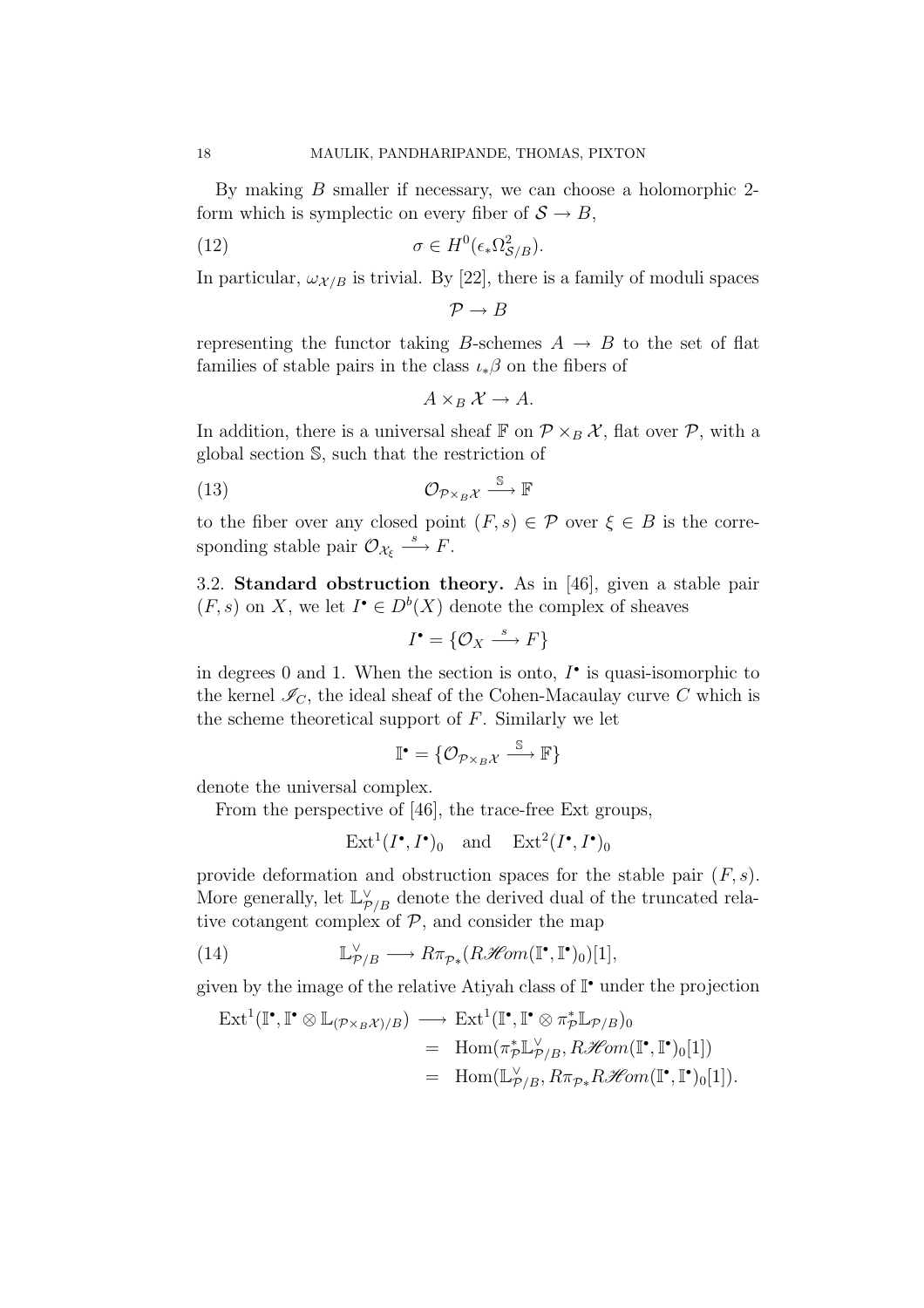By making $B$ smaller if necessary, we can choose a holomorphic 2-form which is symplectic on every fiber of $\mathcal{S} \to B$,

$$\sigma \in H^0(\epsilon_* \Omega^2_{\mathcal{S}/B}). \tag{12}$$

In particular, $\omega_{\mathcal{X}/B}$ is trivial. By [22], there is a family of moduli spaces

$$\mathcal{P} \to B$$

representing the functor taking $B$-schemes $A \to B$ to the set of flat families of stable pairs in the class $\iota_* \beta$ on the fibers of

$$A \times_B \mathcal{X} \to A.$$

In addition, there is a universal sheaf $\mathbb{F}$ on $\mathcal{P} \times_B \mathcal{X}$, flat over $\mathcal{P}$, with a global section $\mathbb{S}$, such that the restriction of

$$\mathcal{O}_{\mathcal{P} \times_B \mathcal{X}} \xrightarrow{\mathbb{S}} \mathbb{F} \tag{13}$$

to the fiber over any closed point $(F, s) \in \mathcal{P}$ over $\xi \in B$ is the corresponding stable pair $\mathcal{O}_{\mathcal{X}_\xi} \xrightarrow{s} F$.

## 3.2. Standard obstruction theory.

As in [46], given a stable pair $(F, s)$ on $X$, we let $I^\bullet \in D^b(X)$ denote the complex of sheaves

$$I^\bullet = \{\mathcal{O}_X \xrightarrow{s} F\}$$

in degrees 0 and 1. When the section is onto, $I^\bullet$ is quasi-isomorphic to the kernel $\mathscr{I}_C$, the ideal sheaf of the Cohen-Macaulay curve $C$ which is the scheme theoretical support of $F$. Similarly we let

$$\mathbb{I}^\bullet = \{\mathcal{O}_{\mathcal{P} \times_B \mathcal{X}} \xrightarrow{\mathbb{S}} \mathbb{F}\}$$

denote the universal complex.

From the perspective of [46], the trace-free Ext groups,

$$\mathrm{Ext}^1(I^\bullet, I^\bullet)_0 \quad \text{and} \quad \mathrm{Ext}^2(I^\bullet, I^\bullet)_0$$

provide deformation and obstruction spaces for the stable pair $(F, s)$. More generally, let $\mathbb{L}^\vee_{\mathcal{P}/B}$ denote the derived dual of the truncated relative cotangent complex of $\mathcal{P}$, and consider the map

$$\mathbb{L}^\vee_{\mathcal{P}/B} \longrightarrow R\pi_{\mathcal{P}*}(R\mathscr{H}om(\mathbb{I}^\bullet, \mathbb{I}^\bullet)_0)[1], \tag{14}$$

given by the image of the relative Atiyah class of $\mathbb{I}^\bullet$ under the projection

$$\begin{aligned}
\mathrm{Ext}^1(\mathbb{I}^\bullet, \mathbb{I}^\bullet \otimes \mathbb{L}_{(\mathcal{P} \times_B \mathcal{X})/B}) &\longrightarrow \mathrm{Ext}^1(\mathbb{I}^\bullet, \mathbb{I}^\bullet \otimes \pi^*_{\mathcal{P}} \mathbb{L}_{\mathcal{P}/B})_0 \\
&= \mathrm{Hom}(\pi^*_{\mathcal{P}} \mathbb{L}^\vee_{\mathcal{P}/B}, R\mathscr{H}om(\mathbb{I}^\bullet, \mathbb{I}^\bullet)_0[1]) \\
&= \mathrm{Hom}(\mathbb{L}^\vee_{\mathcal{P}/B}, R\pi_{\mathcal{P}*} R\mathscr{H}om(\mathbb{I}^\bullet, \mathbb{I}^\bullet)_0[1]).
\end{aligned}$$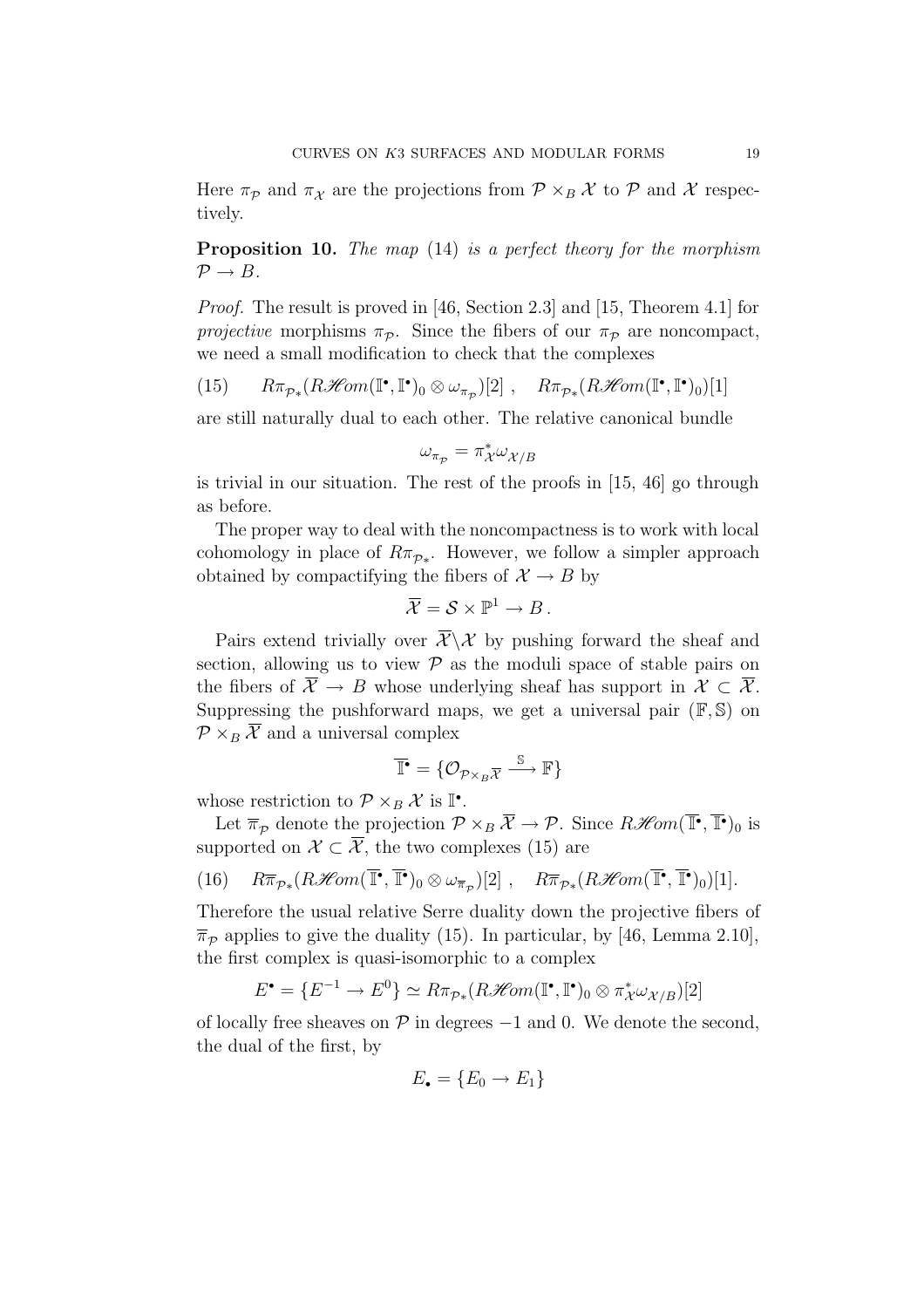Here $\pi_{\mathcal{P}}$ and $\pi_{\mathcal{X}}$ are the projections from $\mathcal{P} \times_B \mathcal{X}$ to $\mathcal{P}$ and $\mathcal{X}$ respectively.

**Proposition 10.** *The map* (14) *is a perfect theory for the morphism* $\mathcal{P} \to B$.

*Proof.* The result is proved in [46, Section 2.3] and [15, Theorem 4.1] for *projective* morphisms $\pi_{\mathcal{P}}$. Since the fibers of our $\pi_{\mathcal{P}}$ are noncompact, we need a small modification to check that the complexes

$$R\pi_{\mathcal{P}*}(R\mathscr{H}om(\mathbb{I}^\bullet, \mathbb{I}^\bullet)_0 \otimes \omega_{\pi_{\mathcal{P}}})[2] \ , \quad R\pi_{\mathcal{P}*}(R\mathscr{H}om(\mathbb{I}^\bullet, \mathbb{I}^\bullet)_0)[1] \tag{15}$$

are still naturally dual to each other. The relative canonical bundle

$$\omega_{\pi_{\mathcal{P}}} = \pi_{\mathcal{X}}^* \omega_{\mathcal{X}/B}$$

is trivial in our situation. The rest of the proofs in [15, 46] go through as before.

The proper way to deal with the noncompactness is to work with local cohomology in place of $R\pi_{\mathcal{P}*}$. However, we follow a simpler approach obtained by compactifying the fibers of $\mathcal{X} \to B$ by

$$\overline{\mathcal{X}} = \mathcal{S} \times \mathbb{P}^1 \to B \,.$$

Pairs extend trivially over $\overline{\mathcal{X}} \backslash \mathcal{X}$ by pushing forward the sheaf and section, allowing us to view $\mathcal{P}$ as the moduli space of stable pairs on the fibers of $\overline{\mathcal{X}} \to B$ whose underlying sheaf has support in $\mathcal{X} \subset \overline{\mathcal{X}}$. Suppressing the pushforward maps, we get a universal pair $(\mathbb{F}, \mathbb{S})$ on $\mathcal{P} \times_B \overline{\mathcal{X}}$ and a universal complex

$$\overline{\mathbb{I}}^\bullet = \{\mathcal{O}_{\mathcal{P} \times_B \overline{\mathcal{X}}} \xrightarrow{\mathbb{S}} \mathbb{F}\}$$

whose restriction to $\mathcal{P} \times_B \mathcal{X}$ is $\mathbb{I}^\bullet$.

Let $\overline{\pi}_{\mathcal{P}}$ denote the projection $\mathcal{P} \times_B \overline{\mathcal{X}} \to \mathcal{P}$. Since $R\mathscr{H}om(\overline{\mathbb{I}}^\bullet, \overline{\mathbb{I}}^\bullet)_0$ is supported on $\mathcal{X} \subset \overline{\mathcal{X}}$, the two complexes (15) are

$$R\overline{\pi}_{\mathcal{P}*}(R\mathscr{H}om(\overline{\mathbb{I}}^\bullet, \overline{\mathbb{I}}^\bullet)_0 \otimes \omega_{\overline{\pi}_{\mathcal{P}}})[2] \ , \quad R\overline{\pi}_{\mathcal{P}*}(R\mathscr{H}om(\overline{\mathbb{I}}^\bullet, \overline{\mathbb{I}}^\bullet)_0)[1]. \tag{16}$$

Therefore the usual relative Serre duality down the projective fibers of $\overline{\pi}_{\mathcal{P}}$ applies to give the duality (15). In particular, by [46, Lemma 2.10], the first complex is quasi-isomorphic to a complex

$$E^\bullet = \{E^{-1} \to E^0\} \simeq R\pi_{\mathcal{P}*}(R\mathscr{H}om(\mathbb{I}^\bullet, \mathbb{I}^\bullet)_0 \otimes \pi_{\mathcal{X}}^* \omega_{\mathcal{X}/B})[2]$$

of locally free sheaves on $\mathcal{P}$ in degrees $-1$ and $0$. We denote the second, the dual of the first, by

$$E_\bullet = \{E_0 \to E_1\}$$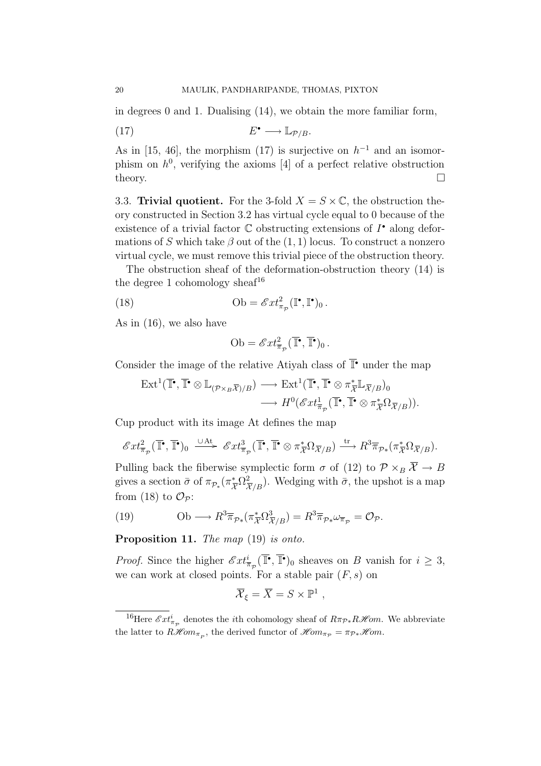in degrees 0 and 1. Dualising (14), we obtain the more familiar form,

$$E^\bullet \longrightarrow \mathbb{L}_{\mathcal{P}/B}. \tag{17}$$

As in [15, 46], the morphism (17) is surjective on $h^{-1}$ and an isomorphism on $h^0$, verifying the axioms [4] of a perfect relative obstruction theory. □

**3.3. Trivial quotient.** For the 3-fold $X = S \times \mathbb{C}$, the obstruction theory constructed in Section 3.2 has virtual cycle equal to 0 because of the existence of a trivial factor $\mathbb{C}$ obstructing extensions of $I^\bullet$ along deformations of $S$ which take $\beta$ out of the $(1,1)$ locus. To construct a nonzero virtual cycle, we must remove this trivial piece of the obstruction theory.

The obstruction sheaf of the deformation-obstruction theory (14) is the degree 1 cohomology sheaf[16]

$$\mathrm{Ob} = \mathscr{E}xt^2_{\pi_\mathcal{P}}(\mathbb{I}^\bullet, \mathbb{I}^\bullet)_0\,. \tag{18}$$

As in (16), we also have

$$\mathrm{Ob} = \mathscr{E}xt^2_{\overline{\pi}_\mathcal{P}}(\overline{\mathbb{I}}^\bullet, \overline{\mathbb{I}}^\bullet)_0\,.$$

Consider the image of the relative Atiyah class of $\overline{\mathbb{I}}^\bullet$ under the map

$$\begin{aligned}\mathrm{Ext}^1(\overline{\mathbb{I}}^\bullet, \overline{\mathbb{I}}^\bullet \otimes \mathbb{L}_{(\mathcal{P}\times_B \overline{\mathcal{X}})/B}) &\longrightarrow \mathrm{Ext}^1(\overline{\mathbb{I}}^\bullet, \overline{\mathbb{I}}^\bullet \otimes \pi^*_{\overline{\mathcal{X}}}\mathbb{L}_{\overline{\mathcal{X}}/B})_0 \\ &\longrightarrow H^0(\mathscr{E}xt^1_{\overline{\pi}_\mathcal{P}}(\overline{\mathbb{I}}^\bullet, \overline{\mathbb{I}}^\bullet \otimes \pi^*_{\overline{\mathcal{X}}}\Omega_{\overline{\mathcal{X}}/B})).\end{aligned}$$

Cup product with its image At defines the map

$$\mathscr{E}xt^2_{\overline{\pi}_\mathcal{P}}(\overline{\mathbb{I}}^\bullet, \overline{\mathbb{I}}^\bullet)_0 \xrightarrow{\ \cup \mathrm{At}\ } \mathscr{E}xt^3_{\overline{\pi}_\mathcal{P}}(\overline{\mathbb{I}}^\bullet, \overline{\mathbb{I}}^\bullet \otimes \pi^*_{\overline{\mathcal{X}}}\Omega_{\overline{\mathcal{X}}/B}) \xrightarrow{\ \mathrm{tr}\ } R^3\overline{\pi}_{\mathcal{P}*}(\pi^*_{\overline{\mathcal{X}}}\Omega_{\overline{\mathcal{X}}/B}).$$

Pulling back the fiberwise symplectic form $\sigma$ of (12) to $\mathcal{P} \times_B \overline{\mathcal{X}} \to B$ gives a section $\bar\sigma$ of $\pi_{\mathcal{P}_*}(\pi^*_{\overline{\mathcal{X}}}\Omega^2_{\overline{\mathcal{X}}/B})$. Wedging with $\bar\sigma$, the upshot is a map from (18) to $\mathcal{O}_\mathcal{P}$:

$$\mathrm{Ob} \longrightarrow R^3\overline{\pi}_{\mathcal{P}*}(\pi^*_{\overline{\mathcal{X}}}\Omega^3_{\overline{\mathcal{X}}/B}) = R^3\overline{\pi}_{\mathcal{P}*}\omega_{\overline{\pi}_\mathcal{P}} = \mathcal{O}_\mathcal{P}. \tag{19}$$

**Proposition 11.** *The map* (19) *is onto.*

*Proof.* Since the higher $\mathscr{E}xt^i_{\overline{\pi}_\mathcal{P}}(\overline{\mathbb{I}}^\bullet, \overline{\mathbb{I}}^\bullet)_0$ sheaves on $B$ vanish for $i \geq 3$, we can work at closed points. For a stable pair $(F, s)$ on

$$\overline{\mathcal{X}}_\xi = \overline{X} = S \times \mathbb{P}^1\ ,$$

[16] Here $\mathscr{E}xt^i_{\pi_\mathcal{P}}$ denotes the $i$th cohomology sheaf of $R\pi_{\mathcal{P}*}R\mathscr{H}om$. We abbreviate the latter to $R\mathscr{H}om_{\pi_P}$, the derived functor of $\mathscr{H}om_{\pi_\mathcal{P}} = \pi_{\mathcal{P}*}\mathscr{H}om$.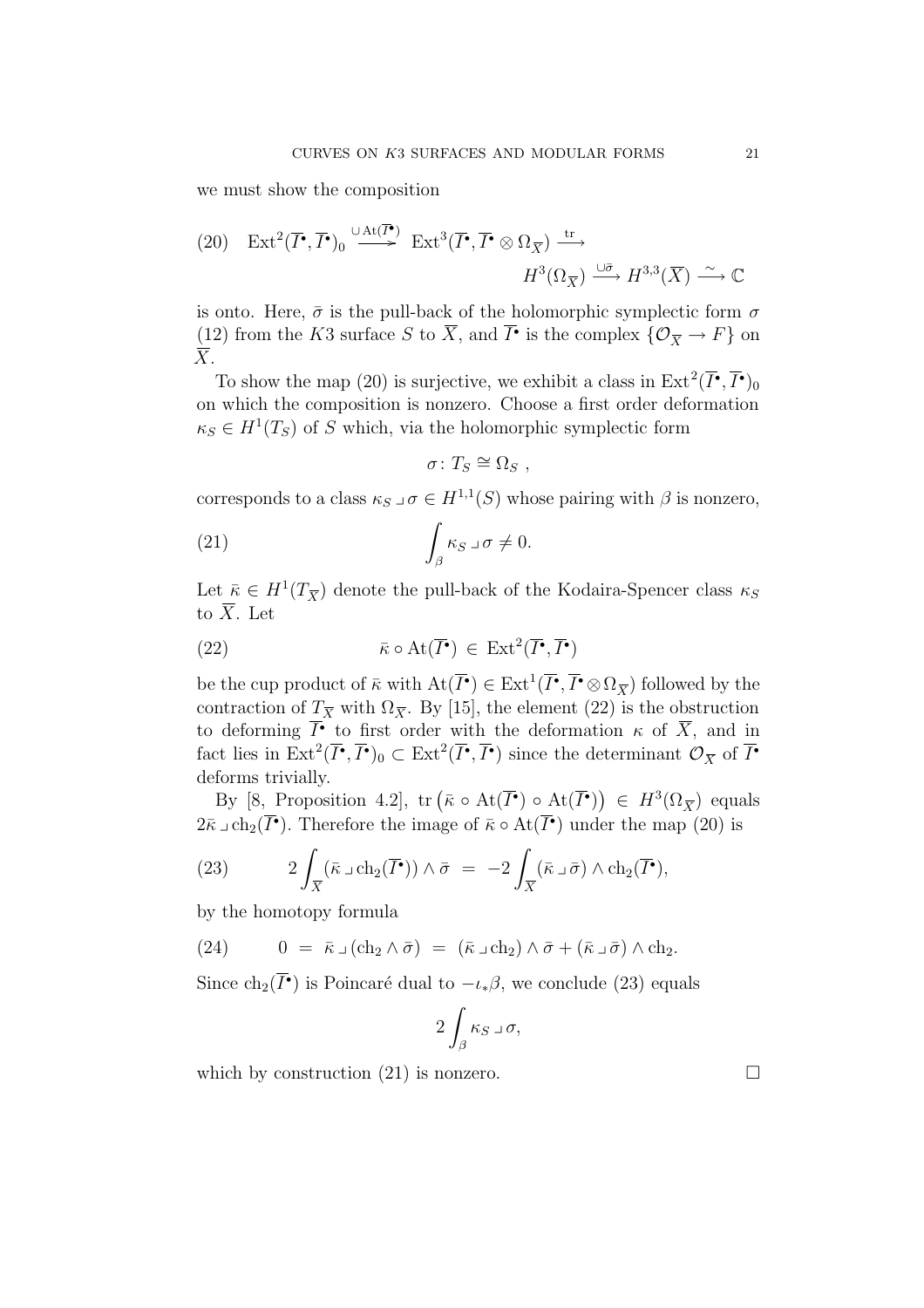we must show the composition

$$
\text{(20)}\quad \operatorname{Ext}^2(\overline{I}^\bullet,\overline{I}^\bullet)_0 \xrightarrow{\cup \operatorname{At}(\overline{I}^\bullet)} \operatorname{Ext}^3(\overline{I}^\bullet,\overline{I}^\bullet\otimes\Omega_{\overline{X}}) \xrightarrow{\operatorname{tr}} H^3(\Omega_{\overline{X}}) \xrightarrow{\cup\bar\sigma} H^{3,3}(\overline{X}) \xrightarrow{\sim} \mathbb{C}
$$

is onto. Here, $\bar\sigma$ is the pull-back of the holomorphic symplectic form $\sigma$ (12) from the $K3$ surface $S$ to $\overline{X}$, and $\overline{I}^\bullet$ is the complex $\{\mathcal{O}_{\overline{X}}\to F\}$ on $\overline{X}$.

To show the map (20) is surjective, we exhibit a class in $\operatorname{Ext}^2(\overline{I}^\bullet,\overline{I}^\bullet)_0$ on which the composition is nonzero. Choose a first order deformation $\kappa_S\in H^1(T_S)$ of $S$ which, via the holomorphic symplectic form

$$
\sigma\colon T_S\cong\Omega_S\ ,
$$

corresponds to a class $\kappa_S\lrcorner\,\sigma\in H^{1,1}(S)$ whose pairing with $\beta$ is nonzero,

$$
\text{(21)}\qquad \int_\beta \kappa_S\lrcorner\,\sigma\neq 0.
$$

Let $\bar\kappa\in H^1(T_{\overline{X}})$ denote the pull-back of the Kodaira-Spencer class $\kappa_S$ to $\overline{X}$. Let

$$
\text{(22)}\qquad \bar\kappa\circ\operatorname{At}(\overline{I}^\bullet)\ \in\ \operatorname{Ext}^2(\overline{I}^\bullet,\overline{I}^\bullet)
$$

be the cup product of $\bar\kappa$ with $\operatorname{At}(\overline{I}^\bullet)\in\operatorname{Ext}^1(\overline{I}^\bullet,\overline{I}^\bullet\otimes\Omega_{\overline{X}})$ followed by the contraction of $T_{\overline{X}}$ with $\Omega_{\overline{X}}$. By [15], the element (22) is the obstruction to deforming $\overline{I}^\bullet$ to first order with the deformation $\kappa$ of $\overline{X}$, and in fact lies in $\operatorname{Ext}^2(\overline{I}^\bullet,\overline{I}^\bullet)_0\subset\operatorname{Ext}^2(\overline{I}^\bullet,\overline{I}^\bullet)$ since the determinant $\mathcal{O}_{\overline{X}}$ of $\overline{I}^\bullet$ deforms trivially.

By [8, Proposition 4.2], $\operatorname{tr}\big(\bar\kappa\circ\operatorname{At}(\overline{I}^\bullet)\circ\operatorname{At}(\overline{I}^\bullet)\big)\in H^3(\Omega_{\overline{X}})$ equals $2\bar\kappa\lrcorner\operatorname{ch}_2(\overline{I}^\bullet)$. Therefore the image of $\bar\kappa\circ\operatorname{At}(\overline{I}^\bullet)$ under the map (20) is

$$
\text{(23)}\qquad 2\int_{\overline{X}}(\bar\kappa\lrcorner\operatorname{ch}_2(\overline{I}^\bullet))\wedge\bar\sigma\ =\ -2\int_{\overline{X}}(\bar\kappa\lrcorner\bar\sigma)\wedge\operatorname{ch}_2(\overline{I}^\bullet),
$$

by the homotopy formula

$$
\text{(24)}\qquad 0\ =\ \bar\kappa\lrcorner(\operatorname{ch}_2\wedge\bar\sigma)\ =\ (\bar\kappa\lrcorner\operatorname{ch}_2)\wedge\bar\sigma+(\bar\kappa\lrcorner\bar\sigma)\wedge\operatorname{ch}_2.
$$

Since $\operatorname{ch}_2(\overline{I}^\bullet)$ is Poincaré dual to $-\iota_*\beta$, we conclude (23) equals

$$
2\int_\beta\kappa_S\lrcorner\,\sigma,
$$

which by construction (21) is nonzero. $\square$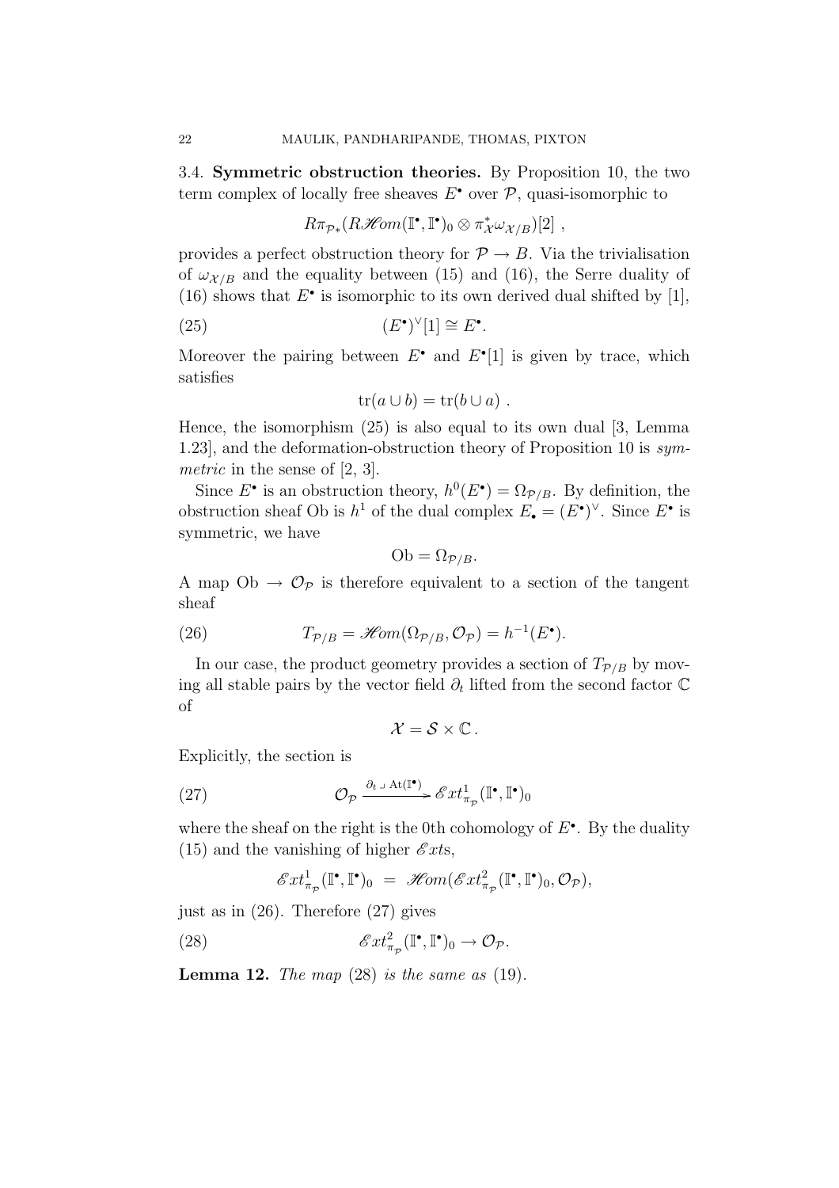**3.4. Symmetric obstruction theories.** By Proposition 10, the two term complex of locally free sheaves $E^\bullet$ over $\mathcal{P}$, quasi-isomorphic to

$$R\pi_{\mathcal{P}*}(R\mathscr{H}om(\mathbb{I}^\bullet, \mathbb{I}^\bullet)_0 \otimes \pi_{\mathcal{X}}^* \omega_{\mathcal{X}/B})[2] \ ,$$

provides a perfect obstruction theory for $\mathcal{P} \to B$. Via the trivialisation of $\omega_{\mathcal{X}/B}$ and the equality between (15) and (16), the Serre duality of (16) shows that $E^\bullet$ is isomorphic to its own derived dual shifted by [1],

$$(E^\bullet)^\vee[1] \cong E^\bullet. \tag{25}$$

Moreover the pairing between $E^\bullet$ and $E^\bullet[1]$ is given by trace, which satisfies

$$\operatorname{tr}(a \cup b) = \operatorname{tr}(b \cup a) \ .$$

Hence, the isomorphism (25) is also equal to its own dual [3, Lemma 1.23], and the deformation-obstruction theory of Proposition 10 is *symmetric* in the sense of [2, 3].

Since $E^\bullet$ is an obstruction theory, $h^0(E^\bullet) = \Omega_{\mathcal{P}/B}$. By definition, the obstruction sheaf Ob is $h^1$ of the dual complex $E_\bullet = (E^\bullet)^\vee$. Since $E^\bullet$ is symmetric, we have

$$\mathrm{Ob} = \Omega_{\mathcal{P}/B}.$$

A map $\mathrm{Ob} \to \mathcal{O}_{\mathcal{P}}$ is therefore equivalent to a section of the tangent sheaf

$$T_{\mathcal{P}/B} = \mathscr{H}om(\Omega_{\mathcal{P}/B}, \mathcal{O}_{\mathcal{P}}) = h^{-1}(E^\bullet). \tag{26}$$

In our case, the product geometry provides a section of $T_{\mathcal{P}/B}$ by moving all stable pairs by the vector field $\partial_t$ lifted from the second factor $\mathbb{C}$ of

$$\mathcal{X} = \mathcal{S} \times \mathbb{C} \, .$$

Explicitly, the section is

$$\mathcal{O}_{\mathcal{P}} \xrightarrow{\partial_t \,\lrcorner\, \mathrm{At}(\mathbb{I}^\bullet)} \mathscr{E}xt^1_{\pi_{\mathcal{P}}}(\mathbb{I}^\bullet, \mathbb{I}^\bullet)_0 \tag{27}$$

where the sheaf on the right is the 0th cohomology of $E^\bullet$. By the duality (15) and the vanishing of higher $\mathscr{E}xt$s,

$$\mathscr{E}xt^1_{\pi_{\mathcal{P}}}(\mathbb{I}^\bullet, \mathbb{I}^\bullet)_0 \ = \ \mathscr{H}om(\mathscr{E}xt^2_{\pi_{\mathcal{P}}}(\mathbb{I}^\bullet, \mathbb{I}^\bullet)_0, \mathcal{O}_{\mathcal{P}}),$$

just as in (26). Therefore (27) gives

$$\mathscr{E}xt^2_{\pi_{\mathcal{P}}}(\mathbb{I}^\bullet, \mathbb{I}^\bullet)_0 \to \mathcal{O}_{\mathcal{P}}. \tag{28}$$

**Lemma 12.** *The map* (28) *is the same as* (19).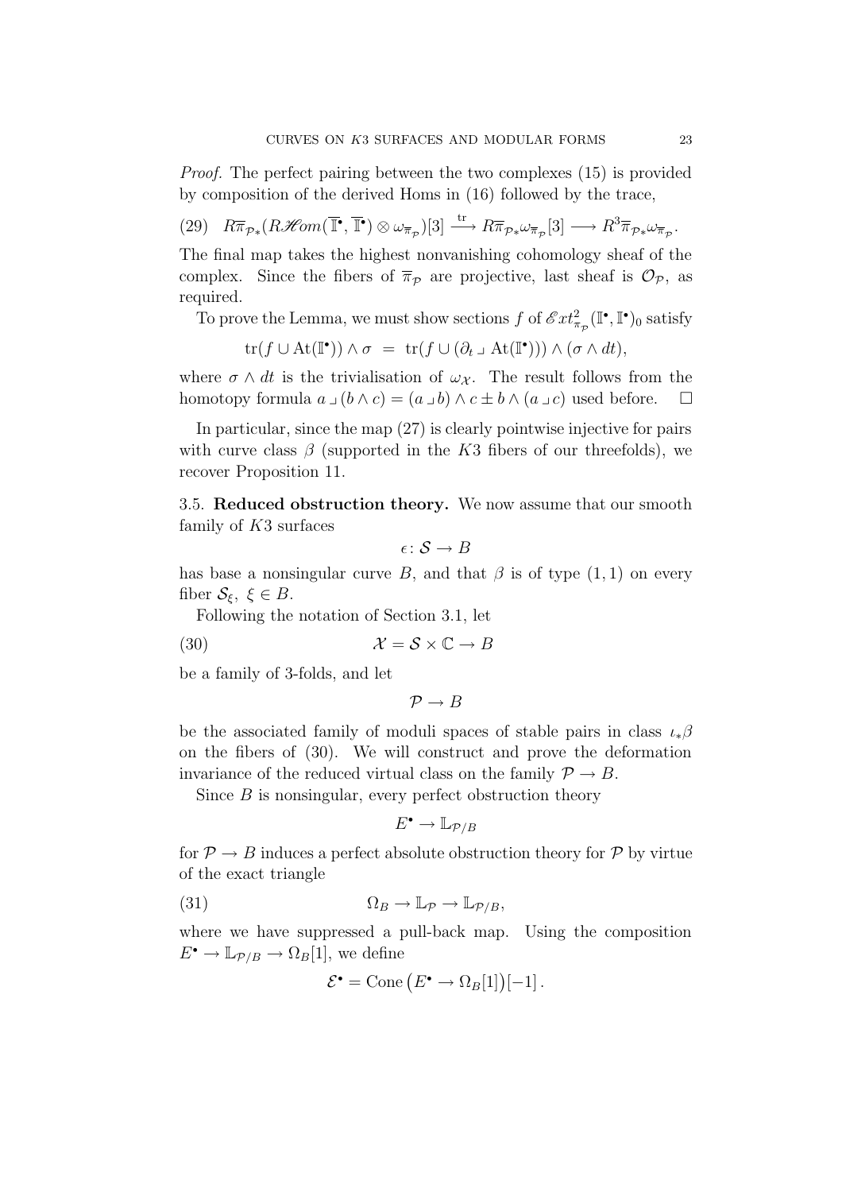*Proof.* The perfect pairing between the two complexes (15) is provided by composition of the derived Homs in (16) followed by the trace,

$$R\overline{\pi}_{\mathcal{P}*}(R\mathscr{H}om(\overline{\mathbb{I}}^\bullet, \overline{\mathbb{I}}^\bullet) \otimes \omega_{\overline{\pi}_{\mathcal{P}}})[3] \xrightarrow{\text{tr}} R\overline{\pi}_{\mathcal{P}*}\omega_{\overline{\pi}_{\mathcal{P}}}[3] \longrightarrow R^3\overline{\pi}_{\mathcal{P}*}\omega_{\overline{\pi}_{\mathcal{P}}}. \tag{29}$$

The final map takes the highest nonvanishing cohomology sheaf of the complex. Since the fibers of $\overline{\pi}_{\mathcal{P}}$ are projective, last sheaf is $\mathcal{O}_{\mathcal{P}}$, as required.

To prove the Lemma, we must show sections $f$ of $\mathscr{E}xt^2_{\pi_{\mathcal{P}}}(\mathbb{I}^\bullet, \mathbb{I}^\bullet)_0$ satisfy

$$\text{tr}(f \cup \text{At}(\mathbb{I}^\bullet)) \wedge \sigma \;=\; \text{tr}(f \cup (\partial_t \lrcorner \text{At}(\mathbb{I}^\bullet))) \wedge (\sigma \wedge dt),$$

where $\sigma \wedge dt$ is the trivialisation of $\omega_{\mathcal{X}}$. The result follows from the homotopy formula $a \lrcorner (b \wedge c) = (a \lrcorner b) \wedge c \pm b \wedge (a \lrcorner c)$ used before. $\square$

In particular, since the map (27) is clearly pointwise injective for pairs with curve class $\beta$ (supported in the $K3$ fibers of our threefolds), we recover Proposition 11.

**3.5. Reduced obstruction theory.** We now assume that our smooth family of $K3$ surfaces

$$\epsilon \colon \mathcal{S} \to B$$

has base a nonsingular curve $B$, and that $\beta$ is of type $(1,1)$ on every fiber $\mathcal{S}_\xi$, $\xi \in B$.

Following the notation of Section 3.1, let

$$\mathcal{X} = \mathcal{S} \times \mathbb{C} \to B \tag{30}$$

be a family of 3-folds, and let

$$\mathcal{P} \to B$$

be the associated family of moduli spaces of stable pairs in class $\iota_*\beta$ on the fibers of (30). We will construct and prove the deformation invariance of the reduced virtual class on the family $\mathcal{P} \to B$.

Since $B$ is nonsingular, every perfect obstruction theory

$$E^\bullet \to \mathbb{L}_{\mathcal{P}/B}$$

for $\mathcal{P} \to B$ induces a perfect absolute obstruction theory for $\mathcal{P}$ by virtue of the exact triangle

$$\Omega_B \to \mathbb{L}_{\mathcal{P}} \to \mathbb{L}_{\mathcal{P}/B}, \tag{31}$$

where we have suppressed a pull-back map. Using the composition $E^\bullet \to \mathbb{L}_{\mathcal{P}/B} \to \Omega_B[1]$, we define

$$\mathcal{E}^\bullet = \text{Cone}\left(E^\bullet \to \Omega_B[1]\right)[-1].$$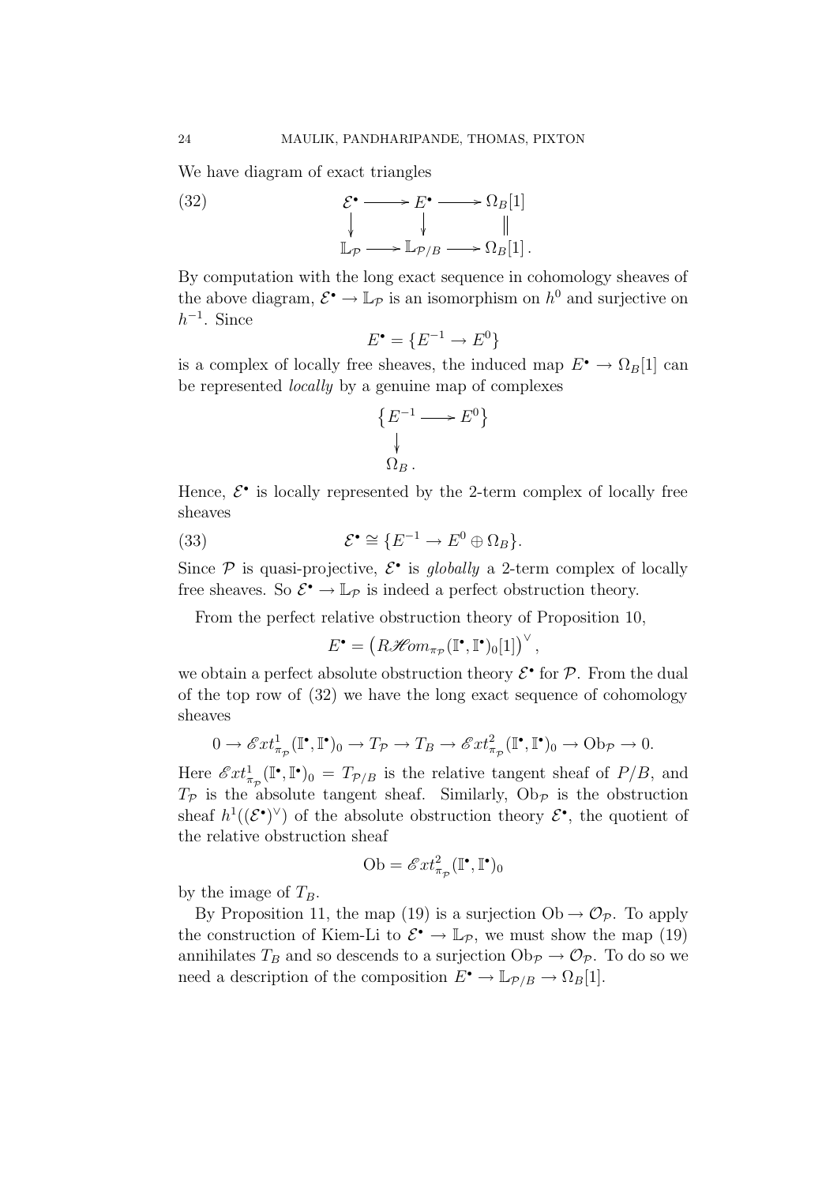We have diagram of exact triangles

$$
\begin{array}{ccccc}
\mathcal{E}^\bullet & \longrightarrow & E^\bullet & \longrightarrow & \Omega_B[1] \\
\downarrow & & \downarrow & & \| \\
\mathbb{L}_{\mathcal{P}} & \longrightarrow & \mathbb{L}_{\mathcal{P}/B} & \longrightarrow & \Omega_B[1]\,.
\end{array} \tag{32}
$$

By computation with the long exact sequence in cohomology sheaves of the above diagram, $\mathcal{E}^\bullet \to \mathbb{L}_{\mathcal{P}}$ is an isomorphism on $h^0$ and surjective on $h^{-1}$. Since

$$
E^\bullet = \{E^{-1} \to E^0\}
$$

is a complex of locally free sheaves, the induced map $E^\bullet \to \Omega_B[1]$ can be represented *locally* by a genuine map of complexes

$$
\begin{array}{l}
\{E^{-1} \longrightarrow E^0\} \\
\;\;\downarrow \\
\;\;\Omega_B\,.
\end{array}
$$

Hence, $\mathcal{E}^\bullet$ is locally represented by the 2-term complex of locally free sheaves

$$
\mathcal{E}^\bullet \cong \{E^{-1} \to E^0 \oplus \Omega_B\}. \tag{33}
$$

Since $\mathcal{P}$ is quasi-projective, $\mathcal{E}^\bullet$ is *globally* a 2-term complex of locally free sheaves. So $\mathcal{E}^\bullet \to \mathbb{L}_{\mathcal{P}}$ is indeed a perfect obstruction theory.

From the perfect relative obstruction theory of Proposition 10,

$$
E^\bullet = \left(R\mathscr{H}om_{\pi_{\mathcal{P}}}(\mathbb{I}^\bullet, \mathbb{I}^\bullet)_0[1]\right)^\vee,
$$

we obtain a perfect absolute obstruction theory $\mathcal{E}^\bullet$ for $\mathcal{P}$. From the dual of the top row of (32) we have the long exact sequence of cohomology sheaves

$$
0 \to \mathscr{E}xt^1_{\pi_{\mathcal{P}}}(\mathbb{I}^\bullet, \mathbb{I}^\bullet)_0 \to T_{\mathcal{P}} \to T_B \to \mathscr{E}xt^2_{\pi_{\mathcal{P}}}(\mathbb{I}^\bullet, \mathbb{I}^\bullet)_0 \to \mathrm{Ob}_{\mathcal{P}} \to 0.
$$

Here $\mathscr{E}xt^1_{\pi_{\mathcal{P}}}(\mathbb{I}^\bullet, \mathbb{I}^\bullet)_0 = T_{\mathcal{P}/B}$ is the relative tangent sheaf of $P/B$, and $T_{\mathcal{P}}$ is the absolute tangent sheaf. Similarly, $\mathrm{Ob}_{\mathcal{P}}$ is the obstruction sheaf $h^1((\mathcal{E}^\bullet)^\vee)$ of the absolute obstruction theory $\mathcal{E}^\bullet$, the quotient of the relative obstruction sheaf

$$
\mathrm{Ob} = \mathscr{E}xt^2_{\pi_{\mathcal{P}}}(\mathbb{I}^\bullet, \mathbb{I}^\bullet)_0
$$

by the image of $T_B$.

By Proposition 11, the map (19) is a surjection $\mathrm{Ob} \to \mathcal{O}_{\mathcal{P}}$. To apply the construction of Kiem-Li to $\mathcal{E}^\bullet \to \mathbb{L}_{\mathcal{P}}$, we must show the map (19) annihilates $T_B$ and so descends to a surjection $\mathrm{Ob}_{\mathcal{P}} \to \mathcal{O}_{\mathcal{P}}$. To do so we need a description of the composition $E^\bullet \to \mathbb{L}_{\mathcal{P}/B} \to \Omega_B[1]$.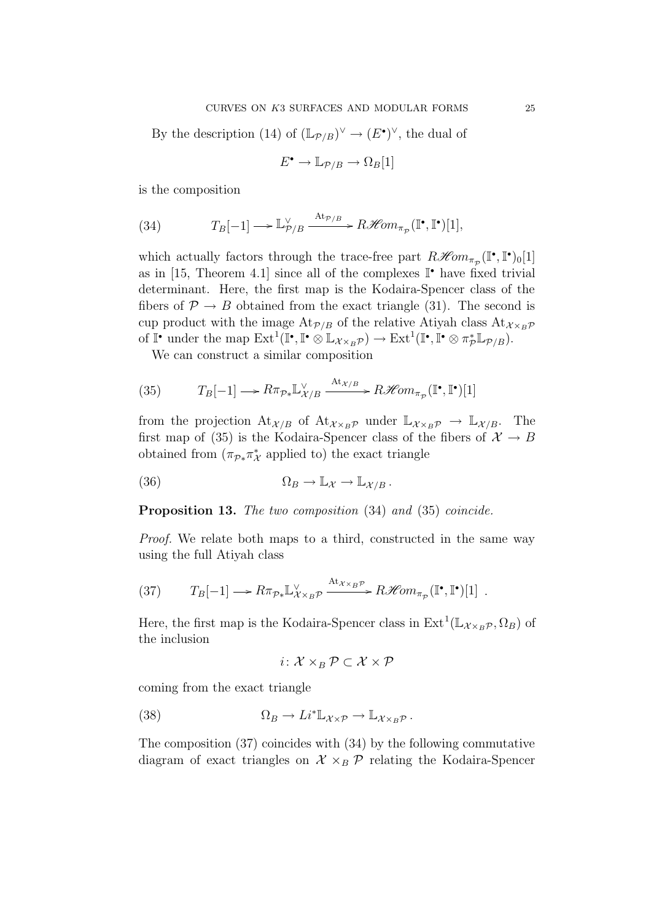By the description (14) of $(\mathbb{L}_{\mathcal{P}/B})^\vee \to (E^\bullet)^\vee$, the dual of

$$E^\bullet \to \mathbb{L}_{\mathcal{P}/B} \to \Omega_B[1]$$

is the composition

$$T_B[-1] \longrightarrow \mathbb{L}^\vee_{\mathcal{P}/B} \xrightarrow{\mathrm{At}_{\mathcal{P}/B}} R\mathscr{H}om_{\pi_\mathcal{P}}(\mathbb{I}^\bullet, \mathbb{I}^\bullet)[1], \tag{34}$$

which actually factors through the trace-free part $R\mathscr{H}om_{\pi_\mathcal{P}}(\mathbb{I}^\bullet, \mathbb{I}^\bullet)_0[1]$ as in [15, Theorem 4.1] since all of the complexes $\mathbb{I}^\bullet$ have fixed trivial determinant. Here, the first map is the Kodaira-Spencer class of the fibers of $\mathcal{P} \to B$ obtained from the exact triangle (31). The second is cup product with the image $\mathrm{At}_{\mathcal{P}/B}$ of the relative Atiyah class $\mathrm{At}_{\mathcal{X}\times_B\mathcal{P}}$ of $\mathbb{I}^\bullet$ under the map $\mathrm{Ext}^1(\mathbb{I}^\bullet, \mathbb{I}^\bullet \otimes \mathbb{L}_{\mathcal{X}\times_B\mathcal{P}}) \to \mathrm{Ext}^1(\mathbb{I}^\bullet, \mathbb{I}^\bullet \otimes \pi^*_\mathcal{P}\mathbb{L}_{\mathcal{P}/B})$.

We can construct a similar composition

$$T_B[-1] \longrightarrow R\pi_{\mathcal{P}*}\mathbb{L}^\vee_{\mathcal{X}/B} \xrightarrow{\mathrm{At}_{\mathcal{X}/B}} R\mathscr{H}om_{\pi_\mathcal{P}}(\mathbb{I}^\bullet, \mathbb{I}^\bullet)[1] \tag{35}$$

from the projection $\mathrm{At}_{\mathcal{X}/B}$ of $\mathrm{At}_{\mathcal{X}\times_B\mathcal{P}}$ under $\mathbb{L}_{\mathcal{X}\times_B\mathcal{P}} \to \mathbb{L}_{\mathcal{X}/B}$. The first map of (35) is the Kodaira-Spencer class of the fibers of $\mathcal{X} \to B$ obtained from ($\pi_{\mathcal{P}*}\pi^*_\mathcal{X}$ applied to) the exact triangle

$$\Omega_B \to \mathbb{L}_\mathcal{X} \to \mathbb{L}_{\mathcal{X}/B}\,. \tag{36}$$

**Proposition 13.** *The two composition* (34) *and* (35) *coincide.*

*Proof.* We relate both maps to a third, constructed in the same way using the full Atiyah class

$$T_B[-1] \longrightarrow R\pi_{\mathcal{P}*}\mathbb{L}^\vee_{\mathcal{X}\times_B\mathcal{P}} \xrightarrow{\mathrm{At}_{\mathcal{X}\times_B\mathcal{P}}} R\mathscr{H}om_{\pi_\mathcal{P}}(\mathbb{I}^\bullet, \mathbb{I}^\bullet)[1]\ . \tag{37}$$

Here, the first map is the Kodaira-Spencer class in $\mathrm{Ext}^1(\mathbb{L}_{\mathcal{X}\times_B\mathcal{P}}, \Omega_B)$ of the inclusion

$$i\colon \mathcal{X}\times_B\mathcal{P} \subset \mathcal{X}\times\mathcal{P}$$

coming from the exact triangle

$$\Omega_B \to Li^*\mathbb{L}_{\mathcal{X}\times\mathcal{P}} \to \mathbb{L}_{\mathcal{X}\times_B\mathcal{P}}\,. \tag{38}$$

The composition (37) coincides with (34) by the following commutative diagram of exact triangles on $\mathcal{X}\times_B\mathcal{P}$ relating the Kodaira-Spencer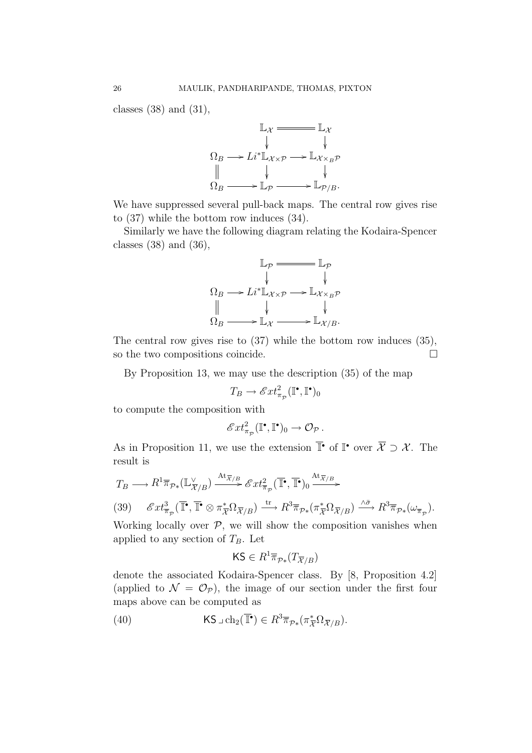classes (38) and (31),

$$
\begin{array}{ccccc}
 & & \mathbb{L}_{\mathcal{X}} & = & \mathbb{L}_{\mathcal{X}} \\
 & & \downarrow & & \downarrow \\
\Omega_B & \longrightarrow & Li^*\mathbb{L}_{\mathcal{X}\times\mathcal{P}} & \longrightarrow & \mathbb{L}_{\mathcal{X}\times_B\mathcal{P}} \\
\| & & \downarrow & & \downarrow \\
\Omega_B & \longrightarrow & \mathbb{L}_{\mathcal{P}} & \longrightarrow & \mathbb{L}_{\mathcal{P}/B}.
\end{array}
$$

We have suppressed several pull-back maps. The central row gives rise to (37) while the bottom row induces (34).

Similarly we have the following diagram relating the Kodaira-Spencer classes (38) and (36),

$$
\begin{array}{ccccc}
 & & \mathbb{L}_{\mathcal{P}} & = & \mathbb{L}_{\mathcal{P}} \\
 & & \downarrow & & \downarrow \\
\Omega_B & \longrightarrow & Li^*\mathbb{L}_{\mathcal{X}\times\mathcal{P}} & \longrightarrow & \mathbb{L}_{\mathcal{X}\times_B\mathcal{P}} \\
\| & & \downarrow & & \downarrow \\
\Omega_B & \longrightarrow & \mathbb{L}_{\mathcal{X}} & \longrightarrow & \mathbb{L}_{\mathcal{X}/B}.
\end{array}
$$

The central row gives rise to (37) while the bottom row induces (35), so the two compositions coincide. $\square$

By Proposition 13, we may use the description (35) of the map

$$T_B \to \mathscr{E}xt^2_{\pi_{\mathcal{P}}}(\mathbb{I}^\bullet, \mathbb{I}^\bullet)_0$$

to compute the composition with

$$\mathscr{E}xt^2_{\pi_{\mathcal{P}}}(\mathbb{I}^\bullet, \mathbb{I}^\bullet)_0 \to \mathcal{O}_{\mathcal{P}}\,.$$

As in Proposition 11, we use the extension $\overline{\mathbb{I}}^\bullet$ of $\mathbb{I}^\bullet$ over $\overline{\mathcal{X}} \supset \mathcal{X}$. The result is

$$T_B \longrightarrow R^1\overline{\pi}_{\mathcal{P}*}(\mathbb{L}^\vee_{\overline{\mathcal{X}}/B}) \xrightarrow{\mathrm{At}_{\overline{\mathcal{X}}/B}} \mathscr{E}xt^2_{\overline{\pi}_{\mathcal{P}}}(\overline{\mathbb{I}}^\bullet, \overline{\mathbb{I}}^\bullet)_0 \xrightarrow{\mathrm{At}_{\overline{\mathcal{X}}/B}}$$

$$\mathscr{E}xt^3_{\overline{\pi}_{\mathcal{P}}}(\overline{\mathbb{I}}^\bullet, \overline{\mathbb{I}}^\bullet \otimes \pi^*_{\overline{\mathcal{X}}}\Omega_{\overline{\mathcal{X}}/B}) \xrightarrow{\mathrm{tr}} R^3\overline{\pi}_{\mathcal{P}*}(\pi^*_{\overline{\mathcal{X}}}\Omega_{\overline{\mathcal{X}}/B}) \xrightarrow{\wedge\bar{\sigma}} R^3\overline{\pi}_{\mathcal{P}*}(\omega_{\overline{\pi}_{\mathcal{P}}}). \tag{39}$$

Working locally over $\mathcal{P}$, we will show the composition vanishes when applied to any section of $T_B$. Let

$$\mathsf{KS} \in R^1\overline{\pi}_{\mathcal{P}*}(T_{\overline{\mathcal{X}}/B})$$

denote the associated Kodaira-Spencer class. By [8, Proposition 4.2] (applied to $\mathcal{N} = \mathcal{O}_{\mathcal{P}}$), the image of our section under the first four maps above can be computed as

$$\mathsf{KS} \lrcorner \operatorname{ch}_2(\overline{\mathbb{I}}^\bullet) \in R^3\overline{\pi}_{\mathcal{P}*}(\pi^*_{\overline{\mathcal{X}}}\Omega_{\overline{\mathcal{X}}/B}). \tag{40}$$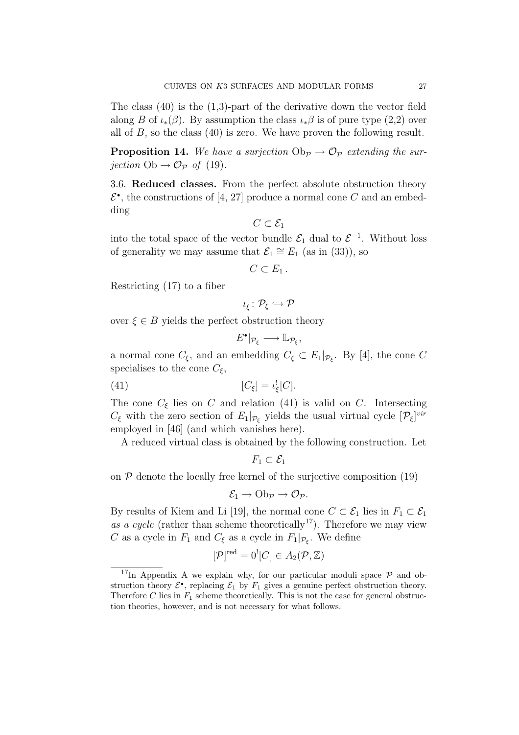The class (40) is the (1,3)-part of the derivative down the vector field along $B$ of $\iota_*(\beta)$. By assumption the class $\iota_*\beta$ is of pure type (2,2) over all of $B$, so the class (40) is zero. We have proven the following result.

**Proposition 14.** *We have a surjection* $\mathrm{Ob}_{\mathcal{P}} \to \mathcal{O}_{\mathcal{P}}$ *extending the surjection* $\mathrm{Ob} \to \mathcal{O}_{\mathcal{P}}$ *of* (19).

3.6. **Reduced classes.** From the perfect absolute obstruction theory $\mathcal{E}^\bullet$, the constructions of [4, 27] produce a normal cone $C$ and an embedding

$$C \subset \mathcal{E}_1$$

into the total space of the vector bundle $\mathcal{E}_1$ dual to $\mathcal{E}^{-1}$. Without loss of generality we may assume that $\mathcal{E}_1 \cong E_1$ (as in (33)), so

$$C \subset E_1 .$$

Restricting (17) to a fiber

$$\iota_\xi \colon \mathcal{P}_\xi \hookrightarrow \mathcal{P}$$

over $\xi \in B$ yields the perfect obstruction theory

$$E^\bullet|_{\mathcal{P}_\xi} \longrightarrow \mathbb{L}_{\mathcal{P}_\xi},$$

a normal cone $C_\xi$, and an embedding $C_\xi \subset E_1|_{\mathcal{P}_\xi}$. By [4], the cone $C$ specialises to the cone $C_\xi$,

$$[C_\xi] = \iota_\xi^![C]. \tag{41}$$

The cone $C_\xi$ lies on $C$ and relation (41) is valid on $C$. Intersecting $C_\xi$ with the zero section of $E_1|_{\mathcal{P}_\xi}$ yields the usual virtual cycle $[\mathcal{P}_\xi]^{vir}$ employed in [46] (and which vanishes here).

A reduced virtual class is obtained by the following construction. Let

$$F_1 \subset \mathcal{E}_1$$

on $\mathcal{P}$ denote the locally free kernel of the surjective composition (19)

$$\mathcal{E}_1 \to \mathrm{Ob}_{\mathcal{P}} \to \mathcal{O}_{\mathcal{P}}.$$

By results of Kiem and Li [19], the normal cone $C \subset \mathcal{E}_1$ lies in $F_1 \subset \mathcal{E}_1$ *as a cycle* (rather than scheme theoretically[17]). Therefore we may view $C$ as a cycle in $F_1$ and $C_\xi$ as a cycle in $F_1|_{\mathcal{P}_\xi}$. We define

$$[\mathcal{P}]^{\mathrm{red}} = 0^![C] \in A_2(\mathcal{P}, \mathbb{Z})$$

[17] In Appendix A we explain why, for our particular moduli space $\mathcal{P}$ and obstruction theory $\mathcal{E}^\bullet$, replacing $\mathcal{E}_1$ by $F_1$ gives a genuine perfect obstruction theory. Therefore $C$ lies in $F_1$ scheme theoretically. This is not the case for general obstruction theories, however, and is not necessary for what follows.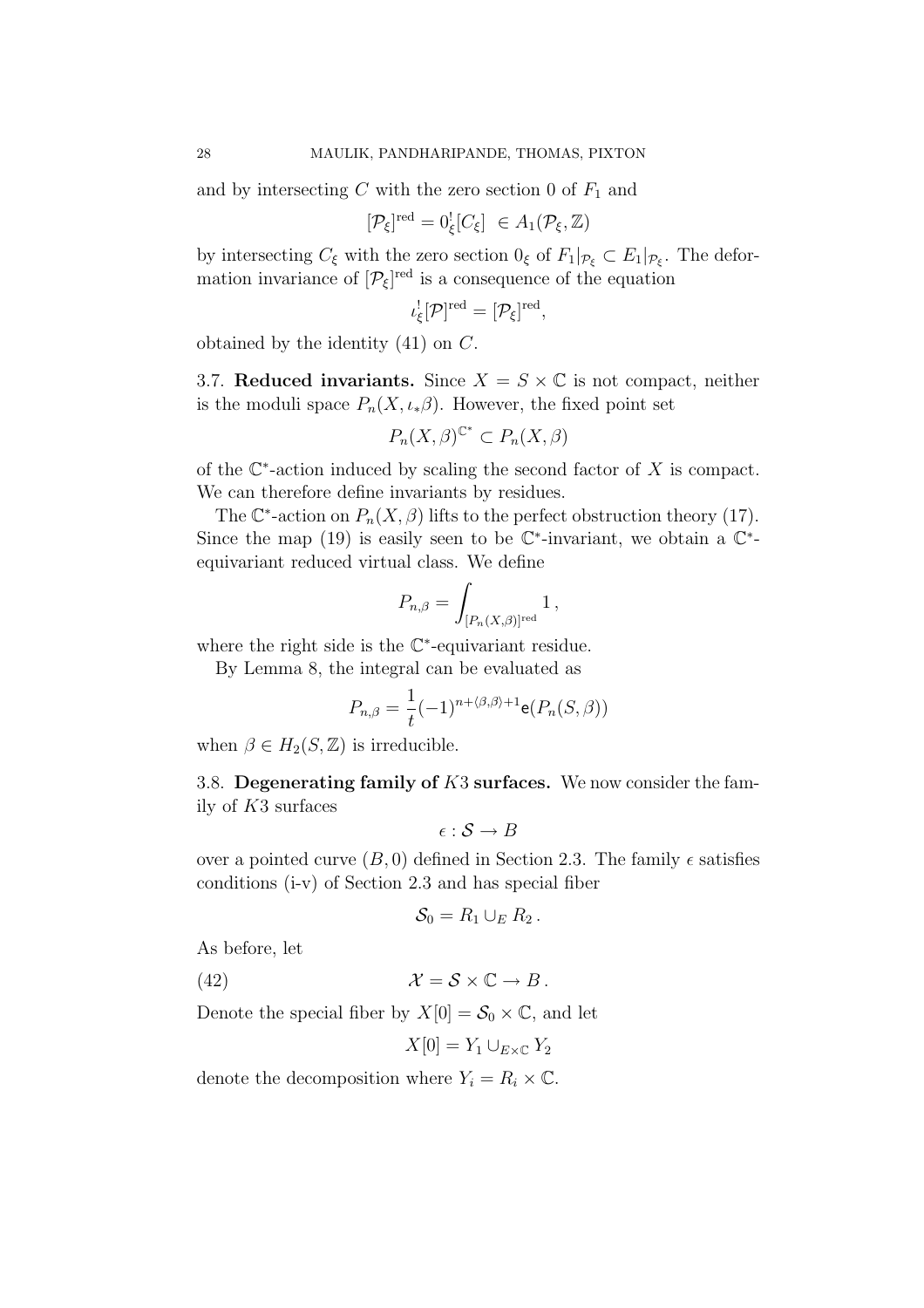and by intersecting $C$ with the zero section $0$ of $F_1$ and

$$[\mathcal{P}_\xi]^{\text{red}} = 0_\xi^![C_\xi] \ \in A_1(\mathcal{P}_\xi, \mathbb{Z})$$

by intersecting $C_\xi$ with the zero section $0_\xi$ of $F_1|_{\mathcal{P}_\xi} \subset E_1|_{\mathcal{P}_\xi}$. The deformation invariance of $[\mathcal{P}_\xi]^{\text{red}}$ is a consequence of the equation

$$\iota_\xi^![\mathcal{P}]^{\text{red}} = [\mathcal{P}_\xi]^{\text{red}},$$

obtained by the identity (41) on $C$.

3.7. **Reduced invariants.** Since $X = S \times \mathbb{C}$ is not compact, neither is the moduli space $P_n(X, \iota_*\beta)$. However, the fixed point set

$$P_n(X,\beta)^{\mathbb{C}^*} \subset P_n(X,\beta)$$

of the $\mathbb{C}^*$-action induced by scaling the second factor of $X$ is compact. We can therefore define invariants by residues.

The $\mathbb{C}^*$-action on $P_n(X,\beta)$ lifts to the perfect obstruction theory (17). Since the map (19) is easily seen to be $\mathbb{C}^*$-invariant, we obtain a $\mathbb{C}^*$-equivariant reduced virtual class. We define

$$P_{n,\beta} = \int_{[P_n(X,\beta)]^{\text{red}}} 1\,,$$

where the right side is the $\mathbb{C}^*$-equivariant residue.

By Lemma 8, the integral can be evaluated as

$$P_{n,\beta} = \frac{1}{t}(-1)^{n+\langle\beta,\beta\rangle+1}\mathsf{e}(P_n(S,\beta))$$

when $\beta \in H_2(S,\mathbb{Z})$ is irreducible.

3.8. **Degenerating family of $K3$ surfaces.** We now consider the family of $K3$ surfaces

$$\epsilon : \mathcal{S} \to B$$

over a pointed curve $(B, 0)$ defined in Section 2.3. The family $\epsilon$ satisfies conditions (i-v) of Section 2.3 and has special fiber

$$\mathcal{S}_0 = R_1 \cup_E R_2\,.$$

As before, let

$$\mathcal{X} = \mathcal{S} \times \mathbb{C} \to B\,. \tag{42}$$

Denote the special fiber by $X[0] = \mathcal{S}_0 \times \mathbb{C}$, and let

$$X[0] = Y_1 \cup_{E\times\mathbb{C}} Y_2$$

denote the decomposition where $Y_i = R_i \times \mathbb{C}$.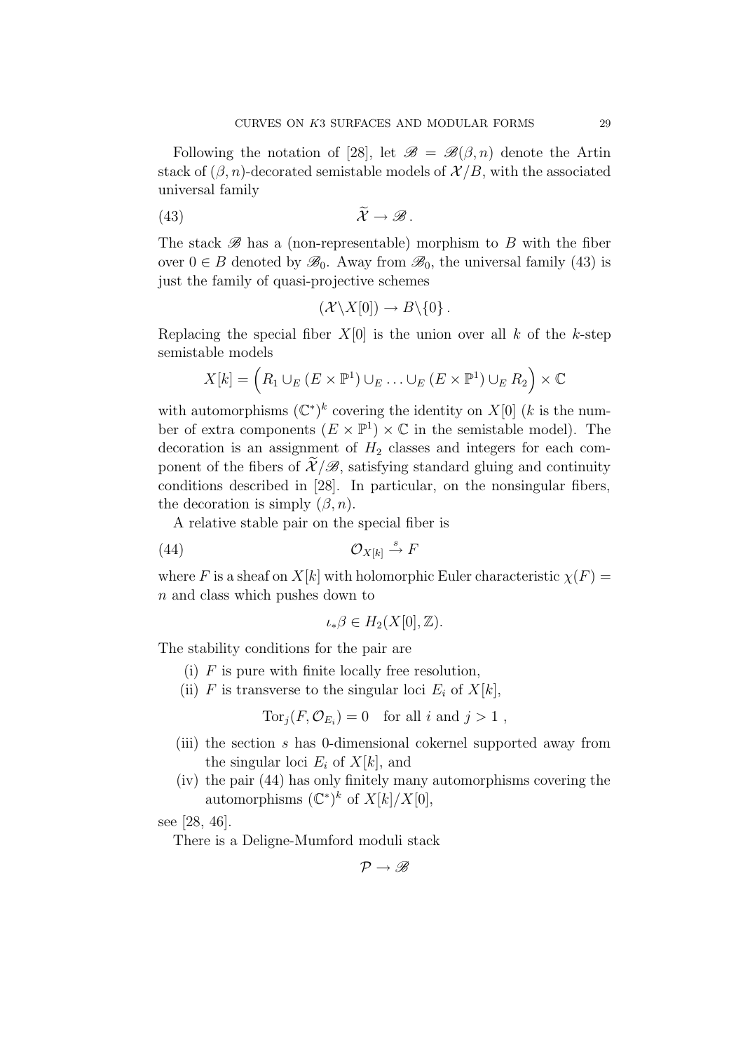Following the notation of [28], let $\mathscr{B} = \mathscr{B}(\beta, n)$ denote the Artin stack of $(\beta, n)$-decorated semistable models of $\mathcal{X}/B$, with the associated universal family

$$\widetilde{\mathcal{X}} \to \mathscr{B} \,. \tag{43}$$

The stack $\mathscr{B}$ has a (non-representable) morphism to $B$ with the fiber over $0 \in B$ denoted by $\mathscr{B}_0$. Away from $\mathscr{B}_0$, the universal family (43) is just the family of quasi-projective schemes

$$(\mathcal{X} \backslash X[0]) \to B \backslash \{0\} \,.$$

Replacing the special fiber $X[0]$ is the union over all $k$ of the $k$-step semistable models

$$X[k] = \Big( R_1 \cup_E (E \times \mathbb{P}^1) \cup_E \ldots \cup_E (E \times \mathbb{P}^1) \cup_E R_2 \Big) \times \mathbb{C}$$

with automorphisms $(\mathbb{C}^*)^k$ covering the identity on $X[0]$ ($k$ is the number of extra components $(E \times \mathbb{P}^1) \times \mathbb{C}$ in the semistable model). The decoration is an assignment of $H_2$ classes and integers for each component of the fibers of $\widetilde{\mathcal{X}}/\mathscr{B}$, satisfying standard gluing and continuity conditions described in [28]. In particular, on the nonsingular fibers, the decoration is simply $(\beta, n)$.

A relative stable pair on the special fiber is

$$\mathcal{O}_{X[k]} \xrightarrow{s} F \tag{44}$$

where $F$ is a sheaf on $X[k]$ with holomorphic Euler characteristic $\chi(F) = n$ and class which pushes down to

$$\iota_* \beta \in H_2(X[0], \mathbb{Z}).$$

The stability conditions for the pair are

(i) $F$ is pure with finite locally free resolution,

(ii) $F$ is transverse to the singular loci $E_i$ of $X[k]$,

$$\mathrm{Tor}_j(F, \mathcal{O}_{E_i}) = 0 \quad \text{for all } i \text{ and } j > 1 \,,$$

(iii) the section $s$ has 0-dimensional cokernel supported away from the singular loci $E_i$ of $X[k]$, and

(iv) the pair (44) has only finitely many automorphisms covering the automorphisms $(\mathbb{C}^*)^k$ of $X[k]/X[0]$,

see [28, 46].

There is a Deligne-Mumford moduli stack

$$\mathcal{P} \to \mathscr{B}$$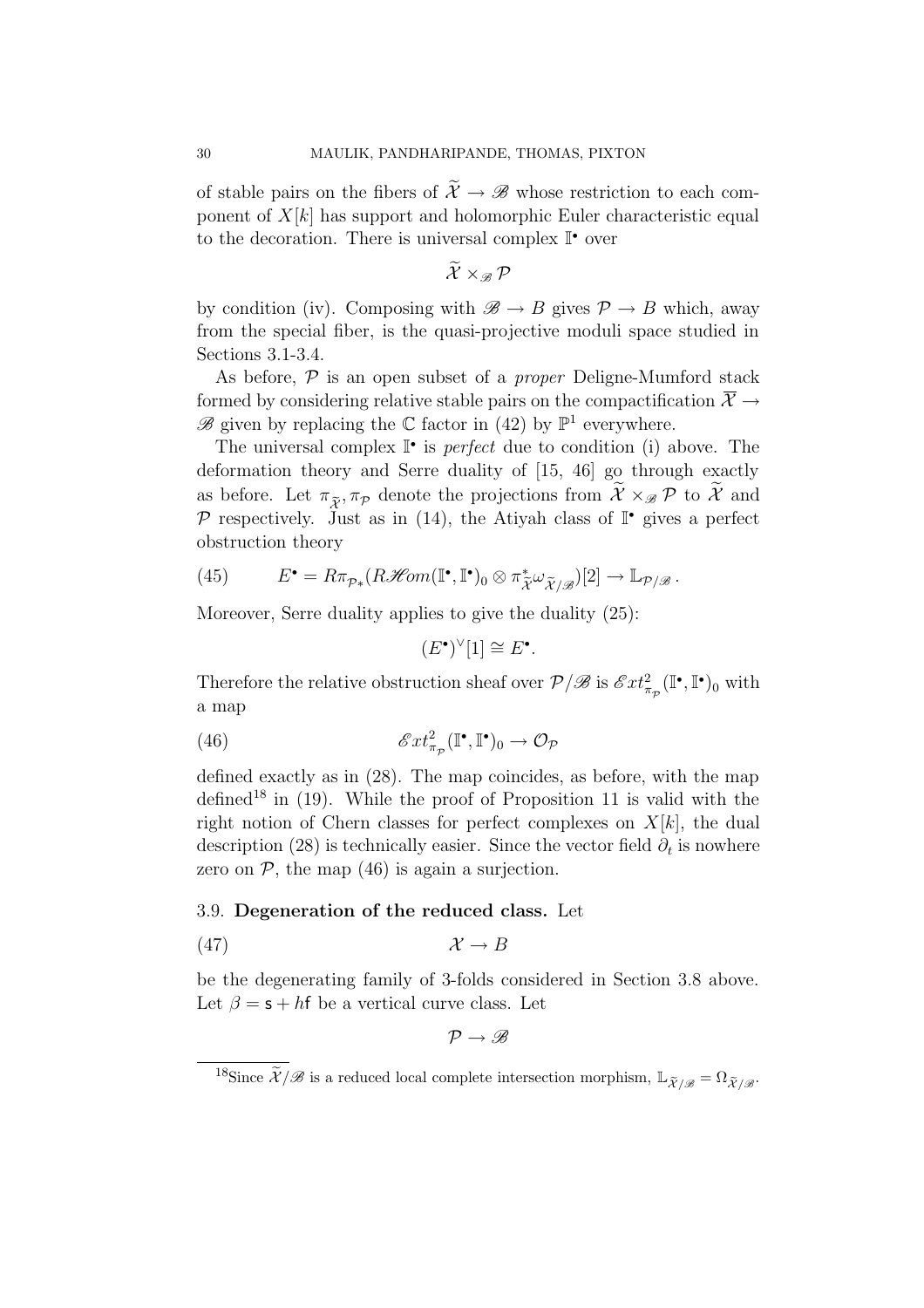of stable pairs on the fibers of $\widetilde{\mathcal{X}} \to \mathscr{B}$ whose restriction to each component of $X[k]$ has support and holomorphic Euler characteristic equal to the decoration. There is universal complex $\mathbb{I}^\bullet$ over

$$\widetilde{\mathcal{X}} \times_{\mathscr{B}} \mathcal{P}$$

by condition (iv). Composing with $\mathscr{B} \to B$ gives $\mathcal{P} \to B$ which, away from the special fiber, is the quasi-projective moduli space studied in Sections 3.1-3.4.

As before, $\mathcal{P}$ is an open subset of a *proper* Deligne-Mumford stack formed by considering relative stable pairs on the compactification $\overline{\mathcal{X}} \to \mathscr{B}$ given by replacing the $\mathbb{C}$ factor in (42) by $\mathbb{P}^1$ everywhere.

The universal complex $\mathbb{I}^\bullet$ is *perfect* due to condition (i) above. The deformation theory and Serre duality of [15, 46] go through exactly as before. Let $\pi_{\widetilde{\mathcal{X}}}, \pi_{\mathcal{P}}$ denote the projections from $\widetilde{\mathcal{X}} \times_{\mathscr{B}} \mathcal{P}$ to $\widetilde{\mathcal{X}}$ and $\mathcal{P}$ respectively. Just as in (14), the Atiyah class of $\mathbb{I}^\bullet$ gives a perfect obstruction theory

$$E^\bullet = R\pi_{\mathcal{P}*}(R\mathscr{H}om(\mathbb{I}^\bullet, \mathbb{I}^\bullet)_0 \otimes \pi_{\widetilde{\mathcal{X}}}^* \omega_{\widetilde{\mathcal{X}}/\mathscr{B}})[2] \to \mathbb{L}_{\mathcal{P}/\mathscr{B}}\,. \tag{45}$$

Moreover, Serre duality applies to give the duality (25):

$$(E^\bullet)^\vee[1] \cong E^\bullet.$$

Therefore the relative obstruction sheaf over $\mathcal{P}/\mathscr{B}$ is $\mathscr{E}xt^2_{\pi_{\mathcal{P}}}(\mathbb{I}^\bullet, \mathbb{I}^\bullet)_0$ with a map

$$\mathscr{E}xt^2_{\pi_{\mathcal{P}}}(\mathbb{I}^\bullet, \mathbb{I}^\bullet)_0 \to \mathcal{O}_{\mathcal{P}} \tag{46}$$

defined exactly as in (28). The map coincides, as before, with the map defined[18] in (19). While the proof of Proposition 11 is valid with the right notion of Chern classes for perfect complexes on $X[k]$, the dual description (28) is technically easier. Since the vector field $\partial_t$ is nowhere zero on $\mathcal{P}$, the map (46) is again a surjection.

### 3.9. Degeneration of the reduced class.

Let

$$\mathcal{X} \to B \tag{47}$$

be the degenerating family of 3-folds considered in Section 3.8 above. Let $\beta = \mathsf{s} + h\mathsf{f}$ be a vertical curve class. Let

$$\mathcal{P} \to \mathscr{B}$$

[18] Since $\widetilde{\mathcal{X}}/\mathscr{B}$ is a reduced local complete intersection morphism, $\mathbb{L}_{\widetilde{\mathcal{X}}/\mathscr{B}} = \Omega_{\widetilde{\mathcal{X}}/\mathscr{B}}$.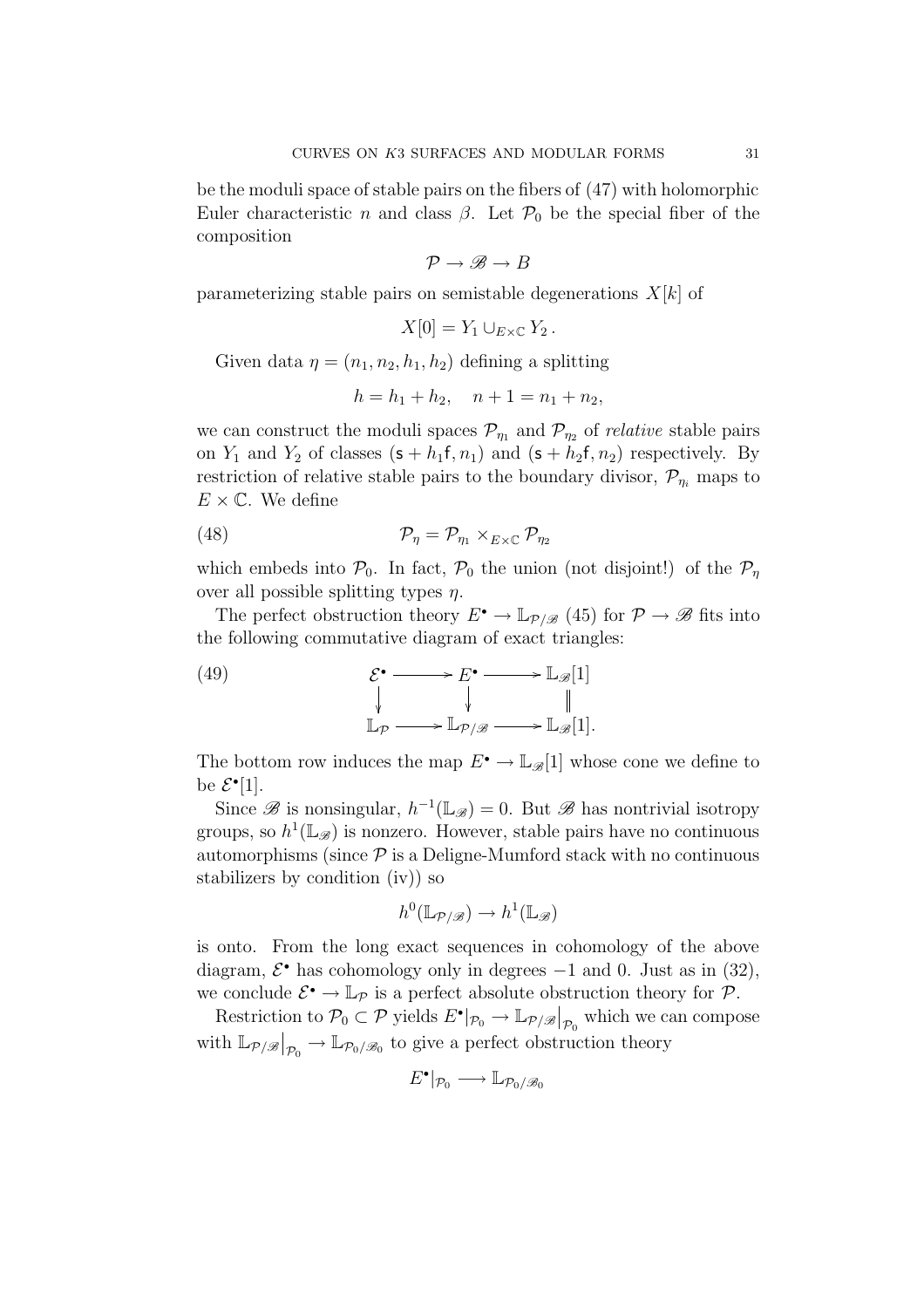be the moduli space of stable pairs on the fibers of (47) with holomorphic Euler characteristic $n$ and class $\beta$. Let $\mathcal{P}_0$ be the special fiber of the composition

$$\mathcal{P} \to \mathscr{B} \to B$$

parameterizing stable pairs on semistable degenerations $X[k]$ of

$$X[0] = Y_1 \cup_{E \times \mathbb{C}} Y_2 \,.$$

Given data $\eta = (n_1, n_2, h_1, h_2)$ defining a splitting

$$h = h_1 + h_2, \quad n + 1 = n_1 + n_2,$$

we can construct the moduli spaces $\mathcal{P}_{\eta_1}$ and $\mathcal{P}_{\eta_2}$ of *relative* stable pairs on $Y_1$ and $Y_2$ of classes $(\mathsf{s} + h_1\mathsf{f}, n_1)$ and $(\mathsf{s} + h_2\mathsf{f}, n_2)$ respectively. By restriction of relative stable pairs to the boundary divisor, $\mathcal{P}_{\eta_i}$ maps to $E \times \mathbb{C}$. We define

$$\mathcal{P}_\eta = \mathcal{P}_{\eta_1} \times_{E \times \mathbb{C}} \mathcal{P}_{\eta_2} \tag{48}$$

which embeds into $\mathcal{P}_0$. In fact, $\mathcal{P}_0$ the union (not disjoint!) of the $\mathcal{P}_\eta$ over all possible splitting types $\eta$.

The perfect obstruction theory $E^\bullet \to \mathbb{L}_{\mathcal{P}/\mathscr{B}}$ (45) for $\mathcal{P} \to \mathscr{B}$ fits into the following commutative diagram of exact triangles:

$$\begin{array}{ccccc} \mathcal{E}^\bullet & \longrightarrow & E^\bullet & \longrightarrow & \mathbb{L}_{\mathscr{B}}[1] \\ \downarrow & & \downarrow & & \| \\ \mathbb{L}_{\mathcal{P}} & \longrightarrow & \mathbb{L}_{\mathcal{P}/\mathscr{B}} & \longrightarrow & \mathbb{L}_{\mathscr{B}}[1]. \end{array} \tag{49}$$

The bottom row induces the map $E^\bullet \to \mathbb{L}_{\mathscr{B}}[1]$ whose cone we define to be $\mathcal{E}^\bullet[1]$.

Since $\mathscr{B}$ is nonsingular, $h^{-1}(\mathbb{L}_{\mathscr{B}}) = 0$. But $\mathscr{B}$ has nontrivial isotropy groups, so $h^1(\mathbb{L}_{\mathscr{B}})$ is nonzero. However, stable pairs have no continuous automorphisms (since $\mathcal{P}$ is a Deligne-Mumford stack with no continuous stabilizers by condition (iv)) so

$$h^0(\mathbb{L}_{\mathcal{P}/\mathscr{B}}) \to h^1(\mathbb{L}_{\mathscr{B}})$$

is onto. From the long exact sequences in cohomology of the above diagram, $\mathcal{E}^\bullet$ has cohomology only in degrees $-1$ and 0. Just as in (32), we conclude $\mathcal{E}^\bullet \to \mathbb{L}_{\mathcal{P}}$ is a perfect absolute obstruction theory for $\mathcal{P}$.

Restriction to $\mathcal{P}_0 \subset \mathcal{P}$ yields $E^\bullet|_{\mathcal{P}_0} \to \mathbb{L}_{\mathcal{P}/\mathscr{B}}\big|_{\mathcal{P}_0}$ which we can compose with $\mathbb{L}_{\mathcal{P}/\mathscr{B}}\big|_{\mathcal{P}_0} \to \mathbb{L}_{\mathcal{P}_0/\mathscr{B}_0}$ to give a perfect obstruction theory

$$E^\bullet|_{\mathcal{P}_0} \longrightarrow \mathbb{L}_{\mathcal{P}_0/\mathscr{B}_0}$$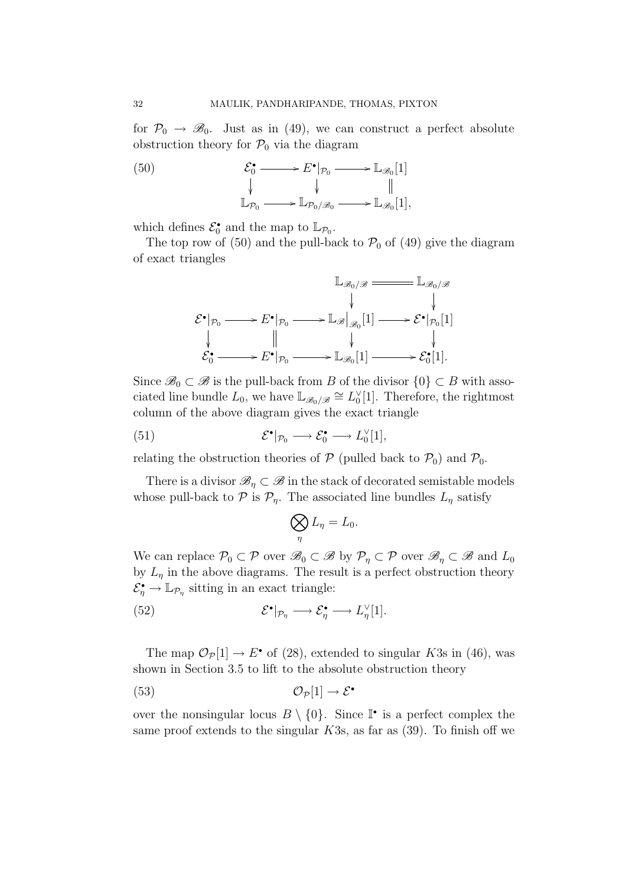for $\mathcal{P}_0 \to \mathscr{B}_0$. Just as in (49), we can construct a perfect absolute obstruction theory for $\mathcal{P}_0$ via the diagram

$$
\begin{array}{ccccc}
\mathcal{E}_0^\bullet & \longrightarrow & E^\bullet|_{\mathcal{P}_0} & \longrightarrow & \mathbb{L}_{\mathscr{B}_0}[1] \\
\downarrow & & \downarrow & & \| \\
\mathbb{L}_{\mathcal{P}_0} & \longrightarrow & \mathbb{L}_{\mathcal{P}_0/\mathscr{B}_0} & \longrightarrow & \mathbb{L}_{\mathscr{B}_0}[1],
\end{array}
\tag{50}
$$

which defines $\mathcal{E}_0^\bullet$ and the map to $\mathbb{L}_{\mathcal{P}_0}$.

The top row of (50) and the pull-back to $\mathcal{P}_0$ of (49) give the diagram of exact triangles

$$
\begin{array}{ccccccc}
 & & & & \mathbb{L}_{\mathscr{B}_0/\mathscr{B}} & = & \mathbb{L}_{\mathscr{B}_0/\mathscr{B}} \\
 & & & & \downarrow & & \downarrow \\
\mathcal{E}^\bullet|_{\mathcal{P}_0} & \longrightarrow & E^\bullet|_{\mathcal{P}_0} & \longrightarrow & \mathbb{L}_{\mathscr{B}}\big|_{\mathscr{B}_0}[1] & \longrightarrow & \mathcal{E}^\bullet|_{\mathcal{P}_0}[1] \\
\downarrow & & \| & & \downarrow & & \downarrow \\
\mathcal{E}_0^\bullet & \longrightarrow & E^\bullet|_{\mathcal{P}_0} & \longrightarrow & \mathbb{L}_{\mathscr{B}_0}[1] & \longrightarrow & \mathcal{E}_0^\bullet[1].
\end{array}
$$

Since $\mathscr{B}_0 \subset \mathscr{B}$ is the pull-back from $B$ of the divisor $\{0\} \subset B$ with associated line bundle $L_0$, we have $\mathbb{L}_{\mathscr{B}_0/\mathscr{B}} \cong L_0^\vee[1]$. Therefore, the rightmost column of the above diagram gives the exact triangle

$$
\mathcal{E}^\bullet|_{\mathcal{P}_0} \longrightarrow \mathcal{E}_0^\bullet \longrightarrow L_0^\vee[1], \tag{51}
$$

relating the obstruction theories of $\mathcal{P}$ (pulled back to $\mathcal{P}_0$) and $\mathcal{P}_0$.

There is a divisor $\mathscr{B}_\eta \subset \mathscr{B}$ in the stack of decorated semistable models whose pull-back to $\mathcal{P}$ is $\mathcal{P}_\eta$. The associated line bundles $L_\eta$ satisfy

$$
\bigotimes_\eta L_\eta = L_0.
$$

We can replace $\mathcal{P}_0 \subset \mathcal{P}$ over $\mathscr{B}_0 \subset \mathscr{B}$ by $\mathcal{P}_\eta \subset \mathcal{P}$ over $\mathscr{B}_\eta \subset \mathscr{B}$ and $L_0$ by $L_\eta$ in the above diagrams. The result is a perfect obstruction theory $\mathcal{E}_\eta^\bullet \to \mathbb{L}_{\mathcal{P}_\eta}$ sitting in an exact triangle:

$$
\mathcal{E}^\bullet|_{\mathcal{P}_\eta} \longrightarrow \mathcal{E}_\eta^\bullet \longrightarrow L_\eta^\vee[1]. \tag{52}
$$

The map $\mathcal{O}_{\mathcal{P}}[1] \to E^\bullet$ of (28), extended to singular $K3$s in (46), was shown in Section 3.5 to lift to the absolute obstruction theory

$$
\mathcal{O}_{\mathcal{P}}[1] \to \mathcal{E}^\bullet \tag{53}
$$

over the nonsingular locus $B \setminus \{0\}$. Since $\mathbb{I}^\bullet$ is a perfect complex the same proof extends to the singular $K3$s, as far as (39). To finish off we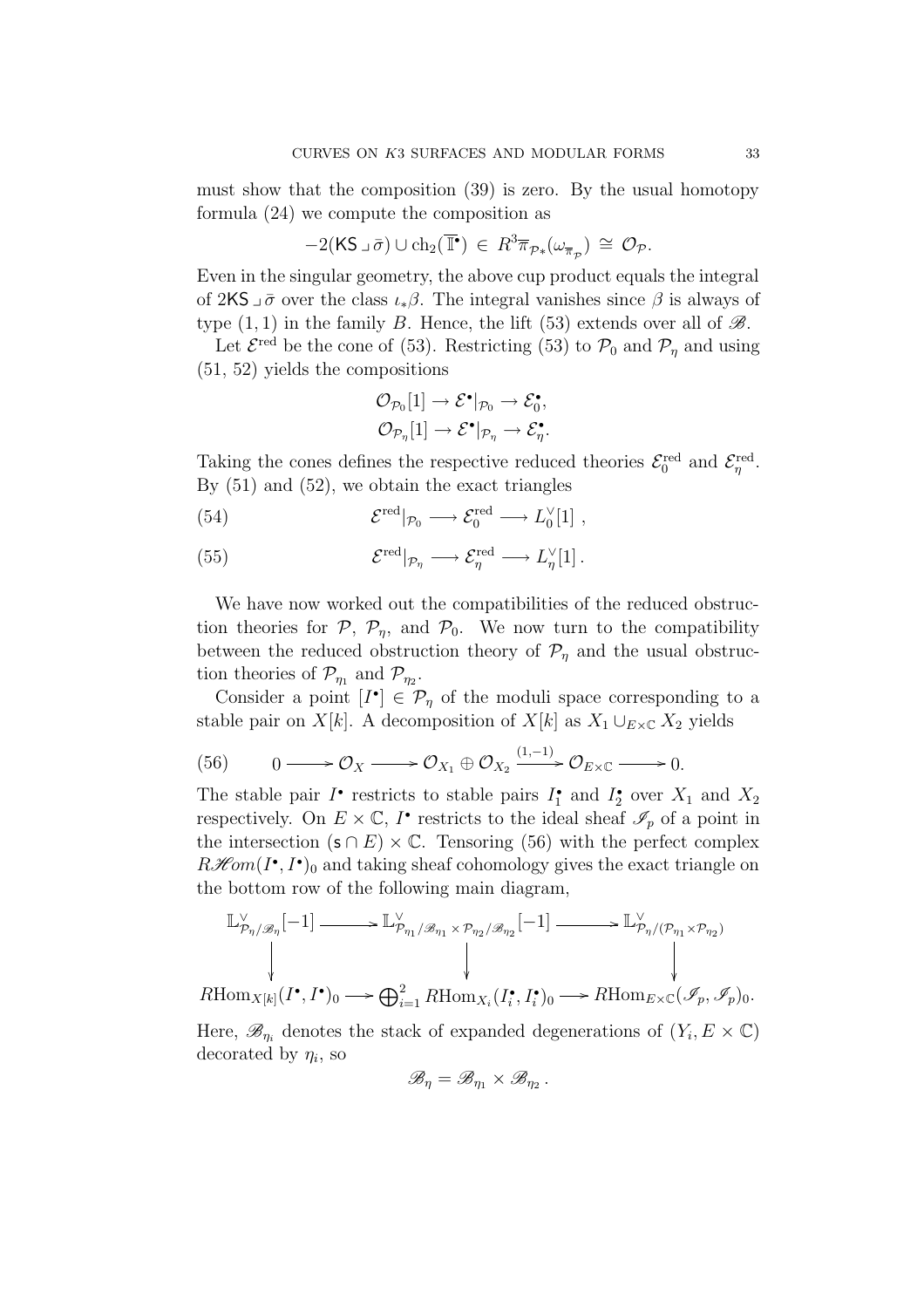must show that the composition (39) is zero. By the usual homotopy formula (24) we compute the composition as

$$-2(\mathsf{KS} \lrcorner \bar{\sigma}) \cup \mathrm{ch}_2(\overline{\mathbb{I}}^\bullet) \in R^3\overline{\pi}_{\mathcal{P}*}(\omega_{\overline{\pi}_{\mathcal{P}}}) \cong \mathcal{O}_{\mathcal{P}}.$$

Even in the singular geometry, the above cup product equals the integral of $2\mathsf{KS} \lrcorner \bar{\sigma}$ over the class $\iota_*\beta$. The integral vanishes since $\beta$ is always of type $(1,1)$ in the family $B$. Hence, the lift (53) extends over all of $\mathscr{B}$.

Let $\mathcal{E}^{\mathrm{red}}$ be the cone of (53). Restricting (53) to $\mathcal{P}_0$ and $\mathcal{P}_\eta$ and using (51, 52) yields the compositions

$$\mathcal{O}_{\mathcal{P}_0}[1] \to \mathcal{E}^\bullet|_{\mathcal{P}_0} \to \mathcal{E}_0^\bullet,$$
$$\mathcal{O}_{\mathcal{P}_\eta}[1] \to \mathcal{E}^\bullet|_{\mathcal{P}_\eta} \to \mathcal{E}_\eta^\bullet.$$

Taking the cones defines the respective reduced theories $\mathcal{E}_0^{\mathrm{red}}$ and $\mathcal{E}_\eta^{\mathrm{red}}$. By (51) and (52), we obtain the exact triangles

$$\mathcal{E}^{\mathrm{red}}|_{\mathcal{P}_0} \longrightarrow \mathcal{E}_0^{\mathrm{red}} \longrightarrow L_0^\vee[1] \,, \tag{54}$$

$$\mathcal{E}^{\mathrm{red}}|_{\mathcal{P}_\eta} \longrightarrow \mathcal{E}_\eta^{\mathrm{red}} \longrightarrow L_\eta^\vee[1] \,. \tag{55}$$

We have now worked out the compatibilities of the reduced obstruction theories for $\mathcal{P}$, $\mathcal{P}_\eta$, and $\mathcal{P}_0$. We now turn to the compatibility between the reduced obstruction theory of $\mathcal{P}_\eta$ and the usual obstruction theories of $\mathcal{P}_{\eta_1}$ and $\mathcal{P}_{\eta_2}$.

Consider a point $[I^\bullet] \in \mathcal{P}_\eta$ of the moduli space corresponding to a stable pair on $X[k]$. A decomposition of $X[k]$ as $X_1 \cup_{E\times\mathbb{C}} X_2$ yields

$$0 \longrightarrow \mathcal{O}_X \longrightarrow \mathcal{O}_{X_1} \oplus \mathcal{O}_{X_2} \xrightarrow{(1,-1)} \mathcal{O}_{E\times\mathbb{C}} \longrightarrow 0. \tag{56}$$

The stable pair $I^\bullet$ restricts to stable pairs $I_1^\bullet$ and $I_2^\bullet$ over $X_1$ and $X_2$ respectively. On $E\times\mathbb{C}$, $I^\bullet$ restricts to the ideal sheaf $\mathscr{I}_p$ of a point in the intersection $(\mathsf{s}\cap E)\times\mathbb{C}$. Tensoring (56) with the perfect complex $R\mathscr{H}om(I^\bullet, I^\bullet)_0$ and taking sheaf cohomology gives the exact triangle on the bottom row of the following main diagram,

$$\begin{array}{ccccc}
\mathbb{L}^\vee_{\mathcal{P}_\eta/\mathscr{B}_\eta}[-1] & \longrightarrow & \mathbb{L}^\vee_{\mathcal{P}_{\eta_1}/\mathscr{B}_{\eta_1}\times\mathcal{P}_{\eta_2}/\mathscr{B}_{\eta_2}}[-1] & \longrightarrow & \mathbb{L}^\vee_{\mathcal{P}_\eta/(\mathcal{P}_{\eta_1}\times\mathcal{P}_{\eta_2})} \\
\downarrow & & \downarrow & & \downarrow \\
R\mathrm{Hom}_{X[k]}(I^\bullet,I^\bullet)_0 & \longrightarrow & \bigoplus_{i=1}^2 R\mathrm{Hom}_{X_i}(I_i^\bullet,I_i^\bullet)_0 & \longrightarrow & R\mathrm{Hom}_{E\times\mathbb{C}}(\mathscr{I}_p,\mathscr{I}_p)_0.
\end{array}$$

Here, $\mathscr{B}_{\eta_i}$ denotes the stack of expanded degenerations of $(Y_i, E\times\mathbb{C})$ decorated by $\eta_i$, so

$$\mathscr{B}_\eta = \mathscr{B}_{\eta_1}\times\mathscr{B}_{\eta_2}\,.$$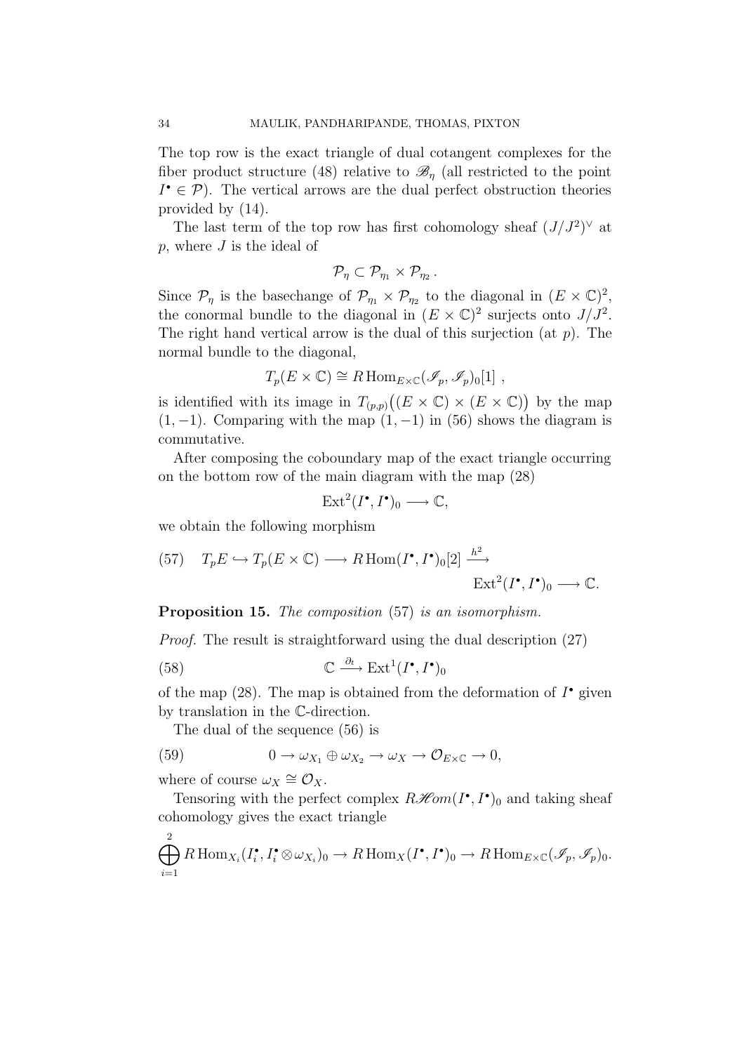The top row is the exact triangle of dual cotangent complexes for the fiber product structure (48) relative to $\mathscr{B}_\eta$ (all restricted to the point $I^\bullet \in \mathcal{P}$). The vertical arrows are the dual perfect obstruction theories provided by (14).

The last term of the top row has first cohomology sheaf $(J/J^2)^\vee$ at $p$, where $J$ is the ideal of

$$\mathcal{P}_\eta \subset \mathcal{P}_{\eta_1} \times \mathcal{P}_{\eta_2}\,.$$

Since $\mathcal{P}_\eta$ is the basechange of $\mathcal{P}_{\eta_1} \times \mathcal{P}_{\eta_2}$ to the diagonal in $(E \times \mathbb{C})^2$, the conormal bundle to the diagonal in $(E \times \mathbb{C})^2$ surjects onto $J/J^2$. The right hand vertical arrow is the dual of this surjection (at $p$). The normal bundle to the diagonal,

$$T_p(E \times \mathbb{C}) \cong R\operatorname{Hom}_{E\times\mathbb{C}}(\mathscr{I}_p, \mathscr{I}_p)_0[1]\ ,$$

is identified with its image in $T_{(p,p)}\big((E \times \mathbb{C}) \times (E \times \mathbb{C})\big)$ by the map $(1, -1)$. Comparing with the map $(1, -1)$ in (56) shows the diagram is commutative.

After composing the coboundary map of the exact triangle occurring on the bottom row of the main diagram with the map (28)

$$\operatorname{Ext}^2(I^\bullet, I^\bullet)_0 \longrightarrow \mathbb{C},$$

we obtain the following morphism

$$T_pE \hookrightarrow T_p(E \times \mathbb{C}) \longrightarrow R\operatorname{Hom}(I^\bullet, I^\bullet)_0[2] \xrightarrow{h^2} \operatorname{Ext}^2(I^\bullet, I^\bullet)_0 \longrightarrow \mathbb{C}. \tag{57}$$

**Proposition 15.** *The composition* (57) *is an isomorphism.*

*Proof.* The result is straightforward using the dual description (27)

$$\mathbb{C} \xrightarrow{\partial_t} \operatorname{Ext}^1(I^\bullet, I^\bullet)_0 \tag{58}$$

of the map (28). The map is obtained from the deformation of $I^\bullet$ given by translation in the $\mathbb{C}$-direction.

The dual of the sequence (56) is

$$0 \to \omega_{X_1} \oplus \omega_{X_2} \to \omega_X \to \mathcal{O}_{E\times\mathbb{C}} \to 0, \tag{59}$$

where of course $\omega_X \cong \mathcal{O}_X$.

Tensoring with the perfect complex $R\mathscr{H}om(I^\bullet, I^\bullet)_0$ and taking sheaf cohomology gives the exact triangle

$$\bigoplus_{i=1}^{2} R\operatorname{Hom}_{X_i}(I_i^\bullet, I_i^\bullet \otimes \omega_{X_i})_0 \to R\operatorname{Hom}_X(I^\bullet, I^\bullet)_0 \to R\operatorname{Hom}_{E\times\mathbb{C}}(\mathscr{I}_p, \mathscr{I}_p)_0.$$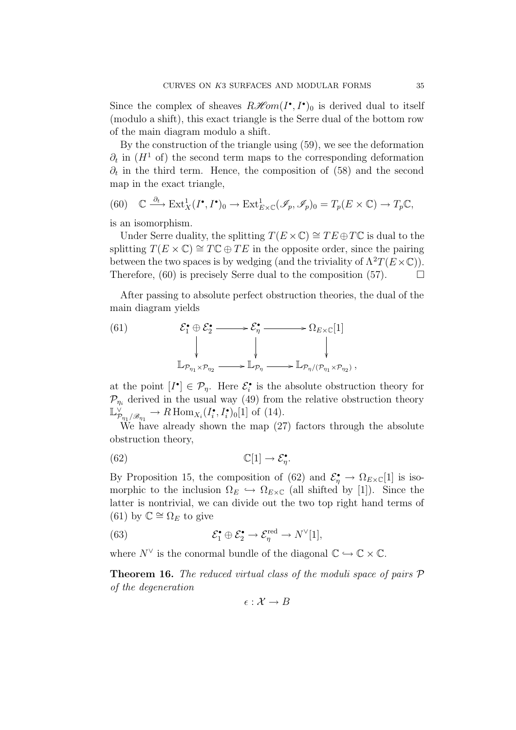Since the complex of sheaves $R\mathscr{H}om(I^\bullet, I^\bullet)_0$ is derived dual to itself (modulo a shift), this exact triangle is the Serre dual of the bottom row of the main diagram modulo a shift.

By the construction of the triangle using (59), we see the deformation $\partial_t$ in ($H^1$ of) the second term maps to the corresponding deformation $\partial_t$ in the third term. Hence, the composition of (58) and the second map in the exact triangle,

$$\mathbb{C} \xrightarrow{\partial_t} \operatorname{Ext}^1_X(I^\bullet, I^\bullet)_0 \to \operatorname{Ext}^1_{E\times\mathbb{C}}(\mathscr{I}_p, \mathscr{I}_p)_0 = T_p(E\times\mathbb{C}) \to T_p\mathbb{C}, \tag{60}$$

is an isomorphism.

Under Serre duality, the splitting $T(E\times\mathbb{C}) \cong TE \oplus T\mathbb{C}$ is dual to the splitting $T(E\times\mathbb{C}) \cong T\mathbb{C} \oplus TE$ in the opposite order, since the pairing between the two spaces is by wedging (and the triviality of $\Lambda^2 T(E\times\mathbb{C})$). Therefore, (60) is precisely Serre dual to the composition (57). $\square$

After passing to absolute perfect obstruction theories, the dual of the main diagram yields

$$\begin{array}{ccccc}
\mathcal{E}_1^\bullet \oplus \mathcal{E}_2^\bullet & \longrightarrow & \mathcal{E}_\eta^\bullet & \longrightarrow & \Omega_{E\times\mathbb{C}}[1] \\
\downarrow & & \downarrow & & \downarrow \\
\mathbb{L}_{\mathcal{P}_{\eta_1}\times\mathcal{P}_{\eta_2}} & \longrightarrow & \mathbb{L}_{\mathcal{P}_\eta} & \longrightarrow & \mathbb{L}_{\mathcal{P}_\eta/(\mathcal{P}_{\eta_1}\times\mathcal{P}_{\eta_2})},
\end{array} \tag{61}$$

at the point $[I^\bullet] \in \mathcal{P}_\eta$. Here $\mathcal{E}_i^\bullet$ is the absolute obstruction theory for $\mathcal{P}_{\eta_i}$ derived in the usual way (49) from the relative obstruction theory $\mathbb{L}^\vee_{\mathcal{P}_{\eta_1}/\mathscr{B}_{\eta_1}} \to R\operatorname{Hom}_{X_i}(I_i^\bullet, I_i^\bullet)_0[1]$ of (14).

We have already shown the map (27) factors through the absolute obstruction theory,

$$\mathbb{C}[1] \to \mathcal{E}_\eta^\bullet. \tag{62}$$

By Proposition 15, the composition of (62) and $\mathcal{E}_\eta^\bullet \to \Omega_{E\times\mathbb{C}}[1]$ is isomorphic to the inclusion $\Omega_E \hookrightarrow \Omega_{E\times\mathbb{C}}$ (all shifted by [1]). Since the latter is nontrivial, we can divide out the two top right hand terms of (61) by $\mathbb{C} \cong \Omega_E$ to give

$$\mathcal{E}_1^\bullet \oplus \mathcal{E}_2^\bullet \to \mathcal{E}_\eta^{\text{red}} \to N^\vee[1], \tag{63}$$

where $N^\vee$ is the conormal bundle of the diagonal $\mathbb{C} \hookrightarrow \mathbb{C}\times\mathbb{C}$.

**Theorem 16.** *The reduced virtual class of the moduli space of pairs $\mathcal{P}$ of the degeneration*

$$\epsilon : \mathcal{X} \to B$$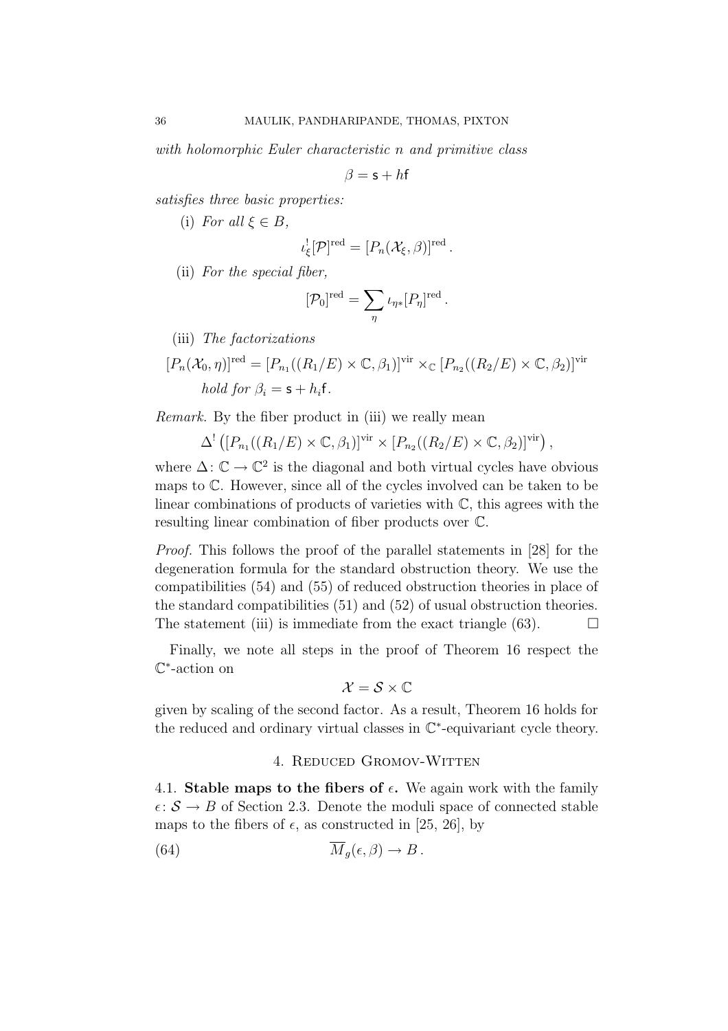*with holomorphic Euler characteristic $n$ and primitive class*

$$\beta = \mathsf{s} + h\mathsf{f}$$

*satisfies three basic properties:*

(i) *For all $\xi \in B$,*

$$\iota_\xi^! [\mathcal{P}]^{\text{red}} = [P_n(\mathcal{X}_\xi, \beta)]^{\text{red}} .$$

(ii) *For the special fiber,*

$$[\mathcal{P}_0]^{\text{red}} = \sum_\eta \iota_{\eta *} [P_\eta]^{\text{red}} .$$

(iii) *The factorizations*

$$[P_n(\mathcal{X}_0, \eta)]^{\text{red}} = [P_{n_1}((R_1/E) \times \mathbb{C}, \beta_1)]^{\text{vir}} \times_{\mathbb{C}} [P_{n_2}((R_2/E) \times \mathbb{C}, \beta_2)]^{\text{vir}}$$

*hold for $\beta_i = \mathsf{s} + h_i \mathsf{f}$.*

*Remark.* By the fiber product in (iii) we really mean

$$\Delta^! \left( [P_{n_1}((R_1/E) \times \mathbb{C}, \beta_1)]^{\text{vir}} \times [P_{n_2}((R_2/E) \times \mathbb{C}, \beta_2)]^{\text{vir}} \right),$$

where $\Delta \colon \mathbb{C} \to \mathbb{C}^2$ is the diagonal and both virtual cycles have obvious maps to $\mathbb{C}$. However, since all of the cycles involved can be taken to be linear combinations of products of varieties with $\mathbb{C}$, this agrees with the resulting linear combination of fiber products over $\mathbb{C}$.

*Proof.* This follows the proof of the parallel statements in [28] for the degeneration formula for the standard obstruction theory. We use the compatibilities (54) and (55) of reduced obstruction theories in place of the standard compatibilities (51) and (52) of usual obstruction theories. The statement (iii) is immediate from the exact triangle (63). $\square$

Finally, we note all steps in the proof of Theorem 16 respect the $\mathbb{C}^*$-action on

$$\mathcal{X} = \mathcal{S} \times \mathbb{C}$$

given by scaling of the second factor. As a result, Theorem 16 holds for the reduced and ordinary virtual classes in $\mathbb{C}^*$-equivariant cycle theory.

## 4. Reduced Gromov-Witten

**4.1. Stable maps to the fibers of $\epsilon$.** We again work with the family $\epsilon \colon \mathcal{S} \to B$ of Section 2.3. Denote the moduli space of connected stable maps to the fibers of $\epsilon$, as constructed in [25, 26], by

$$\overline{M}_g(\epsilon, \beta) \to B . \tag{64}$$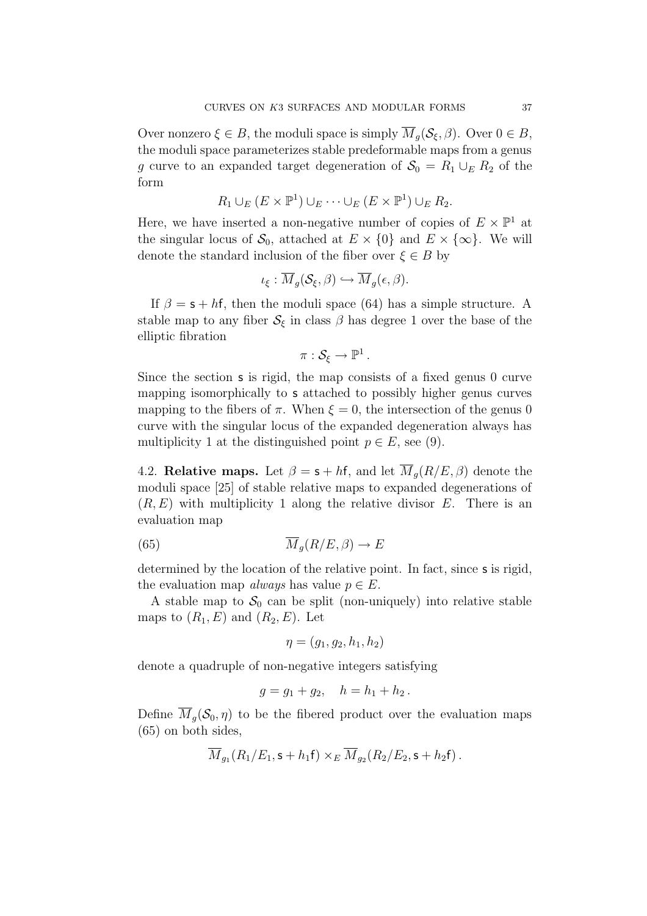Over nonzero $\xi \in B$, the moduli space is simply $\overline{M}_g(\mathcal{S}_\xi, \beta)$. Over $0 \in B$, the moduli space parameterizes stable predeformable maps from a genus $g$ curve to an expanded target degeneration of $\mathcal{S}_0 = R_1 \cup_E R_2$ of the form

$$R_1 \cup_E (E \times \mathbb{P}^1) \cup_E \cdots \cup_E (E \times \mathbb{P}^1) \cup_E R_2.$$

Here, we have inserted a non-negative number of copies of $E \times \mathbb{P}^1$ at the singular locus of $\mathcal{S}_0$, attached at $E \times \{0\}$ and $E \times \{\infty\}$. We will denote the standard inclusion of the fiber over $\xi \in B$ by

$$\iota_\xi : \overline{M}_g(\mathcal{S}_\xi, \beta) \hookrightarrow \overline{M}_g(\epsilon, \beta).$$

If $\beta = \mathsf{s} + h\mathsf{f}$, then the moduli space (64) has a simple structure. A stable map to any fiber $\mathcal{S}_\xi$ in class $\beta$ has degree 1 over the base of the elliptic fibration

$$\pi : \mathcal{S}_\xi \to \mathbb{P}^1 .$$

Since the section $\mathsf{s}$ is rigid, the map consists of a fixed genus 0 curve mapping isomorphically to $\mathsf{s}$ attached to possibly higher genus curves mapping to the fibers of $\pi$. When $\xi = 0$, the intersection of the genus 0 curve with the singular locus of the expanded degeneration always has multiplicity 1 at the distinguished point $p \in E$, see (9).

4.2. **Relative maps.** Let $\beta = \mathsf{s} + h\mathsf{f}$, and let $\overline{M}_g(R/E, \beta)$ denote the moduli space [25] of stable relative maps to expanded degenerations of $(R, E)$ with multiplicity 1 along the relative divisor $E$. There is an evaluation map

$$\overline{M}_g(R/E, \beta) \to E \tag{65}$$

determined by the location of the relative point. In fact, since $\mathsf{s}$ is rigid, the evaluation map *always* has value $p \in E$.

A stable map to $\mathcal{S}_0$ can be split (non-uniquely) into relative stable maps to $(R_1, E)$ and $(R_2, E)$. Let

$$\eta = (g_1, g_2, h_1, h_2)$$

denote a quadruple of non-negative integers satisfying

$$g = g_1 + g_2, \quad h = h_1 + h_2 .$$

Define $\overline{M}_g(\mathcal{S}_0, \eta)$ to be the fibered product over the evaluation maps (65) on both sides,

$$\overline{M}_{g_1}(R_1/E_1, \mathsf{s} + h_1\mathsf{f}) \times_E \overline{M}_{g_2}(R_2/E_2, \mathsf{s} + h_2\mathsf{f}) .$$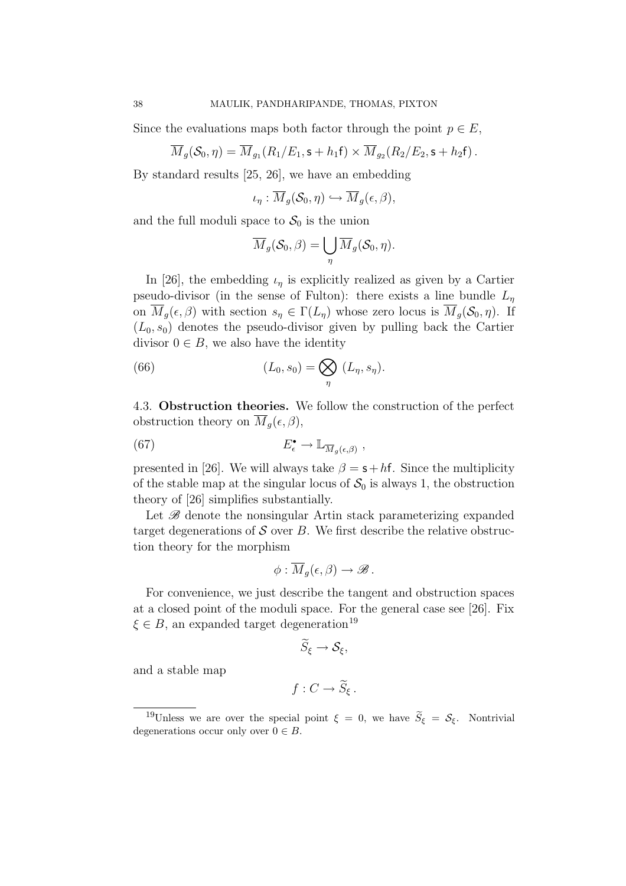Since the evaluations maps both factor through the point $p \in E$,

$$\overline{M}_g(\mathcal{S}_0, \eta) = \overline{M}_{g_1}(R_1/E_1, \mathsf{s} + h_1\mathsf{f}) \times \overline{M}_{g_2}(R_2/E_2, \mathsf{s} + h_2\mathsf{f})\,.$$

By standard results [25, 26], we have an embedding

$$\iota_\eta : \overline{M}_g(\mathcal{S}_0, \eta) \hookrightarrow \overline{M}_g(\epsilon, \beta),$$

and the full moduli space to $\mathcal{S}_0$ is the union

$$\overline{M}_g(\mathcal{S}_0, \beta) = \bigcup_\eta \overline{M}_g(\mathcal{S}_0, \eta).$$

In [26], the embedding $\iota_\eta$ is explicitly realized as given by a Cartier pseudo-divisor (in the sense of Fulton): there exists a line bundle $L_\eta$ on $\overline{M}_g(\epsilon, \beta)$ with section $s_\eta \in \Gamma(L_\eta)$ whose zero locus is $\overline{M}_g(\mathcal{S}_0, \eta)$. If $(L_0, s_0)$ denotes the pseudo-divisor given by pulling back the Cartier divisor $0 \in B$, we also have the identity

$$(L_0, s_0) = \bigotimes_\eta \; (L_\eta, s_\eta). \tag{66}$$

## 4.3. Obstruction theories.

We follow the construction of the perfect obstruction theory on $\overline{M}_g(\epsilon, \beta)$,

$$E^\bullet_\epsilon \to \mathbb{L}_{\overline{M}_g(\epsilon,\beta)}\ , \tag{67}$$

presented in [26]. We will always take $\beta = \mathsf{s} + h\mathsf{f}$. Since the multiplicity of the stable map at the singular locus of $\mathcal{S}_0$ is always 1, the obstruction theory of [26] simplifies substantially.

Let $\mathscr{B}$ denote the nonsingular Artin stack parameterizing expanded target degenerations of $\mathcal{S}$ over $B$. We first describe the relative obstruction theory for the morphism

$$\phi : \overline{M}_g(\epsilon, \beta) \to \mathscr{B}\,.$$

For convenience, we just describe the tangent and obstruction spaces at a closed point of the moduli space. For the general case see [26]. Fix $\xi \in B$, an expanded target degeneration[19]

$$\widetilde{S}_\xi \to \mathcal{S}_\xi,$$

and a stable map

$$f : C \to \widetilde{S}_\xi\,.$$

[19] Unless we are over the special point $\xi = 0$, we have $\widetilde{S}_\xi = \mathcal{S}_\xi$. Nontrivial degenerations occur only over $0 \in B$.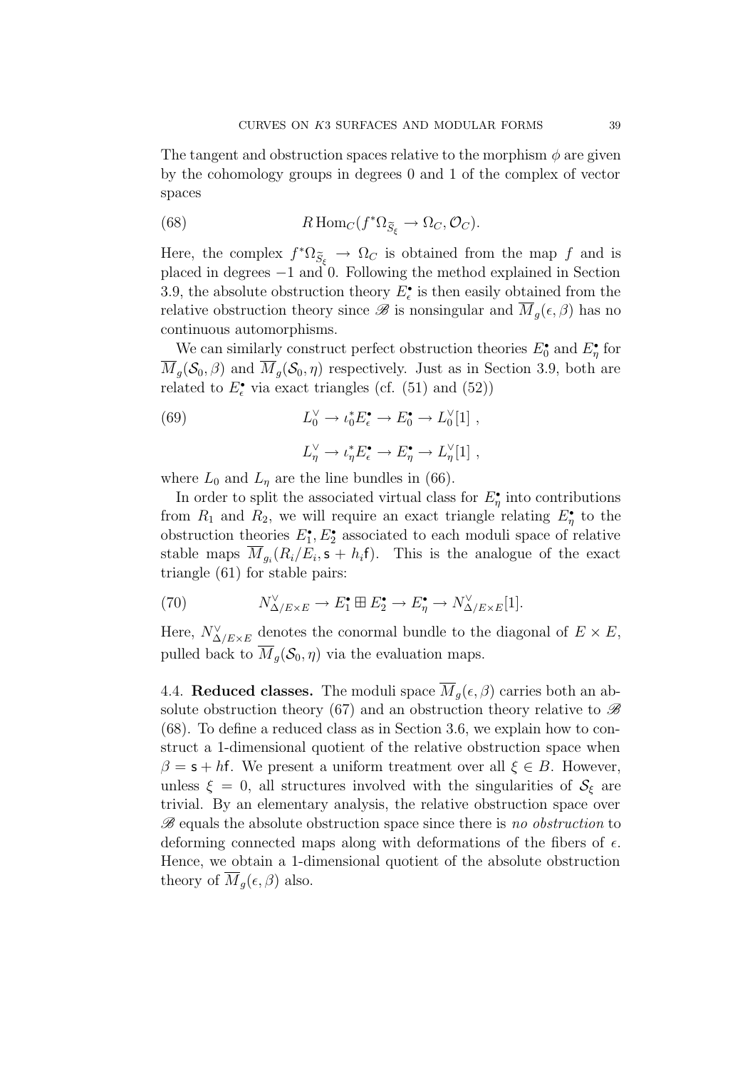The tangent and obstruction spaces relative to the morphism $\phi$ are given by the cohomology groups in degrees 0 and 1 of the complex of vector spaces

$$R\operatorname{Hom}_C(f^*\Omega_{\widetilde{S}_\xi} \to \Omega_C, \mathcal{O}_C). \tag{68}$$

Here, the complex $f^*\Omega_{\widetilde{S}_\xi} \to \Omega_C$ is obtained from the map $f$ and is placed in degrees $-1$ and $0$. Following the method explained in Section 3.9, the absolute obstruction theory $E_\epsilon^\bullet$ is then easily obtained from the relative obstruction theory since $\mathscr{B}$ is nonsingular and $\overline{M}_g(\epsilon, \beta)$ has no continuous automorphisms.

We can similarly construct perfect obstruction theories $E_0^\bullet$ and $E_\eta^\bullet$ for $\overline{M}_g(\mathcal{S}_0, \beta)$ and $\overline{M}_g(\mathcal{S}_0, \eta)$ respectively. Just as in Section 3.9, both are related to $E_\epsilon^\bullet$ via exact triangles (cf. (51) and (52))

$$L_0^\vee \to \iota_0^* E_\epsilon^\bullet \to E_0^\bullet \to L_0^\vee[1] \ , \tag{69}$$

$$L_\eta^\vee \to \iota_\eta^* E_\epsilon^\bullet \to E_\eta^\bullet \to L_\eta^\vee[1] \ ,$$

where $L_0$ and $L_\eta$ are the line bundles in (66).

In order to split the associated virtual class for $E_\eta^\bullet$ into contributions from $R_1$ and $R_2$, we will require an exact triangle relating $E_\eta^\bullet$ to the obstruction theories $E_1^\bullet, E_2^\bullet$ associated to each moduli space of relative stable maps $\overline{M}_{g_i}(R_i/E_i, \mathsf{s} + h_i\mathsf{f})$. This is the analogue of the exact triangle (61) for stable pairs:

$$N_{\Delta/E\times E}^\vee \to E_1^\bullet \boxplus E_2^\bullet \to E_\eta^\bullet \to N_{\Delta/E\times E}^\vee[1]. \tag{70}$$

Here, $N_{\Delta/E\times E}^\vee$ denotes the conormal bundle to the diagonal of $E \times E$, pulled back to $\overline{M}_g(\mathcal{S}_0, \eta)$ via the evaluation maps.

4.4. **Reduced classes.** The moduli space $\overline{M}_g(\epsilon, \beta)$ carries both an absolute obstruction theory (67) and an obstruction theory relative to $\mathscr{B}$ (68). To define a reduced class as in Section 3.6, we explain how to construct a 1-dimensional quotient of the relative obstruction space when $\beta = \mathsf{s} + h\mathsf{f}$. We present a uniform treatment over all $\xi \in B$. However, unless $\xi = 0$, all structures involved with the singularities of $\mathcal{S}_\xi$ are trivial. By an elementary analysis, the relative obstruction space over $\mathscr{B}$ equals the absolute obstruction space since there is *no obstruction* to deforming connected maps along with deformations of the fibers of $\epsilon$. Hence, we obtain a 1-dimensional quotient of the absolute obstruction theory of $\overline{M}_g(\epsilon, \beta)$ also.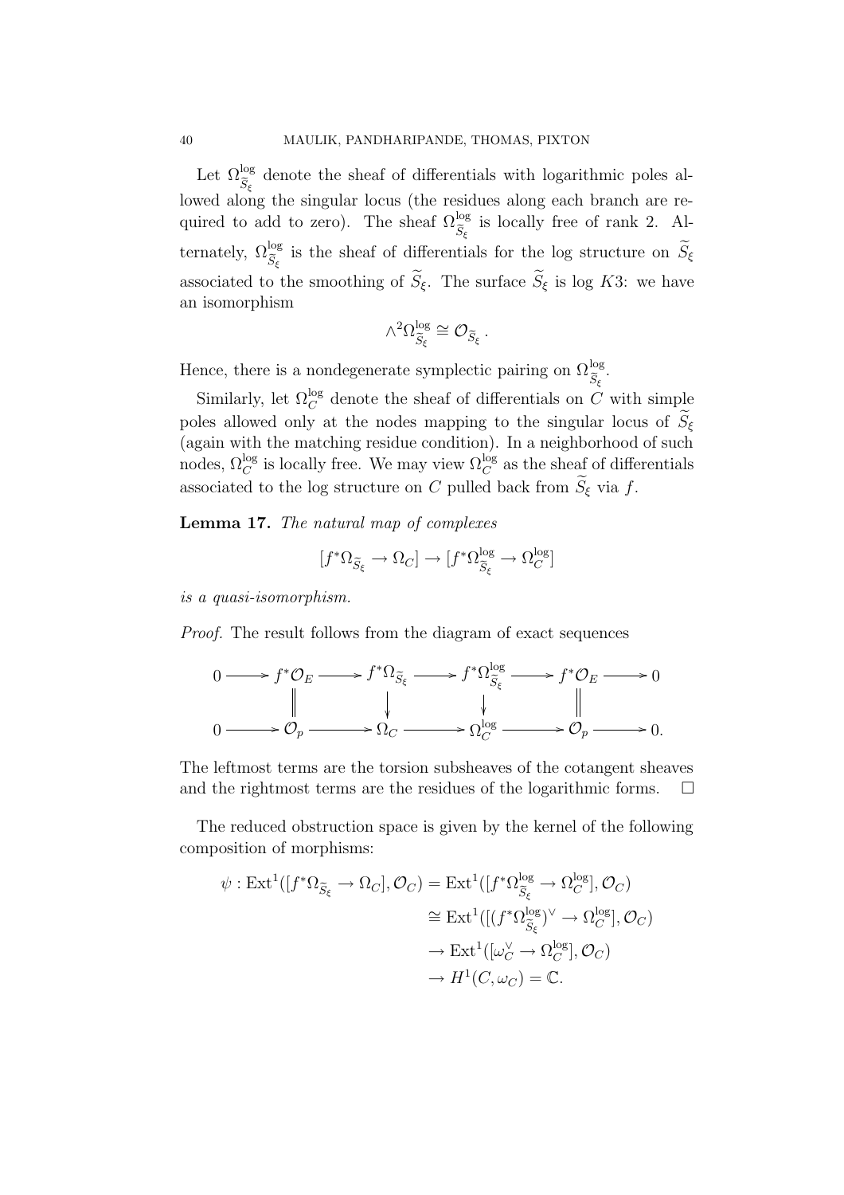Let $\Omega^{\log}_{\widetilde{S}_\xi}$ denote the sheaf of differentials with logarithmic poles allowed along the singular locus (the residues along each branch are required to add to zero). The sheaf $\Omega^{\log}_{\widetilde{S}_\xi}$ is locally free of rank 2. Alternately, $\Omega^{\log}_{\widetilde{S}_\xi}$ is the sheaf of differentials for the log structure on $\widetilde{S}_\xi$ associated to the smoothing of $\widetilde{S}_\xi$. The surface $\widetilde{S}_\xi$ is log $K3$: we have an isomorphism

$$\wedge^2 \Omega^{\log}_{\widetilde{S}_\xi} \cong \mathcal{O}_{\widetilde{S}_\xi}\,.$$

Hence, there is a nondegenerate symplectic pairing on $\Omega^{\log}_{\widetilde{S}_\xi}$.

Similarly, let $\Omega^{\log}_C$ denote the sheaf of differentials on $C$ with simple poles allowed only at the nodes mapping to the singular locus of $\widetilde{S}_\xi$ (again with the matching residue condition). In a neighborhood of such nodes, $\Omega^{\log}_C$ is locally free. We may view $\Omega^{\log}_C$ as the sheaf of differentials associated to the log structure on $C$ pulled back from $\widetilde{S}_\xi$ via $f$.

**Lemma 17.** *The natural map of complexes*

$$[f^*\Omega_{\widetilde{S}_\xi} \to \Omega_C] \to [f^*\Omega^{\log}_{\widetilde{S}_\xi} \to \Omega^{\log}_C]$$

*is a quasi-isomorphism.*

*Proof.* The result follows from the diagram of exact sequences

$$\begin{array}{ccccccccc}
0 & \longrightarrow & f^*\mathcal{O}_E & \longrightarrow & f^*\Omega_{\widetilde{S}_\xi} & \longrightarrow & f^*\Omega^{\log}_{\widetilde{S}_\xi} & \longrightarrow & f^*\mathcal{O}_E & \longrightarrow & 0 \\
 & & \| & & \downarrow & & \downarrow & & \| & & \\
0 & \longrightarrow & \mathcal{O}_p & \longrightarrow & \Omega_C & \longrightarrow & \Omega^{\log}_C & \longrightarrow & \mathcal{O}_p & \longrightarrow & 0.
\end{array}$$

The leftmost terms are the torsion subsheaves of the cotangent sheaves and the rightmost terms are the residues of the logarithmic forms. $\square$

The reduced obstruction space is given by the kernel of the following composition of morphisms:

$$\begin{aligned}
\psi : \mathrm{Ext}^1([f^*\Omega_{\widetilde{S}_\xi} \to \Omega_C], \mathcal{O}_C) &= \mathrm{Ext}^1([f^*\Omega^{\log}_{\widetilde{S}_\xi} \to \Omega^{\log}_C], \mathcal{O}_C) \\
&\cong \mathrm{Ext}^1([(f^*\Omega^{\log}_{\widetilde{S}_\xi})^\vee \to \Omega^{\log}_C], \mathcal{O}_C) \\
&\to \mathrm{Ext}^1([\omega_C^\vee \to \Omega^{\log}_C], \mathcal{O}_C) \\
&\to H^1(C, \omega_C) = \mathbb{C}.
\end{aligned}$$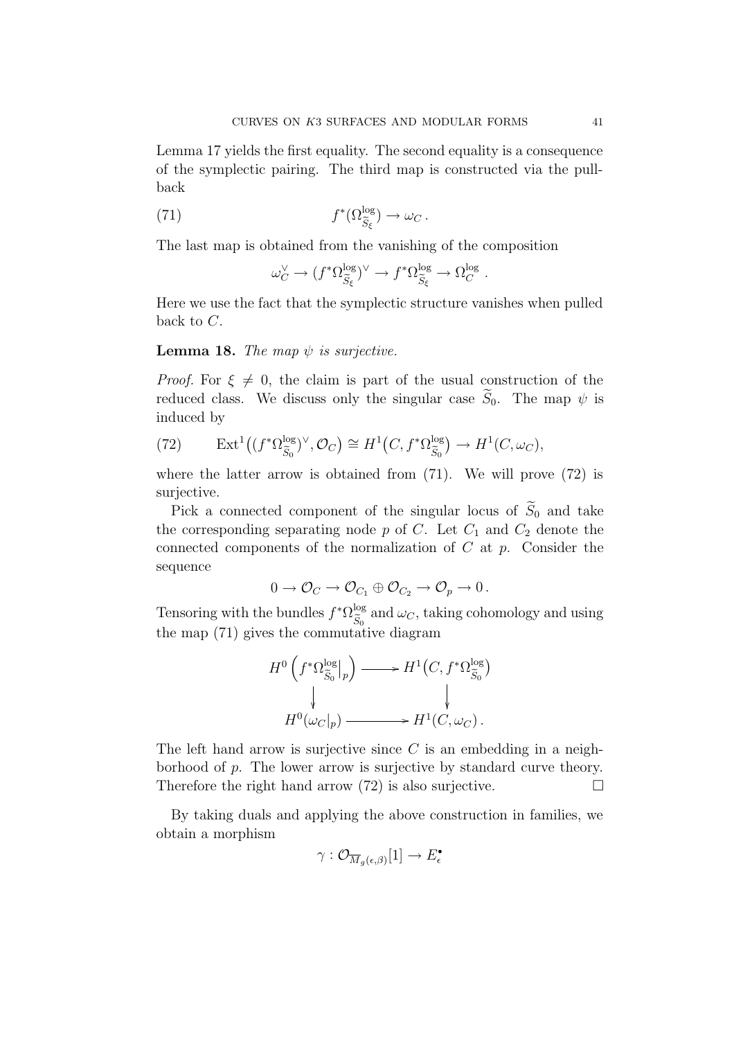Lemma 17 yields the first equality. The second equality is a consequence of the symplectic pairing. The third map is constructed via the pull-back

$$f^*(\Omega^{\log}_{\widetilde{S}_\xi}) \to \omega_C \,. \tag{71}$$

The last map is obtained from the vanishing of the composition

$$\omega_C^\vee \to (f^*\Omega^{\log}_{\widetilde{S}_\xi})^\vee \to f^*\Omega^{\log}_{\widetilde{S}_\xi} \to \Omega^{\log}_C \,.$$

Here we use the fact that the symplectic structure vanishes when pulled back to $C$.

**Lemma 18.** *The map $\psi$ is surjective.*

*Proof.* For $\xi \neq 0$, the claim is part of the usual construction of the reduced class. We discuss only the singular case $\widetilde{S}_0$. The map $\psi$ is induced by

$$\operatorname{Ext}^1\big((f^*\Omega^{\log}_{\widetilde{S}_0})^\vee, \mathcal{O}_C\big) \cong H^1\big(C, f^*\Omega^{\log}_{\widetilde{S}_0}\big) \to H^1(C, \omega_C), \tag{72}$$

where the latter arrow is obtained from (71). We will prove (72) is surjective.

Pick a connected component of the singular locus of $\widetilde{S}_0$ and take the corresponding separating node $p$ of $C$. Let $C_1$ and $C_2$ denote the connected components of the normalization of $C$ at $p$. Consider the sequence

$$0 \to \mathcal{O}_C \to \mathcal{O}_{C_1} \oplus \mathcal{O}_{C_2} \to \mathcal{O}_p \to 0 \,.$$

Tensoring with the bundles $f^*\Omega^{\log}_{\widetilde{S}_0}$ and $\omega_C$, taking cohomology and using the map (71) gives the commutative diagram

$$\begin{array}{ccc}
H^0\left(f^*\Omega^{\log}_{\widetilde{S}_0}\big|_p\right) & \longrightarrow & H^1\big(C, f^*\Omega^{\log}_{\widetilde{S}_0}\big) \\
\downarrow & & \downarrow \\
H^0(\omega_C|_p) & \longrightarrow & H^1(C, \omega_C)\,.
\end{array}$$

The left hand arrow is surjective since $C$ is an embedding in a neighborhood of $p$. The lower arrow is surjective by standard curve theory. Therefore the right hand arrow (72) is also surjective. $\square$

By taking duals and applying the above construction in families, we obtain a morphism

$$\gamma : \mathcal{O}_{\overline{M}_g(\epsilon,\beta)}[1] \to E^\bullet_\epsilon$$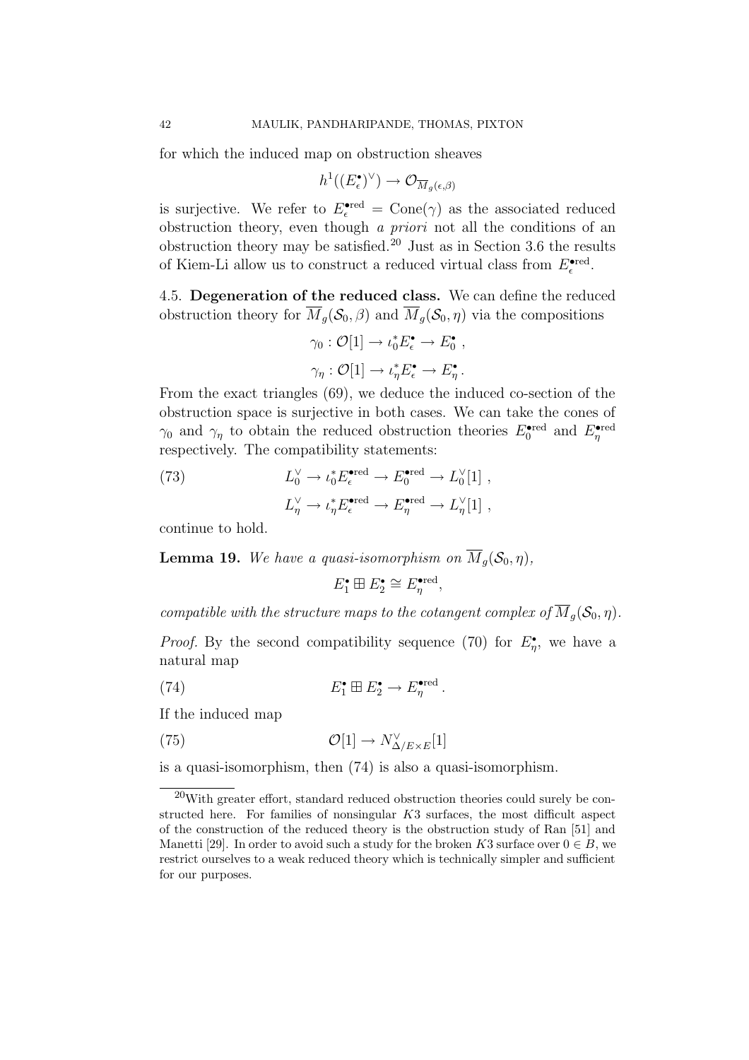for which the induced map on obstruction sheaves

$$h^1((E_\epsilon^\bullet)^\vee) \to \mathcal{O}_{\overline{M}_g(\epsilon,\beta)}$$

is surjective. We refer to $E_\epsilon^{\bullet\text{red}} = \text{Cone}(\gamma)$ as the associated reduced obstruction theory, even though *a priori* not all the conditions of an obstruction theory may be satisfied.[20] Just as in Section 3.6 the results of Kiem-Li allow us to construct a reduced virtual class from $E_\epsilon^{\bullet\text{red}}$.

**4.5. Degeneration of the reduced class.** We can define the reduced obstruction theory for $\overline{M}_g(\mathcal{S}_0, \beta)$ and $\overline{M}_g(\mathcal{S}_0, \eta)$ via the compositions

$$\gamma_0 : \mathcal{O}[1] \to \iota_0^* E_\epsilon^\bullet \to E_0^\bullet \ ,$$

$$\gamma_\eta : \mathcal{O}[1] \to \iota_\eta^* E_\epsilon^\bullet \to E_\eta^\bullet \, .$$

From the exact triangles (69), we deduce the induced co-section of the obstruction space is surjective in both cases. We can take the cones of $\gamma_0$ and $\gamma_\eta$ to obtain the reduced obstruction theories $E_0^{\bullet\text{red}}$ and $E_\eta^{\bullet\text{red}}$ respectively. The compatibility statements:

$$L_0^\vee \to \iota_0^* E_\epsilon^{\bullet\text{red}} \to E_0^{\bullet\text{red}} \to L_0^\vee[1] \ , \tag{73}$$

$$L_\eta^\vee \to \iota_\eta^* E_\epsilon^{\bullet\text{red}} \to E_\eta^{\bullet\text{red}} \to L_\eta^\vee[1] \ ,$$

continue to hold.

**Lemma 19.** *We have a quasi-isomorphism on $\overline{M}_g(\mathcal{S}_0, \eta)$,*

$$E_1^\bullet \boxplus E_2^\bullet \cong E_\eta^{\bullet\text{red}},$$

*compatible with the structure maps to the cotangent complex of $\overline{M}_g(\mathcal{S}_0, \eta)$.*

*Proof.* By the second compatibility sequence (70) for $E_\eta^\bullet$, we have a natural map

$$E_1^\bullet \boxplus E_2^\bullet \to E_\eta^{\bullet\text{red}} \, . \tag{74}$$

If the induced map

$$\mathcal{O}[1] \to N_{\Delta/E\times E}^\vee[1] \tag{75}$$

is a quasi-isomorphism, then (74) is also a quasi-isomorphism.

---

[20] With greater effort, standard reduced obstruction theories could surely be constructed here. For families of nonsingular $K3$ surfaces, the most difficult aspect of the construction of the reduced theory is the obstruction study of Ran [51] and Manetti [29]. In order to avoid such a study for the broken $K3$ surface over $0 \in B$, we restrict ourselves to a weak reduced theory which is technically simpler and sufficient for our purposes.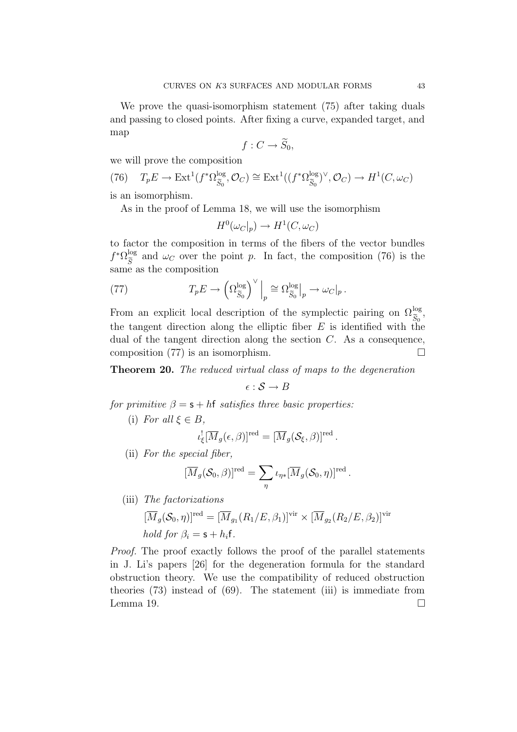We prove the quasi-isomorphism statement (75) after taking duals and passing to closed points. After fixing a curve, expanded target, and map

$$f : C \to \widetilde{S}_0,$$

we will prove the composition

$$T_pE \to \mathrm{Ext}^1(f^*\Omega^{\log}_{\widetilde{S}_0}, \mathcal{O}_C) \cong \mathrm{Ext}^1((f^*\Omega^{\log}_{\widetilde{S}_0})^\vee, \mathcal{O}_C) \to H^1(C, \omega_C) \tag{76}$$

is an isomorphism.

As in the proof of Lemma 18, we will use the isomorphism

$$H^0(\omega_C|_p) \to H^1(C, \omega_C)$$

to factor the composition in terms of the fibers of the vector bundles $f^*\Omega^{\log}_{\widetilde{S}}$ and $\omega_C$ over the point $p$. In fact, the composition (76) is the same as the composition

$$T_pE \to \left(\Omega^{\log}_{\widetilde{S}_0}\right)^\vee\Big|_p \cong \Omega^{\log}_{\widetilde{S}_0}\big|_p \to \omega_C|_p\,. \tag{77}$$

From an explicit local description of the symplectic pairing on $\Omega^{\log}_{\widetilde{S}_0}$, the tangent direction along the elliptic fiber $E$ is identified with the dual of the tangent direction along the section $C$. As a consequence, composition (77) is an isomorphism. $\square$

**Theorem 20.** *The reduced virtual class of maps to the degeneration*

$$\epsilon : \mathcal{S} \to B$$

*for primitive $\beta = \mathsf{s} + h\mathsf{f}$ satisfies three basic properties:*

(i) *For all $\xi \in B$,*

$$\iota^!_\xi [\overline{M}_g(\epsilon, \beta)]^{\mathrm{red}} = [\overline{M}_g(\mathcal{S}_\xi, \beta)]^{\mathrm{red}}\,.$$

(ii) *For the special fiber,*

$$[\overline{M}_g(\mathcal{S}_0, \beta)]^{\mathrm{red}} = \sum_\eta \iota_{\eta*}[\overline{M}_g(\mathcal{S}_0, \eta)]^{\mathrm{red}}\,.$$

(iii) *The factorizations*

$$[\overline{M}_g(\mathcal{S}_0, \eta)]^{\mathrm{red}} = [\overline{M}_{g_1}(R_1/E, \beta_1)]^{\mathrm{vir}} \times [\overline{M}_{g_2}(R_2/E, \beta_2)]^{\mathrm{vir}}$$

*hold for $\beta_i = \mathsf{s} + h_i\mathsf{f}$.*

*Proof.* The proof exactly follows the proof of the parallel statements in J. Li's papers [26] for the degeneration formula for the standard obstruction theory. We use the compatibility of reduced obstruction theories (73) instead of (69). The statement (iii) is immediate from Lemma 19. $\square$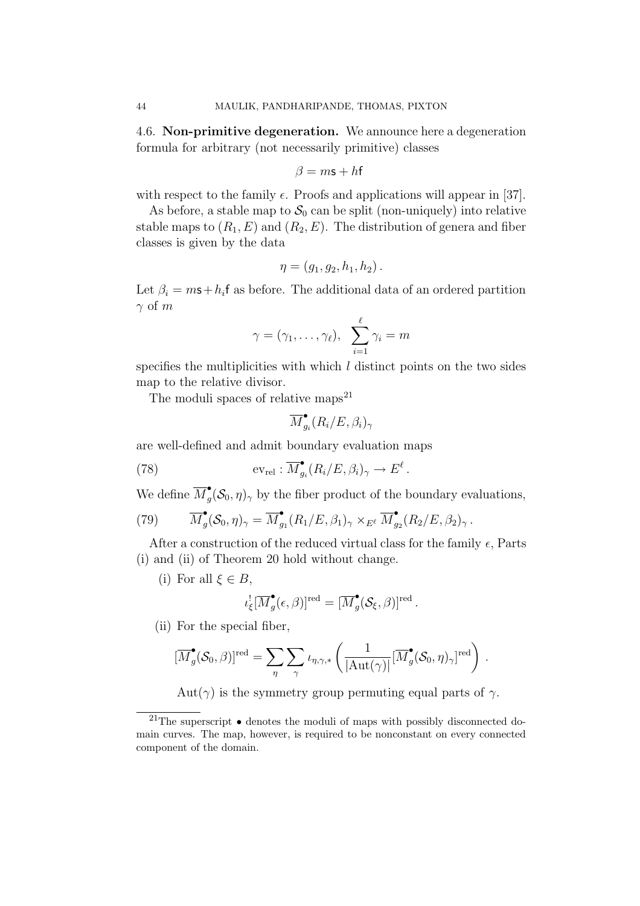4.6. **Non-primitive degeneration.** We announce here a degeneration formula for arbitrary (not necessarily primitive) classes

$$\beta = m\mathsf{s} + h\mathsf{f}$$

with respect to the family $\epsilon$. Proofs and applications will appear in [37].

As before, a stable map to $\mathcal{S}_0$ can be split (non-uniquely) into relative stable maps to $(R_1, E)$ and $(R_2, E)$. The distribution of genera and fiber classes is given by the data

$$\eta = (g_1, g_2, h_1, h_2)\,.$$

Let $\beta_i = m\mathsf{s} + h_i\mathsf{f}$ as before. The additional data of an ordered partition $\gamma$ of $m$

$$\gamma = (\gamma_1, \ldots, \gamma_\ell), \quad \sum_{i=1}^{\ell} \gamma_i = m$$

specifies the multiplicities with which $l$ distinct points on the two sides map to the relative divisor.

The moduli spaces of relative maps[21]

$$\overline{M}^\bullet_{g_i}(R_i/E, \beta_i)_\gamma$$

are well-defined and admit boundary evaluation maps

$$\mathrm{ev}_{\mathrm{rel}} : \overline{M}^\bullet_{g_i}(R_i/E, \beta_i)_\gamma \to E^\ell\,. \tag{78}$$

We define $\overline{M}^\bullet_g(\mathcal{S}_0, \eta)_\gamma$ by the fiber product of the boundary evaluations,

$$\overline{M}^\bullet_g(\mathcal{S}_0, \eta)_\gamma = \overline{M}^\bullet_{g_1}(R_1/E, \beta_1)_\gamma \times_{E^\ell} \overline{M}^\bullet_{g_2}(R_2/E, \beta_2)_\gamma\,. \tag{79}$$

After a construction of the reduced virtual class for the family $\epsilon$, Parts (i) and (ii) of Theorem 20 hold without change.

(i) For all $\xi \in B$,

$$\iota^!_\xi [\overline{M}^\bullet_g(\epsilon, \beta)]^{\mathrm{red}} = [\overline{M}^\bullet_g(\mathcal{S}_\xi, \beta)]^{\mathrm{red}}\,.$$

(ii) For the special fiber,

$$[\overline{M}^\bullet_g(\mathcal{S}_0, \beta)]^{\mathrm{red}} = \sum_\eta \sum_\gamma \iota_{\eta,\gamma,*}\left(\frac{1}{|\mathrm{Aut}(\gamma)|}[\overline{M}^\bullet_g(\mathcal{S}_0, \eta)_\gamma]^{\mathrm{red}}\right)\,.$$

$\mathrm{Aut}(\gamma)$ is the symmetry group permuting equal parts of $\gamma$.

[21] The superscript $\bullet$ denotes the moduli of maps with possibly disconnected domain curves. The map, however, is required to be nonconstant on every connected component of the domain.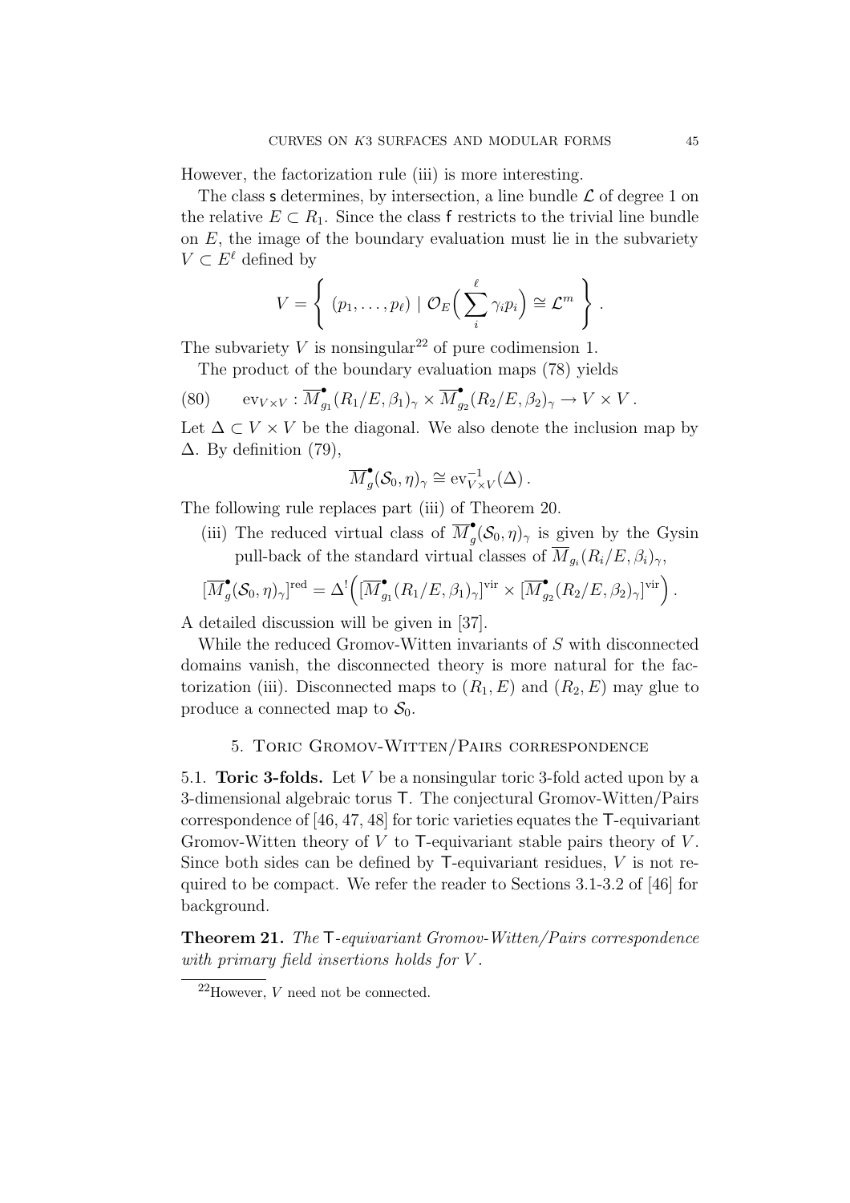However, the factorization rule (iii) is more interesting.

The class $\mathsf{s}$ determines, by intersection, a line bundle $\mathcal{L}$ of degree 1 on the relative $E \subset R_1$. Since the class $\mathsf{f}$ restricts to the trivial line bundle on $E$, the image of the boundary evaluation must lie in the subvariety $V \subset E^\ell$ defined by

$$V = \left\{ \ (p_1, \ldots, p_\ell) \mid \mathcal{O}_E\Big( \sum_i^\ell \gamma_i p_i \Big) \cong \mathcal{L}^m \ \right\}.$$

The subvariety $V$ is nonsingular[22] of pure codimension 1.

The product of the boundary evaluation maps (78) yields

$$\text{(80)} \qquad \mathrm{ev}_{V\times V} : \overline{M}^\bullet_{g_1}(R_1/E, \beta_1)_\gamma \times \overline{M}^\bullet_{g_2}(R_2/E, \beta_2)_\gamma \to V \times V\,.$$

Let $\Delta \subset V \times V$ be the diagonal. We also denote the inclusion map by $\Delta$. By definition (79),

$$\overline{M}^\bullet_g(\mathcal{S}_0, \eta)_\gamma \cong \mathrm{ev}^{-1}_{V\times V}(\Delta)\,.$$

The following rule replaces part (iii) of Theorem 20.

(iii) The reduced virtual class of $\overline{M}^\bullet_g(\mathcal{S}_0, \eta)_\gamma$ is given by the Gysin pull-back of the standard virtual classes of $\overline{M}_{g_i}(R_i/E, \beta_i)_\gamma$,

$$[\overline{M}^\bullet_g(\mathcal{S}_0, \eta)_\gamma]^{\mathrm{red}} = \Delta^!\Big( [\overline{M}^\bullet_{g_1}(R_1/E, \beta_1)_\gamma]^{\mathrm{vir}} \times [\overline{M}^\bullet_{g_2}(R_2/E, \beta_2)_\gamma]^{\mathrm{vir}} \Big)\,.$$

A detailed discussion will be given in [37].

While the reduced Gromov-Witten invariants of $S$ with disconnected domains vanish, the disconnected theory is more natural for the factorization (iii). Disconnected maps to $(R_1, E)$ and $(R_2, E)$ may glue to produce a connected map to $\mathcal{S}_0$.

## 5. Toric Gromov-Witten/Pairs correspondence

5.1. **Toric 3-folds.** Let $V$ be a nonsingular toric 3-fold acted upon by a 3-dimensional algebraic torus $\mathsf{T}$. The conjectural Gromov-Witten/Pairs correspondence of [46, 47, 48] for toric varieties equates the $\mathsf{T}$-equivariant Gromov-Witten theory of $V$ to $\mathsf{T}$-equivariant stable pairs theory of $V$. Since both sides can be defined by $\mathsf{T}$-equivariant residues, $V$ is not required to be compact. We refer the reader to Sections 3.1-3.2 of [46] for background.

**Theorem 21.** *The $\mathsf{T}$-equivariant Gromov-Witten/Pairs correspondence with primary field insertions holds for $V$.*

[22] However, $V$ need not be connected.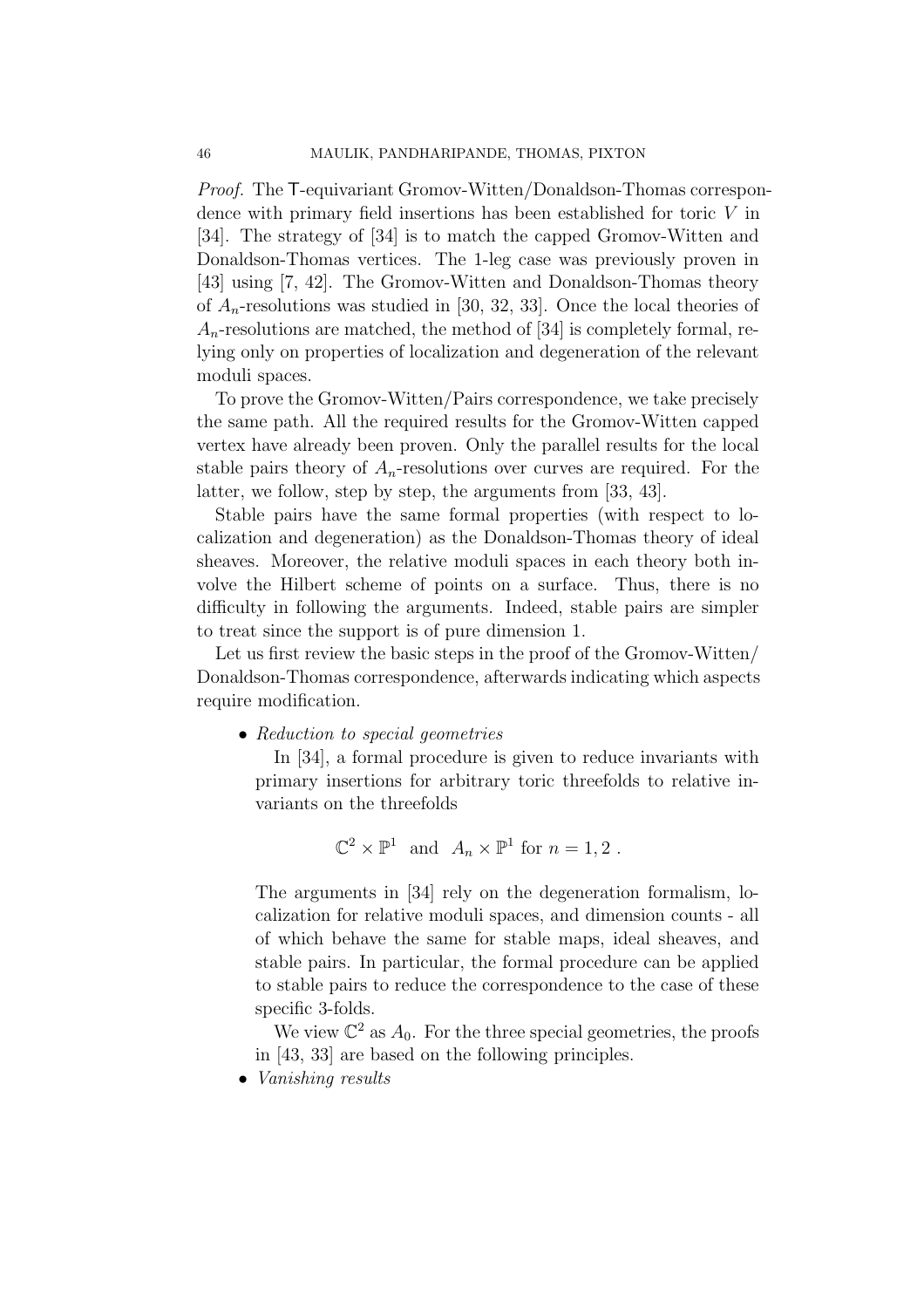*Proof.* The T-equivariant Gromov-Witten/Donaldson-Thomas correspondence with primary field insertions has been established for toric $V$ in [34]. The strategy of [34] is to match the capped Gromov-Witten and Donaldson-Thomas vertices. The 1-leg case was previously proven in [43] using [7, 42]. The Gromov-Witten and Donaldson-Thomas theory of $A_n$-resolutions was studied in [30, 32, 33]. Once the local theories of $A_n$-resolutions are matched, the method of [34] is completely formal, relying only on properties of localization and degeneration of the relevant moduli spaces.

To prove the Gromov-Witten/Pairs correspondence, we take precisely the same path. All the required results for the Gromov-Witten capped vertex have already been proven. Only the parallel results for the local stable pairs theory of $A_n$-resolutions over curves are required. For the latter, we follow, step by step, the arguments from [33, 43].

Stable pairs have the same formal properties (with respect to localization and degeneration) as the Donaldson-Thomas theory of ideal sheaves. Moreover, the relative moduli spaces in each theory both involve the Hilbert scheme of points on a surface. Thus, there is no difficulty in following the arguments. Indeed, stable pairs are simpler to treat since the support is of pure dimension 1.

Let us first review the basic steps in the proof of the Gromov-Witten/Donaldson-Thomas correspondence, afterwards indicating which aspects require modification.

- *Reduction to special geometries*

  In [34], a formal procedure is given to reduce invariants with primary insertions for arbitrary toric threefolds to relative invariants on the threefolds

  $$\mathbb{C}^2 \times \mathbb{P}^1 \text{ and } A_n \times \mathbb{P}^1 \text{ for } n = 1, 2 .$$

  The arguments in [34] rely on the degeneration formalism, localization for relative moduli spaces, and dimension counts - all of which behave the same for stable maps, ideal sheaves, and stable pairs. In particular, the formal procedure can be applied to stable pairs to reduce the correspondence to the case of these specific 3-folds.

  We view $\mathbb{C}^2$ as $A_0$. For the three special geometries, the proofs in [43, 33] are based on the following principles.

- *Vanishing results*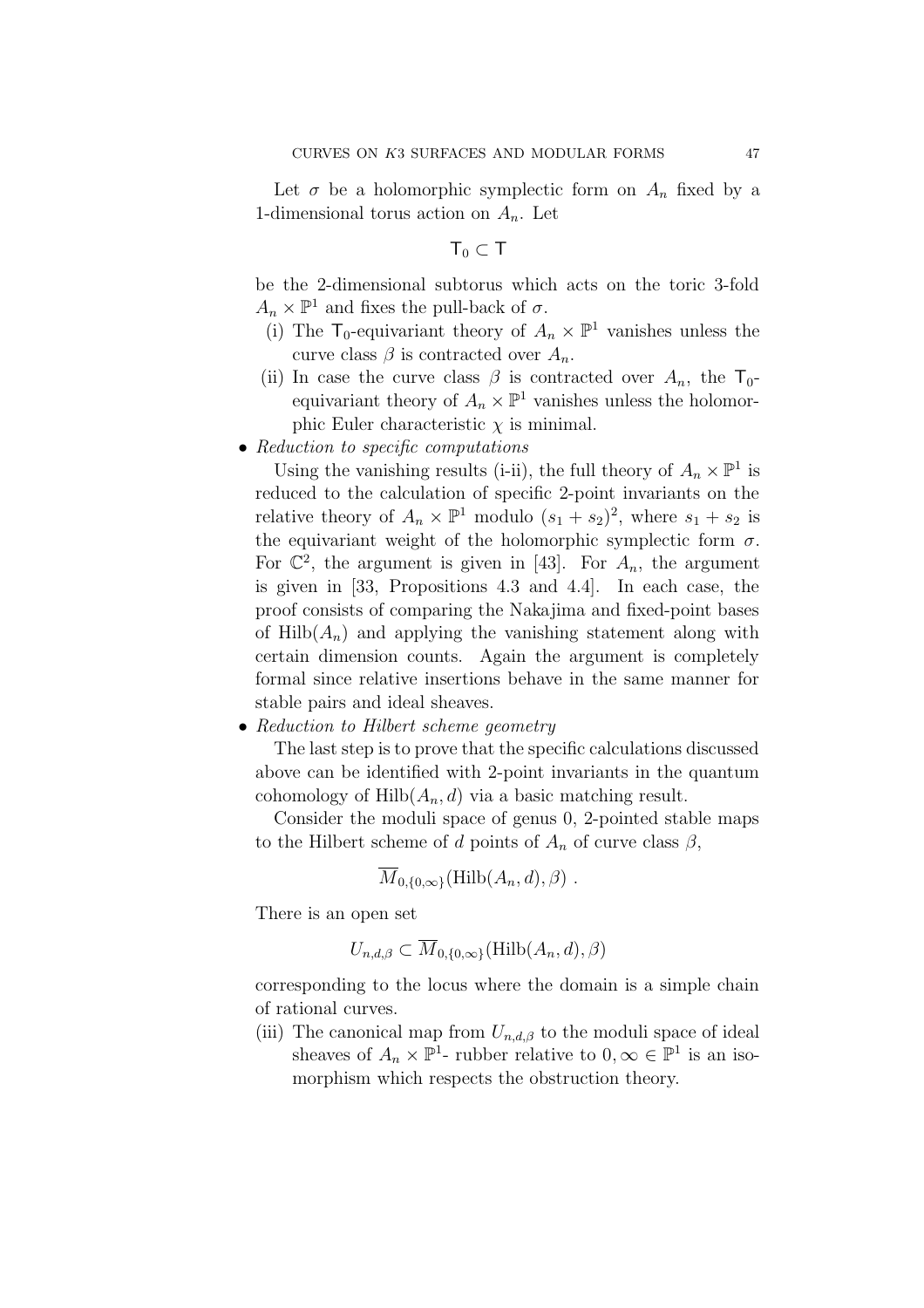Let $\sigma$ be a holomorphic symplectic form on $A_n$ fixed by a 1-dimensional torus action on $A_n$. Let

$$\mathsf{T}_0 \subset \mathsf{T}$$

be the 2-dimensional subtorus which acts on the toric 3-fold $A_n \times \mathbb{P}^1$ and fixes the pull-back of $\sigma$.

- (i) The $\mathsf{T}_0$-equivariant theory of $A_n \times \mathbb{P}^1$ vanishes unless the curve class $\beta$ is contracted over $A_n$.
- (ii) In case the curve class $\beta$ is contracted over $A_n$, the $\mathsf{T}_0$-equivariant theory of $A_n \times \mathbb{P}^1$ vanishes unless the holomorphic Euler characteristic $\chi$ is minimal.

- *Reduction to specific computations*

  Using the vanishing results (i-ii), the full theory of $A_n \times \mathbb{P}^1$ is reduced to the calculation of specific 2-point invariants on the relative theory of $A_n \times \mathbb{P}^1$ modulo $(s_1 + s_2)^2$, where $s_1 + s_2$ is the equivariant weight of the holomorphic symplectic form $\sigma$. For $\mathbb{C}^2$, the argument is given in [43]. For $A_n$, the argument is given in [33, Propositions 4.3 and 4.4]. In each case, the proof consists of comparing the Nakajima and fixed-point bases of $\text{Hilb}(A_n)$ and applying the vanishing statement along with certain dimension counts. Again the argument is completely formal since relative insertions behave in the same manner for stable pairs and ideal sheaves.

- *Reduction to Hilbert scheme geometry*

  The last step is to prove that the specific calculations discussed above can be identified with 2-point invariants in the quantum cohomology of $\text{Hilb}(A_n, d)$ via a basic matching result.

  Consider the moduli space of genus 0, 2-pointed stable maps to the Hilbert scheme of $d$ points of $A_n$ of curve class $\beta$,

  $$\overline{M}_{0,\{0,\infty\}}(\text{Hilb}(A_n, d), \beta) \ .$$

  There is an open set

  $$U_{n,d,\beta} \subset \overline{M}_{0,\{0,\infty\}}(\text{Hilb}(A_n, d), \beta)$$

  corresponding to the locus where the domain is a simple chain of rational curves.

- (iii) The canonical map from $U_{n,d,\beta}$ to the moduli space of ideal sheaves of $A_n \times \mathbb{P}^1$- rubber relative to $0, \infty \in \mathbb{P}^1$ is an isomorphism which respects the obstruction theory.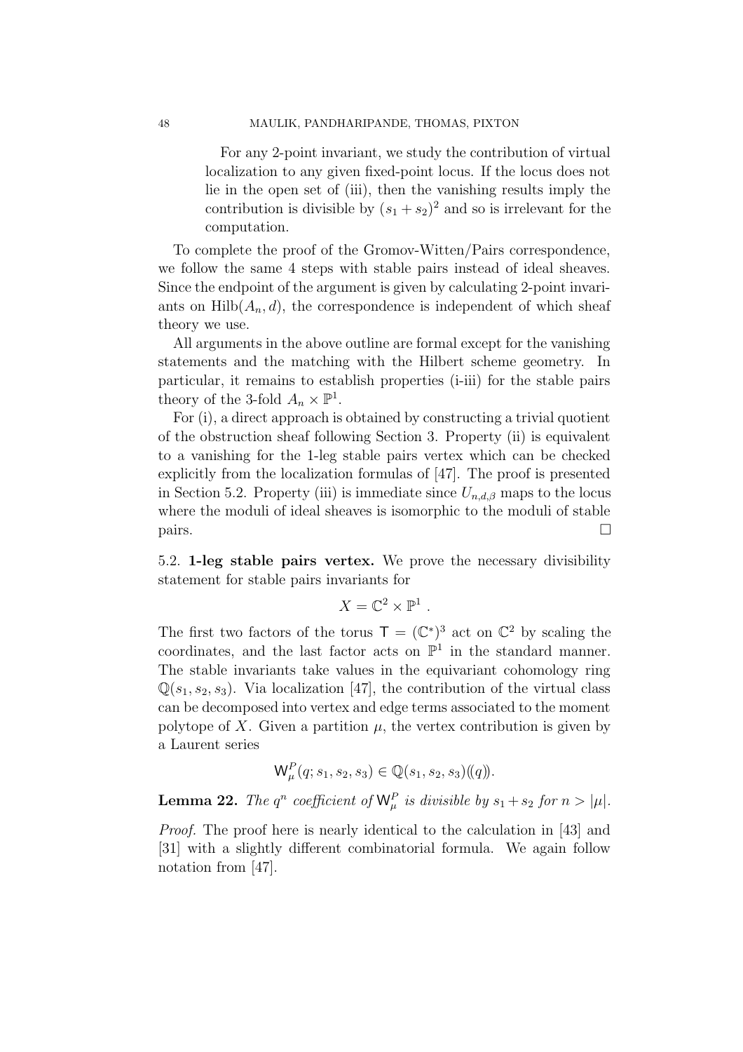For any 2-point invariant, we study the contribution of virtual localization to any given fixed-point locus. If the locus does not lie in the open set of (iii), then the vanishing results imply the contribution is divisible by $(s_1 + s_2)^2$ and so is irrelevant for the computation.

To complete the proof of the Gromov-Witten/Pairs correspondence, we follow the same 4 steps with stable pairs instead of ideal sheaves. Since the endpoint of the argument is given by calculating 2-point invariants on $\mathrm{Hilb}(A_n, d)$, the correspondence is independent of which sheaf theory we use.

All arguments in the above outline are formal except for the vanishing statements and the matching with the Hilbert scheme geometry. In particular, it remains to establish properties (i-iii) for the stable pairs theory of the 3-fold $A_n \times \mathbb{P}^1$.

For (i), a direct approach is obtained by constructing a trivial quotient of the obstruction sheaf following Section 3. Property (ii) is equivalent to a vanishing for the 1-leg stable pairs vertex which can be checked explicitly from the localization formulas of [47]. The proof is presented in Section 5.2. Property (iii) is immediate since $U_{n,d,\beta}$ maps to the locus where the moduli of ideal sheaves is isomorphic to the moduli of stable pairs. □

5.2. **1-leg stable pairs vertex.** We prove the necessary divisibility statement for stable pairs invariants for

$$X = \mathbb{C}^2 \times \mathbb{P}^1 .$$

The first two factors of the torus $\mathsf{T} = (\mathbb{C}^*)^3$ act on $\mathbb{C}^2$ by scaling the coordinates, and the last factor acts on $\mathbb{P}^1$ in the standard manner. The stable invariants take values in the equivariant cohomology ring $\mathbb{Q}(s_1, s_2, s_3)$. Via localization [47], the contribution of the virtual class can be decomposed into vertex and edge terms associated to the moment polytope of $X$. Given a partition $\mu$, the vertex contribution is given by a Laurent series

$$\mathsf{W}^P_\mu(q; s_1, s_2, s_3) \in \mathbb{Q}(s_1, s_2, s_3)((q)).$$

**Lemma 22.** *The $q^n$ coefficient of $\mathsf{W}^P_\mu$ is divisible by $s_1 + s_2$ for $n > |\mu|$.*

*Proof.* The proof here is nearly identical to the calculation in [43] and [31] with a slightly different combinatorial formula. We again follow notation from [47].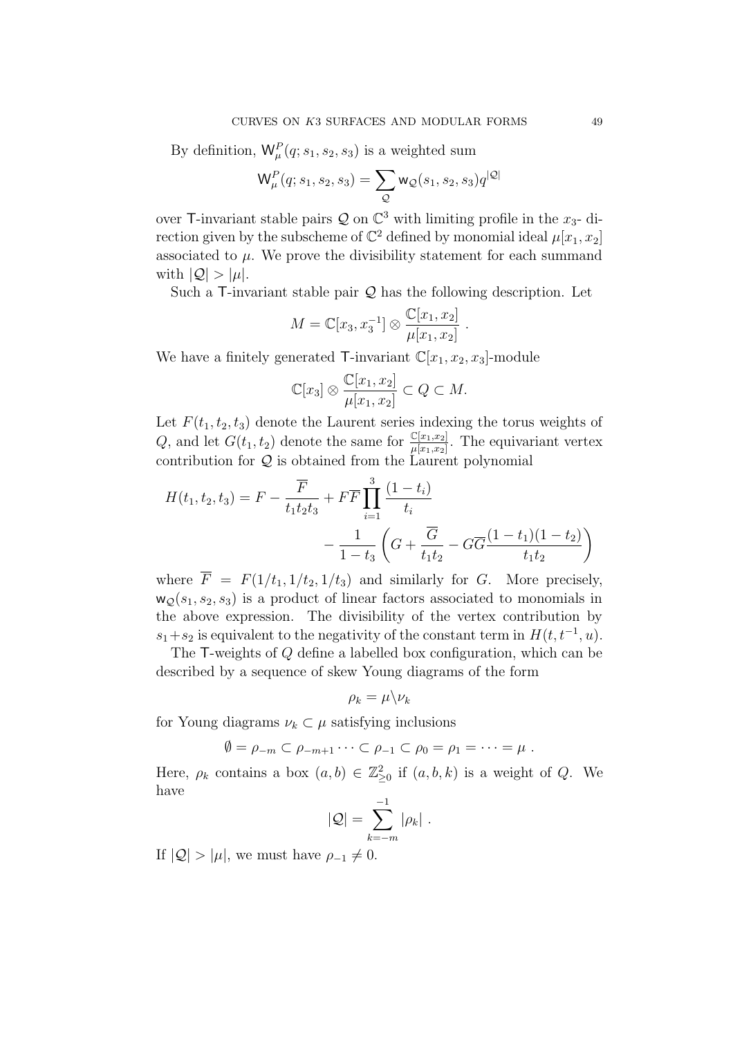By definition, $\mathsf{W}^P_\mu(q; s_1, s_2, s_3)$ is a weighted sum

$$\mathsf{W}^P_\mu(q; s_1, s_2, s_3) = \sum_{\mathcal{Q}} \mathsf{w}_{\mathcal{Q}}(s_1, s_2, s_3) q^{|\mathcal{Q}|}$$

over $\mathsf{T}$-invariant stable pairs $\mathcal{Q}$ on $\mathbb{C}^3$ with limiting profile in the $x_3$- direction given by the subscheme of $\mathbb{C}^2$ defined by monomial ideal $\mu[x_1, x_2]$ associated to $\mu$. We prove the divisibility statement for each summand with $|\mathcal{Q}| > |\mu|$.

Such a $\mathsf{T}$-invariant stable pair $\mathcal{Q}$ has the following description. Let

$$M = \mathbb{C}[x_3, x_3^{-1}] \otimes \frac{\mathbb{C}[x_1, x_2]}{\mu[x_1, x_2]} .$$

We have a finitely generated $\mathsf{T}$-invariant $\mathbb{C}[x_1, x_2, x_3]$-module

$$\mathbb{C}[x_3] \otimes \frac{\mathbb{C}[x_1, x_2]}{\mu[x_1, x_2]} \subset Q \subset M.$$

Let $F(t_1, t_2, t_3)$ denote the Laurent series indexing the torus weights of $Q$, and let $G(t_1, t_2)$ denote the same for $\frac{\mathbb{C}[x_1, x_2]}{\mu[x_1, x_2]}$. The equivariant vertex contribution for $\mathcal{Q}$ is obtained from the Laurent polynomial

$$H(t_1, t_2, t_3) = F - \frac{\overline{F}}{t_1 t_2 t_3} + F\overline{F} \prod_{i=1}^{3} \frac{(1 - t_i)}{t_i} - \frac{1}{1 - t_3}\left( G + \frac{\overline{G}}{t_1 t_2} - G\overline{G}\frac{(1 - t_1)(1 - t_2)}{t_1 t_2} \right)$$

where $\overline{F} = F(1/t_1, 1/t_2, 1/t_3)$ and similarly for $G$. More precisely, $\mathsf{w}_{\mathcal{Q}}(s_1, s_2, s_3)$ is a product of linear factors associated to monomials in the above expression. The divisibility of the vertex contribution by $s_1 + s_2$ is equivalent to the negativity of the constant term in $H(t, t^{-1}, u)$.

The $\mathsf{T}$-weights of $Q$ define a labelled box configuration, which can be described by a sequence of skew Young diagrams of the form

$$\rho_k = \mu \backslash \nu_k$$

for Young diagrams $\nu_k \subset \mu$ satisfying inclusions

$$\emptyset = \rho_{-m} \subset \rho_{-m+1} \cdots \subset \rho_{-1} \subset \rho_0 = \rho_1 = \cdots = \mu .$$

Here, $\rho_k$ contains a box $(a, b) \in \mathbb{Z}^2_{\geq 0}$ if $(a, b, k)$ is a weight of $Q$. We have

$$|\mathcal{Q}| = \sum_{k=-m}^{-1} |\rho_k| .$$

If $|\mathcal{Q}| > |\mu|$, we must have $\rho_{-1} \neq 0$.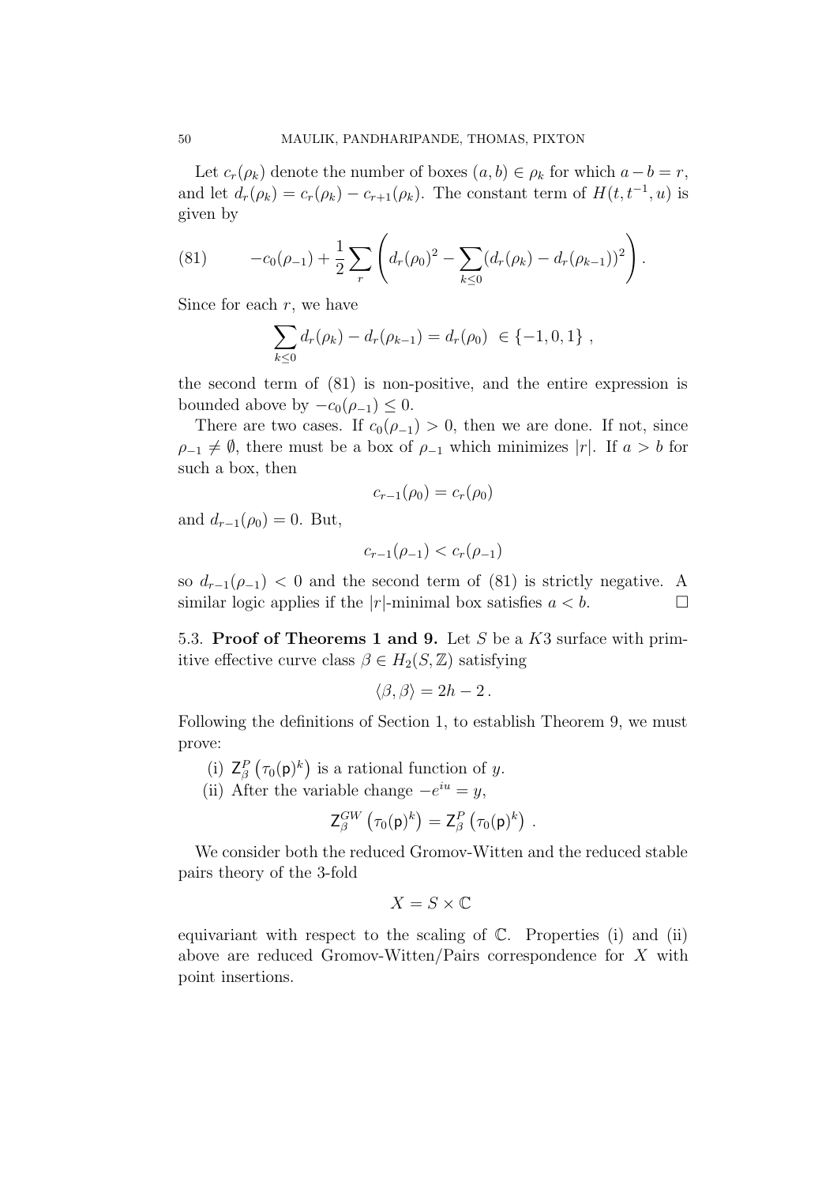Let $c_r(\rho_k)$ denote the number of boxes $(a,b) \in \rho_k$ for which $a-b=r$, and let $d_r(\rho_k) = c_r(\rho_k) - c_{r+1}(\rho_k)$. The constant term of $H(t,t^{-1},u)$ is given by

$$-c_0(\rho_{-1}) + \frac{1}{2}\sum_r \left( d_r(\rho_0)^2 - \sum_{k\leq 0}(d_r(\rho_k) - d_r(\rho_{k-1}))^2 \right). \tag{81}$$

Since for each $r$, we have

$$\sum_{k\leq 0} d_r(\rho_k) - d_r(\rho_{k-1}) = d_r(\rho_0) \ \in \{-1,0,1\}\,,$$

the second term of (81) is non-positive, and the entire expression is bounded above by $-c_0(\rho_{-1}) \leq 0$.

There are two cases. If $c_0(\rho_{-1}) > 0$, then we are done. If not, since $\rho_{-1} \neq \emptyset$, there must be a box of $\rho_{-1}$ which minimizes $|r|$. If $a > b$ for such a box, then

$$c_{r-1}(\rho_0) = c_r(\rho_0)$$

and $d_{r-1}(\rho_0) = 0$. But,

$$c_{r-1}(\rho_{-1}) < c_r(\rho_{-1})$$

so $d_{r-1}(\rho_{-1}) < 0$ and the second term of (81) is strictly negative. A similar logic applies if the $|r|$-minimal box satisfies $a < b$. $\square$

**5.3. Proof of Theorems 1 and 9.** Let $S$ be a $K3$ surface with primitive effective curve class $\beta \in H_2(S,\mathbb{Z})$ satisfying

$$\langle \beta, \beta \rangle = 2h - 2\,.$$

Following the definitions of Section 1, to establish Theorem 9, we must prove:

(i) $\mathsf{Z}^P_\beta\left(\tau_0(\mathsf{p})^k\right)$ is a rational function of $y$.

(ii) After the variable change $-e^{iu} = y$,

$$\mathsf{Z}^{GW}_\beta\left(\tau_0(\mathsf{p})^k\right) = \mathsf{Z}^P_\beta\left(\tau_0(\mathsf{p})^k\right)\,.$$

We consider both the reduced Gromov-Witten and the reduced stable pairs theory of the 3-fold

$$X = S \times \mathbb{C}$$

equivariant with respect to the scaling of $\mathbb{C}$. Properties (i) and (ii) above are reduced Gromov-Witten/Pairs correspondence for $X$ with point insertions.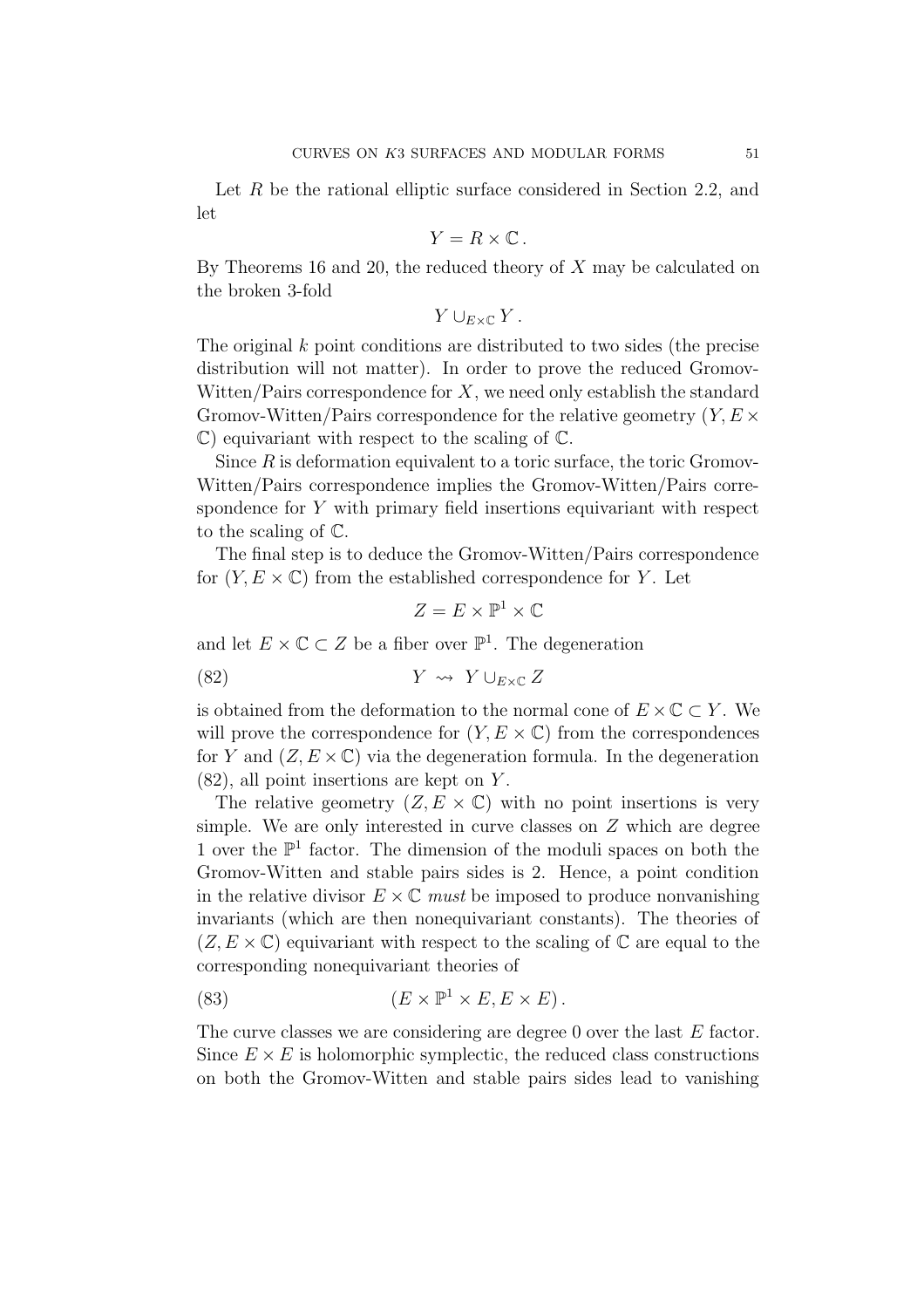Let $R$ be the rational elliptic surface considered in Section 2.2, and let

$$Y = R \times \mathbb{C}\,.$$

By Theorems 16 and 20, the reduced theory of $X$ may be calculated on the broken 3-fold

$$Y \cup_{E\times\mathbb{C}} Y\,.$$

The original $k$ point conditions are distributed to two sides (the precise distribution will not matter). In order to prove the reduced Gromov-Witten/Pairs correspondence for $X$, we need only establish the standard Gromov-Witten/Pairs correspondence for the relative geometry $(Y, E\times\mathbb{C})$ equivariant with respect to the scaling of $\mathbb{C}$.

Since $R$ is deformation equivalent to a toric surface, the toric Gromov-Witten/Pairs correspondence implies the Gromov-Witten/Pairs correspondence for $Y$ with primary field insertions equivariant with respect to the scaling of $\mathbb{C}$.

The final step is to deduce the Gromov-Witten/Pairs correspondence for $(Y, E\times\mathbb{C})$ from the established correspondence for $Y$. Let

$$Z = E \times \mathbb{P}^1 \times \mathbb{C}$$

and let $E\times\mathbb{C} \subset Z$ be a fiber over $\mathbb{P}^1$. The degeneration

$$Y \rightsquigarrow Y \cup_{E\times\mathbb{C}} Z \tag{82}$$

is obtained from the deformation to the normal cone of $E\times\mathbb{C}\subset Y$. We will prove the correspondence for $(Y, E\times\mathbb{C})$ from the correspondences for $Y$ and $(Z, E\times\mathbb{C})$ via the degeneration formula. In the degeneration (82), all point insertions are kept on $Y$.

The relative geometry $(Z, E\times\mathbb{C})$ with no point insertions is very simple. We are only interested in curve classes on $Z$ which are degree 1 over the $\mathbb{P}^1$ factor. The dimension of the moduli spaces on both the Gromov-Witten and stable pairs sides is 2. Hence, a point condition in the relative divisor $E\times\mathbb{C}$ *must* be imposed to produce nonvanishing invariants (which are then nonequivariant constants). The theories of $(Z, E\times\mathbb{C})$ equivariant with respect to the scaling of $\mathbb{C}$ are equal to the corresponding nonequivariant theories of

$$(E\times\mathbb{P}^1\times E, E\times E)\,. \tag{83}$$

The curve classes we are considering are degree 0 over the last $E$ factor. Since $E\times E$ is holomorphic symplectic, the reduced class constructions on both the Gromov-Witten and stable pairs sides lead to vanishing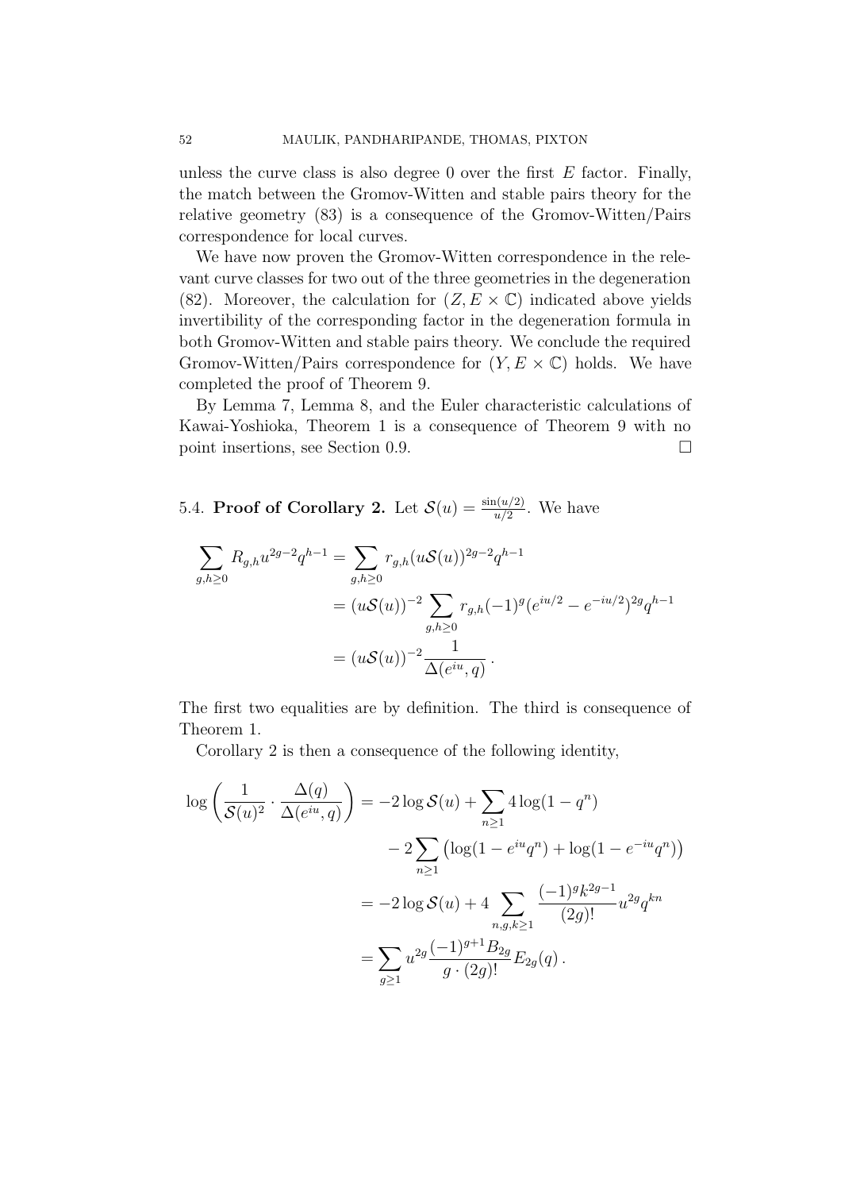unless the curve class is also degree 0 over the first $E$ factor. Finally, the match between the Gromov-Witten and stable pairs theory for the relative geometry (83) is a consequence of the Gromov-Witten/Pairs correspondence for local curves.

We have now proven the Gromov-Witten correspondence in the relevant curve classes for two out of the three geometries in the degeneration (82). Moreover, the calculation for $(Z, E \times \mathbb{C})$ indicated above yields invertibility of the corresponding factor in the degeneration formula in both Gromov-Witten and stable pairs theory. We conclude the required Gromov-Witten/Pairs correspondence for $(Y, E \times \mathbb{C})$ holds. We have completed the proof of Theorem 9.

By Lemma 7, Lemma 8, and the Euler characteristic calculations of Kawai-Yoshioka, Theorem 1 is a consequence of Theorem 9 with no point insertions, see Section 0.9. $\square$

5.4. **Proof of Corollary 2.** Let $\mathcal{S}(u) = \frac{\sin(u/2)}{u/2}$. We have

$$
\begin{aligned}
\sum_{g,h \geq 0} R_{g,h} u^{2g-2} q^{h-1} &= \sum_{g,h \geq 0} r_{g,h} (u\mathcal{S}(u))^{2g-2} q^{h-1} \\
&= (u\mathcal{S}(u))^{-2} \sum_{g,h \geq 0} r_{g,h} (-1)^g (e^{iu/2} - e^{-iu/2})^{2g} q^{h-1} \\
&= (u\mathcal{S}(u))^{-2} \frac{1}{\Delta(e^{iu}, q)} \,.
\end{aligned}
$$

The first two equalities are by definition. The third is consequence of Theorem 1.

Corollary 2 is then a consequence of the following identity,

$$
\begin{aligned}
\log\left( \frac{1}{\mathcal{S}(u)^2} \cdot \frac{\Delta(q)}{\Delta(e^{iu}, q)} \right) &= -2 \log \mathcal{S}(u) + \sum_{n \geq 1} 4 \log(1 - q^n) \\
&\quad - 2 \sum_{n \geq 1} \left( \log(1 - e^{iu} q^n) + \log(1 - e^{-iu} q^n) \right) \\
&= -2 \log \mathcal{S}(u) + 4 \sum_{n,g,k \geq 1} \frac{(-1)^g k^{2g-1}}{(2g)!} u^{2g} q^{kn} \\
&= \sum_{g \geq 1} u^{2g} \frac{(-1)^{g+1} B_{2g}}{g \cdot (2g)!} E_{2g}(q) \,.
\end{aligned}
$$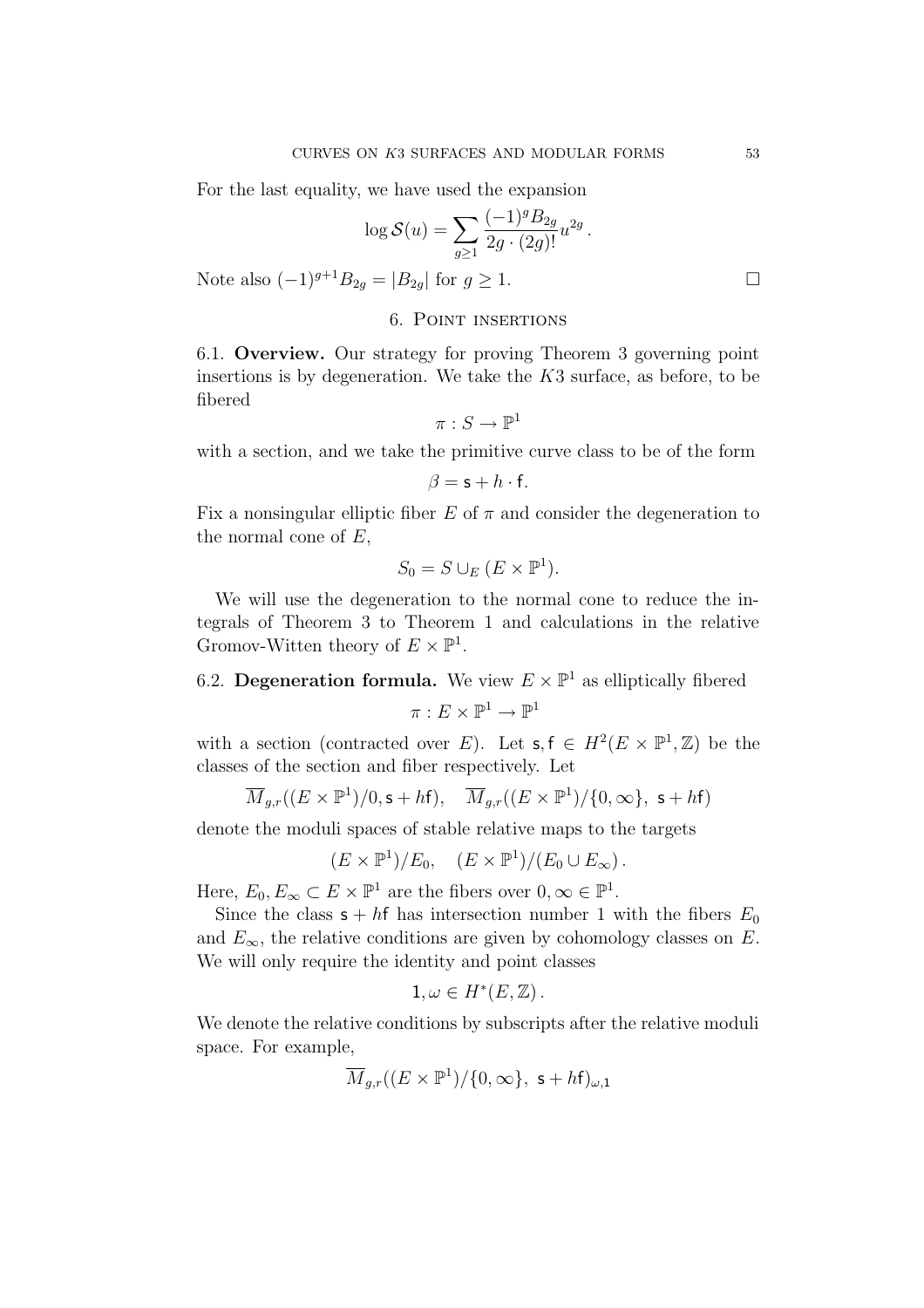For the last equality, we have used the expansion

$$\log \mathcal{S}(u) = \sum_{g \geq 1} \frac{(-1)^g B_{2g}}{2g \cdot (2g)!} u^{2g} .$$

Note also $(-1)^{g+1} B_{2g} = |B_{2g}|$ for $g \geq 1$. $\square$

## 6. Point insertions

6.1. **Overview.** Our strategy for proving Theorem 3 governing point insertions is by degeneration. We take the $K3$ surface, as before, to be fibered

$$\pi : S \to \mathbb{P}^1$$

with a section, and we take the primitive curve class to be of the form

$$\beta = \mathsf{s} + h \cdot \mathsf{f}.$$

Fix a nonsingular elliptic fiber $E$ of $\pi$ and consider the degeneration to the normal cone of $E$,

$$S_0 = S \cup_E (E \times \mathbb{P}^1).$$

We will use the degeneration to the normal cone to reduce the integrals of Theorem 3 to Theorem 1 and calculations in the relative Gromov-Witten theory of $E \times \mathbb{P}^1$.

6.2. **Degeneration formula.** We view $E \times \mathbb{P}^1$ as elliptically fibered

$$\pi : E \times \mathbb{P}^1 \to \mathbb{P}^1$$

with a section (contracted over $E$). Let $\mathsf{s}, \mathsf{f} \in H^2(E \times \mathbb{P}^1, \mathbb{Z})$ be the classes of the section and fiber respectively. Let

$$\overline{M}_{g,r}((E \times \mathbb{P}^1)/0, \mathsf{s} + h\mathsf{f}), \quad \overline{M}_{g,r}((E \times \mathbb{P}^1)/\{0, \infty\},\ \mathsf{s} + h\mathsf{f})$$

denote the moduli spaces of stable relative maps to the targets

$$(E \times \mathbb{P}^1)/E_0, \quad (E \times \mathbb{P}^1)/(E_0 \cup E_\infty) .$$

Here, $E_0, E_\infty \subset E \times \mathbb{P}^1$ are the fibers over $0, \infty \in \mathbb{P}^1$.

Since the class $\mathsf{s} + h\mathsf{f}$ has intersection number 1 with the fibers $E_0$ and $E_\infty$, the relative conditions are given by cohomology classes on $E$. We will only require the identity and point classes

$$\mathsf{1}, \omega \in H^*(E, \mathbb{Z}) .$$

We denote the relative conditions by subscripts after the relative moduli space. For example,

$$\overline{M}_{g,r}((E \times \mathbb{P}^1)/\{0, \infty\},\ \mathsf{s} + h\mathsf{f})_{\omega,\mathsf{1}}$$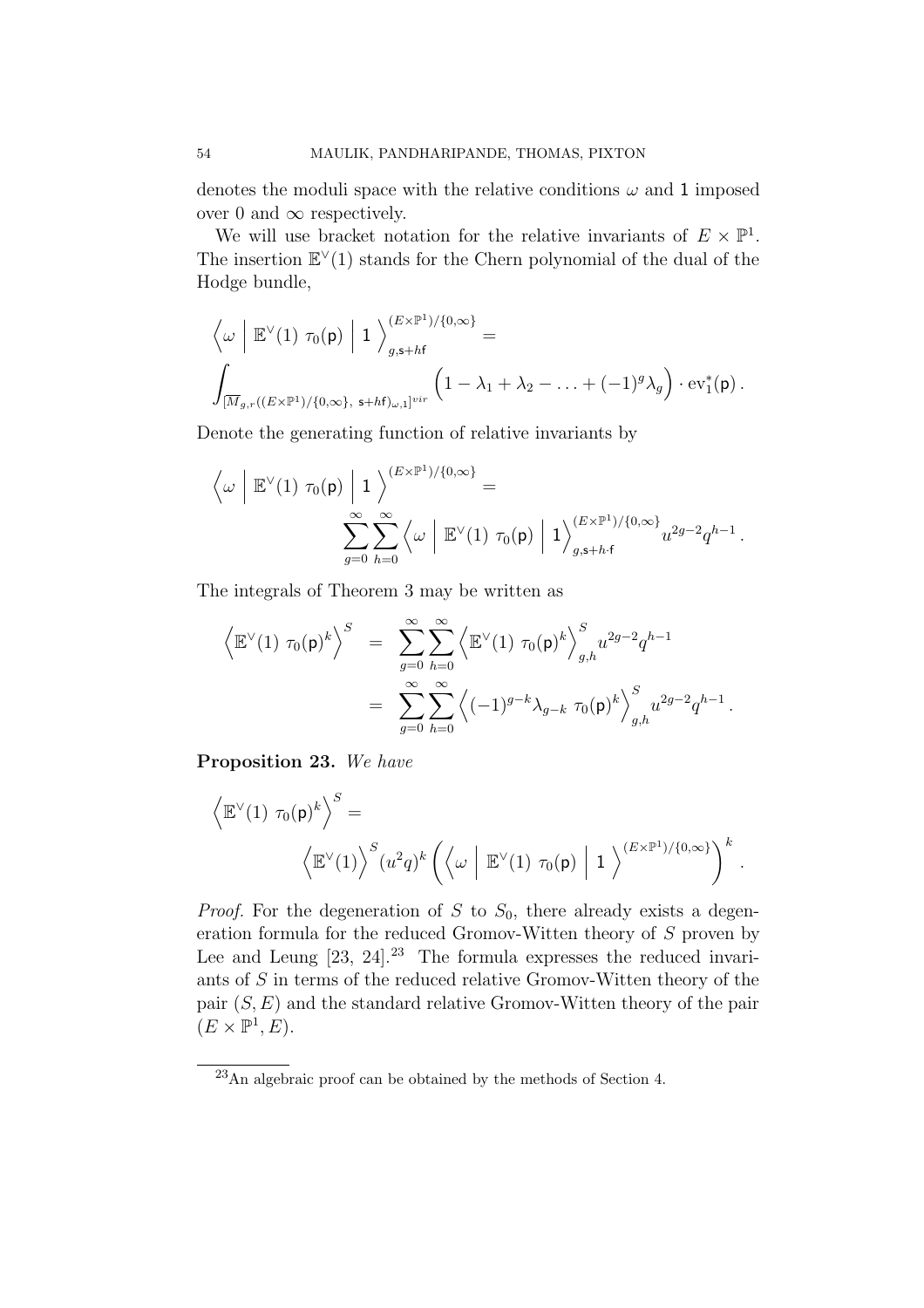denotes the moduli space with the relative conditions $\omega$ and $\mathsf{1}$ imposed over 0 and $\infty$ respectively.

We will use bracket notation for the relative invariants of $E \times \mathbb{P}^1$. The insertion $\mathbb{E}^\vee(1)$ stands for the Chern polynomial of the dual of the Hodge bundle,

$$\left\langle \omega \;\middle|\; \mathbb{E}^\vee(1)\ \tau_0(\mathsf{p}) \;\middle|\; \mathsf{1} \right\rangle_{g,\mathsf{s}+h\mathsf{f}}^{(E\times\mathbb{P}^1)/\{0,\infty\}} =$$

$$\int_{[\overline{M}_{g,r}((E\times\mathbb{P}^1)/\{0,\infty\},\ \mathsf{s}+h\mathsf{f})_{\omega,1}]^{vir}} \Big(1-\lambda_1+\lambda_2-\ldots+(-1)^g\lambda_g\Big)\cdot \mathrm{ev}_1^*(\mathsf{p})\,.$$

Denote the generating function of relative invariants by

$$\left\langle \omega \;\middle|\; \mathbb{E}^\vee(1)\ \tau_0(\mathsf{p}) \;\middle|\; \mathsf{1} \right\rangle^{(E\times\mathbb{P}^1)/\{0,\infty\}} =$$

$$\sum_{g=0}^{\infty}\sum_{h=0}^{\infty} \left\langle \omega \;\middle|\; \mathbb{E}^\vee(1)\ \tau_0(\mathsf{p}) \;\middle|\; \mathsf{1} \right\rangle_{g,\mathsf{s}+h\cdot\mathsf{f}}^{(E\times\mathbb{P}^1)/\{0,\infty\}} u^{2g-2}q^{h-1}\,.$$

The integrals of Theorem 3 may be written as

$$\begin{aligned}
\Big\langle \mathbb{E}^\vee(1)\ \tau_0(\mathsf{p})^k \Big\rangle^S &= \sum_{g=0}^{\infty}\sum_{h=0}^{\infty} \Big\langle \mathbb{E}^\vee(1)\ \tau_0(\mathsf{p})^k \Big\rangle^S_{g,h} u^{2g-2}q^{h-1} \\
&= \sum_{g=0}^{\infty}\sum_{h=0}^{\infty} \Big\langle (-1)^{g-k}\lambda_{g-k}\ \tau_0(\mathsf{p})^k \Big\rangle^S_{g,h} u^{2g-2}q^{h-1}\,.
\end{aligned}$$

**Proposition 23.** *We have*

$$\Big\langle \mathbb{E}^\vee(1)\ \tau_0(\mathsf{p})^k \Big\rangle^S =$$

$$\Big\langle \mathbb{E}^\vee(1) \Big\rangle^S (u^2q)^k \left( \left\langle \omega \;\middle|\; \mathbb{E}^\vee(1)\ \tau_0(\mathsf{p}) \;\middle|\; \mathsf{1} \right\rangle^{(E\times\mathbb{P}^1)/\{0,\infty\}} \right)^k .$$

*Proof.* For the degeneration of $S$ to $S_0$, there already exists a degeneration formula for the reduced Gromov-Witten theory of $S$ proven by Lee and Leung [23, 24].[23] The formula expresses the reduced invariants of $S$ in terms of the reduced relative Gromov-Witten theory of the pair $(S, E)$ and the standard relative Gromov-Witten theory of the pair $(E \times \mathbb{P}^1, E)$.

[23] An algebraic proof can be obtained by the methods of Section 4.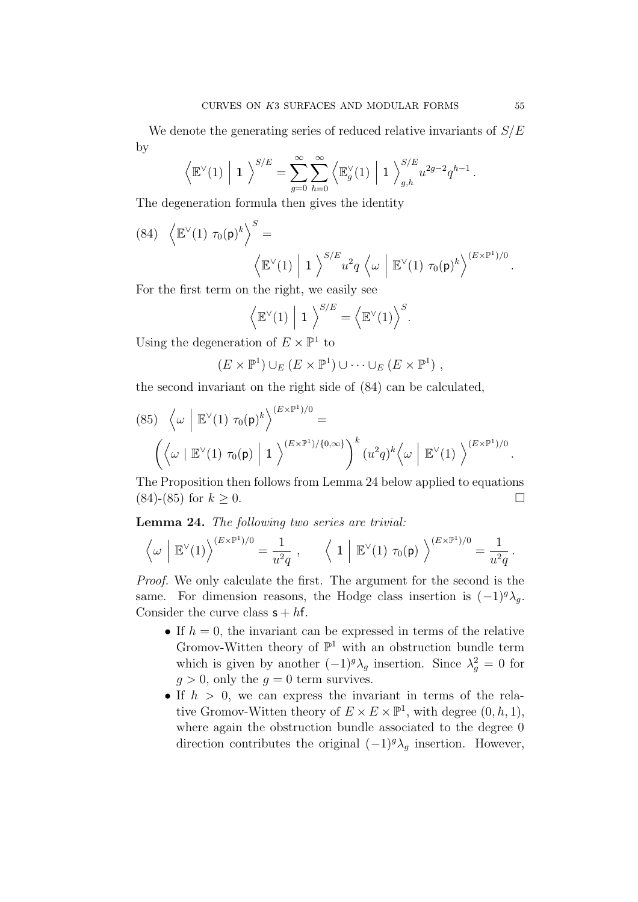We denote the generating series of reduced relative invariants of $S/E$ by

$$\Big\langle \mathbb{E}^\vee(1) \Bigm| \mathsf{1} \Big\rangle^{S/E} = \sum_{g=0}^{\infty}\sum_{h=0}^{\infty} \Big\langle \mathbb{E}^\vee_g(1) \Bigm| \mathsf{1} \Big\rangle^{S/E}_{g,h} u^{2g-2}q^{h-1}\,.$$

The degeneration formula then gives the identity

$$\Big\langle \mathbb{E}^\vee(1)\ \tau_0(\mathsf{p})^k \Big\rangle^{S} = \Big\langle \mathbb{E}^\vee(1) \Bigm| \mathsf{1} \Big\rangle^{S/E} u^2 q \,\Big\langle \omega \Bigm| \mathbb{E}^\vee(1)\ \tau_0(\mathsf{p})^k \Big\rangle^{(E\times\mathbb{P}^1)/0}\,. \tag{84}$$

For the first term on the right, we easily see

$$\Big\langle \mathbb{E}^\vee(1) \Bigm| \mathsf{1} \Big\rangle^{S/E} = \Big\langle \mathbb{E}^\vee(1) \Big\rangle^{S}.$$

Using the degeneration of $E\times\mathbb{P}^1$ to

$$(E\times\mathbb{P}^1)\cup_E (E\times\mathbb{P}^1)\cup\cdots\cup_E (E\times\mathbb{P}^1)\,,$$

the second invariant on the right side of (84) can be calculated,

$$\Big\langle \omega \Bigm| \mathbb{E}^\vee(1)\ \tau_0(\mathsf{p})^k \Big\rangle^{(E\times\mathbb{P}^1)/0} = \left(\Big\langle \omega \mid \mathbb{E}^\vee(1)\ \tau_0(\mathsf{p}) \Bigm| \mathsf{1} \Big\rangle^{(E\times\mathbb{P}^1)/\{0,\infty\}}\right)^k (u^2q)^k \Big\langle \omega \Bigm| \mathbb{E}^\vee(1) \Big\rangle^{(E\times\mathbb{P}^1)/0}\,. \tag{85}$$

The Proposition then follows from Lemma 24 below applied to equations (84)-(85) for $k\geq 0$. $\square$

**Lemma 24.** *The following two series are trivial:*

$$\Big\langle \omega \Bigm| \mathbb{E}^\vee(1) \Big\rangle^{(E\times\mathbb{P}^1)/0} = \frac{1}{u^2q}\,, \qquad \Big\langle \mathsf{1} \Bigm| \mathbb{E}^\vee(1)\ \tau_0(\mathsf{p}) \Big\rangle^{(E\times\mathbb{P}^1)/0} = \frac{1}{u^2q}\,.$$

*Proof.* We only calculate the first. The argument for the second is the same. For dimension reasons, the Hodge class insertion is $(-1)^g\lambda_g$. Consider the curve class $\mathsf{s}+h\mathsf{f}$.

- If $h=0$, the invariant can be expressed in terms of the relative Gromov-Witten theory of $\mathbb{P}^1$ with an obstruction bundle term which is given by another $(-1)^g\lambda_g$ insertion. Since $\lambda_g^2=0$ for $g>0$, only the $g=0$ term survives.
- If $h>0$, we can express the invariant in terms of the relative Gromov-Witten theory of $E\times E\times\mathbb{P}^1$, with degree $(0,h,1)$, where again the obstruction bundle associated to the degree 0 direction contributes the original $(-1)^g\lambda_g$ insertion. However,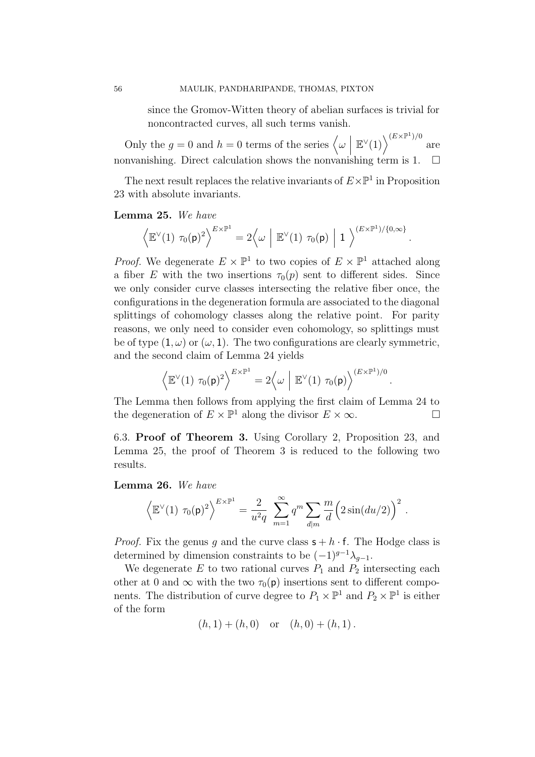since the Gromov-Witten theory of abelian surfaces is trivial for noncontracted curves, all such terms vanish.

Only the $g = 0$ and $h = 0$ terms of the series $\left\langle \omega \;\middle|\; \mathbb{E}^\vee(1) \right\rangle^{(E\times\mathbb{P}^1)/0}$ are nonvanishing. Direct calculation shows the nonvanishing term is 1. $\square$

The next result replaces the relative invariants of $E\times\mathbb{P}^1$ in Proposition 23 with absolute invariants.

**Lemma 25.** *We have*

$$\left\langle \mathbb{E}^\vee(1)\ \tau_0(\mathsf{p})^2 \right\rangle^{E\times\mathbb{P}^1} = 2\left\langle \omega \;\middle|\; \mathbb{E}^\vee(1)\ \tau_0(\mathsf{p}) \;\middle|\; \mathsf{1} \right\rangle^{(E\times\mathbb{P}^1)/\{0,\infty\}}.$$

*Proof.* We degenerate $E \times \mathbb{P}^1$ to two copies of $E \times \mathbb{P}^1$ attached along a fiber $E$ with the two insertions $\tau_0(p)$ sent to different sides. Since we only consider curve classes intersecting the relative fiber once, the configurations in the degeneration formula are associated to the diagonal splittings of cohomology classes along the relative point. For parity reasons, we only need to consider even cohomology, so splittings must be of type $(\mathsf{1}, \omega)$ or $(\omega, \mathsf{1})$. The two configurations are clearly symmetric, and the second claim of Lemma 24 yields

$$\left\langle \mathbb{E}^\vee(1)\ \tau_0(\mathsf{p})^2 \right\rangle^{E\times\mathbb{P}^1} = 2\left\langle \omega \;\middle|\; \mathbb{E}^\vee(1)\ \tau_0(\mathsf{p}) \right\rangle^{(E\times\mathbb{P}^1)/0}.$$

The Lemma then follows from applying the first claim of Lemma 24 to the degeneration of $E \times \mathbb{P}^1$ along the divisor $E \times \infty$. $\square$

6.3. **Proof of Theorem 3.** Using Corollary 2, Proposition 23, and Lemma 25, the proof of Theorem 3 is reduced to the following two results.

**Lemma 26.** *We have*

$$\left\langle \mathbb{E}^\vee(1)\ \tau_0(\mathsf{p})^2 \right\rangle^{E\times\mathbb{P}^1} = \frac{2}{u^2 q}\ \sum_{m=1}^{\infty} q^m \sum_{d|m} \frac{m}{d}\Big(2\sin(du/2)\Big)^2.$$

*Proof.* Fix the genus $g$ and the curve class $\mathsf{s} + h\cdot\mathsf{f}$. The Hodge class is determined by dimension constraints to be $(-1)^{g-1}\lambda_{g-1}$.

We degenerate $E$ to two rational curves $P_1$ and $P_2$ intersecting each other at 0 and $\infty$ with the two $\tau_0(\mathsf{p})$ insertions sent to different components. The distribution of curve degree to $P_1 \times \mathbb{P}^1$ and $P_2 \times \mathbb{P}^1$ is either of the form

$$(h, 1) + (h, 0) \quad \text{or} \quad (h, 0) + (h, 1).$$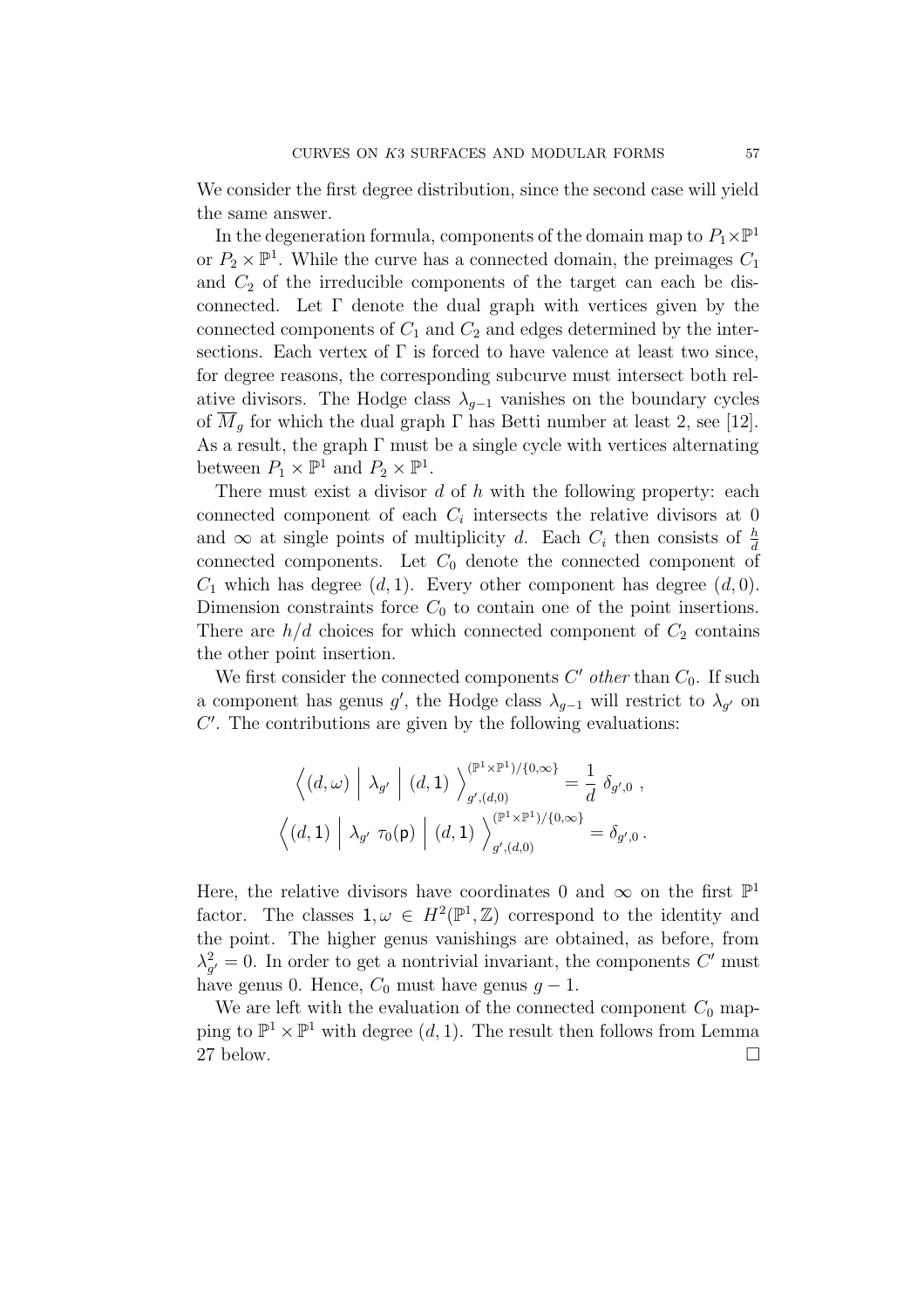We consider the first degree distribution, since the second case will yield the same answer.

In the degeneration formula, components of the domain map to $P_1 \times \mathbb{P}^1$ or $P_2 \times \mathbb{P}^1$. While the curve has a connected domain, the preimages $C_1$ and $C_2$ of the irreducible components of the target can each be disconnected. Let $\Gamma$ denote the dual graph with vertices given by the connected components of $C_1$ and $C_2$ and edges determined by the intersections. Each vertex of $\Gamma$ is forced to have valence at least two since, for degree reasons, the corresponding subcurve must intersect both relative divisors. The Hodge class $\lambda_{g-1}$ vanishes on the boundary cycles of $\overline{M}_g$ for which the dual graph $\Gamma$ has Betti number at least 2, see [12]. As a result, the graph $\Gamma$ must be a single cycle with vertices alternating between $P_1 \times \mathbb{P}^1$ and $P_2 \times \mathbb{P}^1$.

There must exist a divisor $d$ of $h$ with the following property: each connected component of each $C_i$ intersects the relative divisors at 0 and $\infty$ at single points of multiplicity $d$. Each $C_i$ then consists of $\frac{h}{d}$ connected components. Let $C_0$ denote the connected component of $C_1$ which has degree $(d,1)$. Every other component has degree $(d,0)$. Dimension constraints force $C_0$ to contain one of the point insertions. There are $h/d$ choices for which connected component of $C_2$ contains the other point insertion.

We first consider the connected components $C'$ *other* than $C_0$. If such a component has genus $g'$, the Hodge class $\lambda_{g-1}$ will restrict to $\lambda_{g'}$ on $C'$. The contributions are given by the following evaluations:

$$\Big\langle (d,\omega) \;\Big|\; \lambda_{g'} \;\Big|\; (d,\mathsf{1}) \;\Big\rangle^{(\mathbb{P}^1\times\mathbb{P}^1)/\{0,\infty\}}_{g',(d,0)} = \frac{1}{d}\; \delta_{g',0}\;,$$

$$\Big\langle (d,\mathsf{1}) \;\Big|\; \lambda_{g'}\; \tau_0(\mathsf{p}) \;\Big|\; (d,\mathsf{1}) \;\Big\rangle^{(\mathbb{P}^1\times\mathbb{P}^1)/\{0,\infty\}}_{g',(d,0)} = \delta_{g',0}\,.$$

Here, the relative divisors have coordinates 0 and $\infty$ on the first $\mathbb{P}^1$ factor. The classes $\mathsf{1}, \omega \in H^2(\mathbb{P}^1,\mathbb{Z})$ correspond to the identity and the point. The higher genus vanishings are obtained, as before, from $\lambda_{g'}^2 = 0$. In order to get a nontrivial invariant, the components $C'$ must have genus 0. Hence, $C_0$ must have genus $g-1$.

We are left with the evaluation of the connected component $C_0$ mapping to $\mathbb{P}^1 \times \mathbb{P}^1$ with degree $(d,1)$. The result then follows from Lemma 27 below. $\square$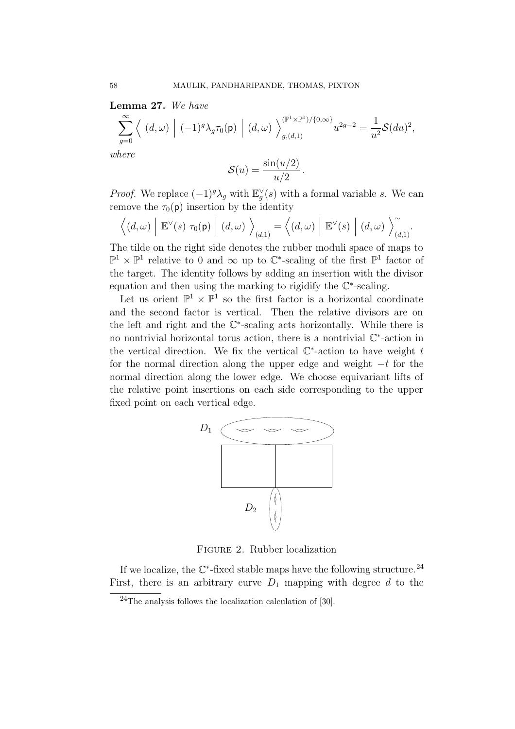**Lemma 27.** *We have*

$$\sum_{g=0}^{\infty} \left\langle \ (d,\omega) \ \middle| \ (-1)^g \lambda_g \tau_0(\mathsf{p}) \ \middle| \ (d,\omega) \ \right\rangle_{g,(d,1)}^{(\mathbb{P}^1\times\mathbb{P}^1)/\{0,\infty\}} u^{2g-2} = \frac{1}{u^2}\mathcal{S}(du)^2,$$

*where*

$$\mathcal{S}(u) = \frac{\sin(u/2)}{u/2}\,.$$

*Proof.* We replace $(-1)^g\lambda_g$ with $\mathbb{E}_g^\vee(s)$ with a formal variable $s$. We can remove the $\tau_0(\mathsf{p})$ insertion by the identity

$$\Big\langle (d,\omega) \ \Big| \ \mathbb{E}^\vee(s) \ \tau_0(\mathsf{p}) \ \Big| \ (d,\omega) \ \Big\rangle_{(d,1)} = \Big\langle (d,\omega) \ \Big| \ \mathbb{E}^\vee(s) \ \Big| \ (d,\omega) \ \Big\rangle_{(d,1)}^{\sim}.$$

The tilde on the right side denotes the rubber moduli space of maps to $\mathbb{P}^1\times\mathbb{P}^1$ relative to 0 and $\infty$ up to $\mathbb{C}^*$-scaling of the first $\mathbb{P}^1$ factor of the target. The identity follows by adding an insertion with the divisor equation and then using the marking to rigidify the $\mathbb{C}^*$-scaling.

Let us orient $\mathbb{P}^1\times\mathbb{P}^1$ so the first factor is a horizontal coordinate and the second factor is vertical. Then the relative divisors are on the left and right and the $\mathbb{C}^*$-scaling acts horizontally. While there is no nontrivial horizontal torus action, there is a nontrivial $\mathbb{C}^*$-action in the vertical direction. We fix the vertical $\mathbb{C}^*$-action to have weight $t$ for the normal direction along the upper edge and weight $-t$ for the normal direction along the lower edge. We choose equivariant lifts of the relative point insertions on each side corresponding to the upper fixed point on each vertical edge.

Figure 2. Rubber localization

If we localize, the $\mathbb{C}^*$-fixed stable maps have the following structure.[24] First, there is an arbitrary curve $D_1$ mapping with degree $d$ to the

[24] The analysis follows the localization calculation of [30].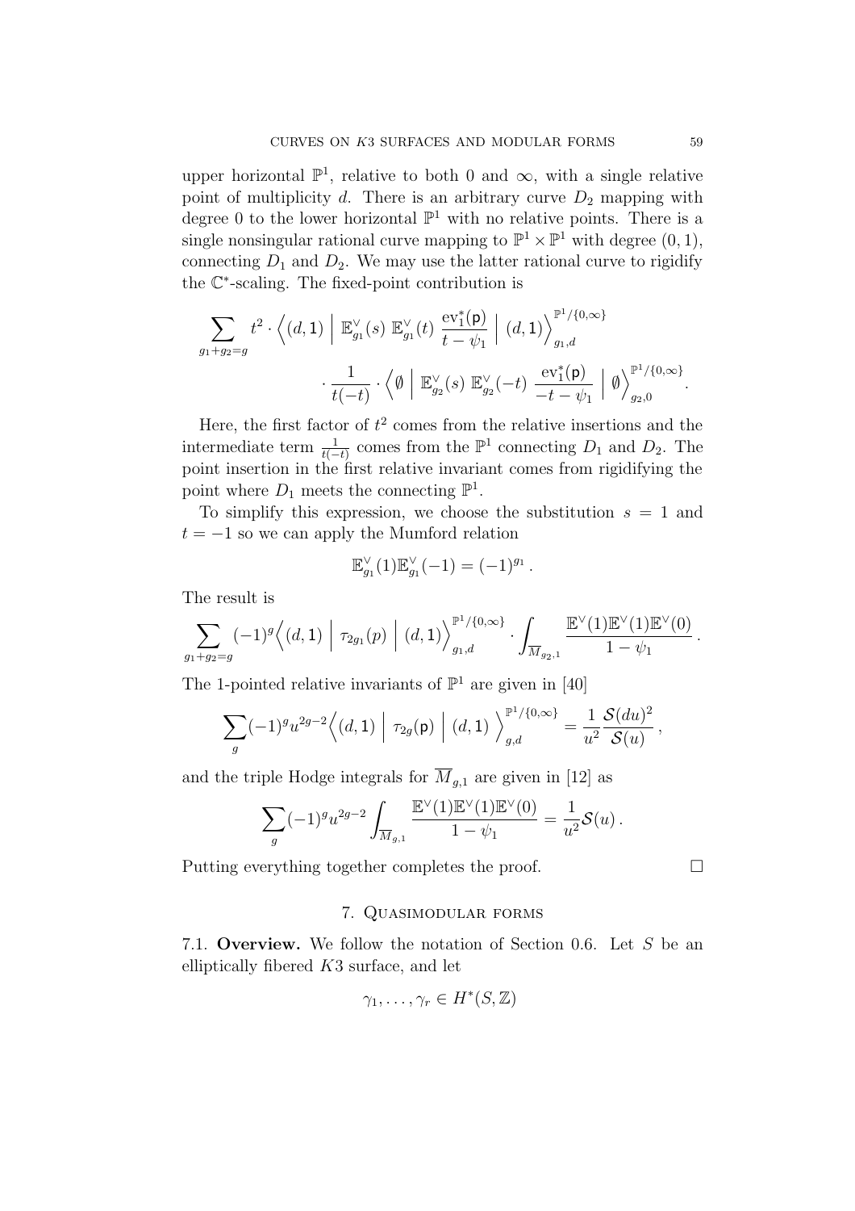upper horizontal $\mathbb{P}^1$, relative to both 0 and $\infty$, with a single relative point of multiplicity $d$. There is an arbitrary curve $D_2$ mapping with degree 0 to the lower horizontal $\mathbb{P}^1$ with no relative points. There is a single nonsingular rational curve mapping to $\mathbb{P}^1 \times \mathbb{P}^1$ with degree $(0,1)$, connecting $D_1$ and $D_2$. We may use the latter rational curve to rigidify the $\mathbb{C}^*$-scaling. The fixed-point contribution is

$$\sum_{g_1+g_2=g} t^2 \cdot \Big\langle (d,1) \ \Big|\ \mathbb{E}^\vee_{g_1}(s)\ \mathbb{E}^\vee_{g_1}(t)\ \frac{\mathrm{ev}_1^*(\mathsf{p})}{t-\psi_1} \ \Big|\ (d,1) \Big\rangle^{\mathbb{P}^1/\{0,\infty\}}_{g_1,d}$$

$$\cdot \frac{1}{t(-t)} \cdot \Big\langle \emptyset \ \Big|\ \mathbb{E}^\vee_{g_2}(s)\ \mathbb{E}^\vee_{g_2}(-t)\ \frac{\mathrm{ev}_1^*(\mathsf{p})}{-t-\psi_1} \ \Big|\ \emptyset \Big\rangle^{\mathbb{P}^1/\{0,\infty\}}_{g_2,0}.$$

Here, the first factor of $t^2$ comes from the relative insertions and the intermediate term $\frac{1}{t(-t)}$ comes from the $\mathbb{P}^1$ connecting $D_1$ and $D_2$. The point insertion in the first relative invariant comes from rigidifying the point where $D_1$ meets the connecting $\mathbb{P}^1$.

To simplify this expression, we choose the substitution $s = 1$ and $t = -1$ so we can apply the Mumford relation

$$\mathbb{E}^\vee_{g_1}(1)\mathbb{E}^\vee_{g_1}(-1) = (-1)^{g_1}\,.$$

The result is

$$\sum_{g_1+g_2=g} (-1)^g \Big\langle (d,1) \ \Big|\ \tau_{2g_1}(p) \ \Big|\ (d,1) \Big\rangle^{\mathbb{P}^1/\{0,\infty\}}_{g_1,d} \cdot \int_{\overline{M}_{g_2,1}} \frac{\mathbb{E}^\vee(1)\mathbb{E}^\vee(1)\mathbb{E}^\vee(0)}{1-\psi_1}\,.$$

The 1-pointed relative invariants of $\mathbb{P}^1$ are given in [40]

$$\sum_g (-1)^g u^{2g-2} \Big\langle (d,1) \ \Big|\ \tau_{2g}(\mathsf{p}) \ \Big|\ (d,1) \ \Big\rangle^{\mathbb{P}^1/\{0,\infty\}}_{g,d} = \frac{1}{u^2}\frac{\mathcal{S}(du)^2}{\mathcal{S}(u)}\,,$$

and the triple Hodge integrals for $\overline{M}_{g,1}$ are given in [12] as

$$\sum_g (-1)^g u^{2g-2} \int_{\overline{M}_{g,1}} \frac{\mathbb{E}^\vee(1)\mathbb{E}^\vee(1)\mathbb{E}^\vee(0)}{1-\psi_1} = \frac{1}{u^2}\mathcal{S}(u)\,.$$

Putting everything together completes the proof. $\square$

## 7. Quasimodular forms

7.1. **Overview.** We follow the notation of Section 0.6. Let $S$ be an elliptically fibered $K3$ surface, and let

$$\gamma_1, \ldots, \gamma_r \in H^*(S, \mathbb{Z})$$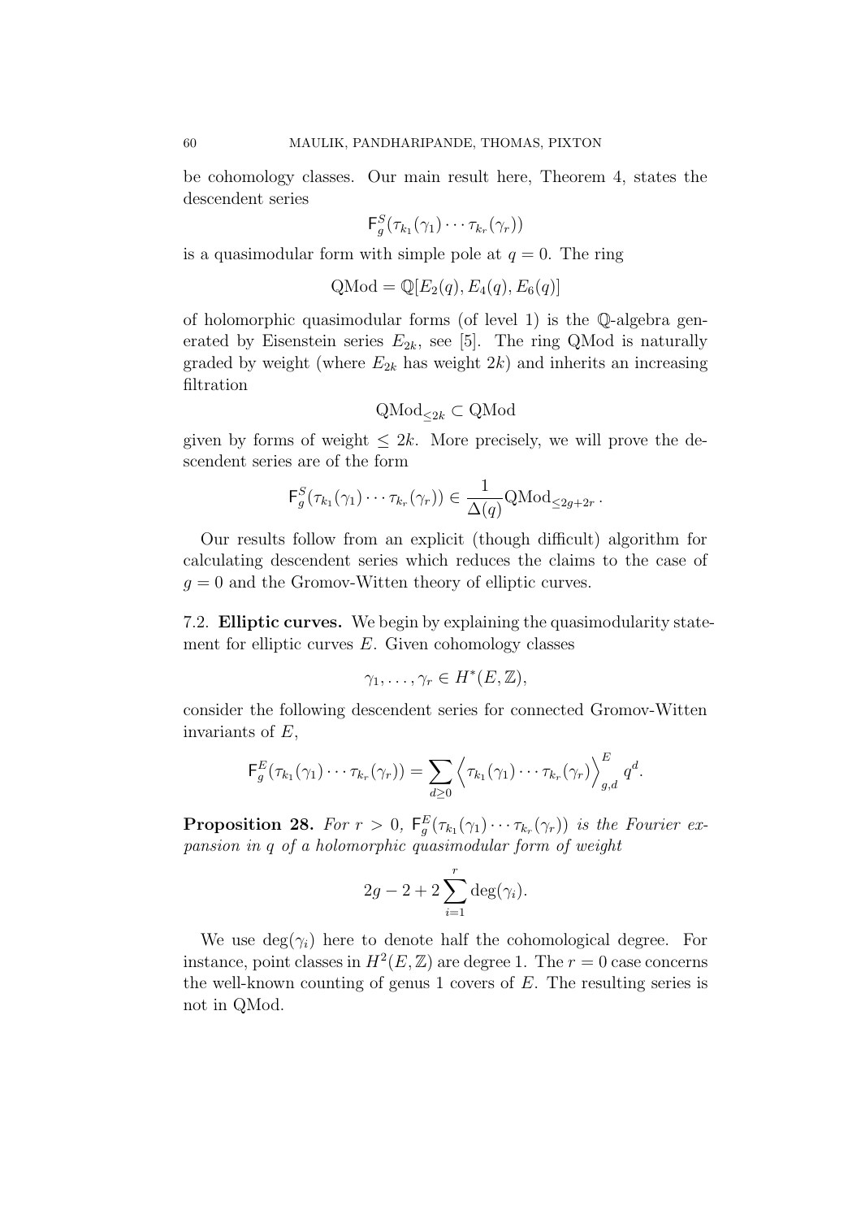be cohomology classes. Our main result here, Theorem 4, states the descendent series

$$\mathsf{F}_g^S(\tau_{k_1}(\gamma_1)\cdots\tau_{k_r}(\gamma_r))$$

is a quasimodular form with simple pole at $q=0$. The ring

$$\mathrm{QMod} = \mathbb{Q}[E_2(q), E_4(q), E_6(q)]$$

of holomorphic quasimodular forms (of level 1) is the $\mathbb{Q}$-algebra generated by Eisenstein series $E_{2k}$, see [5]. The ring QMod is naturally graded by weight (where $E_{2k}$ has weight $2k$) and inherits an increasing filtration

$$\mathrm{QMod}_{\leq 2k} \subset \mathrm{QMod}$$

given by forms of weight $\leq 2k$. More precisely, we will prove the descendent series are of the form

$$\mathsf{F}_g^S(\tau_{k_1}(\gamma_1)\cdots\tau_{k_r}(\gamma_r)) \in \frac{1}{\Delta(q)}\mathrm{QMod}_{\leq 2g+2r}\,.$$

Our results follow from an explicit (though difficult) algorithm for calculating descendent series which reduces the claims to the case of $g=0$ and the Gromov-Witten theory of elliptic curves.

## 7.2. Elliptic curves.

We begin by explaining the quasimodularity statement for elliptic curves $E$. Given cohomology classes

$$\gamma_1,\ldots,\gamma_r \in H^*(E,\mathbb{Z}),$$

consider the following descendent series for connected Gromov-Witten invariants of $E$,

$$\mathsf{F}_g^E(\tau_{k_1}(\gamma_1)\cdots\tau_{k_r}(\gamma_r)) = \sum_{d\geq 0}\Big\langle \tau_{k_1}(\gamma_1)\cdots\tau_{k_r}(\gamma_r)\Big\rangle_{g,d}^E q^d.$$

**Proposition 28.** *For $r>0$, $\mathsf{F}_g^E(\tau_{k_1}(\gamma_1)\cdots\tau_{k_r}(\gamma_r))$ is the Fourier expansion in $q$ of a holomorphic quasimodular form of weight*

$$2g-2+2\sum_{i=1}^r \deg(\gamma_i).$$

We use $\deg(\gamma_i)$ here to denote half the cohomological degree. For instance, point classes in $H^2(E,\mathbb{Z})$ are degree 1. The $r=0$ case concerns the well-known counting of genus 1 covers of $E$. The resulting series is not in QMod.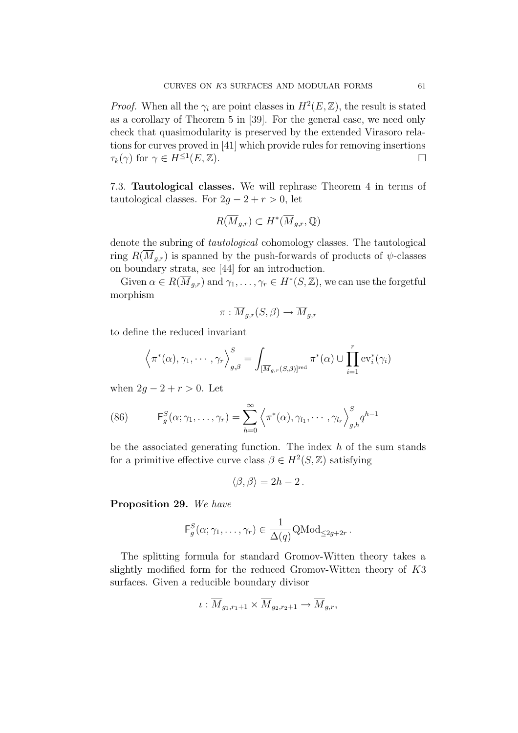*Proof.* When all the $\gamma_i$ are point classes in $H^2(E,\mathbb{Z})$, the result is stated as a corollary of Theorem 5 in [39]. For the general case, we need only check that quasimodularity is preserved by the extended Virasoro relations for curves proved in [41] which provide rules for removing insertions $\tau_k(\gamma)$ for $\gamma \in H^{\leq 1}(E,\mathbb{Z})$. $\square$

7.3. **Tautological classes.** We will rephrase Theorem 4 in terms of tautological classes. For $2g-2+r>0$, let

$$R(\overline{M}_{g,r}) \subset H^*(\overline{M}_{g,r},\mathbb{Q})$$

denote the subring of *tautological* cohomology classes. The tautological ring $R(\overline{M}_{g,r})$ is spanned by the push-forwards of products of $\psi$-classes on boundary strata, see [44] for an introduction.

Given $\alpha \in R(\overline{M}_{g,r})$ and $\gamma_1,\ldots,\gamma_r \in H^*(S,\mathbb{Z})$, we can use the forgetful morphism

$$\pi : \overline{M}_{g,r}(S,\beta) \to \overline{M}_{g,r}$$

to define the reduced invariant

$$\Big\langle \pi^*(\alpha), \gamma_1, \cdots, \gamma_r \Big\rangle^S_{g,\beta} = \int_{[\overline{M}_{g,r}(S,\beta)]^{\text{red}}} \pi^*(\alpha) \cup \prod_{i=1}^r \text{ev}_i^*(\gamma_i)$$

when $2g-2+r>0$. Let

$$\mathsf{F}^S_g(\alpha;\gamma_1,\ldots,\gamma_r) = \sum_{h=0}^{\infty} \Big\langle \pi^*(\alpha), \gamma_{l_1}, \cdots, \gamma_{l_r} \Big\rangle^S_{g,h} q^{h-1} \tag{86}$$

be the associated generating function. The index $h$ of the sum stands for a primitive effective curve class $\beta \in H^2(S,\mathbb{Z})$ satisfying

$$\langle \beta, \beta \rangle = 2h-2\,.$$

**Proposition 29.** *We have*

$$\mathsf{F}^S_g(\alpha;\gamma_1,\ldots,\gamma_r) \in \frac{1}{\Delta(q)} \text{QMod}_{\leq 2g+2r}\,.$$

The splitting formula for standard Gromov-Witten theory takes a slightly modified form for the reduced Gromov-Witten theory of $K3$ surfaces. Given a reducible boundary divisor

$$\iota : \overline{M}_{g_1,r_1+1} \times \overline{M}_{g_2,r_2+1} \to \overline{M}_{g,r},$$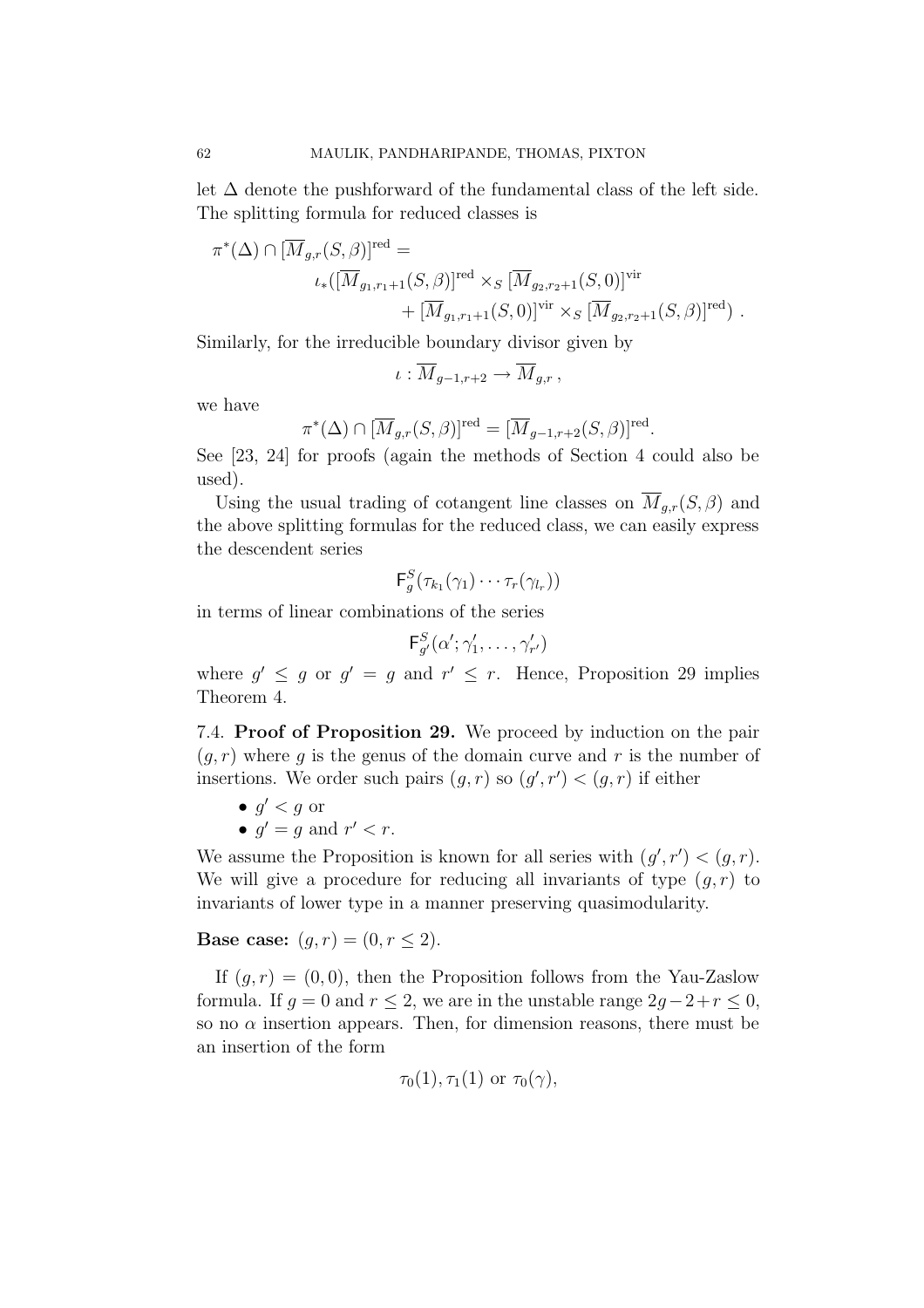let $\Delta$ denote the pushforward of the fundamental class of the left side. The splitting formula for reduced classes is

$$\pi^*(\Delta) \cap [\overline{M}_{g,r}(S,\beta)]^{\text{red}} = \\ \iota_*([\overline{M}_{g_1,r_1+1}(S,\beta)]^{\text{red}} \times_S [\overline{M}_{g_2,r_2+1}(S,0)]^{\text{vir}} \\ + [\overline{M}_{g_1,r_1+1}(S,0)]^{\text{vir}} \times_S [\overline{M}_{g_2,r_2+1}(S,\beta)]^{\text{red}}) \ .$$

Similarly, for the irreducible boundary divisor given by

$$\iota : \overline{M}_{g-1,r+2} \to \overline{M}_{g,r} \ ,$$

we have

$$\pi^*(\Delta) \cap [\overline{M}_{g,r}(S,\beta)]^{\text{red}} = [\overline{M}_{g-1,r+2}(S,\beta)]^{\text{red}}.$$

See [23, 24] for proofs (again the methods of Section 4 could also be used).

Using the usual trading of cotangent line classes on $\overline{M}_{g,r}(S,\beta)$ and the above splitting formulas for the reduced class, we can easily express the descendent series

$$\mathsf{F}_g^S(\tau_{k_1}(\gamma_1)\cdots\tau_r(\gamma_{l_r}))$$

in terms of linear combinations of the series

$$\mathsf{F}_{g'}^S(\alpha';\gamma_1',\ldots,\gamma_{r'}')$$

where $g' \leq g$ or $g' = g$ and $r' \leq r$. Hence, Proposition 29 implies Theorem 4.

7.4. **Proof of Proposition 29.** We proceed by induction on the pair $(g,r)$ where $g$ is the genus of the domain curve and $r$ is the number of insertions. We order such pairs $(g,r)$ so $(g',r') < (g,r)$ if either

- $g' < g$ or
- $g' = g$ and $r' < r$.

We assume the Proposition is known for all series with $(g',r') < (g,r)$. We will give a procedure for reducing all invariants of type $(g,r)$ to invariants of lower type in a manner preserving quasimodularity.

**Base case:** $(g,r) = (0, r \leq 2)$.

If $(g,r) = (0,0)$, then the Proposition follows from the Yau-Zaslow formula. If $g = 0$ and $r \leq 2$, we are in the unstable range $2g-2+r \leq 0$, so no $\alpha$ insertion appears. Then, for dimension reasons, there must be an insertion of the form

$$\tau_0(1), \tau_1(1) \text{ or } \tau_0(\gamma),$$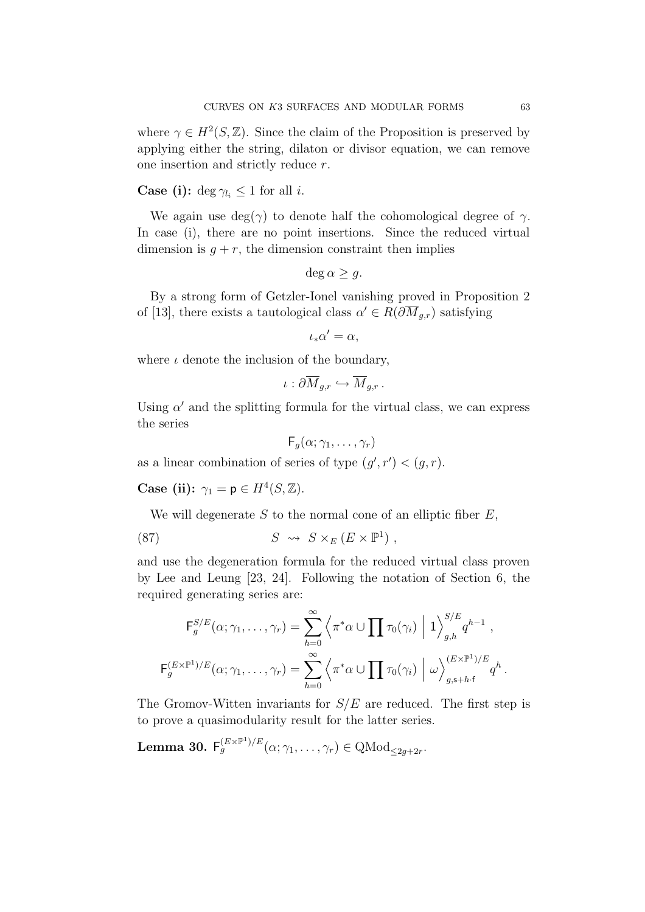where $\gamma \in H^2(S, \mathbb{Z})$. Since the claim of the Proposition is preserved by applying either the string, dilaton or divisor equation, we can remove one insertion and strictly reduce $r$.

**Case (i):** $\deg \gamma_{l_i} \leq 1$ for all $i$.

We again use $\deg(\gamma)$ to denote half the cohomological degree of $\gamma$. In case (i), there are no point insertions. Since the reduced virtual dimension is $g + r$, the dimension constraint then implies

$$\deg \alpha \geq g.$$

By a strong form of Getzler-Ionel vanishing proved in Proposition 2 of [13], there exists a tautological class $\alpha' \in R(\partial \overline{M}_{g,r})$ satisfying

$$\iota_* \alpha' = \alpha,$$

where $\iota$ denote the inclusion of the boundary,

$$\iota : \partial \overline{M}_{g,r} \hookrightarrow \overline{M}_{g,r}\,.$$

Using $\alpha'$ and the splitting formula for the virtual class, we can express the series

$$\mathsf{F}_g(\alpha; \gamma_1, \ldots, \gamma_r)$$

as a linear combination of series of type $(g', r') < (g, r)$.

**Case (ii):** $\gamma_1 = \mathsf{p} \in H^4(S, \mathbb{Z})$.

We will degenerate $S$ to the normal cone of an elliptic fiber $E$,

$$S \ \rightsquigarrow \ S \times_E (E \times \mathbb{P}^1)\,, \tag{87}$$

and use the degeneration formula for the reduced virtual class proven by Lee and Leung [23, 24]. Following the notation of Section 6, the required generating series are:

$$\mathsf{F}_g^{S/E}(\alpha; \gamma_1, \ldots, \gamma_r) = \sum_{h=0}^{\infty} \Big\langle \pi^* \alpha \cup \prod \tau_0(\gamma_i) \ \Big| \ 1 \Big\rangle_{g,h}^{S/E} q^{h-1}\,,$$

$$\mathsf{F}_g^{(E \times \mathbb{P}^1)/E}(\alpha; \gamma_1, \ldots, \gamma_r) = \sum_{h=0}^{\infty} \Big\langle \pi^* \alpha \cup \prod \tau_0(\gamma_i) \ \Big| \ \omega \Big\rangle_{g, \mathsf{s} + h \cdot \mathsf{f}}^{(E \times \mathbb{P}^1)/E} q^h\,.$$

The Gromov-Witten invariants for $S/E$ are reduced. The first step is to prove a quasimodularity result for the latter series.

**Lemma 30.** $\mathsf{F}_g^{(E \times \mathbb{P}^1)/E}(\alpha; \gamma_1, \ldots, \gamma_r) \in \mathrm{QMod}_{\leq 2g+2r}$.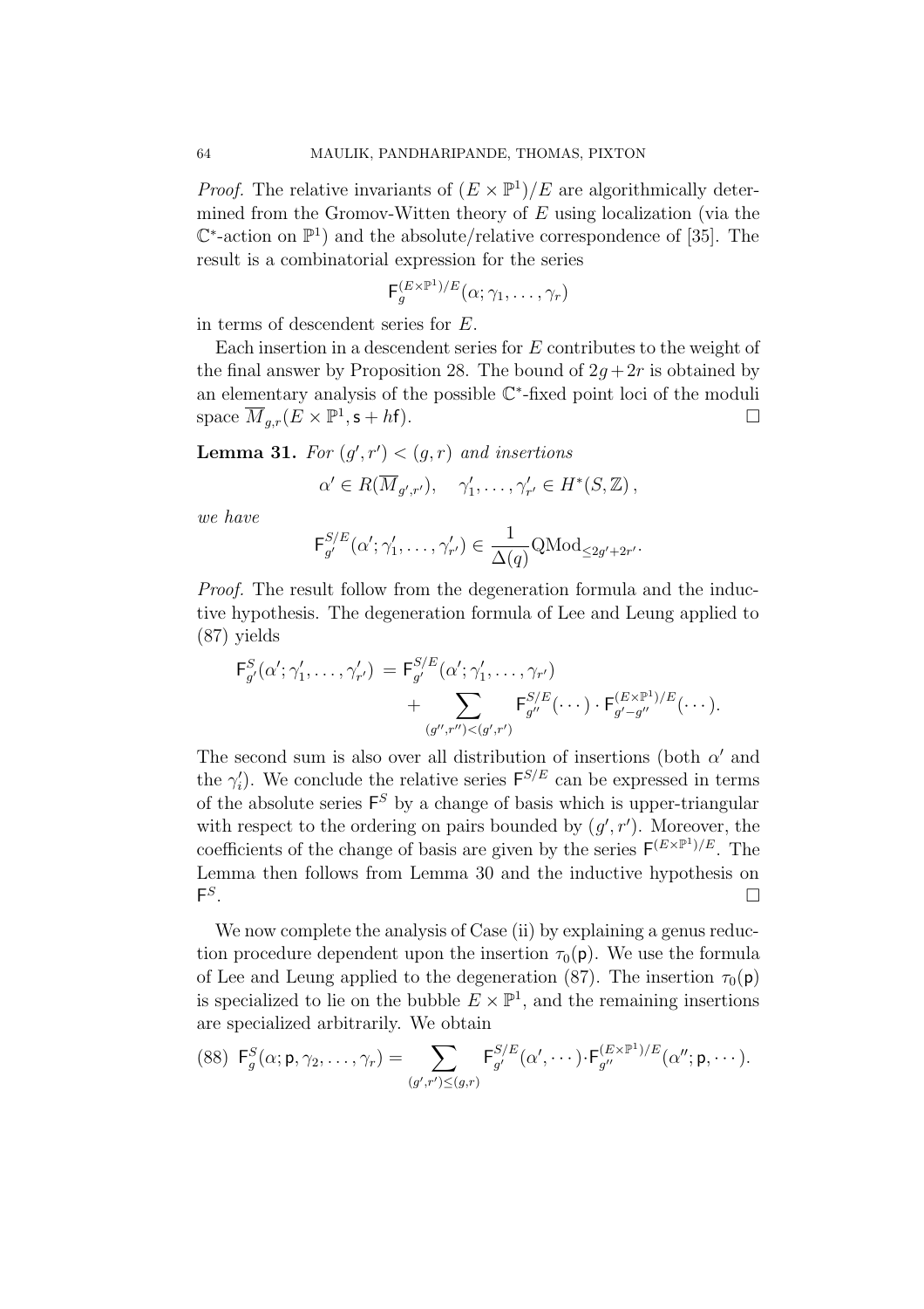*Proof.* The relative invariants of $(E \times \mathbb{P}^1)/E$ are algorithmically determined from the Gromov-Witten theory of $E$ using localization (via the $\mathbb{C}^*$-action on $\mathbb{P}^1$) and the absolute/relative correspondence of [35]. The result is a combinatorial expression for the series

$$\mathsf{F}_g^{(E\times\mathbb{P}^1)/E}(\alpha;\gamma_1,\ldots,\gamma_r)$$

in terms of descendent series for $E$.

Each insertion in a descendent series for $E$ contributes to the weight of the final answer by Proposition 28. The bound of $2g+2r$ is obtained by an elementary analysis of the possible $\mathbb{C}^*$-fixed point loci of the moduli space $\overline{M}_{g,r}(E\times\mathbb{P}^1, \mathsf{s}+h\mathsf{f})$. $\square$

**Lemma 31.** *For $(g',r') < (g,r)$ and insertions*

$$\alpha' \in R(\overline{M}_{g',r'}), \quad \gamma'_1,\ldots,\gamma'_{r'} \in H^*(S,\mathbb{Z}),$$

*we have*

$$\mathsf{F}_{g'}^{S/E}(\alpha';\gamma'_1,\ldots,\gamma'_{r'}) \in \frac{1}{\Delta(q)}\mathrm{QMod}_{\leq 2g'+2r'}.$$

*Proof.* The result follow from the degeneration formula and the inductive hypothesis. The degeneration formula of Lee and Leung applied to (87) yields

$$\begin{aligned}\mathsf{F}_{g'}^{S}(\alpha';\gamma'_1,\ldots,\gamma'_{r'}) &= \mathsf{F}_{g'}^{S/E}(\alpha';\gamma'_1,\ldots,\gamma_{r'}) \\ &\quad + \sum_{(g'',r'')<(g',r')} \mathsf{F}_{g''}^{S/E}(\cdots)\cdot \mathsf{F}_{g'-g''}^{(E\times\mathbb{P}^1)/E}(\cdots).\end{aligned}$$

The second sum is also over all distribution of insertions (both $\alpha'$ and the $\gamma'_i$). We conclude the relative series $\mathsf{F}^{S/E}$ can be expressed in terms of the absolute series $\mathsf{F}^S$ by a change of basis which is upper-triangular with respect to the ordering on pairs bounded by $(g',r')$. Moreover, the coefficients of the change of basis are given by the series $\mathsf{F}^{(E\times\mathbb{P}^1)/E}$. The Lemma then follows from Lemma 30 and the inductive hypothesis on $\mathsf{F}^S$. $\square$

We now complete the analysis of Case (ii) by explaining a genus reduction procedure dependent upon the insertion $\tau_0(\mathsf{p})$. We use the formula of Lee and Leung applied to the degeneration (87). The insertion $\tau_0(\mathsf{p})$ is specialized to lie on the bubble $E\times\mathbb{P}^1$, and the remaining insertions are specialized arbitrarily. We obtain

$$\mathsf{F}_g^S(\alpha;\mathsf{p},\gamma_2,\ldots,\gamma_r) = \sum_{(g',r')\leq(g,r)} \mathsf{F}_{g'}^{S/E}(\alpha',\cdots)\cdot\mathsf{F}_{g''}^{(E\times\mathbb{P}^1)/E}(\alpha'';\mathsf{p},\cdots). \tag{88}$$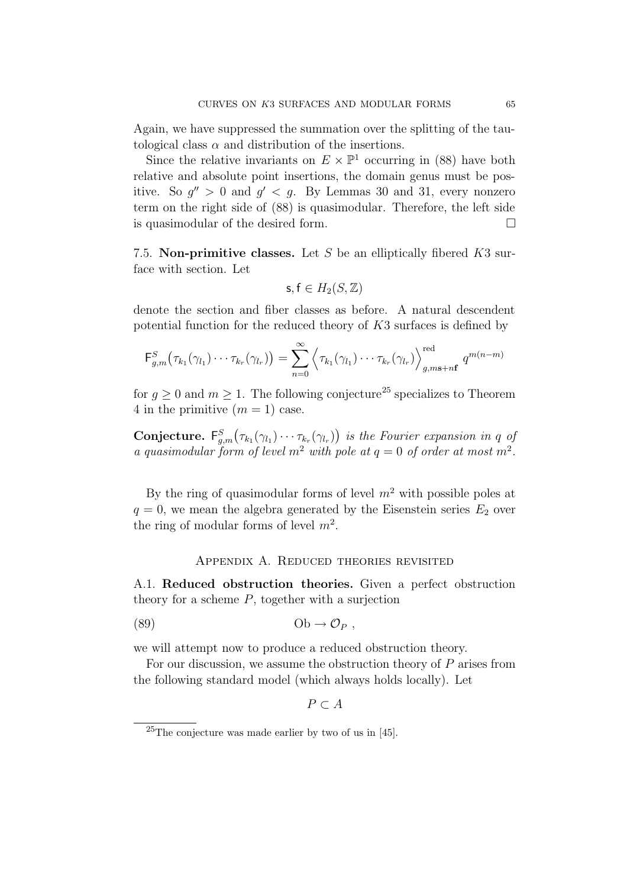Again, we have suppressed the summation over the splitting of the tautological class $\alpha$ and distribution of the insertions.

Since the relative invariants on $E \times \mathbb{P}^1$ occurring in (88) have both relative and absolute point insertions, the domain genus must be positive. So $g'' > 0$ and $g' < g$. By Lemmas 30 and 31, every nonzero term on the right side of (88) is quasimodular. Therefore, the left side is quasimodular of the desired form. $\square$

7.5. **Non-primitive classes.** Let $S$ be an elliptically fibered $K3$ surface with section. Let

$$\mathsf{s}, \mathsf{f} \in H_2(S, \mathbb{Z})$$

denote the section and fiber classes as before. A natural descendent potential function for the reduced theory of $K3$ surfaces is defined by

$$\mathsf{F}^S_{g,m}\big(\tau_{k_1}(\gamma_{l_1}) \cdots \tau_{k_r}(\gamma_{l_r})\big) = \sum_{n=0}^{\infty} \Big\langle \tau_{k_1}(\gamma_{l_1}) \cdots \tau_{k_r}(\gamma_{l_r}) \Big\rangle^{\text{red}}_{g, m\mathbf{s}+n\mathbf{f}} q^{m(n-m)}$$

for $g \geq 0$ and $m \geq 1$. The following conjecture[25] specializes to Theorem 4 in the primitive ($m = 1$) case.

**Conjecture.** *$\mathsf{F}^S_{g,m}\big(\tau_{k_1}(\gamma_{l_1}) \cdots \tau_{k_r}(\gamma_{l_r})\big)$ is the Fourier expansion in $q$ of a quasimodular form of level $m^2$ with pole at $q = 0$ of order at most $m^2$.*

By the ring of quasimodular forms of level $m^2$ with possible poles at $q = 0$, we mean the algebra generated by the Eisenstein series $E_2$ over the ring of modular forms of level $m^2$.

## Appendix A. Reduced theories revisited

A.1. **Reduced obstruction theories.** Given a perfect obstruction theory for a scheme $P$, together with a surjection

$$\text{Ob} \to \mathcal{O}_P \ , \tag{89}$$

we will attempt now to produce a reduced obstruction theory.

For our discussion, we assume the obstruction theory of $P$ arises from the following standard model (which always holds locally). Let

$$P \subset A$$

[25] The conjecture was made earlier by two of us in [45].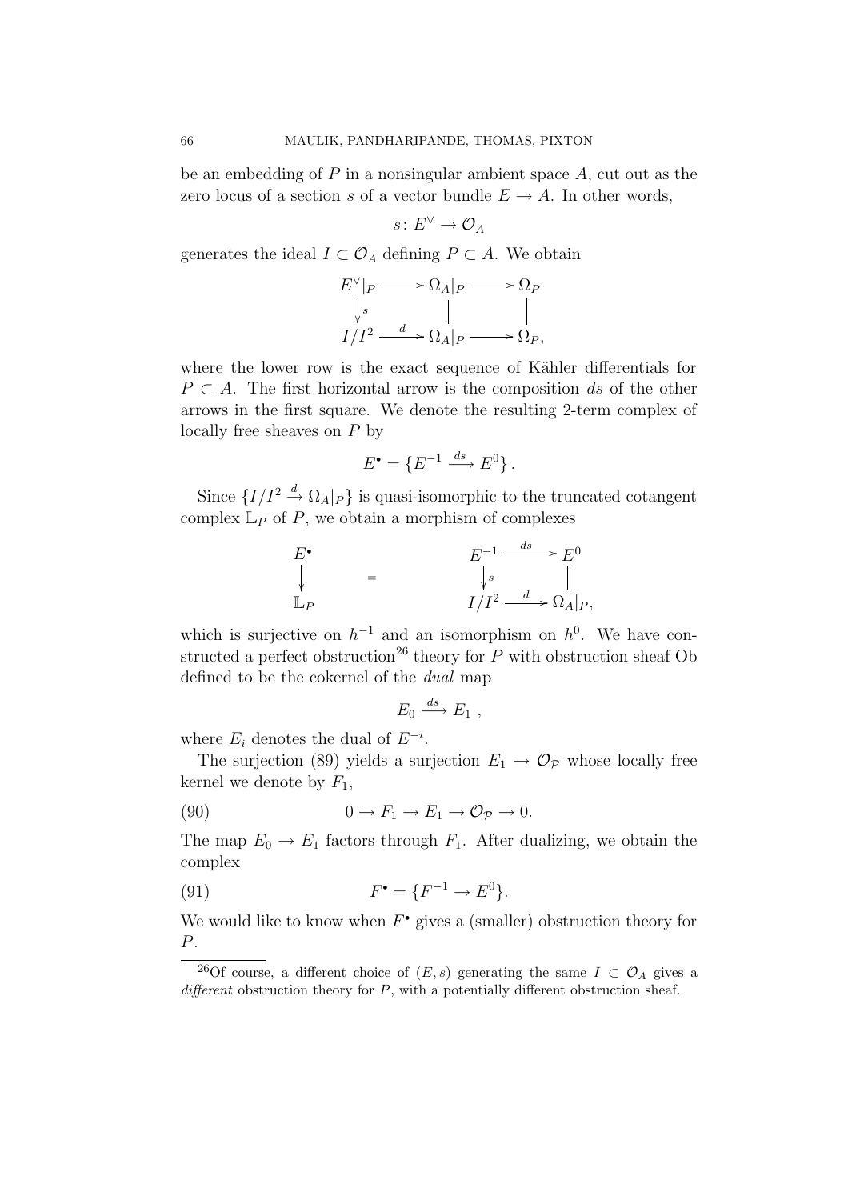be an embedding of $P$ in a nonsingular ambient space $A$, cut out as the zero locus of a section $s$ of a vector bundle $E \to A$. In other words,

$$s\colon E^\vee \to \mathcal{O}_A$$

generates the ideal $I \subset \mathcal{O}_A$ defining $P \subset A$. We obtain

$$\begin{array}{ccccc} E^\vee|_P & \longrightarrow & \Omega_A|_P & \longrightarrow & \Omega_P \\ \big\downarrow s & & \big\| & & \big\| \\ I/I^2 & \xrightarrow{\ d\ } & \Omega_A|_P & \longrightarrow & \Omega_P, \end{array}$$

where the lower row is the exact sequence of Kähler differentials for $P \subset A$. The first horizontal arrow is the composition $ds$ of the other arrows in the first square. We denote the resulting 2-term complex of locally free sheaves on $P$ by

$$E^\bullet = \{E^{-1} \xrightarrow{ds} E^0\}.$$

Since $\{I/I^2 \xrightarrow{d} \Omega_A|_P\}$ is quasi-isomorphic to the truncated cotangent complex $\mathbb{L}_P$ of $P$, we obtain a morphism of complexes

$$\begin{array}{ccccc} E^\bullet & & E^{-1} & \xrightarrow{\ ds\ } & E^0 \\ \big\downarrow & = & \big\downarrow s & & \big\| \\ \mathbb{L}_P & & I/I^2 & \xrightarrow{\ d\ } & \Omega_A|_P, \end{array}$$

which is surjective on $h^{-1}$ and an isomorphism on $h^0$. We have constructed a perfect obstruction[26] theory for $P$ with obstruction sheaf Ob defined to be the cokernel of the *dual* map

$$E_0 \xrightarrow{ds} E_1\ ,$$

where $E_i$ denotes the dual of $E^{-i}$.

The surjection (89) yields a surjection $E_1 \to \mathcal{O}_\mathcal{P}$ whose locally free kernel we denote by $F_1$,

$$0 \to F_1 \to E_1 \to \mathcal{O}_\mathcal{P} \to 0. \tag{90}$$

The map $E_0 \to E_1$ factors through $F_1$. After dualizing, we obtain the complex

$$F^\bullet = \{F^{-1} \to E^0\}. \tag{91}$$

We would like to know when $F^\bullet$ gives a (smaller) obstruction theory for $P$.

[26] Of course, a different choice of $(E, s)$ generating the same $I \subset \mathcal{O}_A$ gives a *different* obstruction theory for $P$, with a potentially different obstruction sheaf.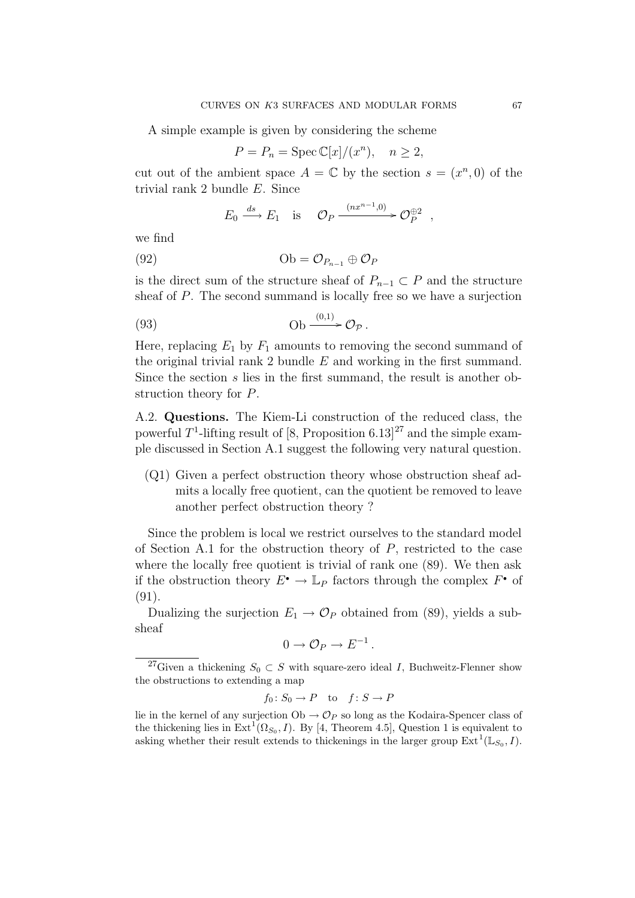A simple example is given by considering the scheme

$$P = P_n = \operatorname{Spec} \mathbb{C}[x]/(x^n), \quad n \geq 2,$$

cut out of the ambient space $A = \mathbb{C}$ by the section $s = (x^n, 0)$ of the trivial rank 2 bundle $E$. Since

$$E_0 \xrightarrow{ds} E_1 \quad \text{is} \quad \mathcal{O}_P \xrightarrow{(nx^{n-1},0)} \mathcal{O}_P^{\oplus 2} \ ,$$

we find

$$\text{Ob} = \mathcal{O}_{P_{n-1}} \oplus \mathcal{O}_P \tag{92}$$

is the direct sum of the structure sheaf of $P_{n-1} \subset P$ and the structure sheaf of $P$. The second summand is locally free so we have a surjection

$$\text{Ob} \xrightarrow{(0,1)} \mathcal{O}_{\mathcal{P}} \,. \tag{93}$$

Here, replacing $E_1$ by $F_1$ amounts to removing the second summand of the original trivial rank 2 bundle $E$ and working in the first summand. Since the section $s$ lies in the first summand, the result is another obstruction theory for $P$.

A.2. **Questions.** The Kiem-Li construction of the reduced class, the powerful $T^1$-lifting result of [8, Proposition 6.13][27] and the simple example discussed in Section A.1 suggest the following very natural question.

(Q1) Given a perfect obstruction theory whose obstruction sheaf admits a locally free quotient, can the quotient be removed to leave another perfect obstruction theory ?

Since the problem is local we restrict ourselves to the standard model of Section A.1 for the obstruction theory of $P$, restricted to the case where the locally free quotient is trivial of rank one (89). We then ask if the obstruction theory $E^\bullet \to \mathbb{L}_P$ factors through the complex $F^\bullet$ of (91).

Dualizing the surjection $E_1 \to \mathcal{O}_P$ obtained from (89), yields a subsheaf

$$0 \to \mathcal{O}_P \to E^{-1} \,.$$

[27] Given a thickening $S_0 \subset S$ with square-zero ideal $I$, Buchweitz-Flenner show the obstructions to extending a map

$$f_0 \colon S_0 \to P \quad \text{to} \quad f \colon S \to P$$

lie in the kernel of any surjection $\text{Ob} \to \mathcal{O}_P$ so long as the Kodaira-Spencer class of the thickening lies in $\operatorname{Ext}^1(\Omega_{S_0}, I)$. By [4, Theorem 4.5], Question 1 is equivalent to asking whether their result extends to thickenings in the larger group $\operatorname{Ext}^1(\mathbb{L}_{S_0}, I)$.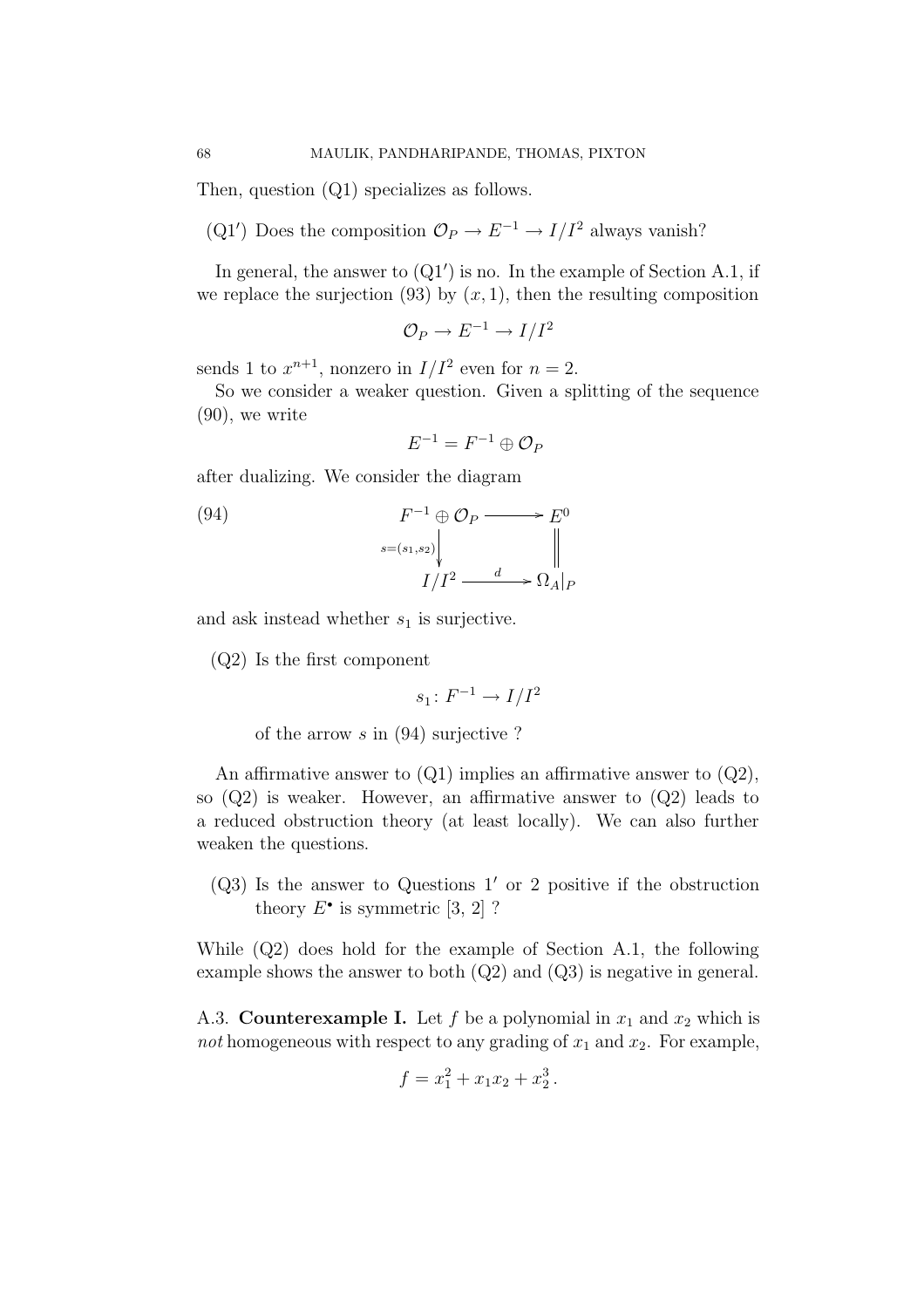Then, question (Q1) specializes as follows.

(Q1′) Does the composition $\mathcal{O}_P \to E^{-1} \to I/I^2$ always vanish?

In general, the answer to (Q1′) is no. In the example of Section A.1, if we replace the surjection (93) by $(x, 1)$, then the resulting composition

$$\mathcal{O}_P \to E^{-1} \to I/I^2$$

sends 1 to $x^{n+1}$, nonzero in $I/I^2$ even for $n = 2$.

So we consider a weaker question. Given a splitting of the sequence (90), we write

$$E^{-1} = F^{-1} \oplus \mathcal{O}_P$$

after dualizing. We consider the diagram

$$\begin{array}{ccc} F^{-1} \oplus \mathcal{O}_P & \longrightarrow & E^0 \\ {\scriptstyle s=(s_1,s_2)}\big\downarrow & & \big\| \\ I/I^2 & \xrightarrow{\ d\ } & \Omega_A|_P \end{array} \tag{94}$$

and ask instead whether $s_1$ is surjective.

(Q2) Is the first component

$$s_1 \colon F^{-1} \to I/I^2$$

of the arrow $s$ in (94) surjective ?

An affirmative answer to (Q1) implies an affirmative answer to (Q2), so (Q2) is weaker. However, an affirmative answer to (Q2) leads to a reduced obstruction theory (at least locally). We can also further weaken the questions.

(Q3) Is the answer to Questions 1′ or 2 positive if the obstruction theory $E^\bullet$ is symmetric [3, 2] ?

While (Q2) does hold for the example of Section A.1, the following example shows the answer to both (Q2) and (Q3) is negative in general.

A.3. **Counterexample I.** Let $f$ be a polynomial in $x_1$ and $x_2$ which is *not* homogeneous with respect to any grading of $x_1$ and $x_2$. For example,

$$f = x_1^2 + x_1 x_2 + x_2^3 \,.$$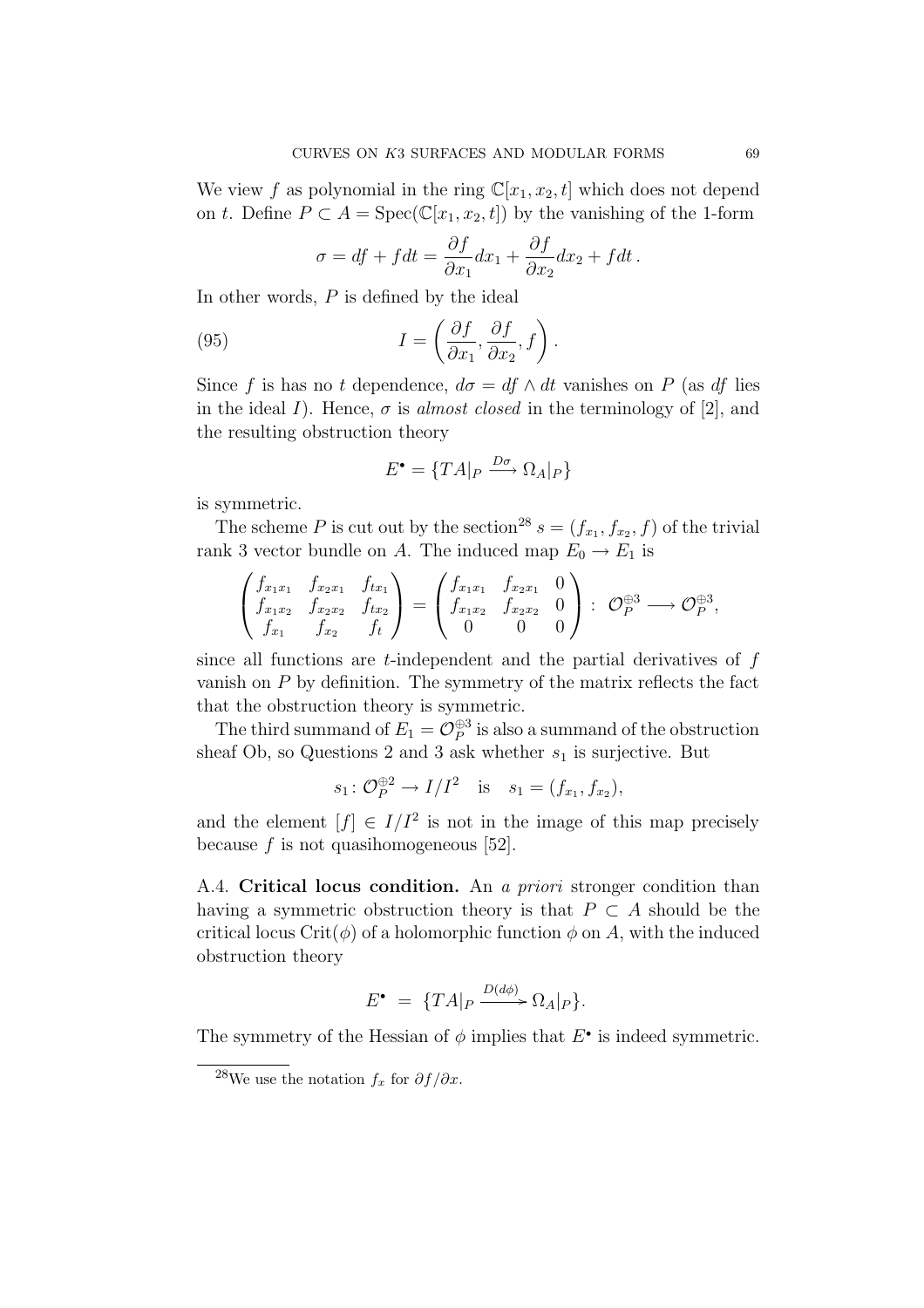We view $f$ as polynomial in the ring $\mathbb{C}[x_1, x_2, t]$ which does not depend on $t$. Define $P \subset A = \operatorname{Spec}(\mathbb{C}[x_1, x_2, t])$ by the vanishing of the 1-form

$$\sigma = df + f dt = \frac{\partial f}{\partial x_1} dx_1 + \frac{\partial f}{\partial x_2} dx_2 + f dt \,.$$

In other words, $P$ is defined by the ideal

$$I = \left( \frac{\partial f}{\partial x_1}, \frac{\partial f}{\partial x_2}, f \right) . \tag{95}$$

Since $f$ is has no $t$ dependence, $d\sigma = df \wedge dt$ vanishes on $P$ (as $df$ lies in the ideal $I$). Hence, $\sigma$ is *almost closed* in the terminology of [2], and the resulting obstruction theory

$$E^\bullet = \{ TA|_P \xrightarrow{D\sigma} \Omega_A|_P \}$$

is symmetric.

The scheme $P$ is cut out by the section[28] $s = (f_{x_1}, f_{x_2}, f)$ of the trivial rank 3 vector bundle on $A$. The induced map $E_0 \to E_1$ is

$$\begin{pmatrix} f_{x_1 x_1} & f_{x_2 x_1} & f_{t x_1} \\ f_{x_1 x_2} & f_{x_2 x_2} & f_{t x_2} \\ f_{x_1} & f_{x_2} & f_t \end{pmatrix} = \begin{pmatrix} f_{x_1 x_1} & f_{x_2 x_1} & 0 \\ f_{x_1 x_2} & f_{x_2 x_2} & 0 \\ 0 & 0 & 0 \end{pmatrix} : \ \mathcal{O}_P^{\oplus 3} \longrightarrow \mathcal{O}_P^{\oplus 3},$$

since all functions are $t$-independent and the partial derivatives of $f$ vanish on $P$ by definition. The symmetry of the matrix reflects the fact that the obstruction theory is symmetric.

The third summand of $E_1 = \mathcal{O}_P^{\oplus 3}$ is also a summand of the obstruction sheaf Ob, so Questions 2 and 3 ask whether $s_1$ is surjective. But

$$s_1 \colon \mathcal{O}_P^{\oplus 2} \to I/I^2 \quad \text{is} \quad s_1 = (f_{x_1}, f_{x_2}),$$

and the element $[f] \in I/I^2$ is not in the image of this map precisely because $f$ is not quasihomogeneous [52].

A.4. **Critical locus condition.** An *a priori* stronger condition than having a symmetric obstruction theory is that $P \subset A$ should be the critical locus $\operatorname{Crit}(\phi)$ of a holomorphic function $\phi$ on $A$, with the induced obstruction theory

$$E^\bullet \ = \ \{ TA|_P \xrightarrow{D(d\phi)} \Omega_A|_P \}.$$

The symmetry of the Hessian of $\phi$ implies that $E^\bullet$ is indeed symmetric.

[28] We use the notation $f_x$ for $\partial f / \partial x$.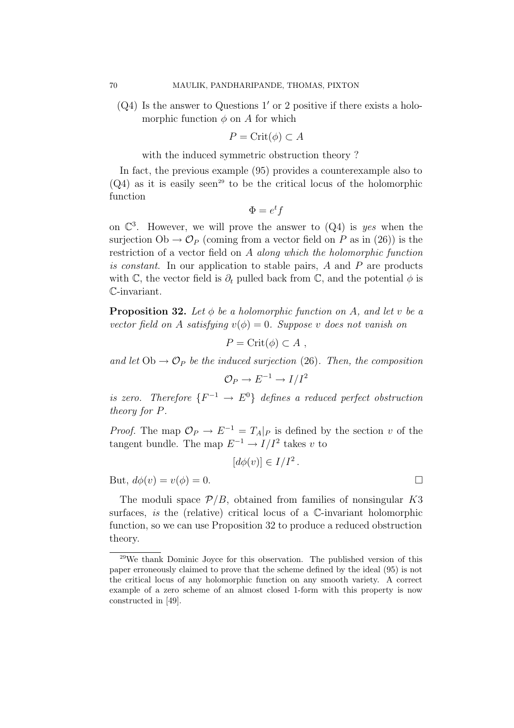(Q4) Is the answer to Questions $1'$ or 2 positive if there exists a holomorphic function $\phi$ on $A$ for which

$$P = \mathrm{Crit}(\phi) \subset A$$

with the induced symmetric obstruction theory ?

In fact, the previous example (95) provides a counterexample also to (Q4) as it is easily seen[29] to be the critical locus of the holomorphic function

$$\Phi = e^t f$$

on $\mathbb{C}^3$. However, we will prove the answer to (Q4) is *yes* when the surjection $\mathrm{Ob} \to \mathcal{O}_P$ (coming from a vector field on $P$ as in (26)) is the restriction of a vector field on $A$ *along which the holomorphic function is constant*. In our application to stable pairs, $A$ and $P$ are products with $\mathbb{C}$, the vector field is $\partial_t$ pulled back from $\mathbb{C}$, and the potential $\phi$ is $\mathbb{C}$-invariant.

**Proposition 32.** *Let $\phi$ be a holomorphic function on $A$, and let $v$ be a vector field on $A$ satisfying $v(\phi) = 0$. Suppose $v$ does not vanish on*

$$P = \mathrm{Crit}(\phi) \subset A\ ,$$

*and let $\mathrm{Ob} \to \mathcal{O}_P$ be the induced surjection* (26)*. Then, the composition*

$$\mathcal{O}_P \to E^{-1} \to I/I^2$$

*is zero. Therefore $\{F^{-1} \to E^0\}$ defines a reduced perfect obstruction theory for $P$.*

*Proof.* The map $\mathcal{O}_P \to E^{-1} = T_A|_P$ is defined by the section $v$ of the tangent bundle. The map $E^{-1} \to I/I^2$ takes $v$ to

$$[d\phi(v)] \in I/I^2\,.$$

But, $d\phi(v) = v(\phi) = 0$. $\square$

The moduli space $\mathcal{P}/B$, obtained from families of nonsingular $K3$ surfaces, *is* the (relative) critical locus of a $\mathbb{C}$-invariant holomorphic function, so we can use Proposition 32 to produce a reduced obstruction theory.

---

[29] We thank Dominic Joyce for this observation. The published version of this paper erroneously claimed to prove that the scheme defined by the ideal (95) is not the critical locus of any holomorphic function on any smooth variety. A correct example of a zero scheme of an almost closed 1-form with this property is now constructed in [49].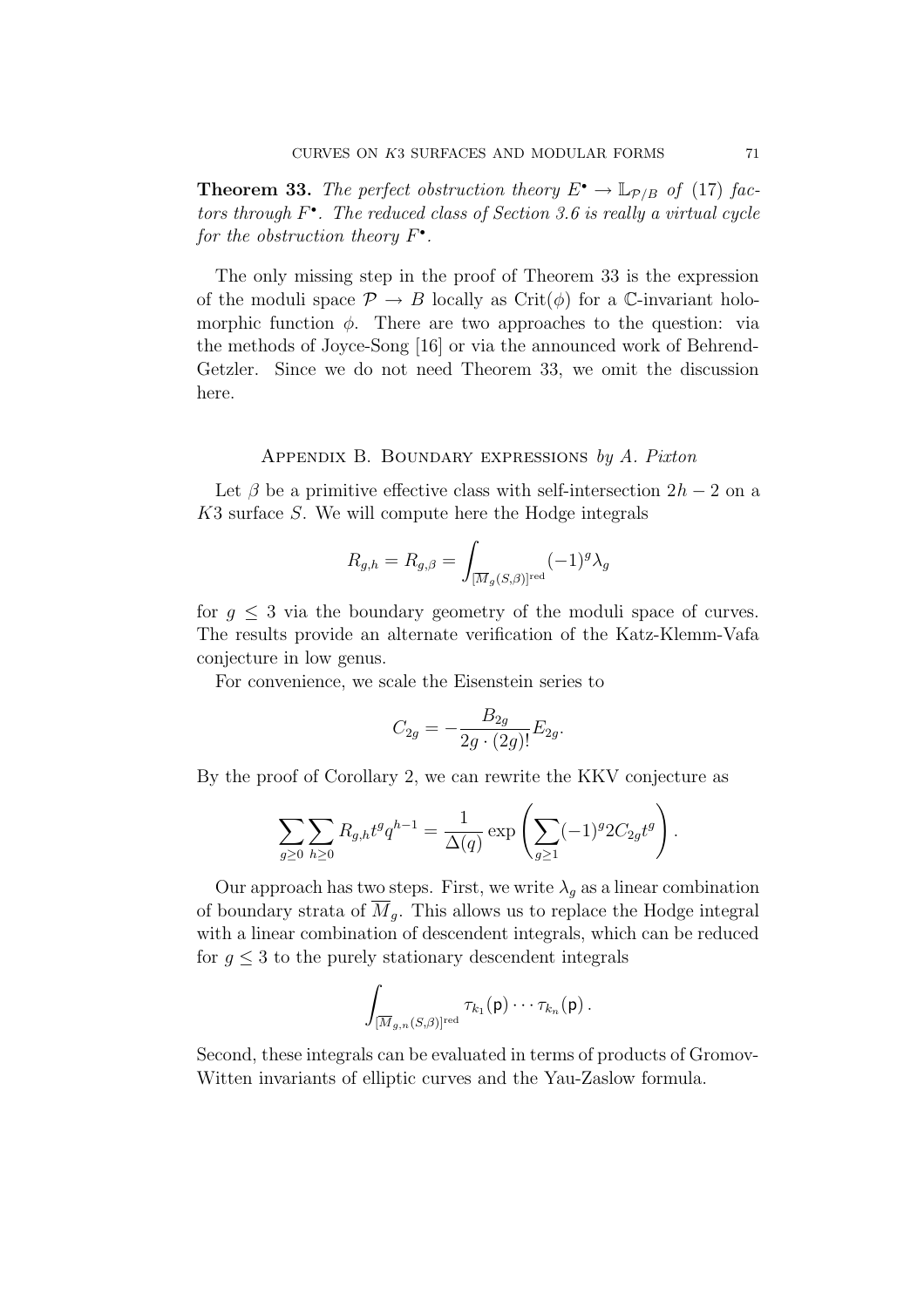**Theorem 33.** *The perfect obstruction theory $E^\bullet \to \mathbb{L}_{\mathcal{P}/B}$ of (17) factors through $F^\bullet$. The reduced class of Section 3.6 is really a virtual cycle for the obstruction theory $F^\bullet$.*

The only missing step in the proof of Theorem 33 is the expression of the moduli space $\mathcal{P} \to B$ locally as $\mathrm{Crit}(\phi)$ for a $\mathbb{C}$-invariant holomorphic function $\phi$. There are two approaches to the question: via the methods of Joyce-Song [16] or via the announced work of Behrend-Getzler. Since we do not need Theorem 33, we omit the discussion here.

## Appendix B. Boundary expressions *by A. Pixton*

Let $\beta$ be a primitive effective class with self-intersection $2h-2$ on a $K3$ surface $S$. We will compute here the Hodge integrals

$$R_{g,h} = R_{g,\beta} = \int_{[\overline{M}_g(S,\beta)]^{\mathrm{red}}} (-1)^g \lambda_g$$

for $g \leq 3$ via the boundary geometry of the moduli space of curves. The results provide an alternate verification of the Katz-Klemm-Vafa conjecture in low genus.

For convenience, we scale the Eisenstein series to

$$C_{2g} = -\frac{B_{2g}}{2g \cdot (2g)!} E_{2g}.$$

By the proof of Corollary 2, we can rewrite the KKV conjecture as

$$\sum_{g \geq 0} \sum_{h \geq 0} R_{g,h} t^g q^{h-1} = \frac{1}{\Delta(q)} \exp\left( \sum_{g \geq 1} (-1)^g 2 C_{2g} t^g \right).$$

Our approach has two steps. First, we write $\lambda_g$ as a linear combination of boundary strata of $\overline{M}_g$. This allows us to replace the Hodge integral with a linear combination of descendent integrals, which can be reduced for $g \leq 3$ to the purely stationary descendent integrals

$$\int_{[\overline{M}_{g,n}(S,\beta)]^{\mathrm{red}}} \tau_{k_1}(\mathsf{p}) \cdots \tau_{k_n}(\mathsf{p}).$$

Second, these integrals can be evaluated in terms of products of Gromov-Witten invariants of elliptic curves and the Yau-Zaslow formula.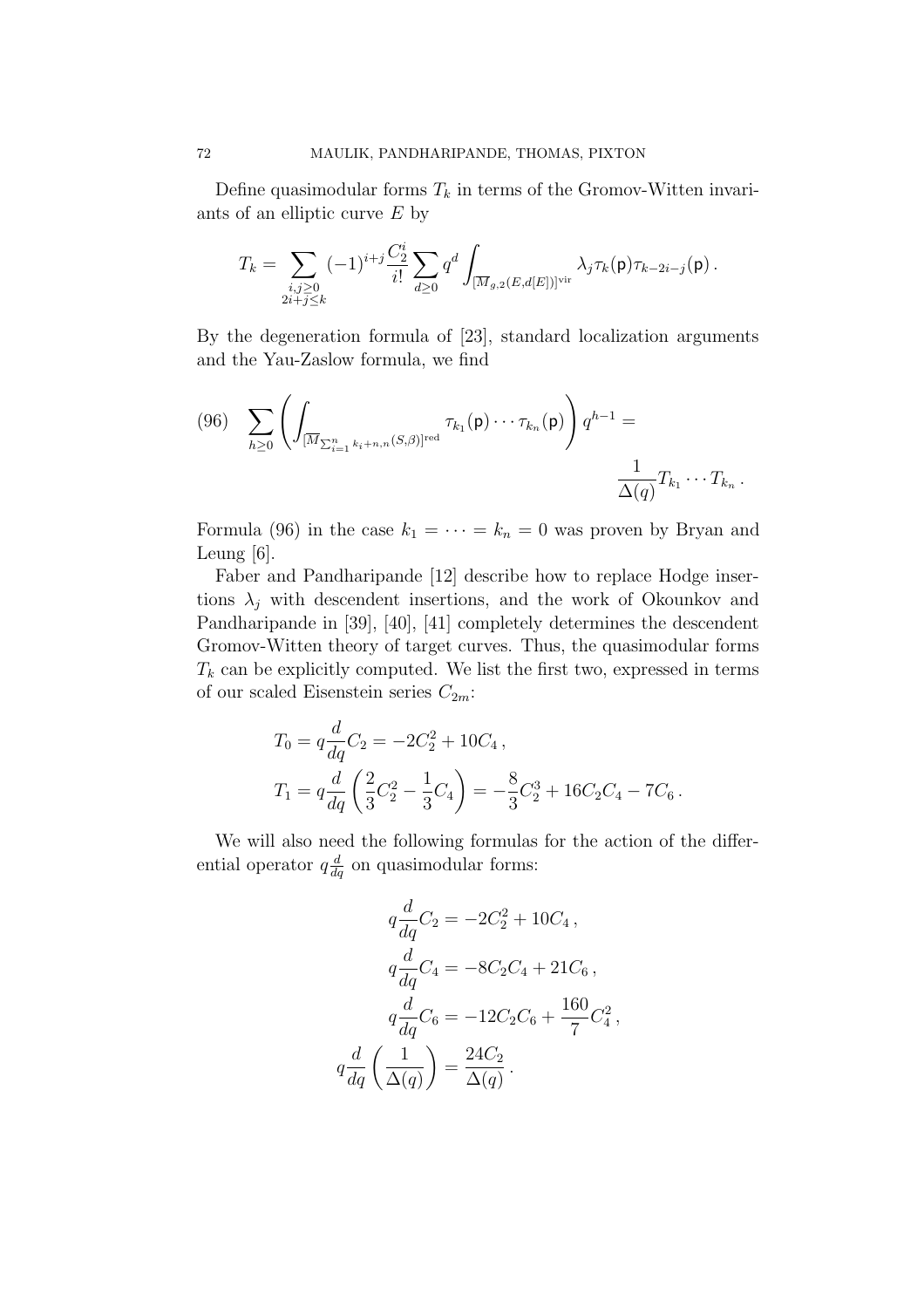Define quasimodular forms $T_k$ in terms of the Gromov-Witten invariants of an elliptic curve $E$ by

$$T_k = \sum_{\substack{i,j\geq 0 \\ 2i+j\leq k}} (-1)^{i+j} \frac{C_2^i}{i!} \sum_{d\geq 0} q^d \int_{[\overline{M}_{g,2}(E,d[E])]^{\mathrm{vir}}} \lambda_j \tau_k(\mathsf{p}) \tau_{k-2i-j}(\mathsf{p})\,.$$

By the degeneration formula of [23], standard localization arguments and the Yau-Zaslow formula, we find

$$(96) \quad \sum_{h\geq 0} \left( \int_{[\overline{M}_{\sum_{i=1}^n k_i+n,n}(S,\beta)]^{\mathrm{red}}} \tau_{k_1}(\mathsf{p}) \cdots \tau_{k_n}(\mathsf{p}) \right) q^{h-1} = \frac{1}{\Delta(q)} T_{k_1} \cdots T_{k_n}\,.$$

Formula (96) in the case $k_1 = \cdots = k_n = 0$ was proven by Bryan and Leung [6].

Faber and Pandharipande [12] describe how to replace Hodge insertions $\lambda_j$ with descendent insertions, and the work of Okounkov and Pandharipande in [39], [40], [41] completely determines the descendent Gromov-Witten theory of target curves. Thus, the quasimodular forms $T_k$ can be explicitly computed. We list the first two, expressed in terms of our scaled Eisenstein series $C_{2m}$:

$$T_0 = q\frac{d}{dq} C_2 = -2C_2^2 + 10C_4\,,$$

$$T_1 = q\frac{d}{dq} \left( \frac{2}{3}C_2^2 - \frac{1}{3}C_4 \right) = -\frac{8}{3}C_2^3 + 16C_2C_4 - 7C_6\,.$$

We will also need the following formulas for the action of the differential operator $q\frac{d}{dq}$ on quasimodular forms:

$$q\frac{d}{dq} C_2 = -2C_2^2 + 10C_4\,,$$

$$q\frac{d}{dq} C_4 = -8C_2C_4 + 21C_6\,,$$

$$q\frac{d}{dq} C_6 = -12C_2C_6 + \frac{160}{7}C_4^2\,,$$

$$q\frac{d}{dq} \left( \frac{1}{\Delta(q)} \right) = \frac{24C_2}{\Delta(q)}\,.$$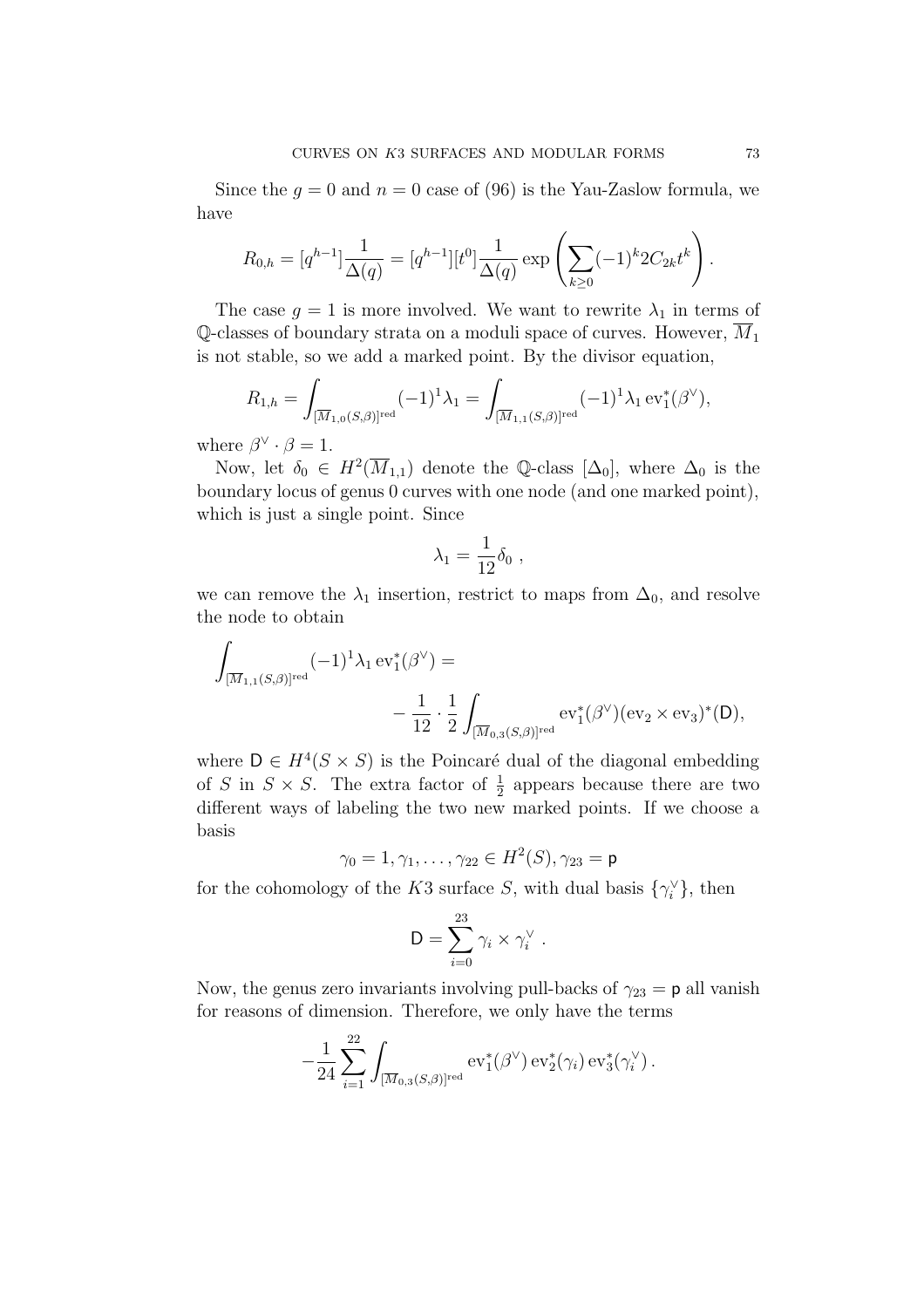Since the $g = 0$ and $n = 0$ case of (96) is the Yau-Zaslow formula, we have

$$R_{0,h} = [q^{h-1}]\frac{1}{\Delta(q)} = [q^{h-1}][t^0]\frac{1}{\Delta(q)} \exp\left(\sum_{k\geq 0}(-1)^k 2C_{2k}t^k\right).$$

The case $g = 1$ is more involved. We want to rewrite $\lambda_1$ in terms of $\mathbb{Q}$-classes of boundary strata on a moduli space of curves. However, $\overline{M}_1$ is not stable, so we add a marked point. By the divisor equation,

$$R_{1,h} = \int_{[\overline{M}_{1,0}(S,\beta)]^{\text{red}}} (-1)^1\lambda_1 = \int_{[\overline{M}_{1,1}(S,\beta)]^{\text{red}}} (-1)^1\lambda_1 \operatorname{ev}_1^*(\beta^\vee),$$

where $\beta^\vee \cdot \beta = 1$.

Now, let $\delta_0 \in H^2(\overline{M}_{1,1})$ denote the $\mathbb{Q}$-class $[\Delta_0]$, where $\Delta_0$ is the boundary locus of genus 0 curves with one node (and one marked point), which is just a single point. Since

$$\lambda_1 = \frac{1}{12}\delta_0\ ,$$

we can remove the $\lambda_1$ insertion, restrict to maps from $\Delta_0$, and resolve the node to obtain

$$\int_{[\overline{M}_{1,1}(S,\beta)]^{\text{red}}} (-1)^1\lambda_1 \operatorname{ev}_1^*(\beta^\vee) = \\ -\frac{1}{12}\cdot\frac{1}{2}\int_{[\overline{M}_{0,3}(S,\beta)]^{\text{red}}} \operatorname{ev}_1^*(\beta^\vee)(\operatorname{ev}_2\times\operatorname{ev}_3)^*(\mathsf{D}),$$

where $\mathsf{D} \in H^4(S\times S)$ is the Poincaré dual of the diagonal embedding of $S$ in $S\times S$. The extra factor of $\frac{1}{2}$ appears because there are two different ways of labeling the two new marked points. If we choose a basis

$$\gamma_0 = 1, \gamma_1, \ldots, \gamma_{22} \in H^2(S), \gamma_{23} = \mathsf{p}$$

for the cohomology of the $K3$ surface $S$, with dual basis $\{\gamma_i^\vee\}$, then

$$\mathsf{D} = \sum_{i=0}^{23} \gamma_i \times \gamma_i^\vee\ .$$

Now, the genus zero invariants involving pull-backs of $\gamma_{23} = \mathsf{p}$ all vanish for reasons of dimension. Therefore, we only have the terms

$$-\frac{1}{24}\sum_{i=1}^{22}\int_{[\overline{M}_{0,3}(S,\beta)]^{\text{red}}} \operatorname{ev}_1^*(\beta^\vee)\operatorname{ev}_2^*(\gamma_i)\operatorname{ev}_3^*(\gamma_i^\vee)\,.$$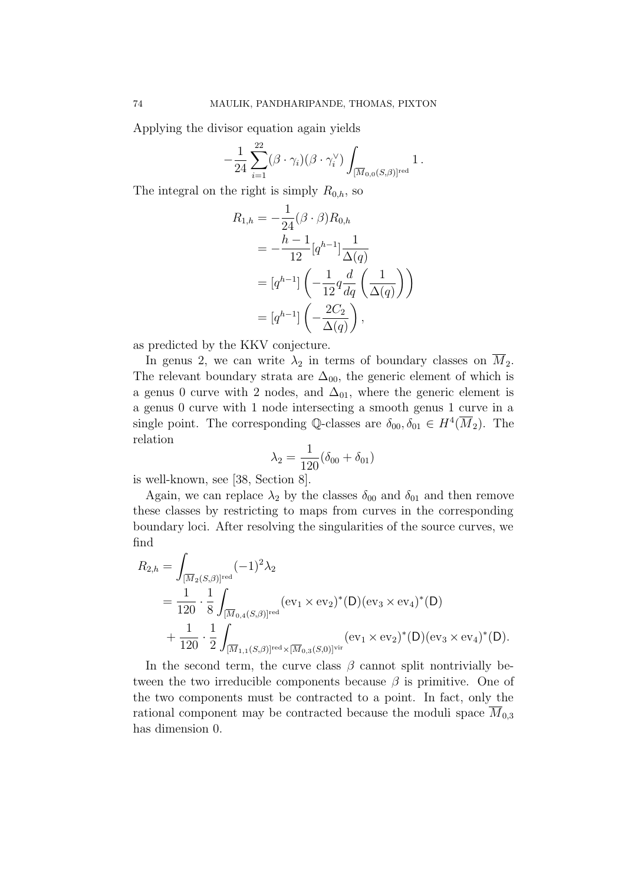Applying the divisor equation again yields

$$-\frac{1}{24}\sum_{i=1}^{22}(\beta\cdot\gamma_i)(\beta\cdot\gamma_i^\vee)\int_{[\overline{M}_{0,0}(S,\beta)]^{\mathrm{red}}} 1\,.$$

The integral on the right is simply $R_{0,h}$, so

$$\begin{aligned}
R_{1,h} &= -\frac{1}{24}(\beta\cdot\beta)R_{0,h} \\
&= -\frac{h-1}{12}[q^{h-1}]\frac{1}{\Delta(q)} \\
&= [q^{h-1}]\left(-\frac{1}{12}q\frac{d}{dq}\left(\frac{1}{\Delta(q)}\right)\right) \\
&= [q^{h-1}]\left(-\frac{2C_2}{\Delta(q)}\right),
\end{aligned}$$

as predicted by the KKV conjecture.

In genus 2, we can write $\lambda_2$ in terms of boundary classes on $\overline{M}_2$. The relevant boundary strata are $\Delta_{00}$, the generic element of which is a genus 0 curve with 2 nodes, and $\Delta_{01}$, where the generic element is a genus 0 curve with 1 node intersecting a smooth genus 1 curve in a single point. The corresponding $\mathbb{Q}$-classes are $\delta_{00},\delta_{01}\in H^4(\overline{M}_2)$. The relation

$$\lambda_2 = \frac{1}{120}(\delta_{00}+\delta_{01})$$

is well-known, see [38, Section 8].

Again, we can replace $\lambda_2$ by the classes $\delta_{00}$ and $\delta_{01}$ and then remove these classes by restricting to maps from curves in the corresponding boundary loci. After resolving the singularities of the source curves, we find

$$\begin{aligned}
R_{2,h} &= \int_{[\overline{M}_2(S,\beta)]^{\mathrm{red}}}(-1)^2\lambda_2 \\
&= \frac{1}{120}\cdot\frac{1}{8}\int_{[\overline{M}_{0,4}(S,\beta)]^{\mathrm{red}}}(\mathrm{ev}_1\times\mathrm{ev}_2)^*(\mathsf{D})(\mathrm{ev}_3\times\mathrm{ev}_4)^*(\mathsf{D}) \\
&\quad+\frac{1}{120}\cdot\frac{1}{2}\int_{[\overline{M}_{1,1}(S,\beta)]^{\mathrm{red}}\times[\overline{M}_{0,3}(S,0)]^{\mathrm{vir}}}(\mathrm{ev}_1\times\mathrm{ev}_2)^*(\mathsf{D})(\mathrm{ev}_3\times\mathrm{ev}_4)^*(\mathsf{D}).
\end{aligned}$$

In the second term, the curve class $\beta$ cannot split nontrivially between the two irreducible components because $\beta$ is primitive. One of the two components must be contracted to a point. In fact, only the rational component may be contracted because the moduli space $\overline{M}_{0,3}$ has dimension 0.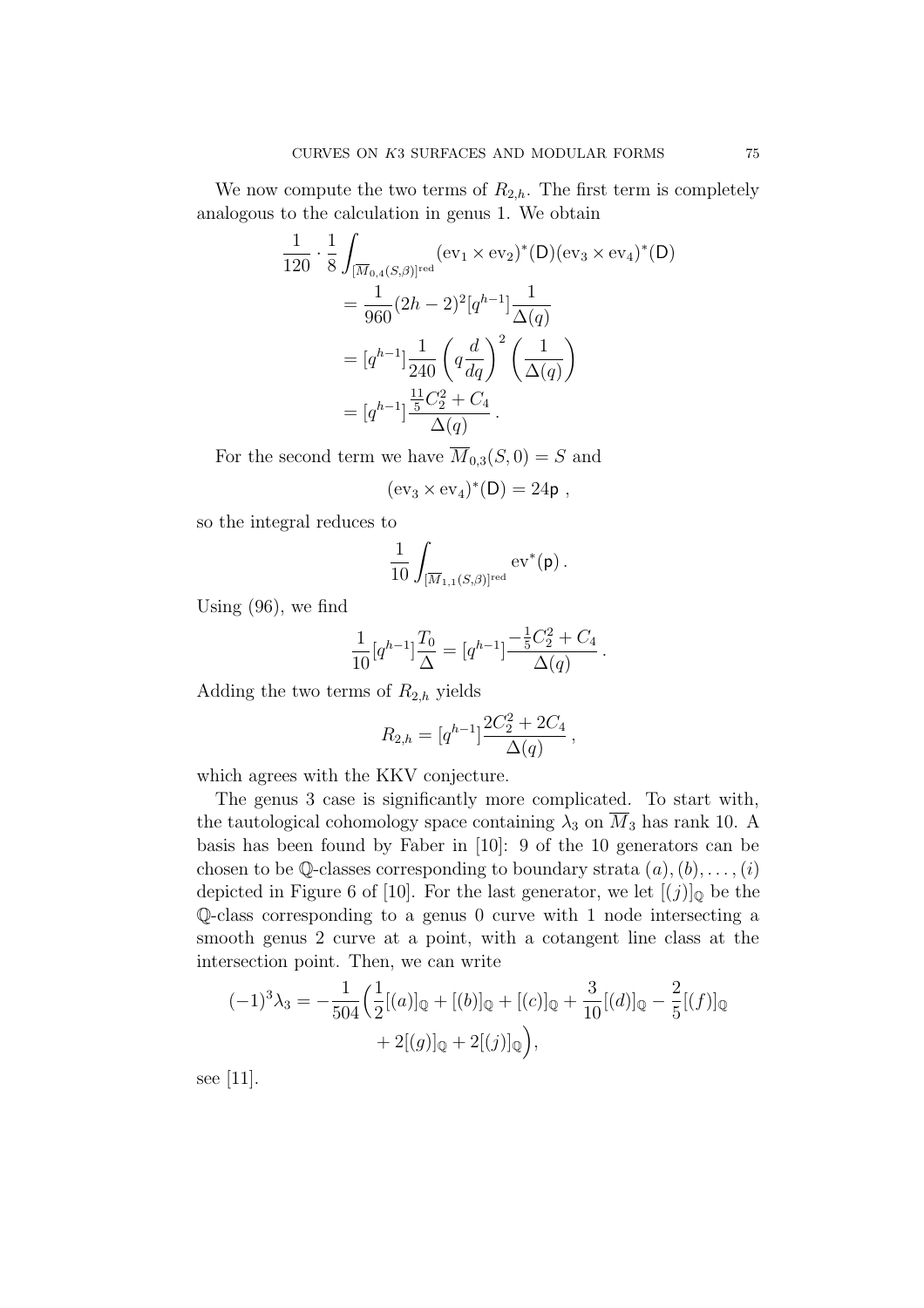We now compute the two terms of $R_{2,h}$. The first term is completely analogous to the calculation in genus 1. We obtain

$$
\begin{aligned}
\frac{1}{120} \cdot \frac{1}{8} \int_{[\overline{M}_{0,4}(S,\beta)]^{\mathrm{red}}} & (\mathrm{ev}_1 \times \mathrm{ev}_2)^*(\mathsf{D})(\mathrm{ev}_3 \times \mathrm{ev}_4)^*(\mathsf{D}) \\
&= \frac{1}{960}(2h-2)^2 [q^{h-1}] \frac{1}{\Delta(q)} \\
&= [q^{h-1}] \frac{1}{240} \left( q \frac{d}{dq} \right)^2 \left( \frac{1}{\Delta(q)} \right) \\
&= [q^{h-1}] \frac{\frac{11}{5} C_2^2 + C_4}{\Delta(q)} .
\end{aligned}
$$

For the second term we have $\overline{M}_{0,3}(S,0) = S$ and

$$
(\mathrm{ev}_3 \times \mathrm{ev}_4)^*(\mathsf{D}) = 24\mathsf{p} \ ,
$$

so the integral reduces to

$$
\frac{1}{10} \int_{[\overline{M}_{1,1}(S,\beta)]^{\mathrm{red}}} \mathrm{ev}^*(\mathsf{p}) .
$$

Using (96), we find

$$
\frac{1}{10}[q^{h-1}] \frac{T_0}{\Delta} = [q^{h-1}] \frac{-\frac{1}{5} C_2^2 + C_4}{\Delta(q)} .
$$

Adding the two terms of $R_{2,h}$ yields

$$
R_{2,h} = [q^{h-1}] \frac{2C_2^2 + 2C_4}{\Delta(q)} ,
$$

which agrees with the KKV conjecture.

The genus 3 case is significantly more complicated. To start with, the tautological cohomology space containing $\lambda_3$ on $\overline{M}_3$ has rank 10. A basis has been found by Faber in [10]: 9 of the 10 generators can be chosen to be $\mathbb{Q}$-classes corresponding to boundary strata $(a), (b), \ldots, (i)$ depicted in Figure 6 of [10]. For the last generator, we let $[(j)]_{\mathbb{Q}}$ be the $\mathbb{Q}$-class corresponding to a genus 0 curve with 1 node intersecting a smooth genus 2 curve at a point, with a cotangent line class at the intersection point. Then, we can write

$$
\begin{aligned}
(-1)^3 \lambda_3 = -\frac{1}{504} \Big( & \frac{1}{2}[(a)]_{\mathbb{Q}} + [(b)]_{\mathbb{Q}} + [(c)]_{\mathbb{Q}} + \frac{3}{10}[(d)]_{\mathbb{Q}} - \frac{2}{5}[(f)]_{\mathbb{Q}} \\
& + 2[(g)]_{\mathbb{Q}} + 2[(j)]_{\mathbb{Q}} \Big),
\end{aligned}
$$

see [11].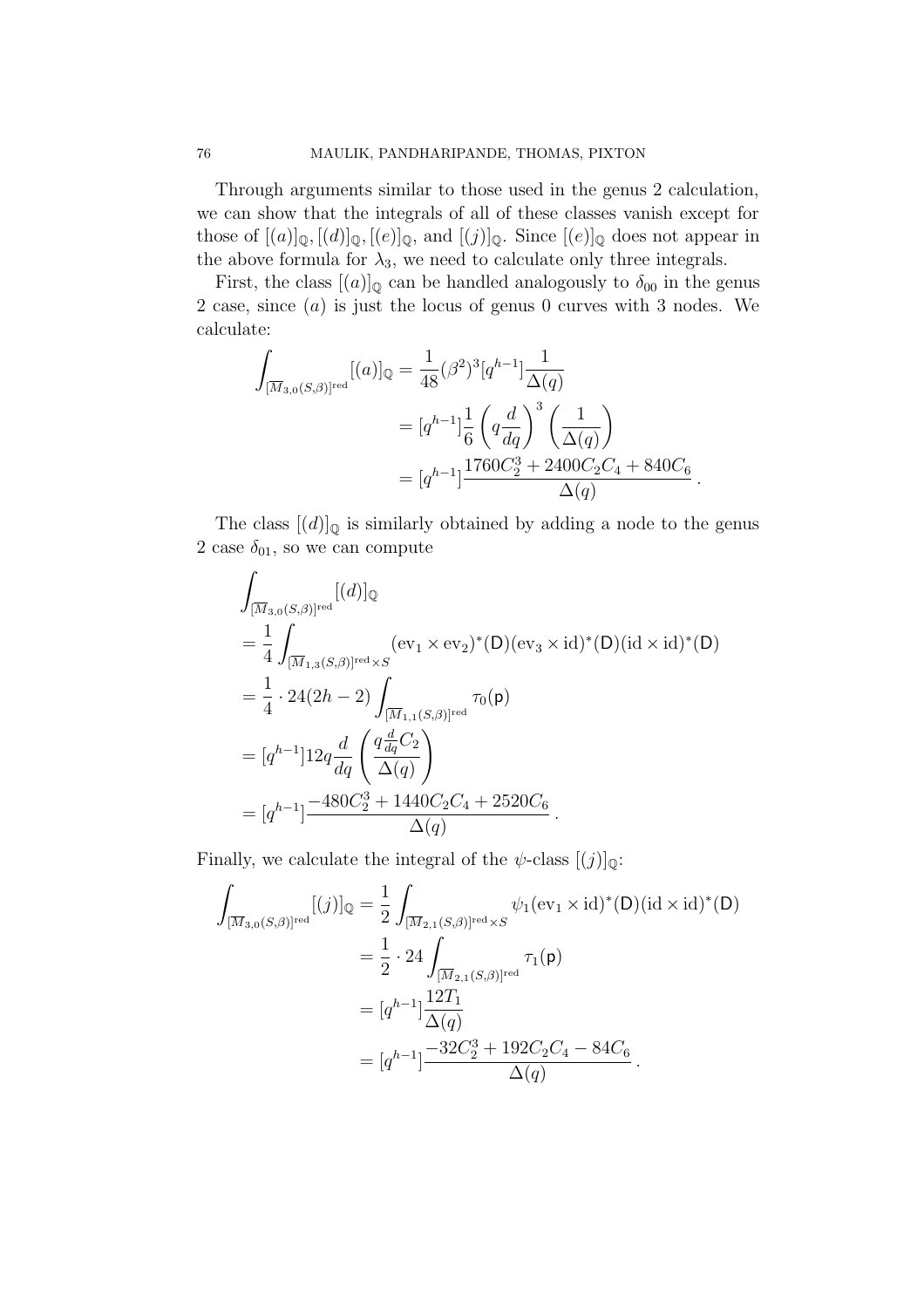Through arguments similar to those used in the genus 2 calculation, we can show that the integrals of all of these classes vanish except for those of $[(a)]_{\mathbb{Q}}, [(d)]_{\mathbb{Q}}, [(e)]_{\mathbb{Q}}$, and $[(j)]_{\mathbb{Q}}$. Since $[(e)]_{\mathbb{Q}}$ does not appear in the above formula for $\lambda_3$, we need to calculate only three integrals.

First, the class $[(a)]_{\mathbb{Q}}$ can be handled analogously to $\delta_{00}$ in the genus 2 case, since $(a)$ is just the locus of genus 0 curves with 3 nodes. We calculate:

$$
\begin{aligned}
\int_{[\overline{M}_{3,0}(S,\beta)]^{\text{red}}} [(a)]_{\mathbb{Q}} &= \frac{1}{48}(\beta^2)^3 [q^{h-1}] \frac{1}{\Delta(q)} \\
&= [q^{h-1}] \frac{1}{6} \left( q \frac{d}{dq} \right)^3 \left( \frac{1}{\Delta(q)} \right) \\
&= [q^{h-1}] \frac{1760 C_2^3 + 2400 C_2 C_4 + 840 C_6}{\Delta(q)} .
\end{aligned}
$$

The class $[(d)]_{\mathbb{Q}}$ is similarly obtained by adding a node to the genus 2 case $\delta_{01}$, so we can compute

$$
\begin{aligned}
&\int_{[\overline{M}_{3,0}(S,\beta)]^{\text{red}}} [(d)]_{\mathbb{Q}} \\
&= \frac{1}{4} \int_{[\overline{M}_{1,3}(S,\beta)]^{\text{red}} \times S} (\text{ev}_1 \times \text{ev}_2)^*(\mathsf{D}) (\text{ev}_3 \times \text{id})^*(\mathsf{D}) (\text{id} \times \text{id})^*(\mathsf{D}) \\
&= \frac{1}{4} \cdot 24(2h-2) \int_{[\overline{M}_{1,1}(S,\beta)]^{\text{red}}} \tau_0(\mathsf{p}) \\
&= [q^{h-1}] 12 q \frac{d}{dq} \left( \frac{q \frac{d}{dq} C_2}{\Delta(q)} \right) \\
&= [q^{h-1}] \frac{-480 C_2^3 + 1440 C_2 C_4 + 2520 C_6}{\Delta(q)} .
\end{aligned}
$$

Finally, we calculate the integral of the $\psi$-class $[(j)]_{\mathbb{Q}}$:

$$
\begin{aligned}
\int_{[\overline{M}_{3,0}(S,\beta)]^{\text{red}}} [(j)]_{\mathbb{Q}} &= \frac{1}{2} \int_{[\overline{M}_{2,1}(S,\beta)]^{\text{red}} \times S} \psi_1 (\text{ev}_1 \times \text{id})^*(\mathsf{D}) (\text{id} \times \text{id})^*(\mathsf{D}) \\
&= \frac{1}{2} \cdot 24 \int_{[\overline{M}_{2,1}(S,\beta)]^{\text{red}}} \tau_1(\mathsf{p}) \\
&= [q^{h-1}] \frac{12 T_1}{\Delta(q)} \\
&= [q^{h-1}] \frac{-32 C_2^3 + 192 C_2 C_4 - 84 C_6}{\Delta(q)} .
\end{aligned}
$$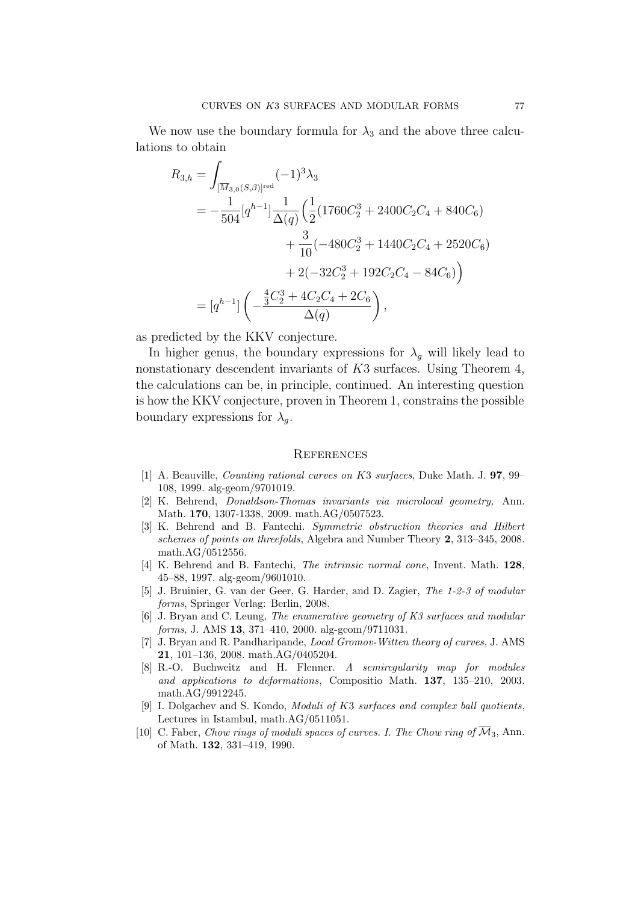We now use the boundary formula for $\lambda_3$ and the above three calculations to obtain

$$
\begin{aligned}
R_{3,h} &= \int_{[\overline{M}_{3,0}(S,\beta)]^{\text{red}}} (-1)^3 \lambda_3 \\
&= -\frac{1}{504}[q^{h-1}] \frac{1}{\Delta(q)} \Big( \frac{1}{2}(1760C_2^3 + 2400C_2C_4 + 840C_6) \\
&\qquad\qquad + \frac{3}{10}(-480C_2^3 + 1440C_2C_4 + 2520C_6) \\
&\qquad\qquad + 2(-32C_2^3 + 192C_2C_4 - 84C_6)\Big) \\
&= [q^{h-1}] \left( -\frac{\frac{4}{3}C_2^3 + 4C_2C_4 + 2C_6}{\Delta(q)} \right),
\end{aligned}
$$

as predicted by the KKV conjecture.

In higher genus, the boundary expressions for $\lambda_g$ will likely lead to nonstationary descendent invariants of $K3$ surfaces. Using Theorem 4, the calculations can be, in principle, continued. An interesting question is how the KKV conjecture, proven in Theorem 1, constrains the possible boundary expressions for $\lambda_g$.

## References

[1] A. Beauville, *Counting rational curves on K3 surfaces*, Duke Math. J. **97**, 99–108, 1999. alg-geom/9701019.

[2] K. Behrend, *Donaldson-Thomas invariants via microlocal geometry,* Ann. Math. **170**, 1307-1338, 2009. math.AG/0507523.

[3] K. Behrend and B. Fantechi. *Symmetric obstruction theories and Hilbert schemes of points on threefolds*, Algebra and Number Theory **2**, 313–345, 2008. math.AG/0512556.

[4] K. Behrend and B. Fantechi, *The intrinsic normal cone*, Invent. Math. **128**, 45–88, 1997. alg-geom/9601010.

[5] J. Bruinier, G. van der Geer, G. Harder, and D. Zagier, *The 1-2-3 of modular forms*, Springer Verlag: Berlin, 2008.

[6] J. Bryan and C. Leung, *The enumerative geometry of K3 surfaces and modular forms*, J. AMS **13**, 371–410, 2000. alg-geom/9711031.

[7] J. Bryan and R. Pandharipande, *Local Gromov-Witten theory of curves*, J. AMS **21**, 101–136, 2008. math.AG/0405204.

[8] R.-O. Buchweitz and H. Flenner. *A semiregularity map for modules and applications to deformations*, Compositio Math. **137**, 135–210, 2003. math.AG/9912245.

[9] I. Dolgachev and S. Kondo, *Moduli of K3 surfaces and complex ball quotients*, Lectures in Istambul, math.AG/0511051.

[10] C. Faber, *Chow rings of moduli spaces of curves. I. The Chow ring of $\overline{\mathcal{M}}_3$*, Ann. of Math. **132**, 331–419, 1990.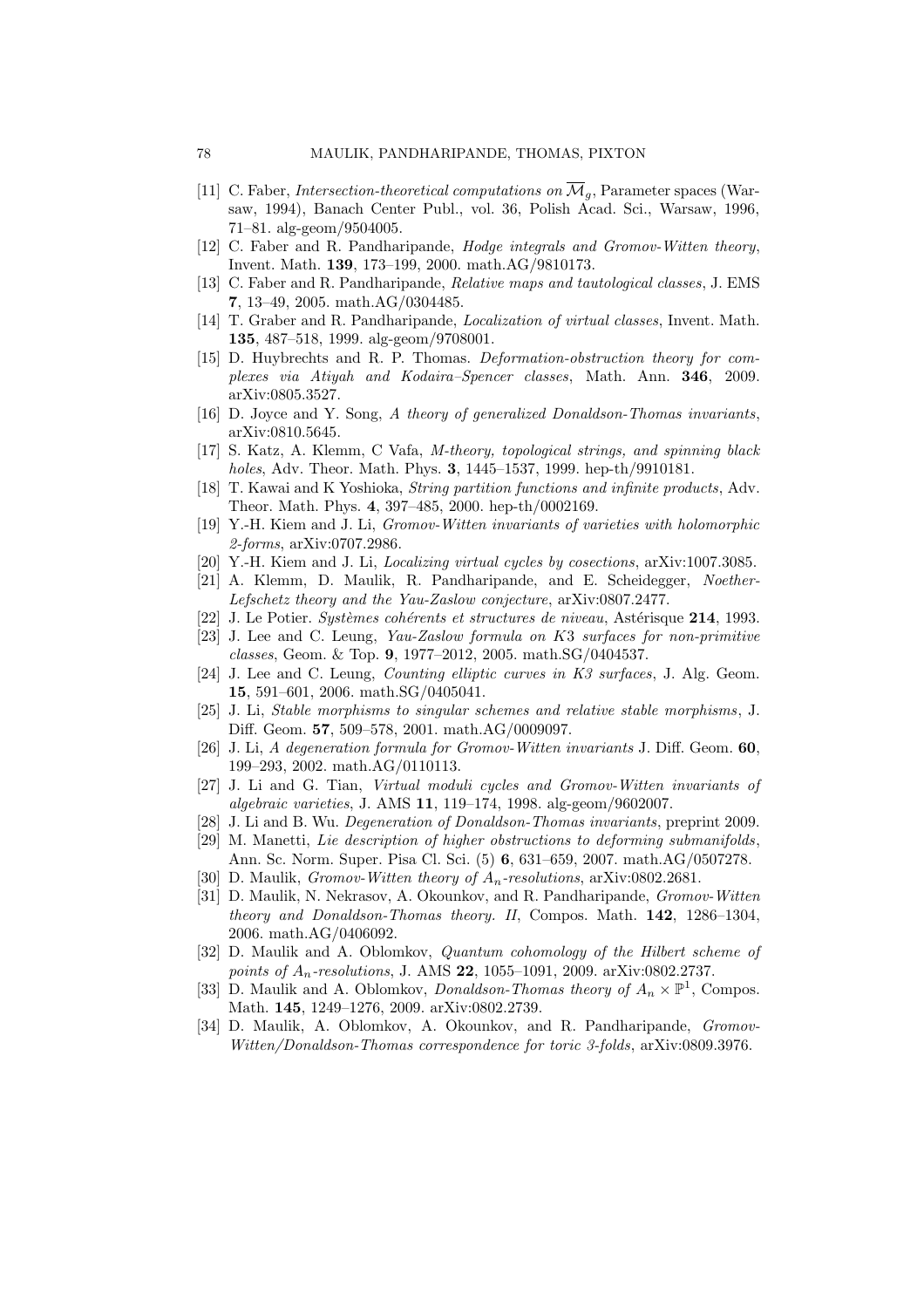[11] C. Faber, *Intersection-theoretical computations on $\overline{\mathcal{M}}_g$*, Parameter spaces (Warsaw, 1994), Banach Center Publ., vol. 36, Polish Acad. Sci., Warsaw, 1996, 71–81. alg-geom/9504005.

[12] C. Faber and R. Pandharipande, *Hodge integrals and Gromov-Witten theory*, Invent. Math. **139**, 173–199, 2000. math.AG/9810173.

[13] C. Faber and R. Pandharipande, *Relative maps and tautological classes*, J. EMS **7**, 13–49, 2005. math.AG/0304485.

[14] T. Graber and R. Pandharipande, *Localization of virtual classes*, Invent. Math. **135**, 487–518, 1999. alg-geom/9708001.

[15] D. Huybrechts and R. P. Thomas. *Deformation-obstruction theory for complexes via Atiyah and Kodaira–Spencer classes*, Math. Ann. **346**, 2009. arXiv:0805.3527.

[16] D. Joyce and Y. Song, *A theory of generalized Donaldson-Thomas invariants*, arXiv:0810.5645.

[17] S. Katz, A. Klemm, C Vafa, *M-theory, topological strings, and spinning black holes*, Adv. Theor. Math. Phys. **3**, 1445–1537, 1999. hep-th/9910181.

[18] T. Kawai and K Yoshioka, *String partition functions and infinite products*, Adv. Theor. Math. Phys. **4**, 397–485, 2000. hep-th/0002169.

[19] Y.-H. Kiem and J. Li, *Gromov-Witten invariants of varieties with holomorphic 2-forms*, arXiv:0707.2986.

[20] Y.-H. Kiem and J. Li, *Localizing virtual cycles by cosections*, arXiv:1007.3085.

[21] A. Klemm, D. Maulik, R. Pandharipande, and E. Scheidegger, *Noether-Lefschetz theory and the Yau-Zaslow conjecture*, arXiv:0807.2477.

[22] J. Le Potier. *Systèmes cohérents et structures de niveau*, Astérisque **214**, 1993.

[23] J. Lee and C. Leung, *Yau-Zaslow formula on K3 surfaces for non-primitive classes*, Geom. & Top. **9**, 1977–2012, 2005. math.SG/0404537.

[24] J. Lee and C. Leung, *Counting elliptic curves in K3 surfaces*, J. Alg. Geom. **15**, 591–601, 2006. math.SG/0405041.

[25] J. Li, *Stable morphisms to singular schemes and relative stable morphisms*, J. Diff. Geom. **57**, 509–578, 2001. math.AG/0009097.

[26] J. Li, *A degeneration formula for Gromov-Witten invariants* J. Diff. Geom. **60**, 199–293, 2002. math.AG/0110113.

[27] J. Li and G. Tian, *Virtual moduli cycles and Gromov-Witten invariants of algebraic varieties*, J. AMS **11**, 119–174, 1998. alg-geom/9602007.

[28] J. Li and B. Wu. *Degeneration of Donaldson-Thomas invariants*, preprint 2009.

[29] M. Manetti, *Lie description of higher obstructions to deforming submanifolds*, Ann. Sc. Norm. Super. Pisa Cl. Sci. (5) **6**, 631–659, 2007. math.AG/0507278.

[30] D. Maulik, *Gromov-Witten theory of $A_n$-resolutions*, arXiv:0802.2681.

[31] D. Maulik, N. Nekrasov, A. Okounkov, and R. Pandharipande, *Gromov-Witten theory and Donaldson-Thomas theory. II*, Compos. Math. **142**, 1286–1304, 2006. math.AG/0406092.

[32] D. Maulik and A. Oblomkov, *Quantum cohomology of the Hilbert scheme of points of $A_n$-resolutions*, J. AMS **22**, 1055–1091, 2009. arXiv:0802.2737.

[33] D. Maulik and A. Oblomkov, *Donaldson-Thomas theory of $A_n \times \mathbb{P}^1$*, Compos. Math. **145**, 1249–1276, 2009. arXiv:0802.2739.

[34] D. Maulik, A. Oblomkov, A. Okounkov, and R. Pandharipande, *Gromov-Witten/Donaldson-Thomas correspondence for toric 3-folds*, arXiv:0809.3976.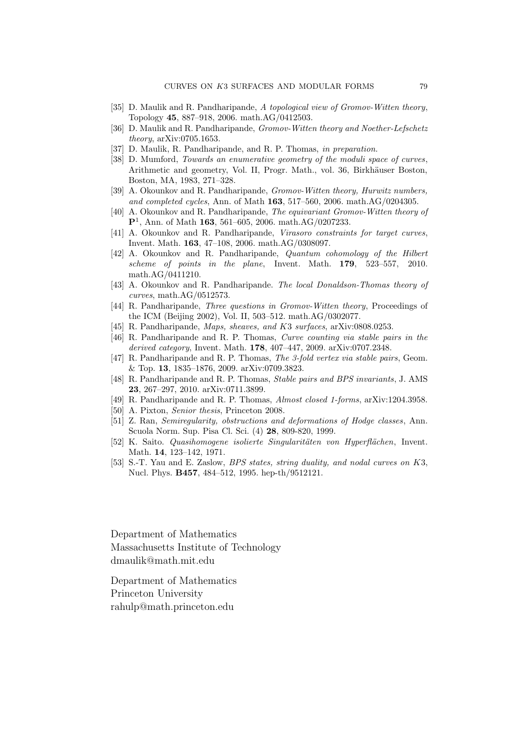[35] D. Maulik and R. Pandharipande, *A topological view of Gromov-Witten theory*, Topology **45**, 887–918, 2006. math.AG/0412503.

[36] D. Maulik and R. Pandharipande, *Gromov-Witten theory and Noether-Lefschetz theory*, arXiv:0705.1653.

[37] D. Maulik, R. Pandharipande, and R. P. Thomas, *in preparation*.

[38] D. Mumford, *Towards an enumerative geometry of the moduli space of curves*, Arithmetic and geometry, Vol. II, Progr. Math., vol. 36, Birkhäuser Boston, Boston, MA, 1983, 271–328.

[39] A. Okounkov and R. Pandharipande, *Gromov-Witten theory, Hurwitz numbers, and completed cycles*, Ann. of Math **163**, 517–560, 2006. math.AG/0204305.

[40] A. Okounkov and R. Pandharipande, *The equivariant Gromov-Witten theory of* $\mathbf{P}^1$, Ann. of Math **163**, 561–605, 2006. math.AG/0207233.

[41] A. Okounkov and R. Pandharipande, *Virasoro constraints for target curves*, Invent. Math. **163**, 47–108, 2006. math.AG/0308097.

[42] A. Okounkov and R. Pandharipande, *Quantum cohomology of the Hilbert scheme of points in the plane*, Invent. Math. **179**, 523–557, 2010. math.AG/0411210.

[43] A. Okounkov and R. Pandharipande. *The local Donaldson-Thomas theory of curves*, math.AG/0512573.

[44] R. Pandharipande, *Three questions in Gromov-Witten theory*, Proceedings of the ICM (Beijing 2002), Vol. II, 503–512. math.AG/0302077.

[45] R. Pandharipande, *Maps, sheaves, and K3 surfaces*, arXiv:0808.0253.

[46] R. Pandharipande and R. P. Thomas, *Curve counting via stable pairs in the derived category*, Invent. Math. **178**, 407–447, 2009. arXiv:0707.2348.

[47] R. Pandharipande and R. P. Thomas, *The 3-fold vertex via stable pairs*, Geom. & Top. **13**, 1835–1876, 2009. arXiv:0709.3823.

[48] R. Pandharipande and R. P. Thomas, *Stable pairs and BPS invariants*, J. AMS **23**, 267–297, 2010. arXiv:0711.3899.

[49] R. Pandharipande and R. P. Thomas, *Almost closed 1-forms*, arXiv:1204.3958.

[50] A. Pixton, *Senior thesis*, Princeton 2008.

[51] Z. Ran, *Semiregularity, obstructions and deformations of Hodge classes*, Ann. Scuola Norm. Sup. Pisa Cl. Sci. (4) **28**, 809-820, 1999.

[52] K. Saito. *Quasihomogene isolierte Singularitäten von Hyperflächen*, Invent. Math. **14**, 123–142, 1971.

[53] S.-T. Yau and E. Zaslow, *BPS states, string duality, and nodal curves on K3*, Nucl. Phys. **B457**, 484–512, 1995. hep-th/9512121.

Department of Mathematics
Massachusetts Institute of Technology
dmaulik@math.mit.edu

Department of Mathematics
Princeton University
rahulp@math.princeton.edu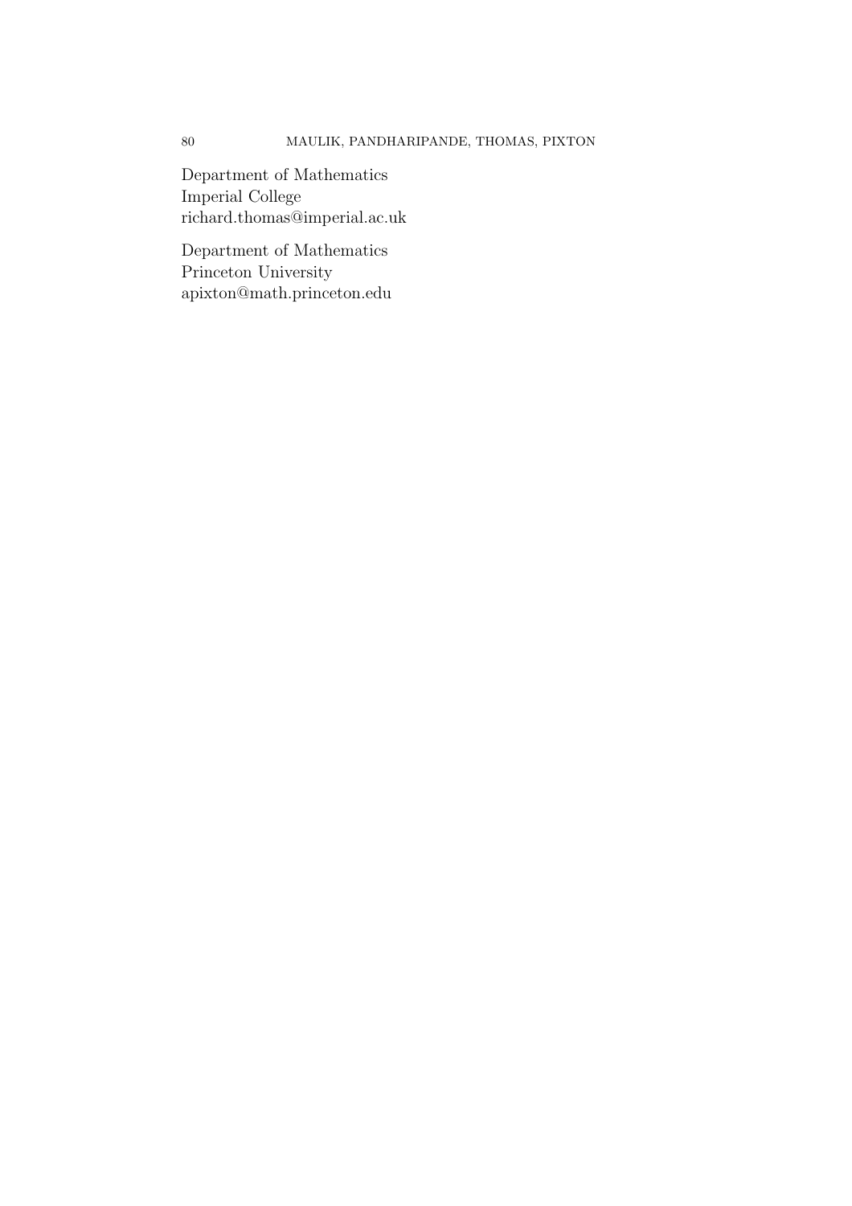Department of Mathematics
Imperial College
richard.thomas@imperial.ac.uk

Department of Mathematics
Princeton University
apixton@math.princeton.edu